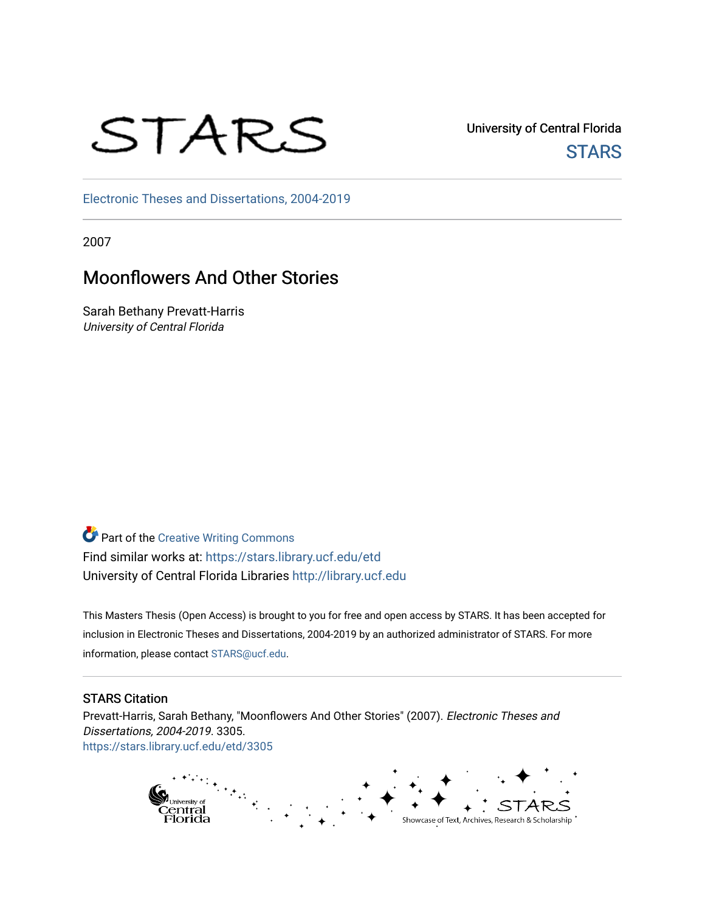STARS

University of Central Florida
STARS

Electronic Theses and Dissertations, 2004-2019

2007

# Moonflowers And Other Stories

Sarah Bethany Prevatt-Harris
*University of Central Florida*

Part of the Creative Writing Commons
Find similar works at: https://stars.library.ucf.edu/etd
University of Central Florida Libraries http://library.ucf.edu

This Masters Thesis (Open Access) is brought to you for free and open access by STARS. It has been accepted for inclusion in Electronic Theses and Dissertations, 2004-2019 by an authorized administrator of STARS. For more information, please contact STARS@ucf.edu.

## STARS Citation

Prevatt-Harris, Sarah Bethany, "Moonflowers And Other Stories" (2007). *Electronic Theses and Dissertations, 2004-2019*. 3305.
https://stars.library.ucf.edu/etd/3305

University of Central Florida
STARS
Showcase of Text, Archives, Research & Scholarship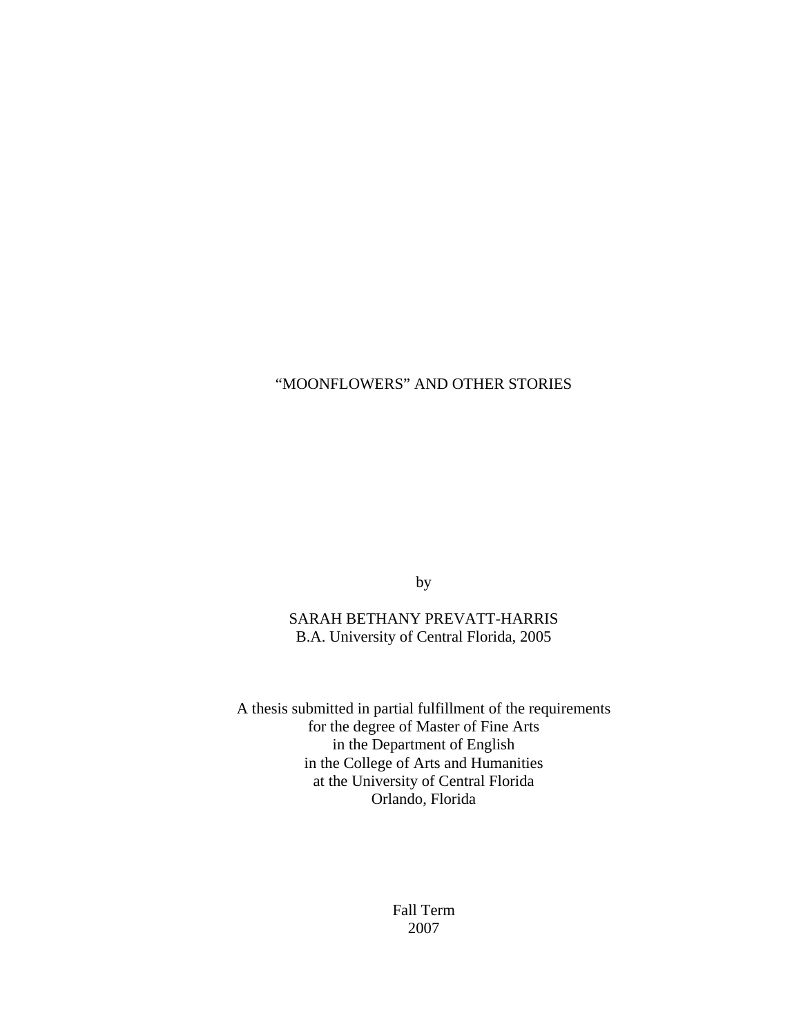# "MOONFLOWERS" AND OTHER STORIES

by

SARAH BETHANY PREVATT-HARRIS
B.A. University of Central Florida, 2005

A thesis submitted in partial fulfillment of the requirements
for the degree of Master of Fine Arts
in the Department of English
in the College of Arts and Humanities
at the University of Central Florida
Orlando, Florida

Fall Term
2007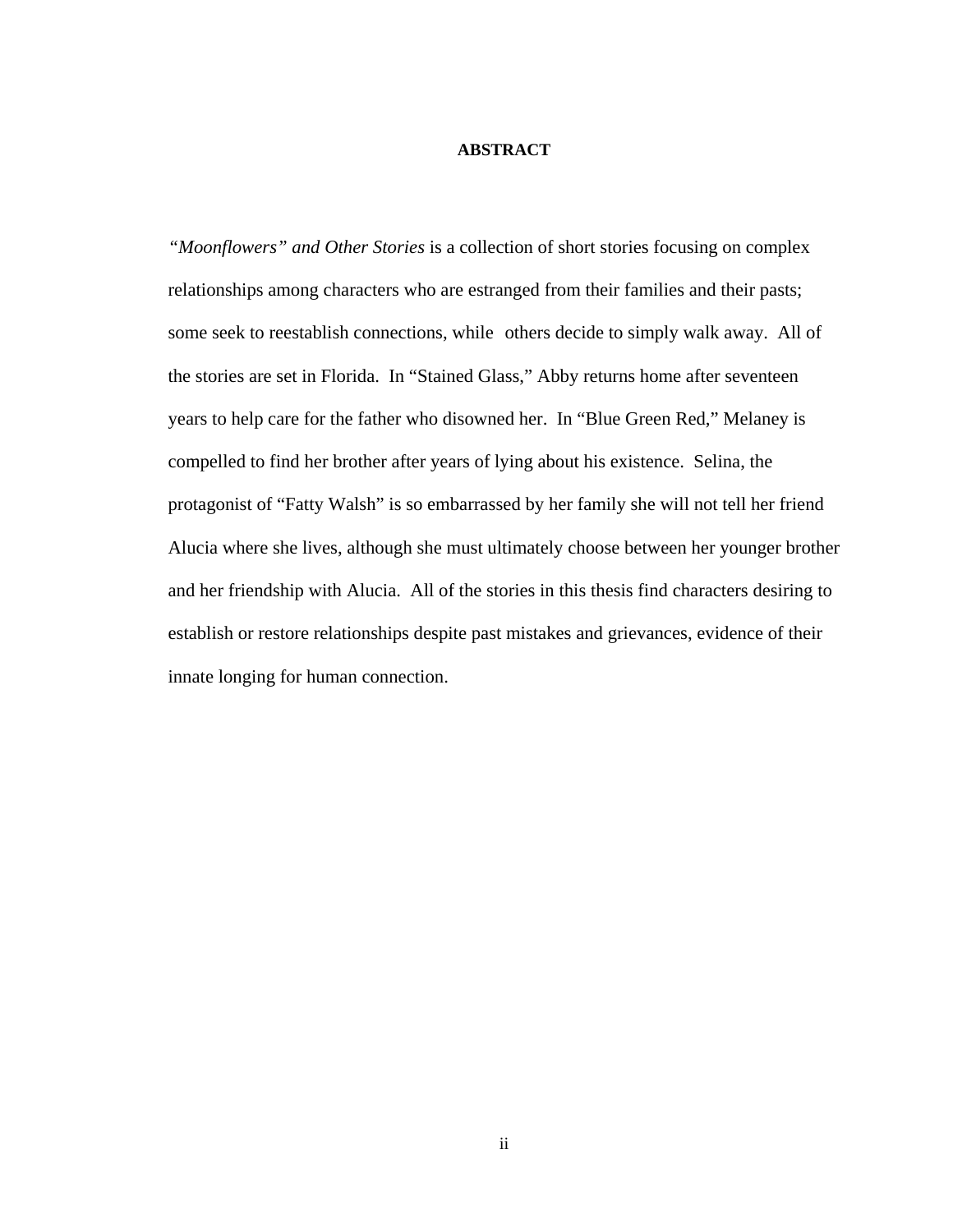# ABSTRACT

*"Moonflowers" and Other Stories* is a collection of short stories focusing on complex relationships among characters who are estranged from their families and their pasts; some seek to reestablish connections, while others decide to simply walk away. All of the stories are set in Florida. In "Stained Glass," Abby returns home after seventeen years to help care for the father who disowned her. In "Blue Green Red," Melaney is compelled to find her brother after years of lying about his existence. Selina, the protagonist of "Fatty Walsh" is so embarrassed by her family she will not tell her friend Alucia where she lives, although she must ultimately choose between her younger brother and her friendship with Alucia. All of the stories in this thesis find characters desiring to establish or restore relationships despite past mistakes and grievances, evidence of their innate longing for human connection.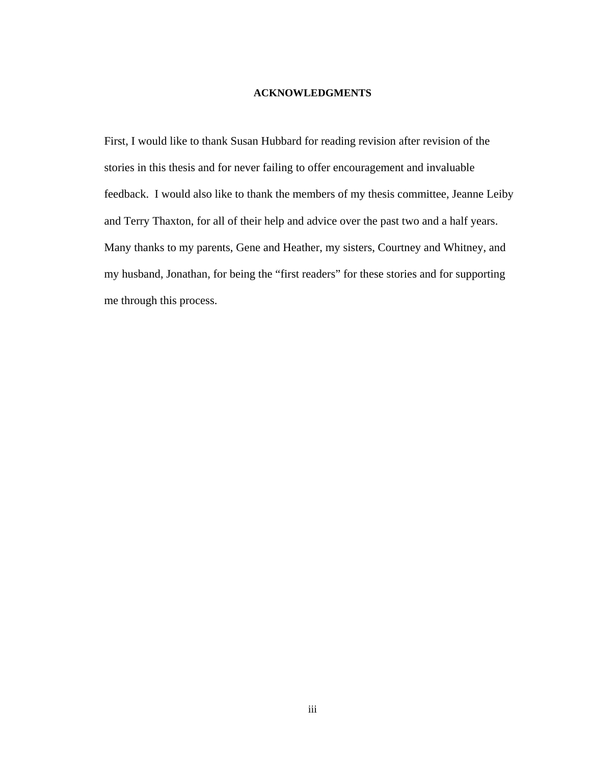## ACKNOWLEDGMENTS

First, I would like to thank Susan Hubbard for reading revision after revision of the stories in this thesis and for never failing to offer encouragement and invaluable feedback. I would also like to thank the members of my thesis committee, Jeanne Leiby and Terry Thaxton, for all of their help and advice over the past two and a half years. Many thanks to my parents, Gene and Heather, my sisters, Courtney and Whitney, and my husband, Jonathan, for being the "first readers" for these stories and for supporting me through this process.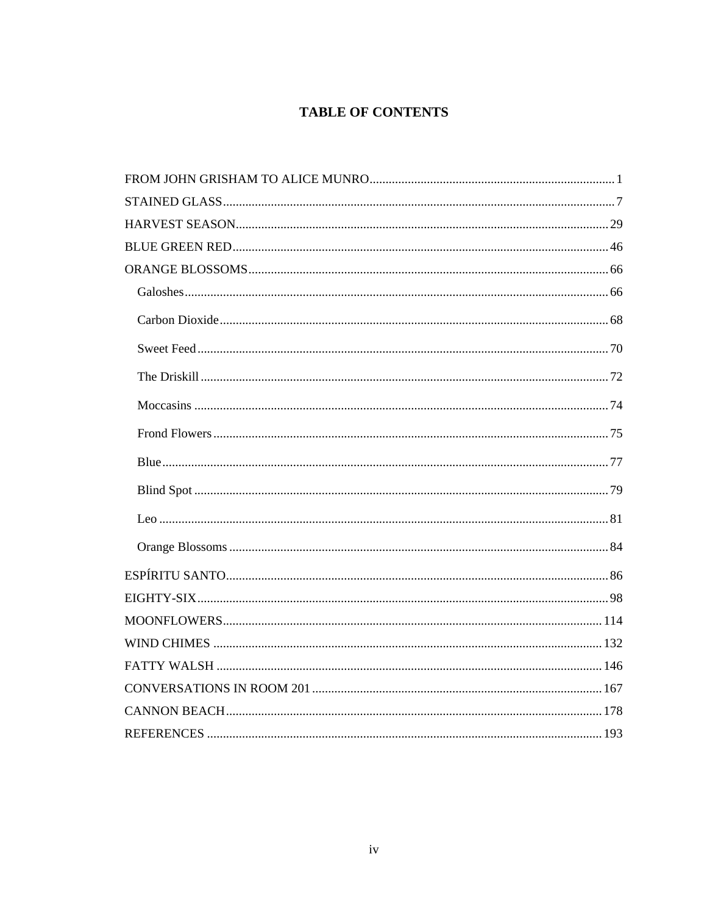# TABLE OF CONTENTS

FROM JOHN GRISHAM TO ALICE MUNRO ........ 1

STAINED GLASS ........ 7

HARVEST SEASON ........ 29

BLUE GREEN RED ........ 46

ORANGE BLOSSOMS ........ 66

- Galoshes ........ 66
- Carbon Dioxide ........ 68
- Sweet Feed ........ 70
- The Driskill ........ 72
- Moccasins ........ 74
- Frond Flowers ........ 75
- Blue ........ 77
- Blind Spot ........ 79
- Leo ........ 81
- Orange Blossoms ........ 84

ESPÍRITU SANTO ........ 86

EIGHTY-SIX ........ 98

MOONFLOWERS ........ 114

WIND CHIMES ........ 132

FATTY WALSH ........ 146

CONVERSATIONS IN ROOM 201 ........ 167

CANNON BEACH ........ 178

REFERENCES ........ 193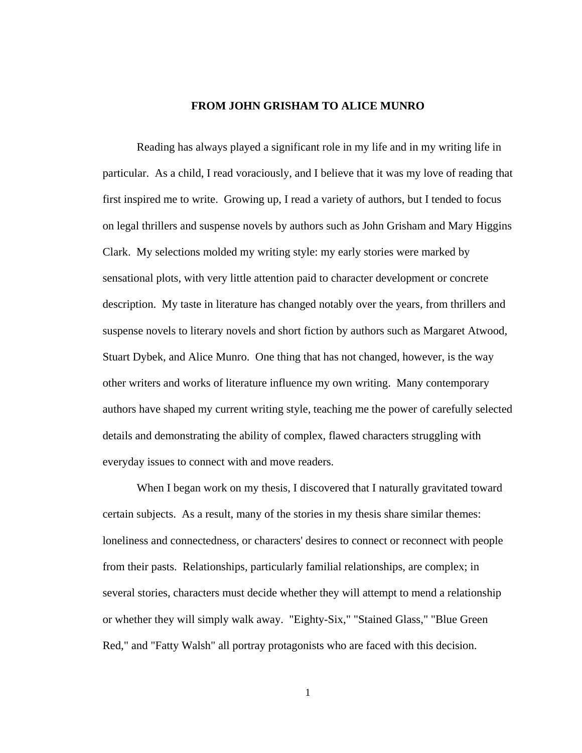# FROM JOHN GRISHAM TO ALICE MUNRO

Reading has always played a significant role in my life and in my writing life in particular. As a child, I read voraciously, and I believe that it was my love of reading that first inspired me to write. Growing up, I read a variety of authors, but I tended to focus on legal thrillers and suspense novels by authors such as John Grisham and Mary Higgins Clark. My selections molded my writing style: my early stories were marked by sensational plots, with very little attention paid to character development or concrete description. My taste in literature has changed notably over the years, from thrillers and suspense novels to literary novels and short fiction by authors such as Margaret Atwood, Stuart Dybek, and Alice Munro. One thing that has not changed, however, is the way other writers and works of literature influence my own writing. Many contemporary authors have shaped my current writing style, teaching me the power of carefully selected details and demonstrating the ability of complex, flawed characters struggling with everyday issues to connect with and move readers.

When I began work on my thesis, I discovered that I naturally gravitated toward certain subjects. As a result, many of the stories in my thesis share similar themes: loneliness and connectedness, or characters' desires to connect or reconnect with people from their pasts. Relationships, particularly familial relationships, are complex; in several stories, characters must decide whether they will attempt to mend a relationship or whether they will simply walk away. "Eighty-Six," "Stained Glass," "Blue Green Red," and "Fatty Walsh" all portray protagonists who are faced with this decision.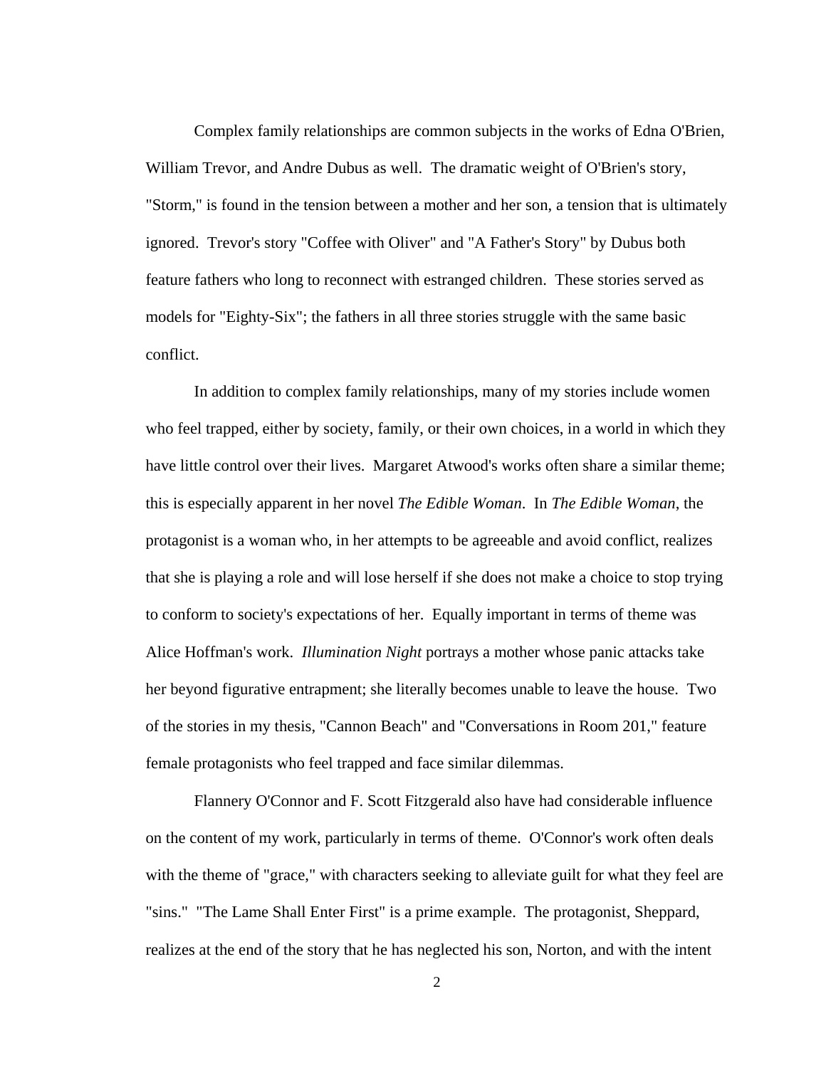Complex family relationships are common subjects in the works of Edna O'Brien, William Trevor, and Andre Dubus as well. The dramatic weight of O'Brien's story, "Storm," is found in the tension between a mother and her son, a tension that is ultimately ignored. Trevor's story "Coffee with Oliver" and "A Father's Story" by Dubus both feature fathers who long to reconnect with estranged children. These stories served as models for "Eighty-Six"; the fathers in all three stories struggle with the same basic conflict.

In addition to complex family relationships, many of my stories include women who feel trapped, either by society, family, or their own choices, in a world in which they have little control over their lives. Margaret Atwood's works often share a similar theme; this is especially apparent in her novel *The Edible Woman*. In *The Edible Woman*, the protagonist is a woman who, in her attempts to be agreeable and avoid conflict, realizes that she is playing a role and will lose herself if she does not make a choice to stop trying to conform to society's expectations of her. Equally important in terms of theme was Alice Hoffman's work. *Illumination Night* portrays a mother whose panic attacks take her beyond figurative entrapment; she literally becomes unable to leave the house. Two of the stories in my thesis, "Cannon Beach" and "Conversations in Room 201," feature female protagonists who feel trapped and face similar dilemmas.

Flannery O'Connor and F. Scott Fitzgerald also have had considerable influence on the content of my work, particularly in terms of theme. O'Connor's work often deals with the theme of "grace," with characters seeking to alleviate guilt for what they feel are "sins." "The Lame Shall Enter First" is a prime example. The protagonist, Sheppard, realizes at the end of the story that he has neglected his son, Norton, and with the intent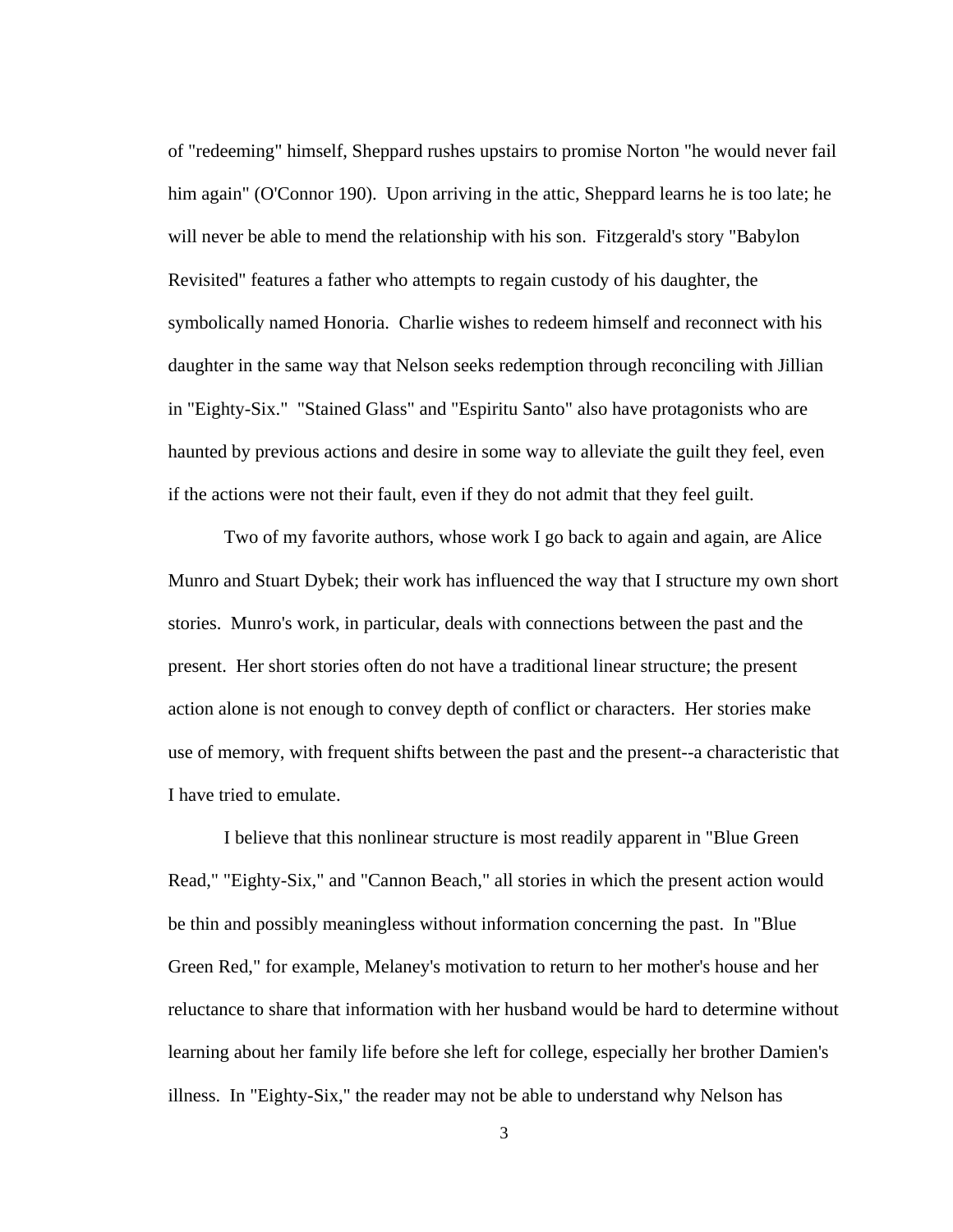of "redeeming" himself, Sheppard rushes upstairs to promise Norton "he would never fail him again" (O'Connor 190). Upon arriving in the attic, Sheppard learns he is too late; he will never be able to mend the relationship with his son. Fitzgerald's story "Babylon Revisited" features a father who attempts to regain custody of his daughter, the symbolically named Honoria. Charlie wishes to redeem himself and reconnect with his daughter in the same way that Nelson seeks redemption through reconciling with Jillian in "Eighty-Six." "Stained Glass" and "Espiritu Santo" also have protagonists who are haunted by previous actions and desire in some way to alleviate the guilt they feel, even if the actions were not their fault, even if they do not admit that they feel guilt.

Two of my favorite authors, whose work I go back to again and again, are Alice Munro and Stuart Dybek; their work has influenced the way that I structure my own short stories. Munro's work, in particular, deals with connections between the past and the present. Her short stories often do not have a traditional linear structure; the present action alone is not enough to convey depth of conflict or characters. Her stories make use of memory, with frequent shifts between the past and the present--a characteristic that I have tried to emulate.

I believe that this nonlinear structure is most readily apparent in "Blue Green Read," "Eighty-Six," and "Cannon Beach," all stories in which the present action would be thin and possibly meaningless without information concerning the past. In "Blue Green Red," for example, Melaney's motivation to return to her mother's house and her reluctance to share that information with her husband would be hard to determine without learning about her family life before she left for college, especially her brother Damien's illness. In "Eighty-Six," the reader may not be able to understand why Nelson has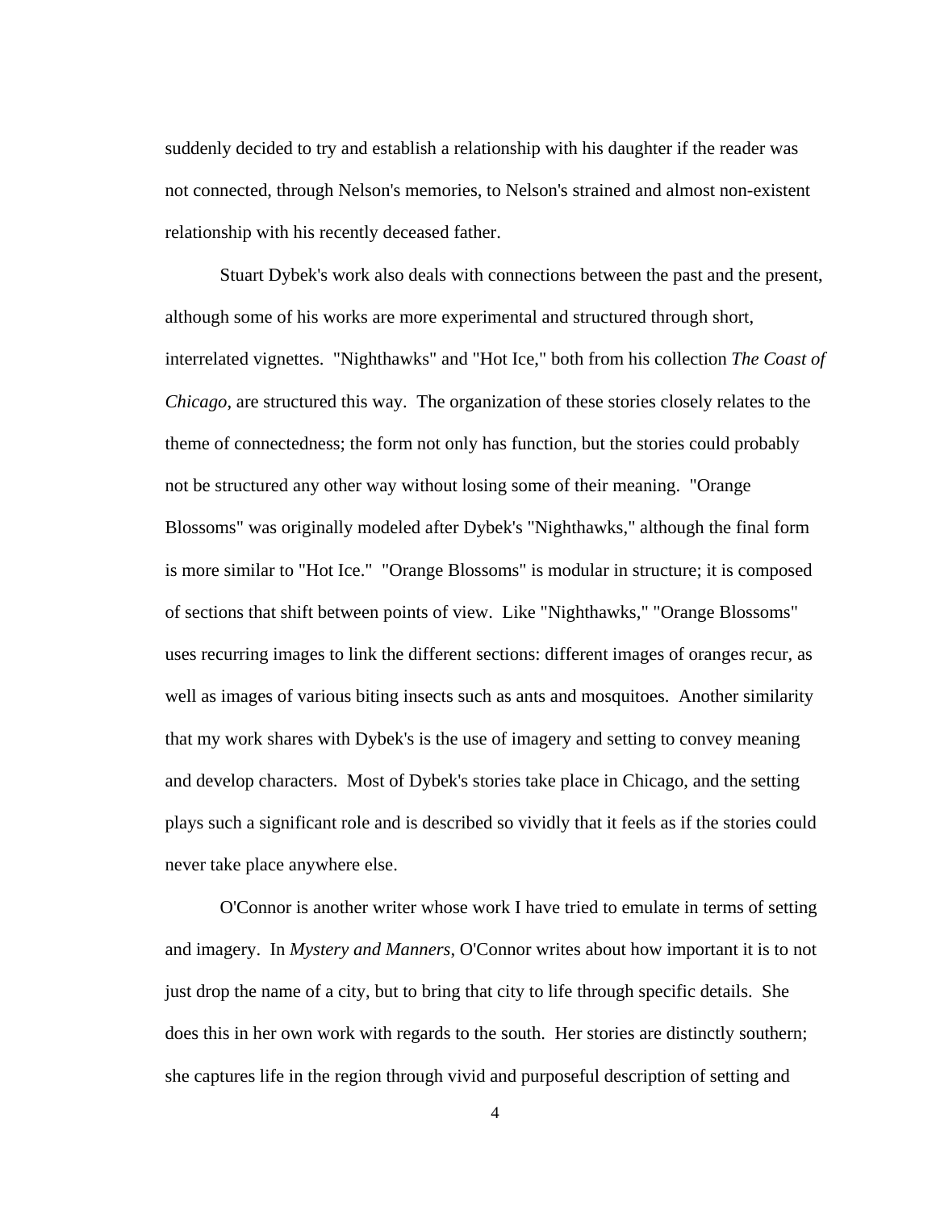suddenly decided to try and establish a relationship with his daughter if the reader was not connected, through Nelson's memories, to Nelson's strained and almost non-existent relationship with his recently deceased father.

Stuart Dybek's work also deals with connections between the past and the present, although some of his works are more experimental and structured through short, interrelated vignettes. "Nighthawks" and "Hot Ice," both from his collection *The Coast of Chicago*, are structured this way. The organization of these stories closely relates to the theme of connectedness; the form not only has function, but the stories could probably not be structured any other way without losing some of their meaning. "Orange Blossoms" was originally modeled after Dybek's "Nighthawks," although the final form is more similar to "Hot Ice." "Orange Blossoms" is modular in structure; it is composed of sections that shift between points of view. Like "Nighthawks," "Orange Blossoms" uses recurring images to link the different sections: different images of oranges recur, as well as images of various biting insects such as ants and mosquitoes. Another similarity that my work shares with Dybek's is the use of imagery and setting to convey meaning and develop characters. Most of Dybek's stories take place in Chicago, and the setting plays such a significant role and is described so vividly that it feels as if the stories could never take place anywhere else.

O'Connor is another writer whose work I have tried to emulate in terms of setting and imagery. In *Mystery and Manners*, O'Connor writes about how important it is to not just drop the name of a city, but to bring that city to life through specific details. She does this in her own work with regards to the south. Her stories are distinctly southern; she captures life in the region through vivid and purposeful description of setting and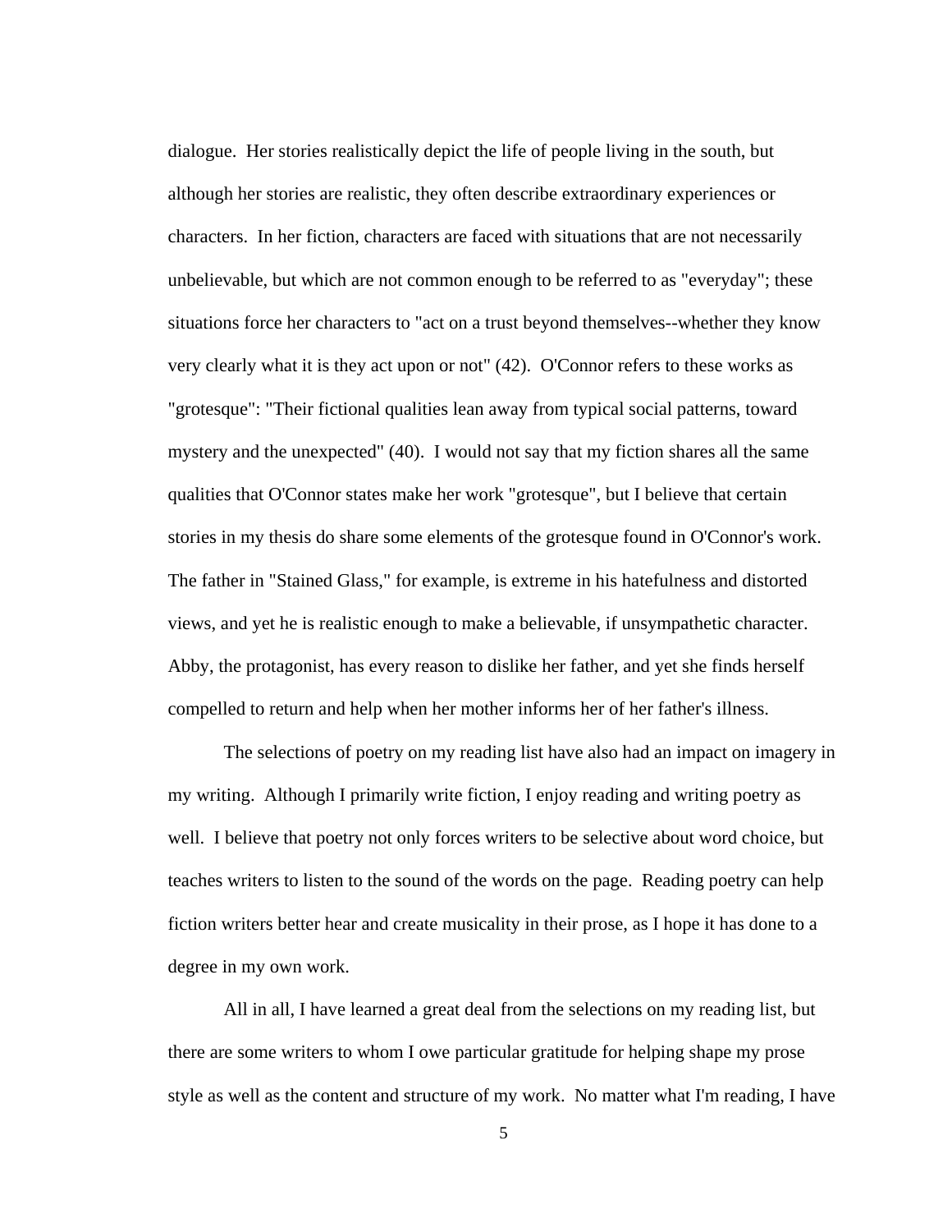dialogue. Her stories realistically depict the life of people living in the south, but although her stories are realistic, they often describe extraordinary experiences or characters. In her fiction, characters are faced with situations that are not necessarily unbelievable, but which are not common enough to be referred to as "everyday"; these situations force her characters to "act on a trust beyond themselves--whether they know very clearly what it is they act upon or not" (42). O'Connor refers to these works as "grotesque": "Their fictional qualities lean away from typical social patterns, toward mystery and the unexpected" (40). I would not say that my fiction shares all the same qualities that O'Connor states make her work "grotesque", but I believe that certain stories in my thesis do share some elements of the grotesque found in O'Connor's work. The father in "Stained Glass," for example, is extreme in his hatefulness and distorted views, and yet he is realistic enough to make a believable, if unsympathetic character. Abby, the protagonist, has every reason to dislike her father, and yet she finds herself compelled to return and help when her mother informs her of her father's illness.

The selections of poetry on my reading list have also had an impact on imagery in my writing. Although I primarily write fiction, I enjoy reading and writing poetry as well. I believe that poetry not only forces writers to be selective about word choice, but teaches writers to listen to the sound of the words on the page. Reading poetry can help fiction writers better hear and create musicality in their prose, as I hope it has done to a degree in my own work.

All in all, I have learned a great deal from the selections on my reading list, but there are some writers to whom I owe particular gratitude for helping shape my prose style as well as the content and structure of my work. No matter what I'm reading, I have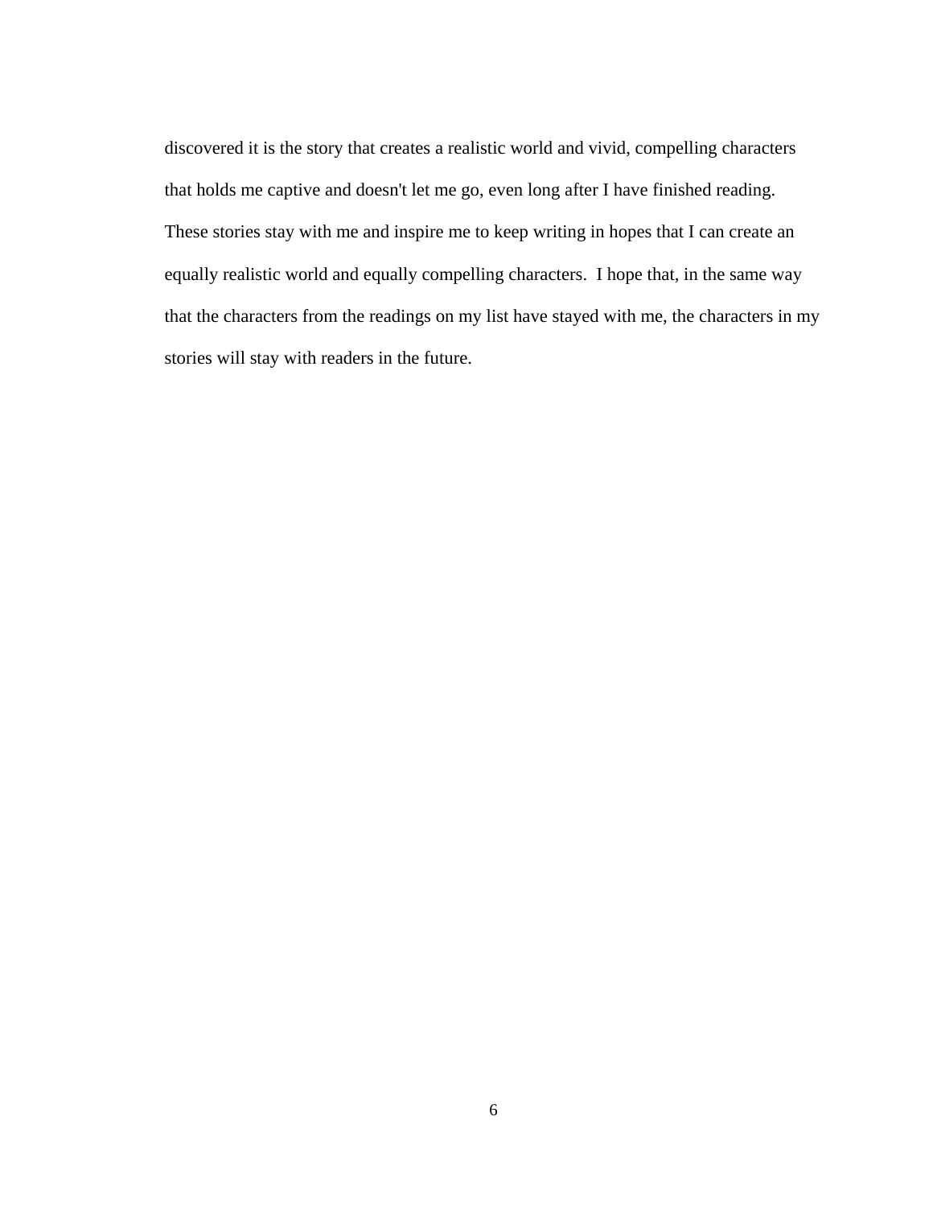discovered it is the story that creates a realistic world and vivid, compelling characters that holds me captive and doesn't let me go, even long after I have finished reading. These stories stay with me and inspire me to keep writing in hopes that I can create an equally realistic world and equally compelling characters. I hope that, in the same way that the characters from the readings on my list have stayed with me, the characters in my stories will stay with readers in the future.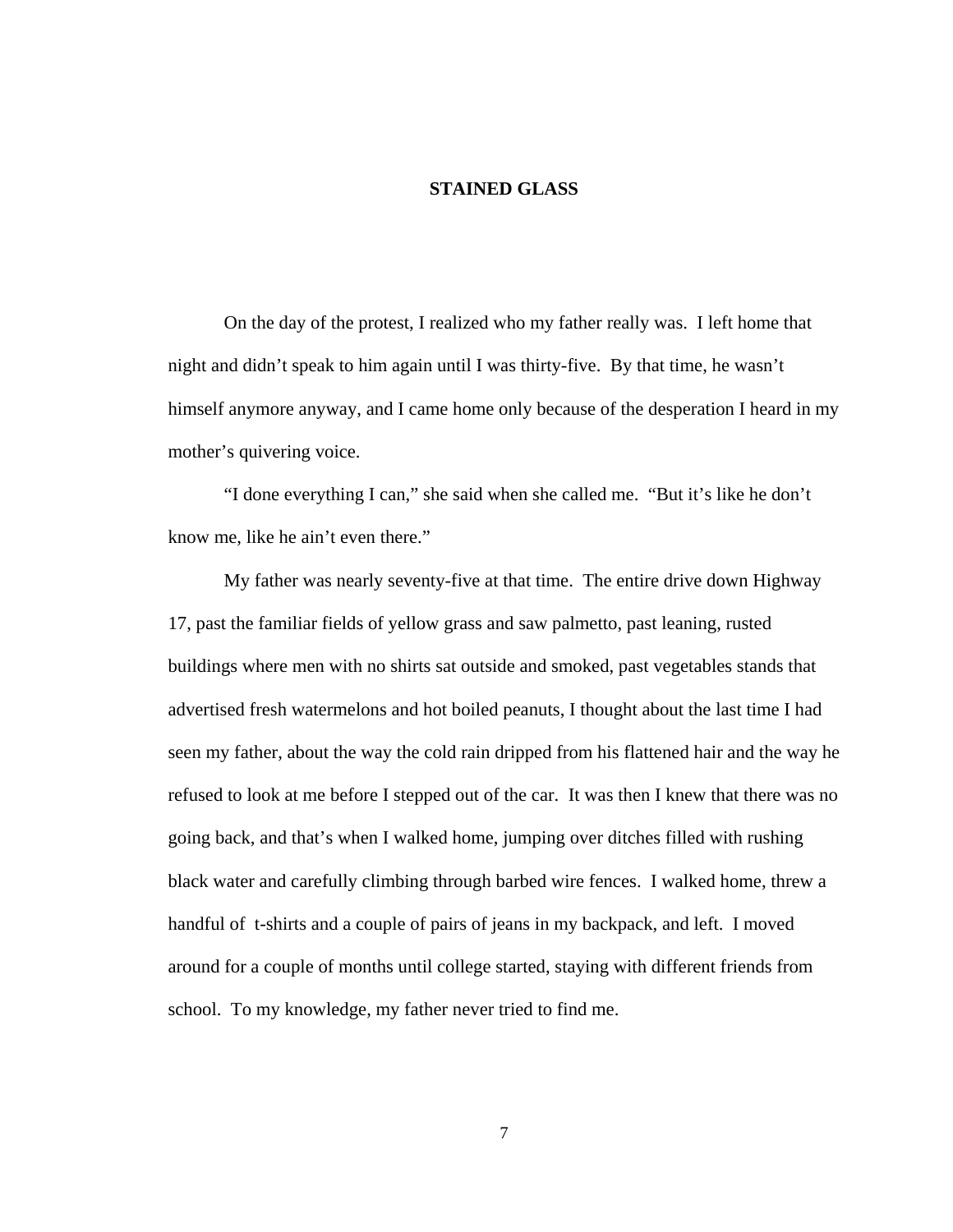# STAINED GLASS

On the day of the protest, I realized who my father really was. I left home that night and didn't speak to him again until I was thirty-five. By that time, he wasn't himself anymore anyway, and I came home only because of the desperation I heard in my mother's quivering voice.

"I done everything I can," she said when she called me. "But it's like he don't know me, like he ain't even there."

My father was nearly seventy-five at that time. The entire drive down Highway 17, past the familiar fields of yellow grass and saw palmetto, past leaning, rusted buildings where men with no shirts sat outside and smoked, past vegetables stands that advertised fresh watermelons and hot boiled peanuts, I thought about the last time I had seen my father, about the way the cold rain dripped from his flattened hair and the way he refused to look at me before I stepped out of the car. It was then I knew that there was no going back, and that's when I walked home, jumping over ditches filled with rushing black water and carefully climbing through barbed wire fences. I walked home, threw a handful of t-shirts and a couple of pairs of jeans in my backpack, and left. I moved around for a couple of months until college started, staying with different friends from school. To my knowledge, my father never tried to find me.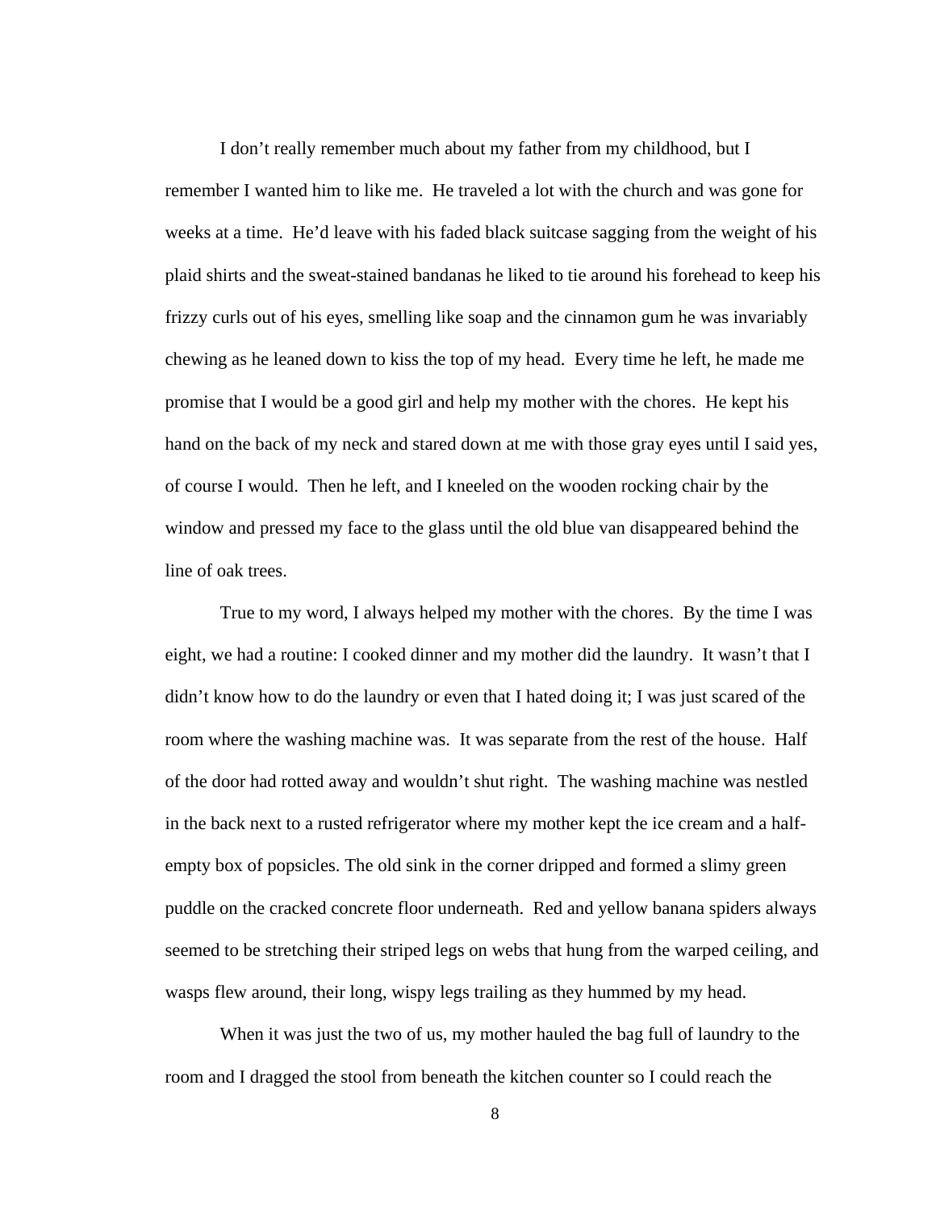I don't really remember much about my father from my childhood, but I remember I wanted him to like me. He traveled a lot with the church and was gone for weeks at a time. He'd leave with his faded black suitcase sagging from the weight of his plaid shirts and the sweat-stained bandanas he liked to tie around his forehead to keep his frizzy curls out of his eyes, smelling like soap and the cinnamon gum he was invariably chewing as he leaned down to kiss the top of my head. Every time he left, he made me promise that I would be a good girl and help my mother with the chores. He kept his hand on the back of my neck and stared down at me with those gray eyes until I said yes, of course I would. Then he left, and I kneeled on the wooden rocking chair by the window and pressed my face to the glass until the old blue van disappeared behind the line of oak trees.

True to my word, I always helped my mother with the chores. By the time I was eight, we had a routine: I cooked dinner and my mother did the laundry. It wasn't that I didn't know how to do the laundry or even that I hated doing it; I was just scared of the room where the washing machine was. It was separate from the rest of the house. Half of the door had rotted away and wouldn't shut right. The washing machine was nestled in the back next to a rusted refrigerator where my mother kept the ice cream and a half-empty box of popsicles. The old sink in the corner dripped and formed a slimy green puddle on the cracked concrete floor underneath. Red and yellow banana spiders always seemed to be stretching their striped legs on webs that hung from the warped ceiling, and wasps flew around, their long, wispy legs trailing as they hummed by my head.

When it was just the two of us, my mother hauled the bag full of laundry to the room and I dragged the stool from beneath the kitchen counter so I could reach the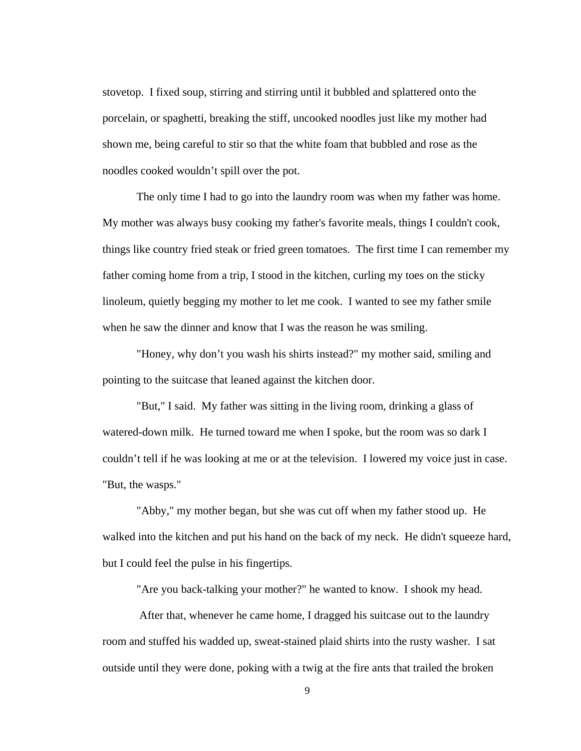stovetop.  I fixed soup, stirring and stirring until it bubbled and splattered onto the porcelain, or spaghetti, breaking the stiff, uncooked noodles just like my mother had shown me, being careful to stir so that the white foam that bubbled and rose as the noodles cooked wouldn't spill over the pot.

The only time I had to go into the laundry room was when my father was home. My mother was always busy cooking my father's favorite meals, things I couldn't cook, things like country fried steak or fried green tomatoes.  The first time I can remember my father coming home from a trip, I stood in the kitchen, curling my toes on the sticky linoleum, quietly begging my mother to let me cook.  I wanted to see my father smile when he saw the dinner and know that I was the reason he was smiling.

"Honey, why don't you wash his shirts instead?" my mother said, smiling and pointing to the suitcase that leaned against the kitchen door.

"But," I said.  My father was sitting in the living room, drinking a glass of watered-down milk.  He turned toward me when I spoke, but the room was so dark I couldn't tell if he was looking at me or at the television.  I lowered my voice just in case. "But, the wasps."

"Abby," my mother began, but she was cut off when my father stood up.  He walked into the kitchen and put his hand on the back of my neck.  He didn't squeeze hard, but I could feel the pulse in his fingertips.

"Are you back-talking your mother?" he wanted to know.  I shook my head.

After that, whenever he came home, I dragged his suitcase out to the laundry room and stuffed his wadded up, sweat-stained plaid shirts into the rusty washer.  I sat outside until they were done, poking with a twig at the fire ants that trailed the broken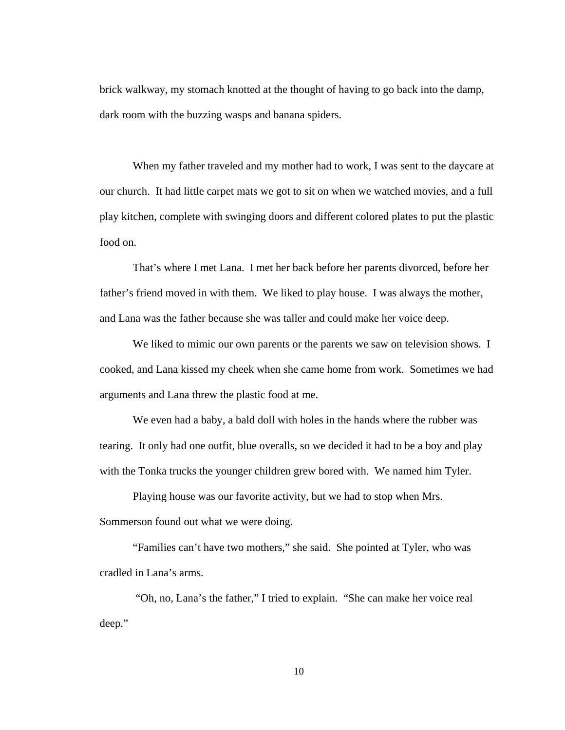brick walkway, my stomach knotted at the thought of having to go back into the damp, dark room with the buzzing wasps and banana spiders.

When my father traveled and my mother had to work, I was sent to the daycare at our church. It had little carpet mats we got to sit on when we watched movies, and a full play kitchen, complete with swinging doors and different colored plates to put the plastic food on.

That's where I met Lana. I met her back before her parents divorced, before her father's friend moved in with them. We liked to play house. I was always the mother, and Lana was the father because she was taller and could make her voice deep.

We liked to mimic our own parents or the parents we saw on television shows. I cooked, and Lana kissed my cheek when she came home from work. Sometimes we had arguments and Lana threw the plastic food at me.

We even had a baby, a bald doll with holes in the hands where the rubber was tearing. It only had one outfit, blue overalls, so we decided it had to be a boy and play with the Tonka trucks the younger children grew bored with. We named him Tyler.

Playing house was our favorite activity, but we had to stop when Mrs. Sommerson found out what we were doing.

"Families can't have two mothers," she said. She pointed at Tyler, who was cradled in Lana's arms.

"Oh, no, Lana's the father," I tried to explain. "She can make her voice real deep."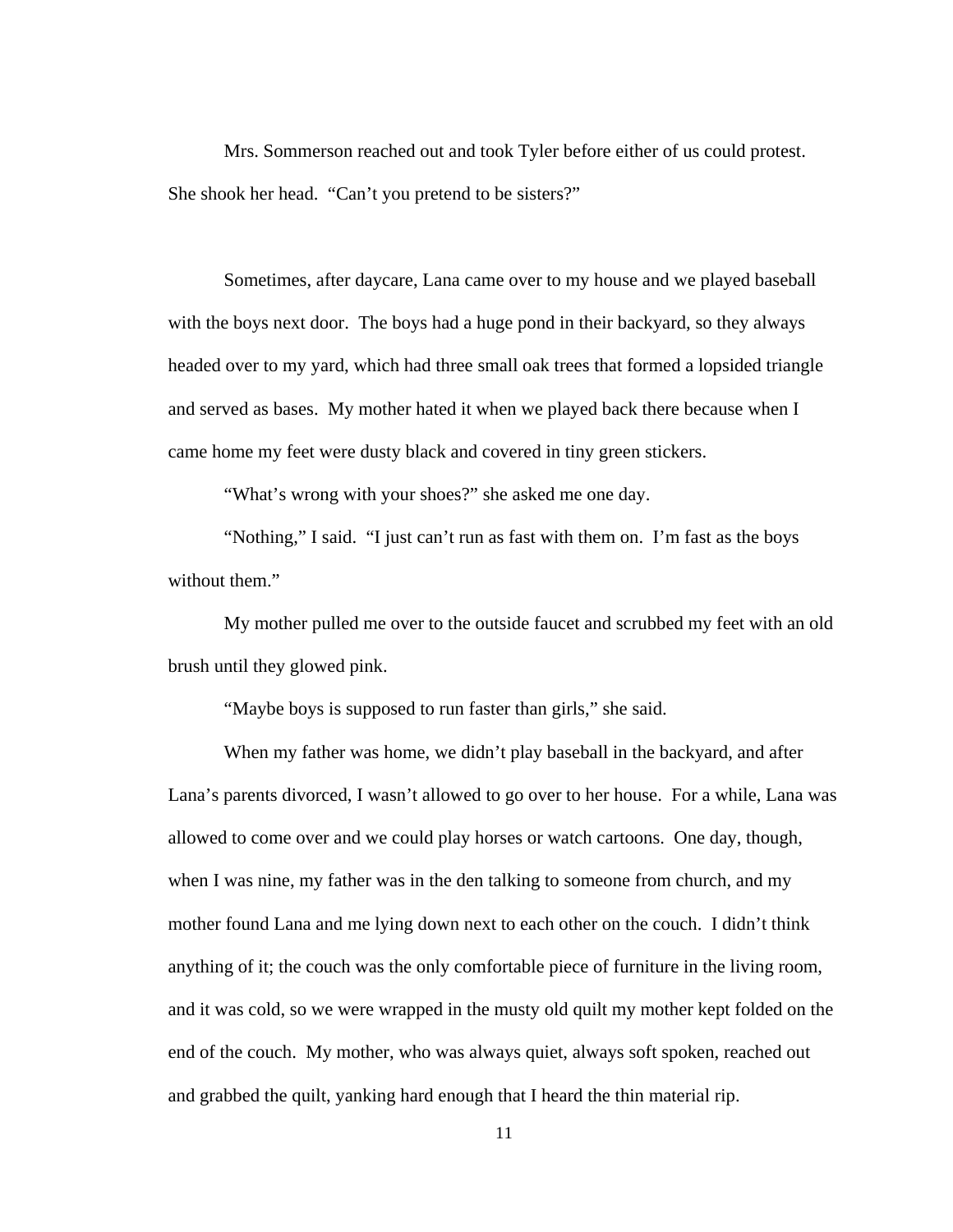Mrs. Sommerson reached out and took Tyler before either of us could protest. She shook her head. "Can't you pretend to be sisters?"

Sometimes, after daycare, Lana came over to my house and we played baseball with the boys next door. The boys had a huge pond in their backyard, so they always headed over to my yard, which had three small oak trees that formed a lopsided triangle and served as bases. My mother hated it when we played back there because when I came home my feet were dusty black and covered in tiny green stickers.

"What's wrong with your shoes?" she asked me one day.

"Nothing," I said. "I just can't run as fast with them on. I'm fast as the boys without them."

My mother pulled me over to the outside faucet and scrubbed my feet with an old brush until they glowed pink.

"Maybe boys is supposed to run faster than girls," she said.

When my father was home, we didn't play baseball in the backyard, and after Lana's parents divorced, I wasn't allowed to go over to her house. For a while, Lana was allowed to come over and we could play horses or watch cartoons. One day, though, when I was nine, my father was in the den talking to someone from church, and my mother found Lana and me lying down next to each other on the couch. I didn't think anything of it; the couch was the only comfortable piece of furniture in the living room, and it was cold, so we were wrapped in the musty old quilt my mother kept folded on the end of the couch. My mother, who was always quiet, always soft spoken, reached out and grabbed the quilt, yanking hard enough that I heard the thin material rip.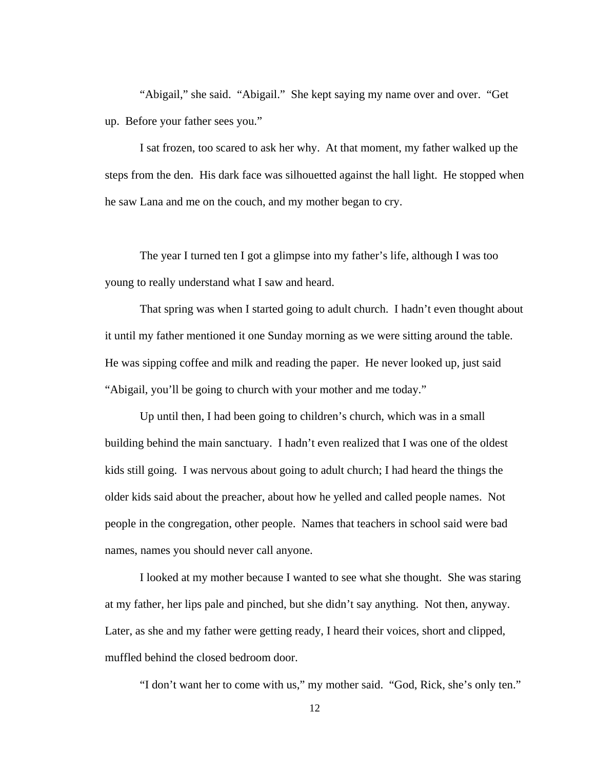"Abigail," she said. "Abigail." She kept saying my name over and over. "Get up. Before your father sees you."

I sat frozen, too scared to ask her why. At that moment, my father walked up the steps from the den. His dark face was silhouetted against the hall light. He stopped when he saw Lana and me on the couch, and my mother began to cry.

The year I turned ten I got a glimpse into my father's life, although I was too young to really understand what I saw and heard.

That spring was when I started going to adult church. I hadn't even thought about it until my father mentioned it one Sunday morning as we were sitting around the table. He was sipping coffee and milk and reading the paper. He never looked up, just said "Abigail, you'll be going to church with your mother and me today."

Up until then, I had been going to children's church, which was in a small building behind the main sanctuary. I hadn't even realized that I was one of the oldest kids still going. I was nervous about going to adult church; I had heard the things the older kids said about the preacher, about how he yelled and called people names. Not people in the congregation, other people. Names that teachers in school said were bad names, names you should never call anyone.

I looked at my mother because I wanted to see what she thought. She was staring at my father, her lips pale and pinched, but she didn't say anything. Not then, anyway. Later, as she and my father were getting ready, I heard their voices, short and clipped, muffled behind the closed bedroom door.

"I don't want her to come with us," my mother said. "God, Rick, she's only ten."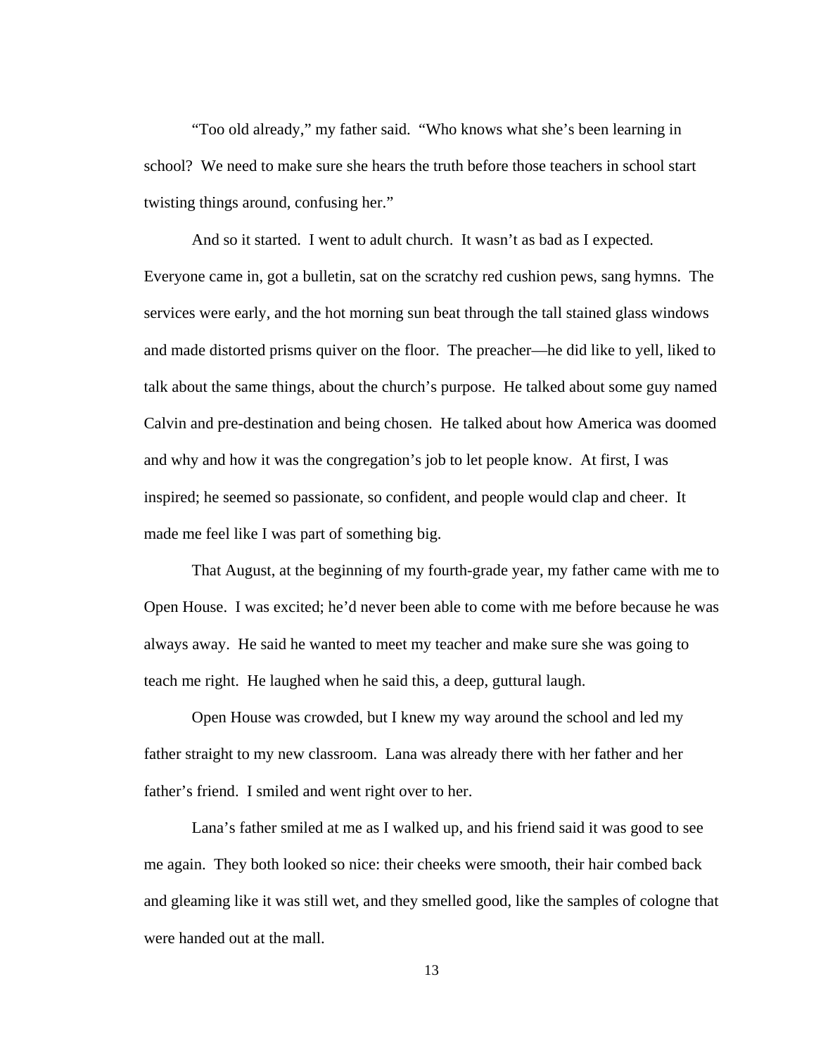"Too old already," my father said. "Who knows what she's been learning in school? We need to make sure she hears the truth before those teachers in school start twisting things around, confusing her."

And so it started. I went to adult church. It wasn't as bad as I expected. Everyone came in, got a bulletin, sat on the scratchy red cushion pews, sang hymns. The services were early, and the hot morning sun beat through the tall stained glass windows and made distorted prisms quiver on the floor. The preacher—he did like to yell, liked to talk about the same things, about the church's purpose. He talked about some guy named Calvin and pre-destination and being chosen. He talked about how America was doomed and why and how it was the congregation's job to let people know. At first, I was inspired; he seemed so passionate, so confident, and people would clap and cheer. It made me feel like I was part of something big.

That August, at the beginning of my fourth-grade year, my father came with me to Open House. I was excited; he'd never been able to come with me before because he was always away. He said he wanted to meet my teacher and make sure she was going to teach me right. He laughed when he said this, a deep, guttural laugh.

Open House was crowded, but I knew my way around the school and led my father straight to my new classroom. Lana was already there with her father and her father's friend. I smiled and went right over to her.

Lana's father smiled at me as I walked up, and his friend said it was good to see me again. They both looked so nice: their cheeks were smooth, their hair combed back and gleaming like it was still wet, and they smelled good, like the samples of cologne that were handed out at the mall.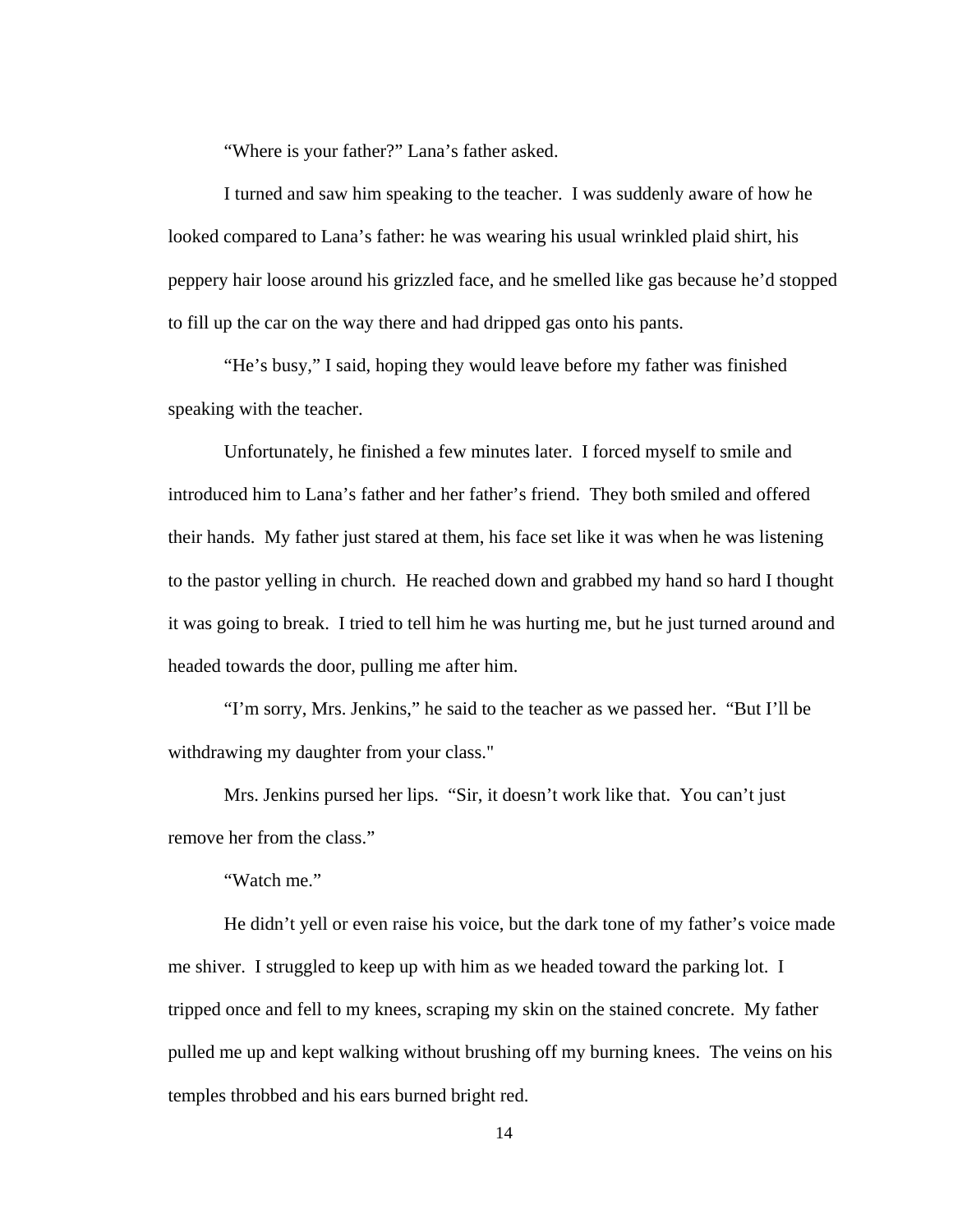"Where is your father?" Lana's father asked.

I turned and saw him speaking to the teacher. I was suddenly aware of how he looked compared to Lana's father: he was wearing his usual wrinkled plaid shirt, his peppery hair loose around his grizzled face, and he smelled like gas because he'd stopped to fill up the car on the way there and had dripped gas onto his pants.

"He's busy," I said, hoping they would leave before my father was finished speaking with the teacher.

Unfortunately, he finished a few minutes later. I forced myself to smile and introduced him to Lana's father and her father's friend. They both smiled and offered their hands. My father just stared at them, his face set like it was when he was listening to the pastor yelling in church. He reached down and grabbed my hand so hard I thought it was going to break. I tried to tell him he was hurting me, but he just turned around and headed towards the door, pulling me after him.

"I'm sorry, Mrs. Jenkins," he said to the teacher as we passed her. "But I'll be withdrawing my daughter from your class."

Mrs. Jenkins pursed her lips. "Sir, it doesn't work like that. You can't just remove her from the class."

"Watch me."

He didn't yell or even raise his voice, but the dark tone of my father's voice made me shiver. I struggled to keep up with him as we headed toward the parking lot. I tripped once and fell to my knees, scraping my skin on the stained concrete. My father pulled me up and kept walking without brushing off my burning knees. The veins on his temples throbbed and his ears burned bright red.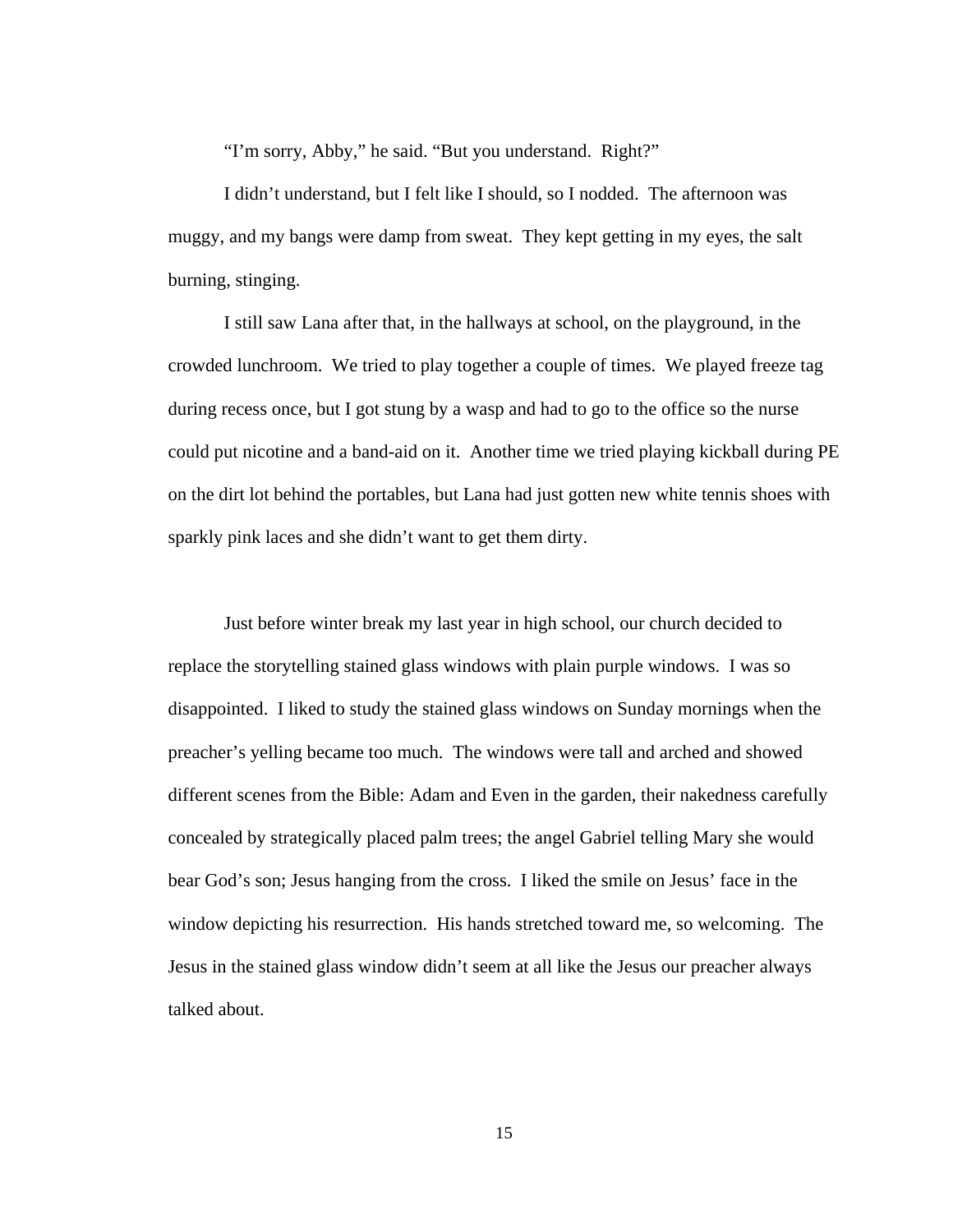"I'm sorry, Abby," he said. "But you understand.  Right?"

I didn't understand, but I felt like I should, so I nodded.  The afternoon was muggy, and my bangs were damp from sweat.  They kept getting in my eyes, the salt burning, stinging.

I still saw Lana after that, in the hallways at school, on the playground, in the crowded lunchroom.  We tried to play together a couple of times.  We played freeze tag during recess once, but I got stung by a wasp and had to go to the office so the nurse could put nicotine and a band-aid on it.  Another time we tried playing kickball during PE on the dirt lot behind the portables, but Lana had just gotten new white tennis shoes with sparkly pink laces and she didn't want to get them dirty.

Just before winter break my last year in high school, our church decided to replace the storytelling stained glass windows with plain purple windows.  I was so disappointed.  I liked to study the stained glass windows on Sunday mornings when the preacher's yelling became too much.  The windows were tall and arched and showed different scenes from the Bible: Adam and Even in the garden, their nakedness carefully concealed by strategically placed palm trees; the angel Gabriel telling Mary she would bear God's son; Jesus hanging from the cross.  I liked the smile on Jesus' face in the window depicting his resurrection.  His hands stretched toward me, so welcoming.  The Jesus in the stained glass window didn't seem at all like the Jesus our preacher always talked about.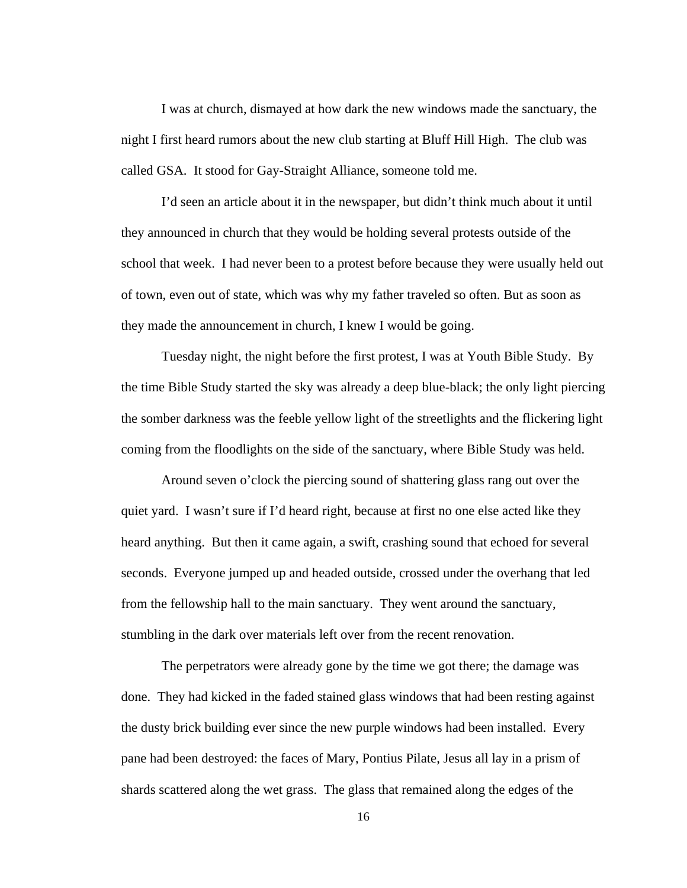I was at church, dismayed at how dark the new windows made the sanctuary, the night I first heard rumors about the new club starting at Bluff Hill High. The club was called GSA. It stood for Gay-Straight Alliance, someone told me.

I'd seen an article about it in the newspaper, but didn't think much about it until they announced in church that they would be holding several protests outside of the school that week. I had never been to a protest before because they were usually held out of town, even out of state, which was why my father traveled so often. But as soon as they made the announcement in church, I knew I would be going.

Tuesday night, the night before the first protest, I was at Youth Bible Study. By the time Bible Study started the sky was already a deep blue-black; the only light piercing the somber darkness was the feeble yellow light of the streetlights and the flickering light coming from the floodlights on the side of the sanctuary, where Bible Study was held.

Around seven o'clock the piercing sound of shattering glass rang out over the quiet yard. I wasn't sure if I'd heard right, because at first no one else acted like they heard anything. But then it came again, a swift, crashing sound that echoed for several seconds. Everyone jumped up and headed outside, crossed under the overhang that led from the fellowship hall to the main sanctuary. They went around the sanctuary, stumbling in the dark over materials left over from the recent renovation.

The perpetrators were already gone by the time we got there; the damage was done. They had kicked in the faded stained glass windows that had been resting against the dusty brick building ever since the new purple windows had been installed. Every pane had been destroyed: the faces of Mary, Pontius Pilate, Jesus all lay in a prism of shards scattered along the wet grass. The glass that remained along the edges of the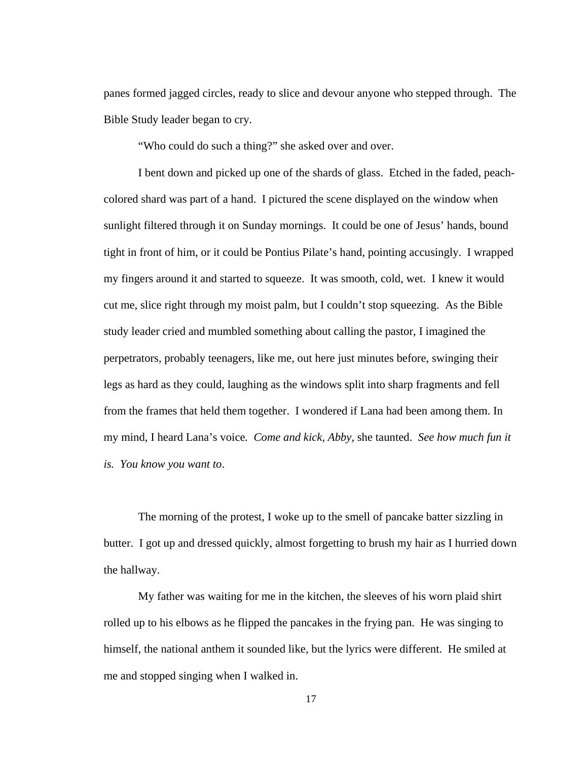panes formed jagged circles, ready to slice and devour anyone who stepped through. The Bible Study leader began to cry.

"Who could do such a thing?" she asked over and over.

I bent down and picked up one of the shards of glass. Etched in the faded, peach-colored shard was part of a hand. I pictured the scene displayed on the window when sunlight filtered through it on Sunday mornings. It could be one of Jesus' hands, bound tight in front of him, or it could be Pontius Pilate's hand, pointing accusingly. I wrapped my fingers around it and started to squeeze. It was smooth, cold, wet. I knew it would cut me, slice right through my moist palm, but I couldn't stop squeezing. As the Bible study leader cried and mumbled something about calling the pastor, I imagined the perpetrators, probably teenagers, like me, out here just minutes before, swinging their legs as hard as they could, laughing as the windows split into sharp fragments and fell from the frames that held them together. I wondered if Lana had been among them. In my mind, I heard Lana's voice. *Come and kick, Abby*, she taunted. *See how much fun it is. You know you want to*.

The morning of the protest, I woke up to the smell of pancake batter sizzling in butter. I got up and dressed quickly, almost forgetting to brush my hair as I hurried down the hallway.

My father was waiting for me in the kitchen, the sleeves of his worn plaid shirt rolled up to his elbows as he flipped the pancakes in the frying pan. He was singing to himself, the national anthem it sounded like, but the lyrics were different. He smiled at me and stopped singing when I walked in.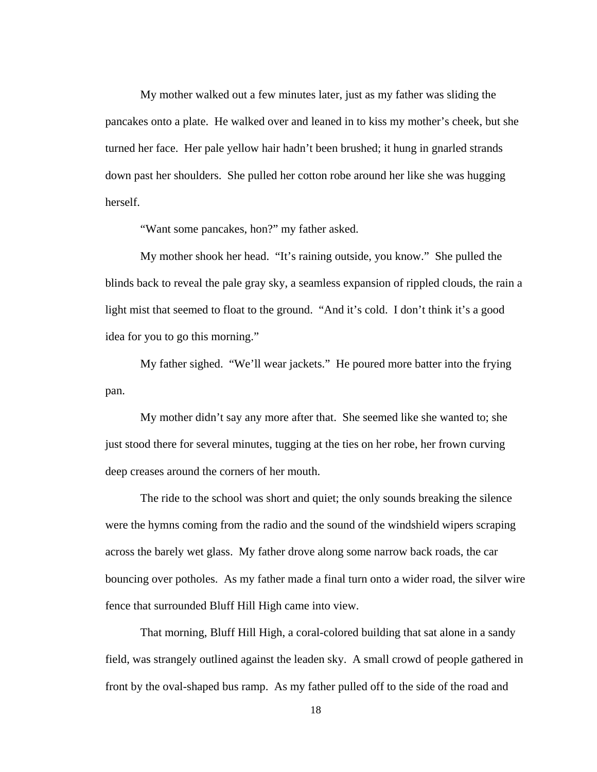My mother walked out a few minutes later, just as my father was sliding the pancakes onto a plate. He walked over and leaned in to kiss my mother's cheek, but she turned her face. Her pale yellow hair hadn't been brushed; it hung in gnarled strands down past her shoulders. She pulled her cotton robe around her like she was hugging herself.

"Want some pancakes, hon?" my father asked.

My mother shook her head. "It's raining outside, you know." She pulled the blinds back to reveal the pale gray sky, a seamless expansion of rippled clouds, the rain a light mist that seemed to float to the ground. "And it's cold. I don't think it's a good idea for you to go this morning."

My father sighed. "We'll wear jackets." He poured more batter into the frying pan.

My mother didn't say any more after that. She seemed like she wanted to; she just stood there for several minutes, tugging at the ties on her robe, her frown curving deep creases around the corners of her mouth.

The ride to the school was short and quiet; the only sounds breaking the silence were the hymns coming from the radio and the sound of the windshield wipers scraping across the barely wet glass. My father drove along some narrow back roads, the car bouncing over potholes. As my father made a final turn onto a wider road, the silver wire fence that surrounded Bluff Hill High came into view.

That morning, Bluff Hill High, a coral-colored building that sat alone in a sandy field, was strangely outlined against the leaden sky. A small crowd of people gathered in front by the oval-shaped bus ramp. As my father pulled off to the side of the road and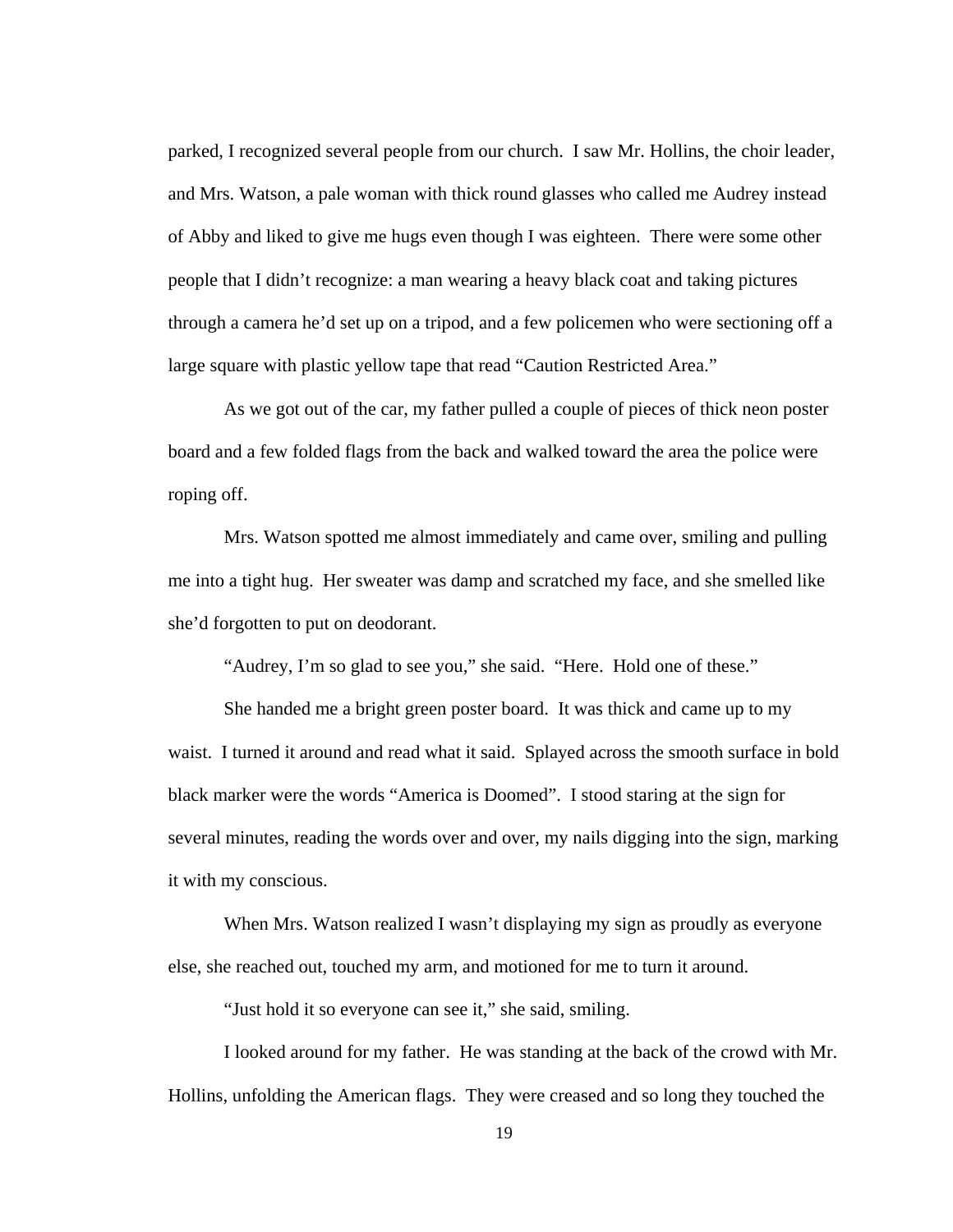parked, I recognized several people from our church. I saw Mr. Hollins, the choir leader, and Mrs. Watson, a pale woman with thick round glasses who called me Audrey instead of Abby and liked to give me hugs even though I was eighteen. There were some other people that I didn't recognize: a man wearing a heavy black coat and taking pictures through a camera he'd set up on a tripod, and a few policemen who were sectioning off a large square with plastic yellow tape that read "Caution Restricted Area."

As we got out of the car, my father pulled a couple of pieces of thick neon poster board and a few folded flags from the back and walked toward the area the police were roping off.

Mrs. Watson spotted me almost immediately and came over, smiling and pulling me into a tight hug. Her sweater was damp and scratched my face, and she smelled like she'd forgotten to put on deodorant.

"Audrey, I'm so glad to see you," she said. "Here. Hold one of these."

She handed me a bright green poster board. It was thick and came up to my waist. I turned it around and read what it said. Splayed across the smooth surface in bold black marker were the words "America is Doomed". I stood staring at the sign for several minutes, reading the words over and over, my nails digging into the sign, marking it with my conscious.

When Mrs. Watson realized I wasn't displaying my sign as proudly as everyone else, she reached out, touched my arm, and motioned for me to turn it around.

"Just hold it so everyone can see it," she said, smiling.

I looked around for my father. He was standing at the back of the crowd with Mr. Hollins, unfolding the American flags. They were creased and so long they touched the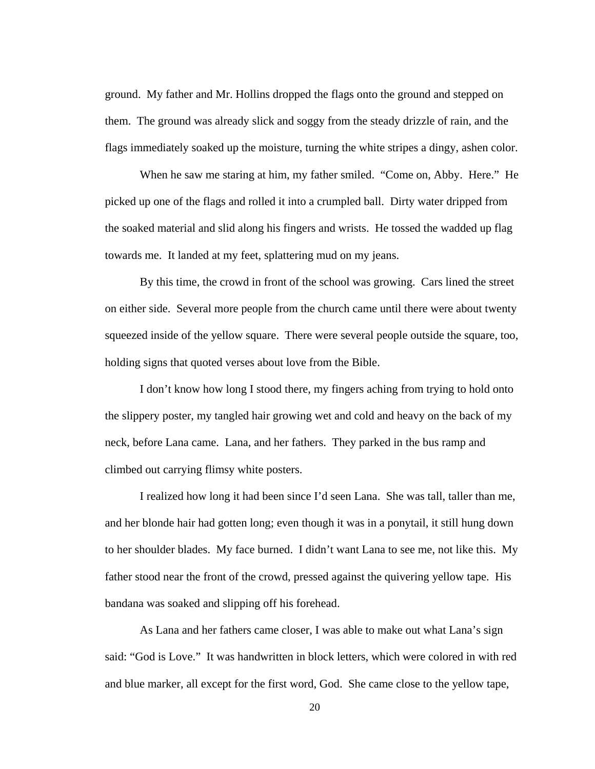ground. My father and Mr. Hollins dropped the flags onto the ground and stepped on them. The ground was already slick and soggy from the steady drizzle of rain, and the flags immediately soaked up the moisture, turning the white stripes a dingy, ashen color.

When he saw me staring at him, my father smiled. "Come on, Abby. Here." He picked up one of the flags and rolled it into a crumpled ball. Dirty water dripped from the soaked material and slid along his fingers and wrists. He tossed the wadded up flag towards me. It landed at my feet, splattering mud on my jeans.

By this time, the crowd in front of the school was growing. Cars lined the street on either side. Several more people from the church came until there were about twenty squeezed inside of the yellow square. There were several people outside the square, too, holding signs that quoted verses about love from the Bible.

I don't know how long I stood there, my fingers aching from trying to hold onto the slippery poster, my tangled hair growing wet and cold and heavy on the back of my neck, before Lana came. Lana, and her fathers. They parked in the bus ramp and climbed out carrying flimsy white posters.

I realized how long it had been since I'd seen Lana. She was tall, taller than me, and her blonde hair had gotten long; even though it was in a ponytail, it still hung down to her shoulder blades. My face burned. I didn't want Lana to see me, not like this. My father stood near the front of the crowd, pressed against the quivering yellow tape. His bandana was soaked and slipping off his forehead.

As Lana and her fathers came closer, I was able to make out what Lana's sign said: "God is Love." It was handwritten in block letters, which were colored in with red and blue marker, all except for the first word, God. She came close to the yellow tape,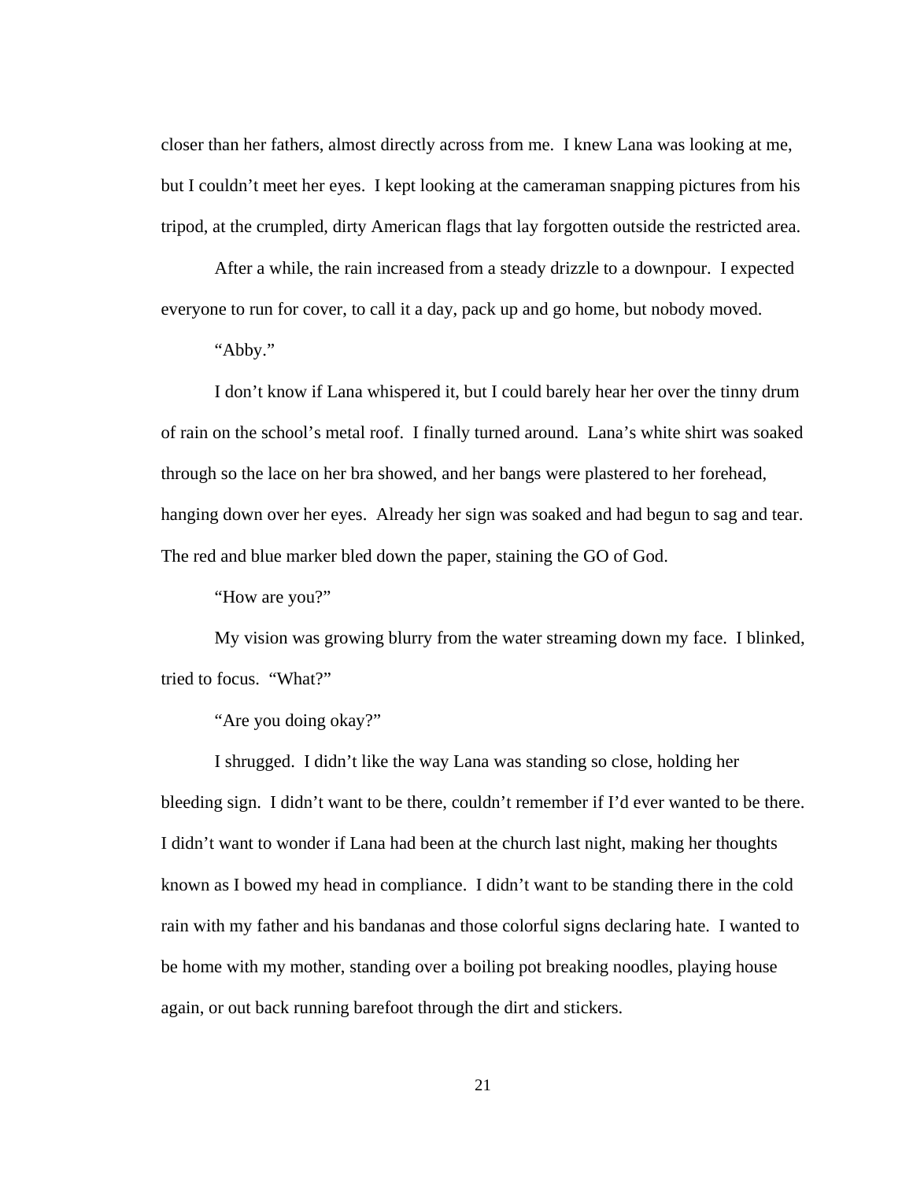closer than her fathers, almost directly across from me. I knew Lana was looking at me, but I couldn't meet her eyes. I kept looking at the cameraman snapping pictures from his tripod, at the crumpled, dirty American flags that lay forgotten outside the restricted area.

After a while, the rain increased from a steady drizzle to a downpour. I expected everyone to run for cover, to call it a day, pack up and go home, but nobody moved.

"Abby."

I don't know if Lana whispered it, but I could barely hear her over the tinny drum of rain on the school's metal roof. I finally turned around. Lana's white shirt was soaked through so the lace on her bra showed, and her bangs were plastered to her forehead, hanging down over her eyes. Already her sign was soaked and had begun to sag and tear. The red and blue marker bled down the paper, staining the GO of God.

"How are you?"

My vision was growing blurry from the water streaming down my face. I blinked, tried to focus. "What?"

"Are you doing okay?"

I shrugged. I didn't like the way Lana was standing so close, holding her bleeding sign. I didn't want to be there, couldn't remember if I'd ever wanted to be there. I didn't want to wonder if Lana had been at the church last night, making her thoughts known as I bowed my head in compliance. I didn't want to be standing there in the cold rain with my father and his bandanas and those colorful signs declaring hate. I wanted to be home with my mother, standing over a boiling pot breaking noodles, playing house again, or out back running barefoot through the dirt and stickers.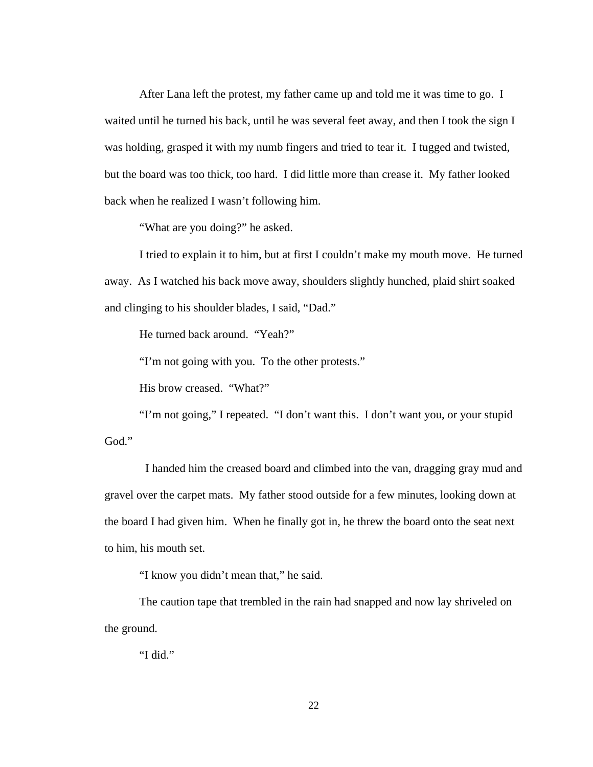After Lana left the protest, my father came up and told me it was time to go. I waited until he turned his back, until he was several feet away, and then I took the sign I was holding, grasped it with my numb fingers and tried to tear it. I tugged and twisted, but the board was too thick, too hard. I did little more than crease it. My father looked back when he realized I wasn't following him.

"What are you doing?" he asked.

I tried to explain it to him, but at first I couldn't make my mouth move. He turned away. As I watched his back move away, shoulders slightly hunched, plaid shirt soaked and clinging to his shoulder blades, I said, "Dad."

He turned back around. "Yeah?"

"I'm not going with you. To the other protests."

His brow creased. "What?"

"I'm not going," I repeated. "I don't want this. I don't want you, or your stupid God."

I handed him the creased board and climbed into the van, dragging gray mud and gravel over the carpet mats. My father stood outside for a few minutes, looking down at the board I had given him. When he finally got in, he threw the board onto the seat next to him, his mouth set.

"I know you didn't mean that," he said.

The caution tape that trembled in the rain had snapped and now lay shriveled on the ground.

"I did."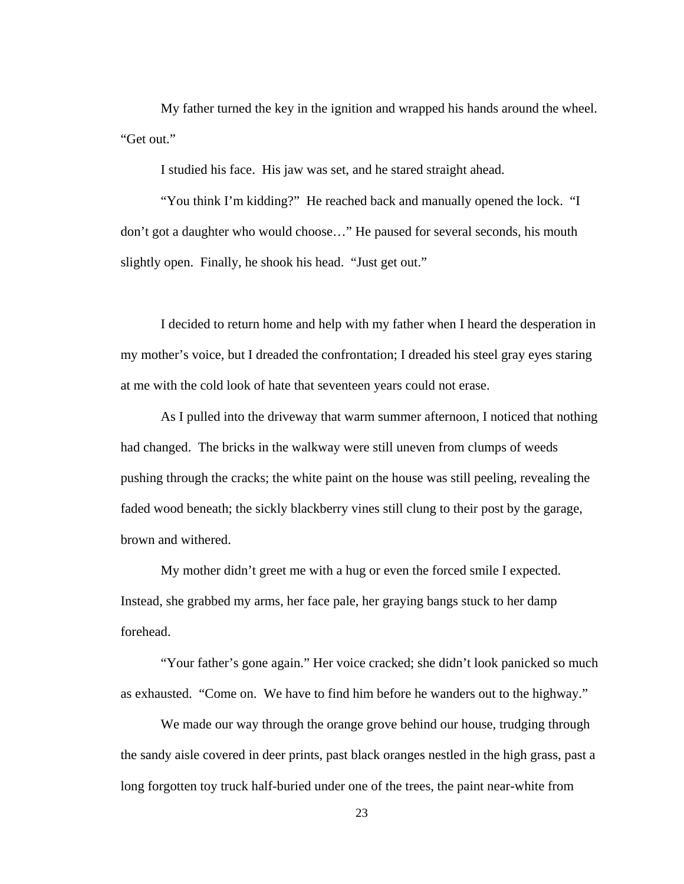My father turned the key in the ignition and wrapped his hands around the wheel. "Get out."

I studied his face. His jaw was set, and he stared straight ahead.

"You think I'm kidding?" He reached back and manually opened the lock. "I don't got a daughter who would choose…" He paused for several seconds, his mouth slightly open. Finally, he shook his head. "Just get out."

I decided to return home and help with my father when I heard the desperation in my mother's voice, but I dreaded the confrontation; I dreaded his steel gray eyes staring at me with the cold look of hate that seventeen years could not erase.

As I pulled into the driveway that warm summer afternoon, I noticed that nothing had changed. The bricks in the walkway were still uneven from clumps of weeds pushing through the cracks; the white paint on the house was still peeling, revealing the faded wood beneath; the sickly blackberry vines still clung to their post by the garage, brown and withered.

My mother didn't greet me with a hug or even the forced smile I expected. Instead, she grabbed my arms, her face pale, her graying bangs stuck to her damp forehead.

"Your father's gone again." Her voice cracked; she didn't look panicked so much as exhausted. "Come on. We have to find him before he wanders out to the highway."

We made our way through the orange grove behind our house, trudging through the sandy aisle covered in deer prints, past black oranges nestled in the high grass, past a long forgotten toy truck half-buried under one of the trees, the paint near-white from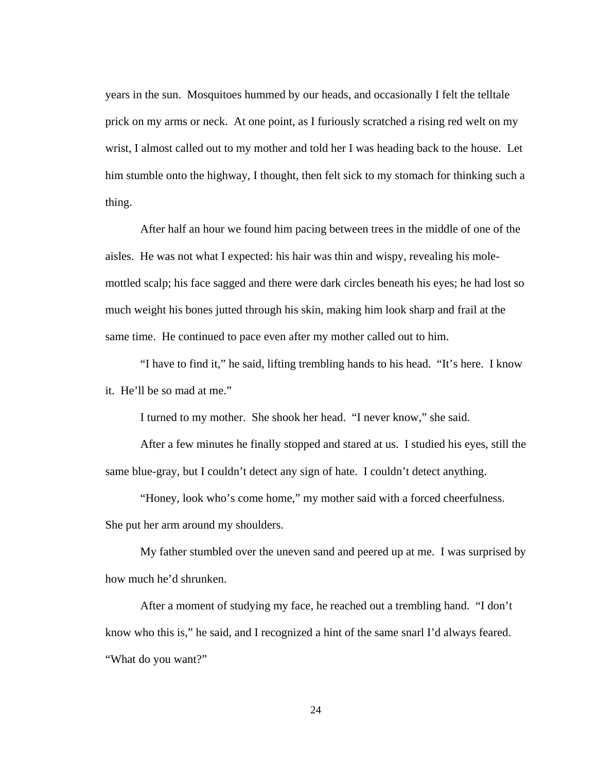years in the sun. Mosquitoes hummed by our heads, and occasionally I felt the telltale prick on my arms or neck. At one point, as I furiously scratched a rising red welt on my wrist, I almost called out to my mother and told her I was heading back to the house. Let him stumble onto the highway, I thought, then felt sick to my stomach for thinking such a thing.

After half an hour we found him pacing between trees in the middle of one of the aisles. He was not what I expected: his hair was thin and wispy, revealing his mole-mottled scalp; his face sagged and there were dark circles beneath his eyes; he had lost so much weight his bones jutted through his skin, making him look sharp and frail at the same time. He continued to pace even after my mother called out to him.

"I have to find it," he said, lifting trembling hands to his head. "It's here. I know it. He'll be so mad at me."

I turned to my mother. She shook her head. "I never know," she said.

After a few minutes he finally stopped and stared at us. I studied his eyes, still the same blue-gray, but I couldn't detect any sign of hate. I couldn't detect anything.

"Honey, look who's come home," my mother said with a forced cheerfulness. She put her arm around my shoulders.

My father stumbled over the uneven sand and peered up at me. I was surprised by how much he'd shrunken.

After a moment of studying my face, he reached out a trembling hand. "I don't know who this is," he said, and I recognized a hint of the same snarl I'd always feared. "What do you want?"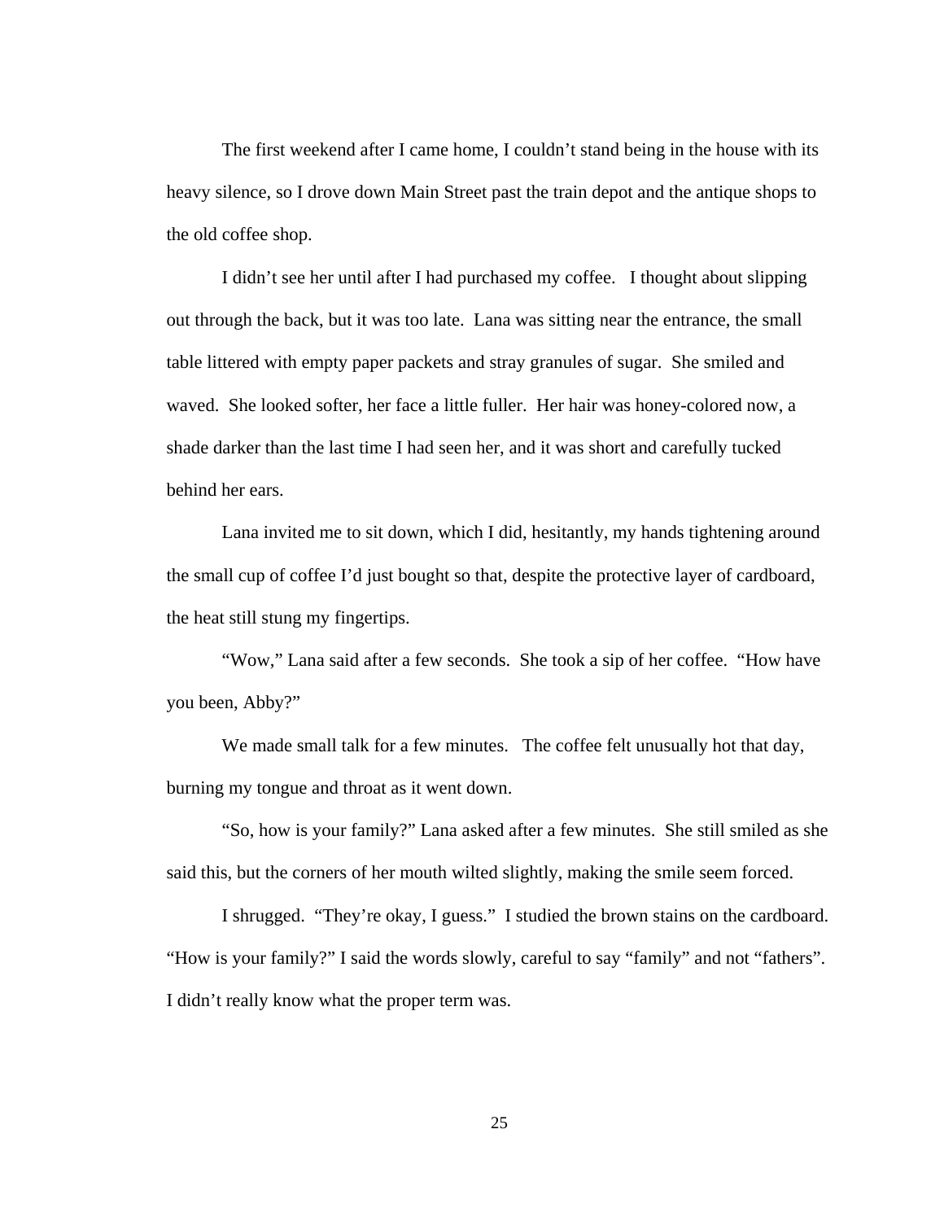The first weekend after I came home, I couldn't stand being in the house with its heavy silence, so I drove down Main Street past the train depot and the antique shops to the old coffee shop.

I didn't see her until after I had purchased my coffee. I thought about slipping out through the back, but it was too late. Lana was sitting near the entrance, the small table littered with empty paper packets and stray granules of sugar. She smiled and waved. She looked softer, her face a little fuller. Her hair was honey-colored now, a shade darker than the last time I had seen her, and it was short and carefully tucked behind her ears.

Lana invited me to sit down, which I did, hesitantly, my hands tightening around the small cup of coffee I'd just bought so that, despite the protective layer of cardboard, the heat still stung my fingertips.

"Wow," Lana said after a few seconds. She took a sip of her coffee. "How have you been, Abby?"

We made small talk for a few minutes. The coffee felt unusually hot that day, burning my tongue and throat as it went down.

"So, how is your family?" Lana asked after a few minutes. She still smiled as she said this, but the corners of her mouth wilted slightly, making the smile seem forced.

I shrugged. "They're okay, I guess." I studied the brown stains on the cardboard. "How is your family?" I said the words slowly, careful to say "family" and not "fathers". I didn't really know what the proper term was.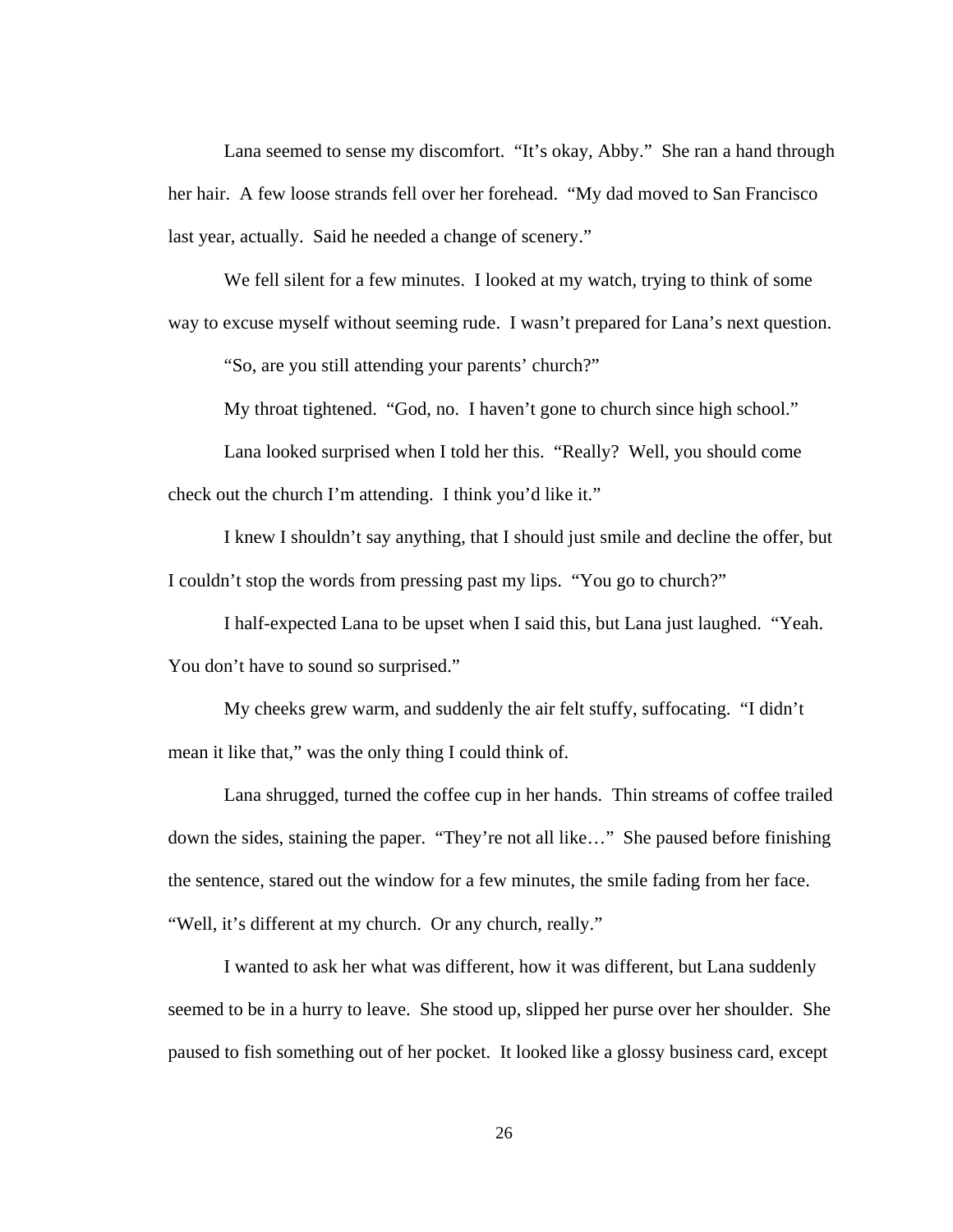Lana seemed to sense my discomfort. "It's okay, Abby." She ran a hand through her hair. A few loose strands fell over her forehead. "My dad moved to San Francisco last year, actually. Said he needed a change of scenery."

We fell silent for a few minutes. I looked at my watch, trying to think of some way to excuse myself without seeming rude. I wasn't prepared for Lana's next question.

"So, are you still attending your parents' church?"

My throat tightened. "God, no. I haven't gone to church since high school."

Lana looked surprised when I told her this. "Really? Well, you should come check out the church I'm attending. I think you'd like it."

I knew I shouldn't say anything, that I should just smile and decline the offer, but I couldn't stop the words from pressing past my lips. "You go to church?"

I half-expected Lana to be upset when I said this, but Lana just laughed. "Yeah. You don't have to sound so surprised."

My cheeks grew warm, and suddenly the air felt stuffy, suffocating. "I didn't mean it like that," was the only thing I could think of.

Lana shrugged, turned the coffee cup in her hands. Thin streams of coffee trailed down the sides, staining the paper. "They're not all like…" She paused before finishing the sentence, stared out the window for a few minutes, the smile fading from her face. "Well, it's different at my church. Or any church, really."

I wanted to ask her what was different, how it was different, but Lana suddenly seemed to be in a hurry to leave. She stood up, slipped her purse over her shoulder. She paused to fish something out of her pocket. It looked like a glossy business card, except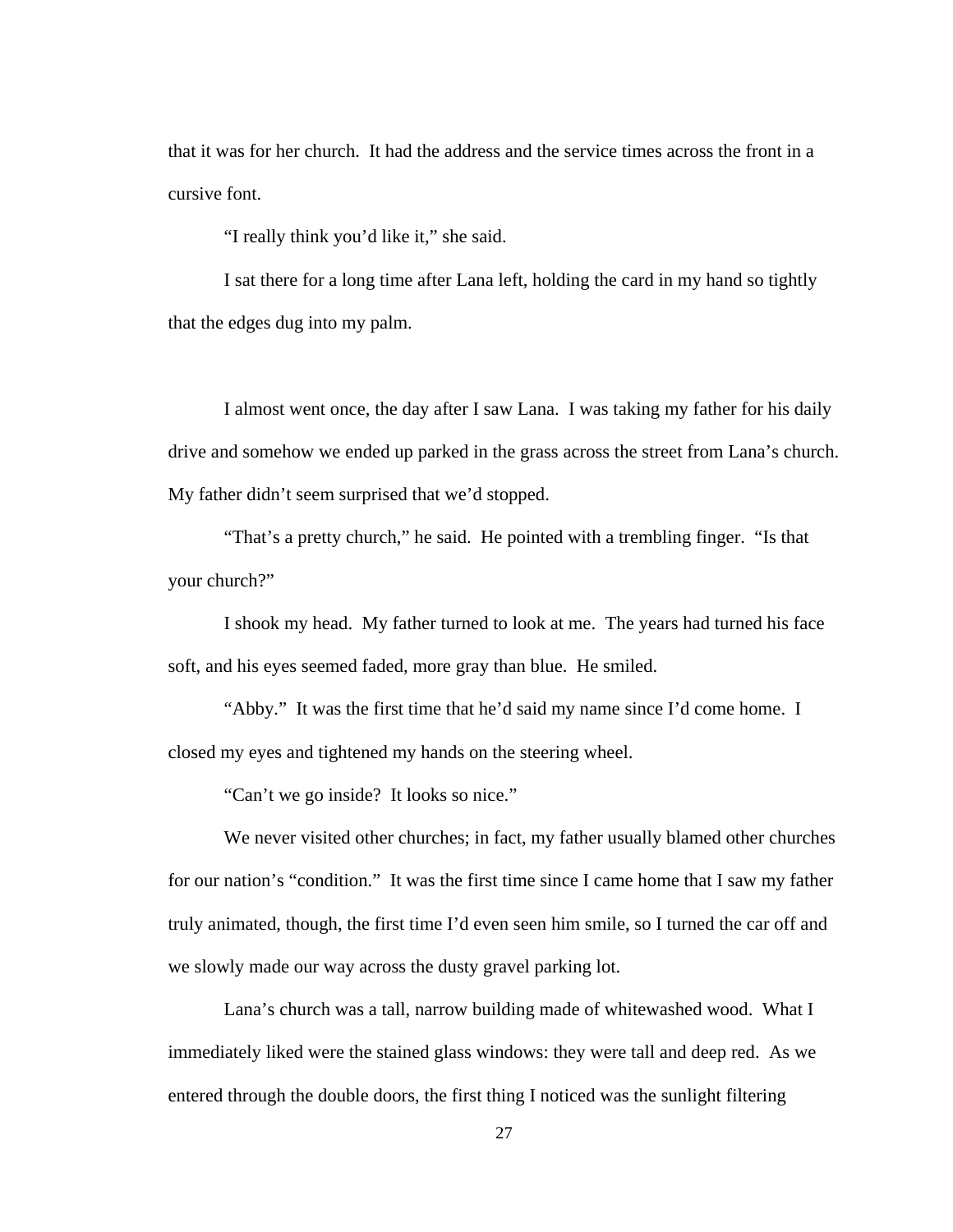that it was for her church. It had the address and the service times across the front in a cursive font.

"I really think you'd like it," she said.

I sat there for a long time after Lana left, holding the card in my hand so tightly that the edges dug into my palm.

I almost went once, the day after I saw Lana. I was taking my father for his daily drive and somehow we ended up parked in the grass across the street from Lana's church. My father didn't seem surprised that we'd stopped.

"That's a pretty church," he said. He pointed with a trembling finger. "Is that your church?"

I shook my head. My father turned to look at me. The years had turned his face soft, and his eyes seemed faded, more gray than blue. He smiled.

"Abby." It was the first time that he'd said my name since I'd come home. I closed my eyes and tightened my hands on the steering wheel.

"Can't we go inside? It looks so nice."

We never visited other churches; in fact, my father usually blamed other churches for our nation's "condition." It was the first time since I came home that I saw my father truly animated, though, the first time I'd even seen him smile, so I turned the car off and we slowly made our way across the dusty gravel parking lot.

Lana's church was a tall, narrow building made of whitewashed wood. What I immediately liked were the stained glass windows: they were tall and deep red. As we entered through the double doors, the first thing I noticed was the sunlight filtering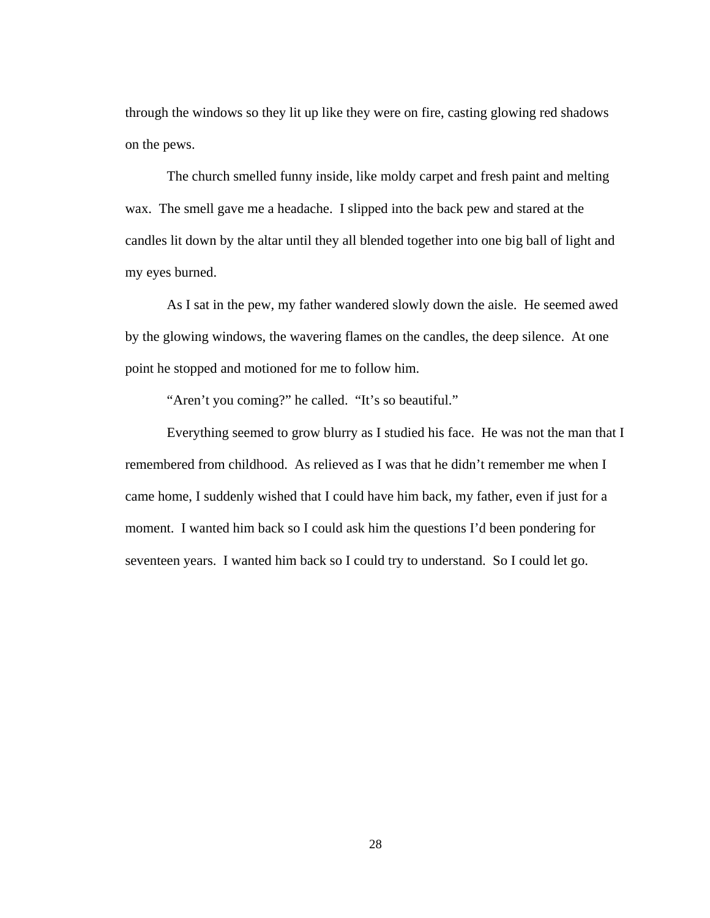through the windows so they lit up like they were on fire, casting glowing red shadows on the pews.

The church smelled funny inside, like moldy carpet and fresh paint and melting wax. The smell gave me a headache. I slipped into the back pew and stared at the candles lit down by the altar until they all blended together into one big ball of light and my eyes burned.

As I sat in the pew, my father wandered slowly down the aisle. He seemed awed by the glowing windows, the wavering flames on the candles, the deep silence. At one point he stopped and motioned for me to follow him.

"Aren't you coming?" he called. "It's so beautiful."

Everything seemed to grow blurry as I studied his face. He was not the man that I remembered from childhood. As relieved as I was that he didn't remember me when I came home, I suddenly wished that I could have him back, my father, even if just for a moment. I wanted him back so I could ask him the questions I'd been pondering for seventeen years. I wanted him back so I could try to understand. So I could let go.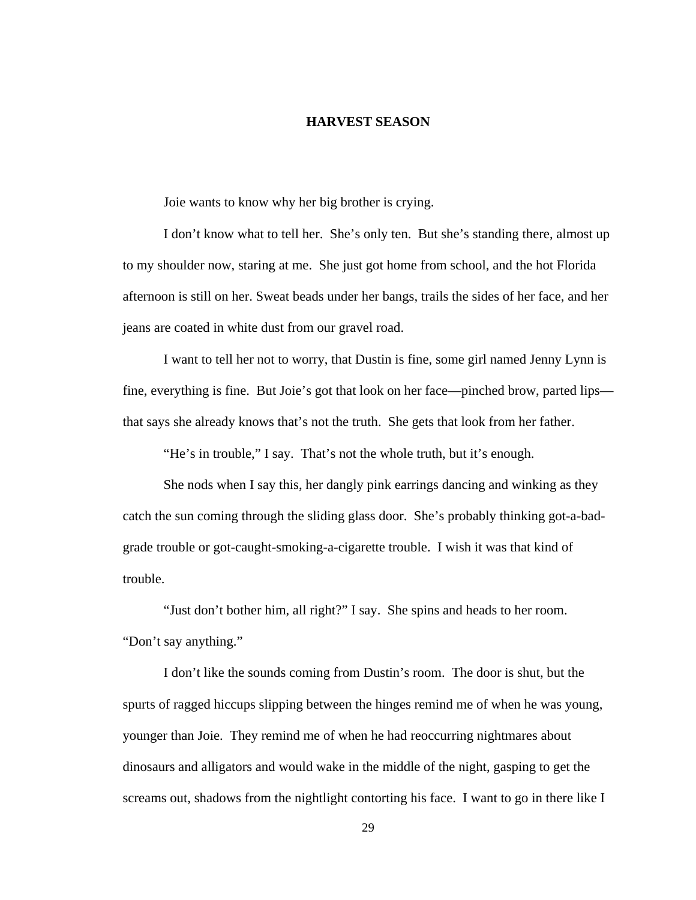# HARVEST SEASON

Joie wants to know why her big brother is crying.

I don't know what to tell her. She's only ten. But she's standing there, almost up to my shoulder now, staring at me. She just got home from school, and the hot Florida afternoon is still on her. Sweat beads under her bangs, trails the sides of her face, and her jeans are coated in white dust from our gravel road.

I want to tell her not to worry, that Dustin is fine, some girl named Jenny Lynn is fine, everything is fine. But Joie's got that look on her face—pinched brow, parted lips—that says she already knows that's not the truth. She gets that look from her father.

"He's in trouble," I say. That's not the whole truth, but it's enough.

She nods when I say this, her dangly pink earrings dancing and winking as they catch the sun coming through the sliding glass door. She's probably thinking got-a-bad-grade trouble or got-caught-smoking-a-cigarette trouble. I wish it was that kind of trouble.

"Just don't bother him, all right?" I say. She spins and heads to her room. "Don't say anything."

I don't like the sounds coming from Dustin's room. The door is shut, but the spurts of ragged hiccups slipping between the hinges remind me of when he was young, younger than Joie. They remind me of when he had reoccurring nightmares about dinosaurs and alligators and would wake in the middle of the night, gasping to get the screams out, shadows from the nightlight contorting his face. I want to go in there like I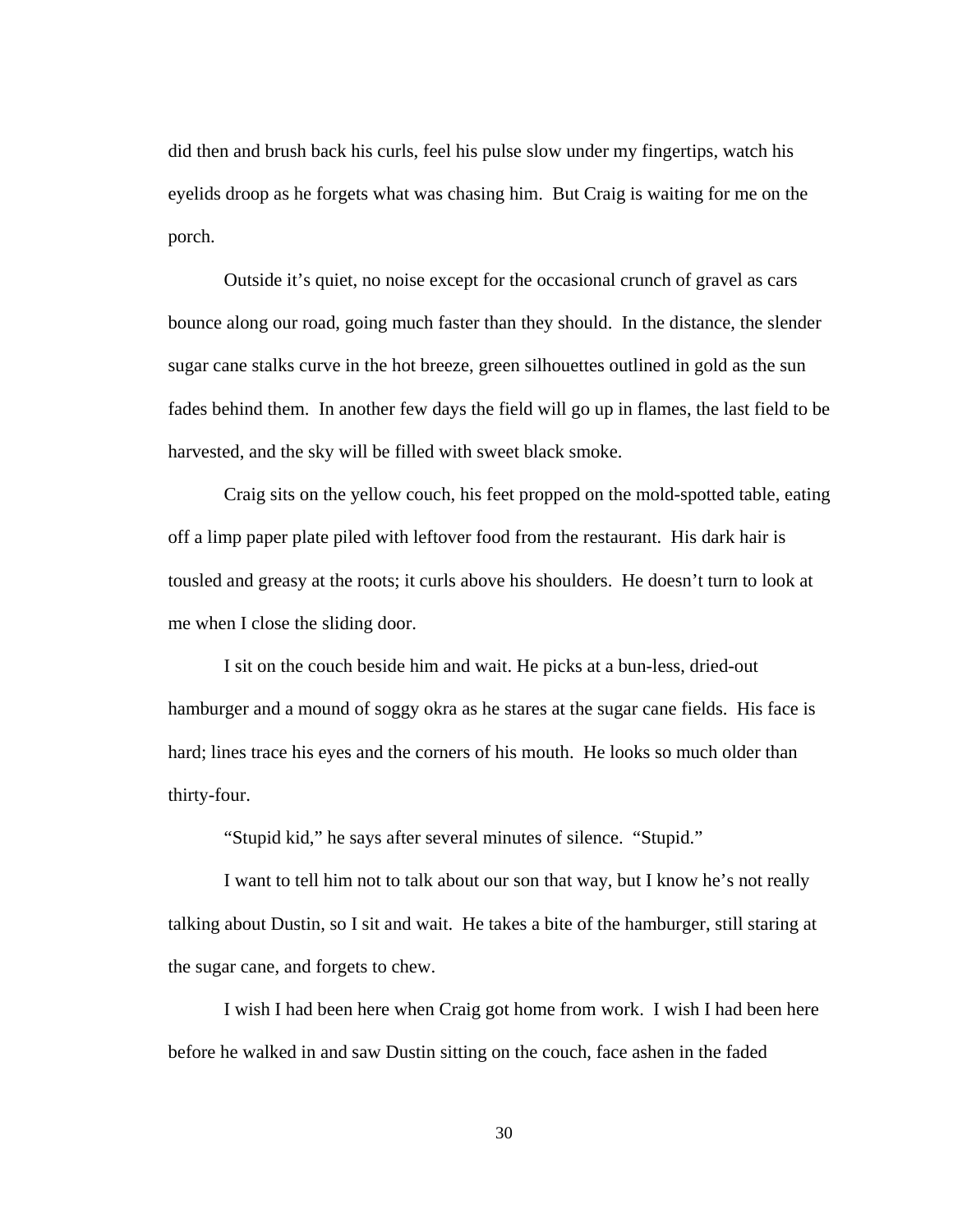did then and brush back his curls, feel his pulse slow under my fingertips, watch his eyelids droop as he forgets what was chasing him. But Craig is waiting for me on the porch.

Outside it's quiet, no noise except for the occasional crunch of gravel as cars bounce along our road, going much faster than they should. In the distance, the slender sugar cane stalks curve in the hot breeze, green silhouettes outlined in gold as the sun fades behind them. In another few days the field will go up in flames, the last field to be harvested, and the sky will be filled with sweet black smoke.

Craig sits on the yellow couch, his feet propped on the mold-spotted table, eating off a limp paper plate piled with leftover food from the restaurant. His dark hair is tousled and greasy at the roots; it curls above his shoulders. He doesn't turn to look at me when I close the sliding door.

I sit on the couch beside him and wait. He picks at a bun-less, dried-out hamburger and a mound of soggy okra as he stares at the sugar cane fields. His face is hard; lines trace his eyes and the corners of his mouth. He looks so much older than thirty-four.

"Stupid kid," he says after several minutes of silence. "Stupid."

I want to tell him not to talk about our son that way, but I know he's not really talking about Dustin, so I sit and wait. He takes a bite of the hamburger, still staring at the sugar cane, and forgets to chew.

I wish I had been here when Craig got home from work. I wish I had been here before he walked in and saw Dustin sitting on the couch, face ashen in the faded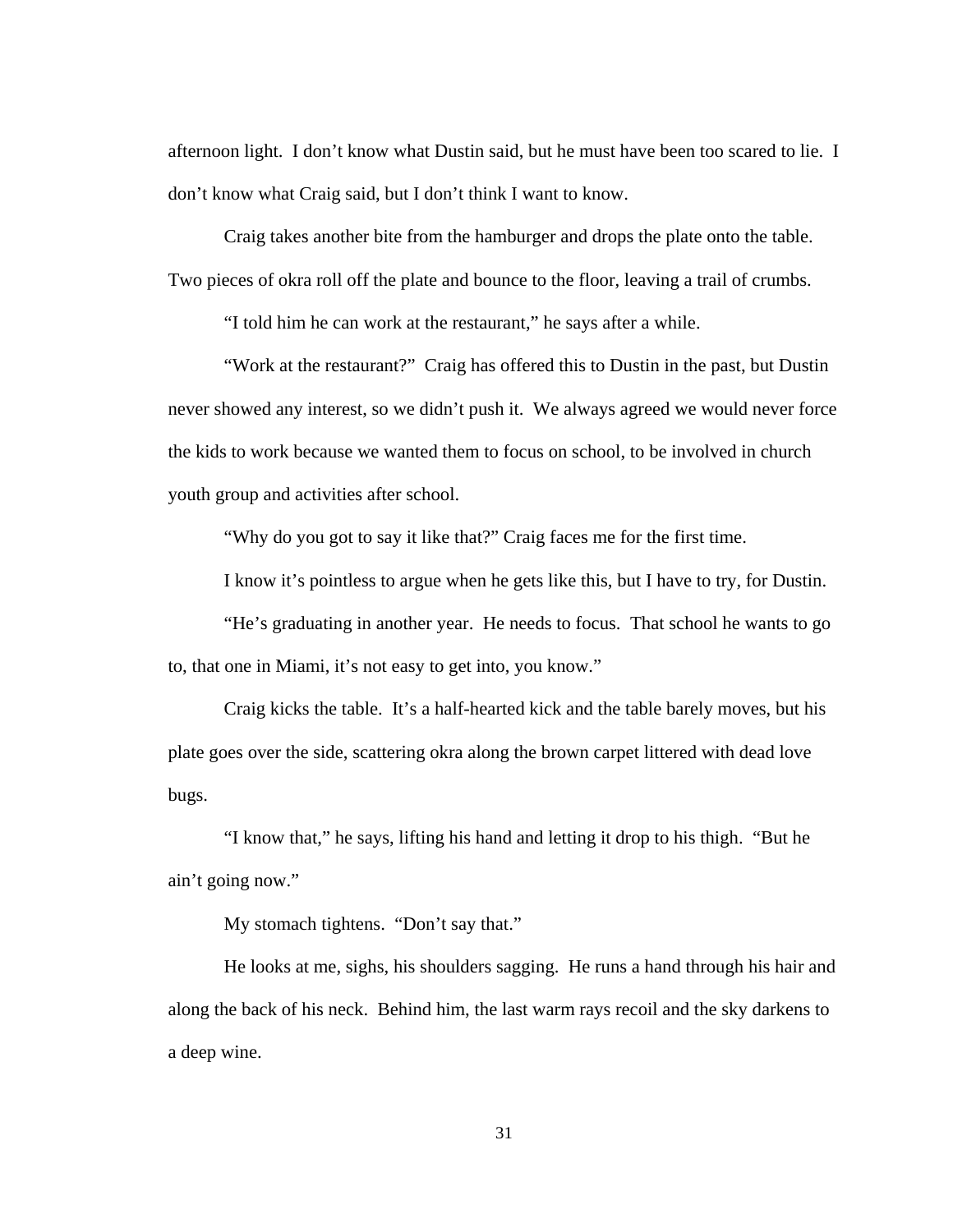afternoon light. I don't know what Dustin said, but he must have been too scared to lie. I don't know what Craig said, but I don't think I want to know.

Craig takes another bite from the hamburger and drops the plate onto the table. Two pieces of okra roll off the plate and bounce to the floor, leaving a trail of crumbs.

"I told him he can work at the restaurant," he says after a while.

"Work at the restaurant?" Craig has offered this to Dustin in the past, but Dustin never showed any interest, so we didn't push it. We always agreed we would never force the kids to work because we wanted them to focus on school, to be involved in church youth group and activities after school.

"Why do you got to say it like that?" Craig faces me for the first time.

I know it's pointless to argue when he gets like this, but I have to try, for Dustin.

"He's graduating in another year. He needs to focus. That school he wants to go to, that one in Miami, it's not easy to get into, you know."

Craig kicks the table. It's a half-hearted kick and the table barely moves, but his plate goes over the side, scattering okra along the brown carpet littered with dead love bugs.

"I know that," he says, lifting his hand and letting it drop to his thigh. "But he ain't going now."

My stomach tightens. "Don't say that."

He looks at me, sighs, his shoulders sagging. He runs a hand through his hair and along the back of his neck. Behind him, the last warm rays recoil and the sky darkens to a deep wine.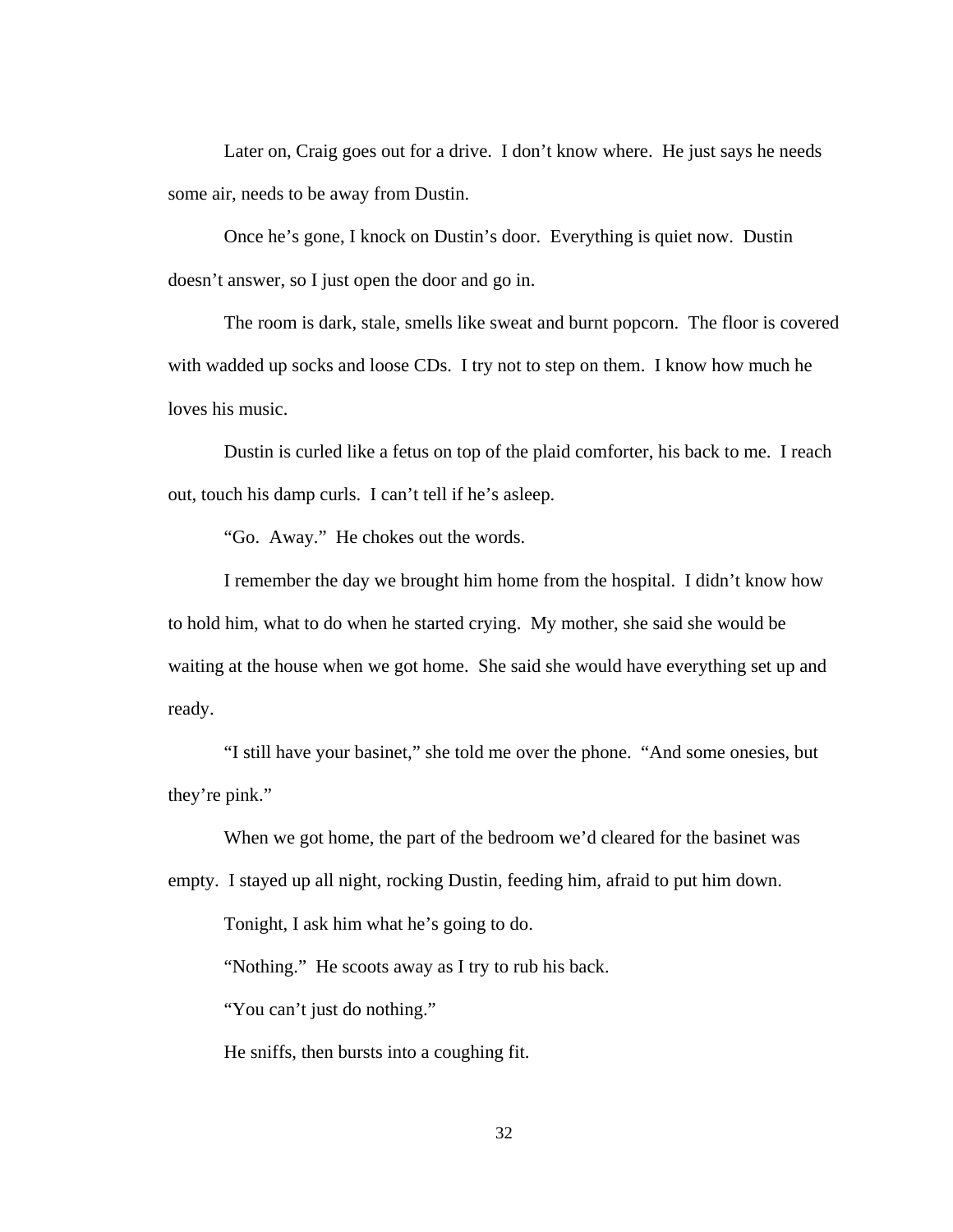Later on, Craig goes out for a drive. I don't know where. He just says he needs some air, needs to be away from Dustin.

Once he's gone, I knock on Dustin's door. Everything is quiet now. Dustin doesn't answer, so I just open the door and go in.

The room is dark, stale, smells like sweat and burnt popcorn. The floor is covered with wadded up socks and loose CDs. I try not to step on them. I know how much he loves his music.

Dustin is curled like a fetus on top of the plaid comforter, his back to me. I reach out, touch his damp curls. I can't tell if he's asleep.

"Go. Away." He chokes out the words.

I remember the day we brought him home from the hospital. I didn't know how to hold him, what to do when he started crying. My mother, she said she would be waiting at the house when we got home. She said she would have everything set up and ready.

"I still have your basinet," she told me over the phone. "And some onesies, but they're pink."

When we got home, the part of the bedroom we'd cleared for the basinet was empty. I stayed up all night, rocking Dustin, feeding him, afraid to put him down.

Tonight, I ask him what he's going to do.

"Nothing." He scoots away as I try to rub his back.

"You can't just do nothing."

He sniffs, then bursts into a coughing fit.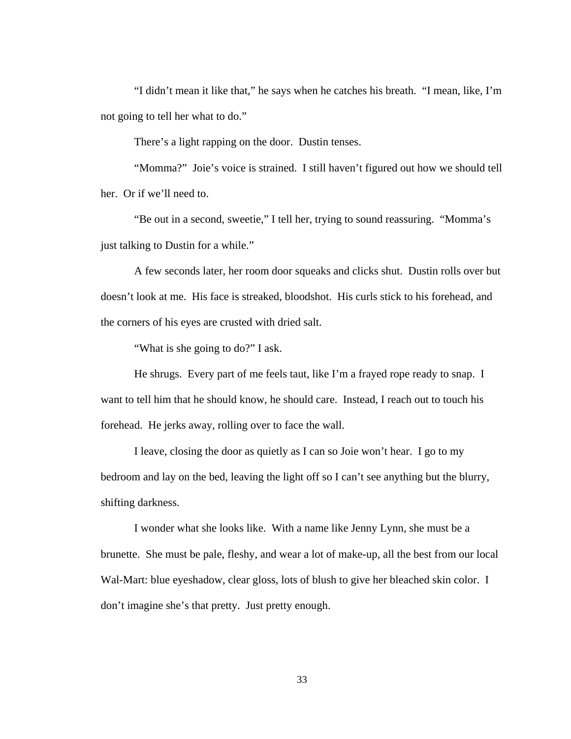"I didn't mean it like that," he says when he catches his breath. "I mean, like, I'm not going to tell her what to do."

There's a light rapping on the door. Dustin tenses.

"Momma?" Joie's voice is strained. I still haven't figured out how we should tell her. Or if we'll need to.

"Be out in a second, sweetie," I tell her, trying to sound reassuring. "Momma's just talking to Dustin for a while."

A few seconds later, her room door squeaks and clicks shut. Dustin rolls over but doesn't look at me. His face is streaked, bloodshot. His curls stick to his forehead, and the corners of his eyes are crusted with dried salt.

"What is she going to do?" I ask.

He shrugs. Every part of me feels taut, like I'm a frayed rope ready to snap. I want to tell him that he should know, he should care. Instead, I reach out to touch his forehead. He jerks away, rolling over to face the wall.

I leave, closing the door as quietly as I can so Joie won't hear. I go to my bedroom and lay on the bed, leaving the light off so I can't see anything but the blurry, shifting darkness.

I wonder what she looks like. With a name like Jenny Lynn, she must be a brunette. She must be pale, fleshy, and wear a lot of make-up, all the best from our local Wal-Mart: blue eyeshadow, clear gloss, lots of blush to give her bleached skin color. I don't imagine she's that pretty. Just pretty enough.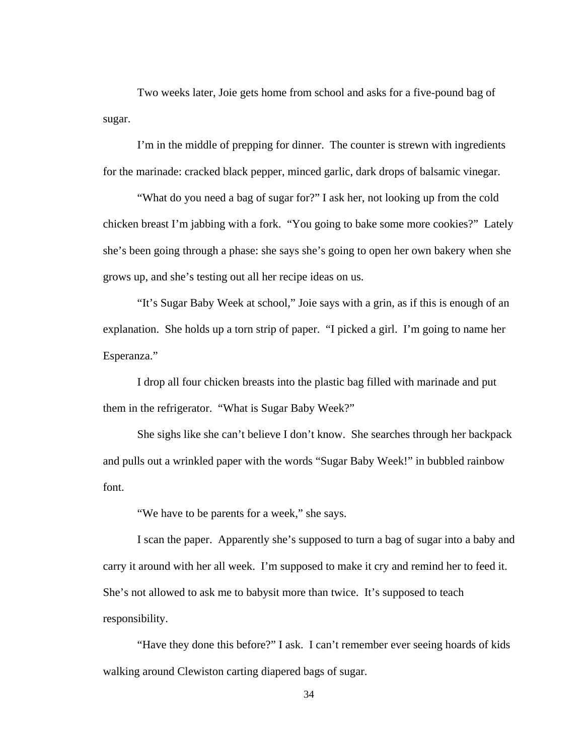Two weeks later, Joie gets home from school and asks for a five-pound bag of sugar.

I'm in the middle of prepping for dinner. The counter is strewn with ingredients for the marinade: cracked black pepper, minced garlic, dark drops of balsamic vinegar.

"What do you need a bag of sugar for?" I ask her, not looking up from the cold chicken breast I'm jabbing with a fork. "You going to bake some more cookies?" Lately she's been going through a phase: she says she's going to open her own bakery when she grows up, and she's testing out all her recipe ideas on us.

"It's Sugar Baby Week at school," Joie says with a grin, as if this is enough of an explanation. She holds up a torn strip of paper. "I picked a girl. I'm going to name her Esperanza."

I drop all four chicken breasts into the plastic bag filled with marinade and put them in the refrigerator. "What is Sugar Baby Week?"

She sighs like she can't believe I don't know. She searches through her backpack and pulls out a wrinkled paper with the words "Sugar Baby Week!" in bubbled rainbow font.

"We have to be parents for a week," she says.

I scan the paper. Apparently she's supposed to turn a bag of sugar into a baby and carry it around with her all week. I'm supposed to make it cry and remind her to feed it. She's not allowed to ask me to babysit more than twice. It's supposed to teach responsibility.

"Have they done this before?" I ask. I can't remember ever seeing hoards of kids walking around Clewiston carting diapered bags of sugar.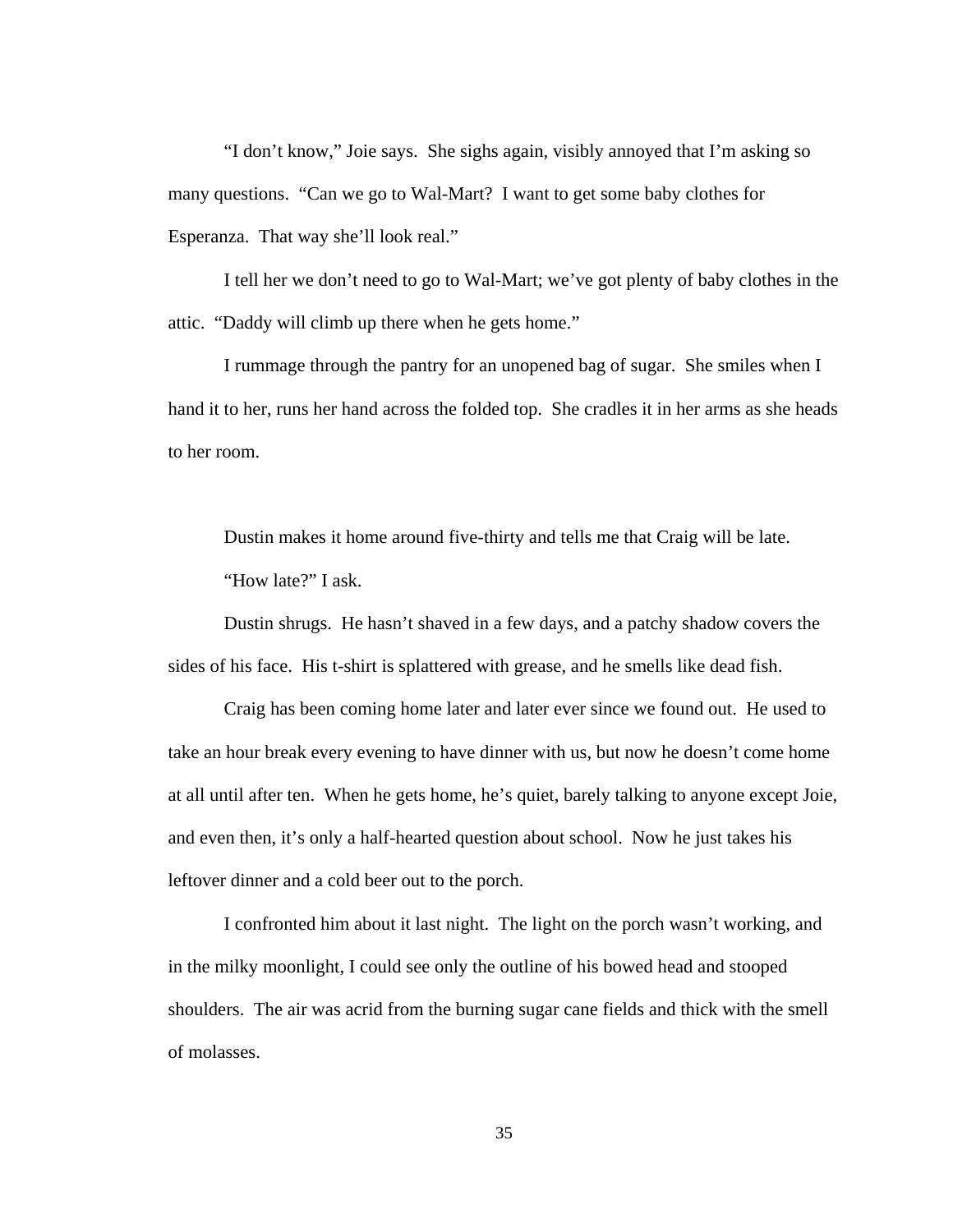"I don't know," Joie says. She sighs again, visibly annoyed that I'm asking so many questions. "Can we go to Wal-Mart? I want to get some baby clothes for Esperanza. That way she'll look real."

I tell her we don't need to go to Wal-Mart; we've got plenty of baby clothes in the attic. "Daddy will climb up there when he gets home."

I rummage through the pantry for an unopened bag of sugar. She smiles when I hand it to her, runs her hand across the folded top. She cradles it in her arms as she heads to her room.

Dustin makes it home around five-thirty and tells me that Craig will be late.

"How late?" I ask.

Dustin shrugs. He hasn't shaved in a few days, and a patchy shadow covers the sides of his face. His t-shirt is splattered with grease, and he smells like dead fish.

Craig has been coming home later and later ever since we found out. He used to take an hour break every evening to have dinner with us, but now he doesn't come home at all until after ten. When he gets home, he's quiet, barely talking to anyone except Joie, and even then, it's only a half-hearted question about school. Now he just takes his leftover dinner and a cold beer out to the porch.

I confronted him about it last night. The light on the porch wasn't working, and in the milky moonlight, I could see only the outline of his bowed head and stooped shoulders. The air was acrid from the burning sugar cane fields and thick with the smell of molasses.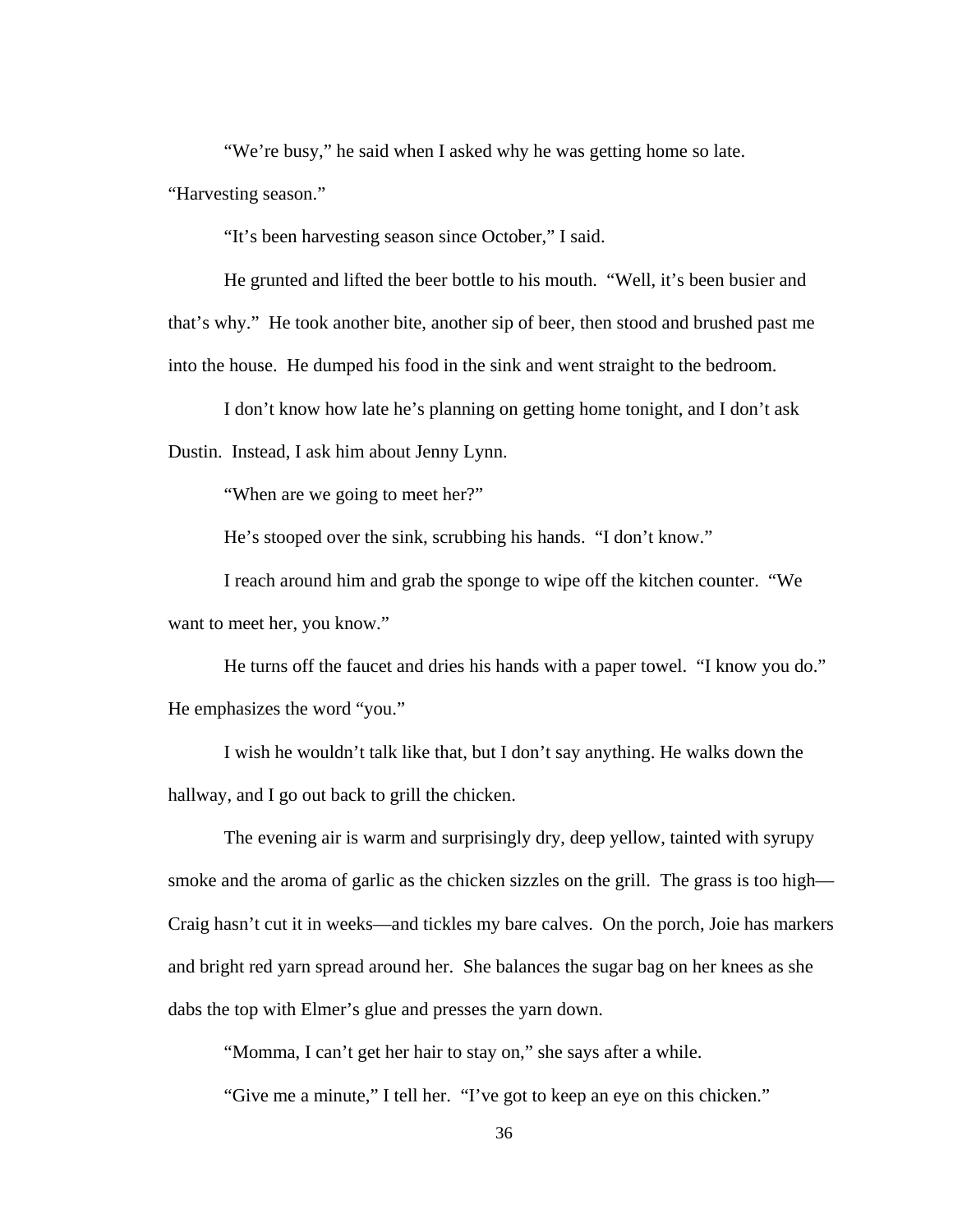"We're busy," he said when I asked why he was getting home so late. "Harvesting season."

"It's been harvesting season since October," I said.

He grunted and lifted the beer bottle to his mouth. "Well, it's been busier and that's why." He took another bite, another sip of beer, then stood and brushed past me into the house. He dumped his food in the sink and went straight to the bedroom.

I don't know how late he's planning on getting home tonight, and I don't ask Dustin. Instead, I ask him about Jenny Lynn.

"When are we going to meet her?"

He's stooped over the sink, scrubbing his hands. "I don't know."

I reach around him and grab the sponge to wipe off the kitchen counter. "We want to meet her, you know."

He turns off the faucet and dries his hands with a paper towel. "I know you do." He emphasizes the word "you."

I wish he wouldn't talk like that, but I don't say anything. He walks down the hallway, and I go out back to grill the chicken.

The evening air is warm and surprisingly dry, deep yellow, tainted with syrupy smoke and the aroma of garlic as the chicken sizzles on the grill. The grass is too high—Craig hasn't cut it in weeks—and tickles my bare calves. On the porch, Joie has markers and bright red yarn spread around her. She balances the sugar bag on her knees as she dabs the top with Elmer's glue and presses the yarn down.

"Momma, I can't get her hair to stay on," she says after a while.

"Give me a minute," I tell her. "I've got to keep an eye on this chicken."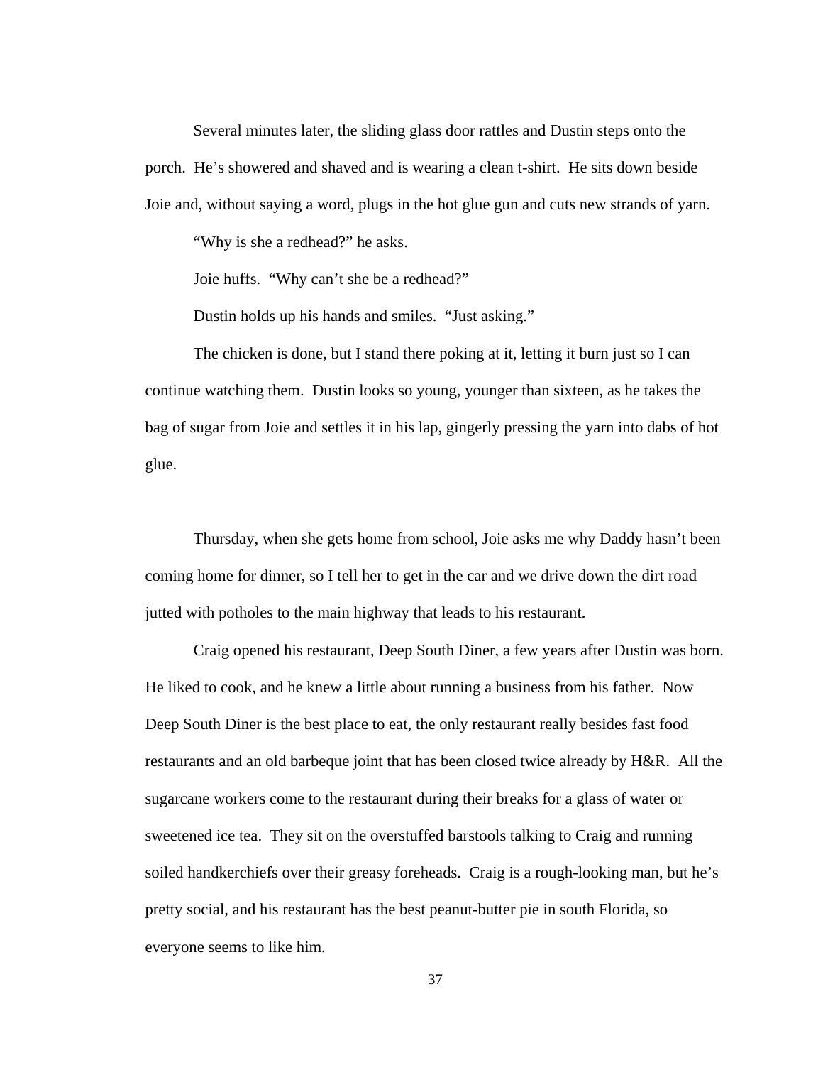Several minutes later, the sliding glass door rattles and Dustin steps onto the porch. He's showered and shaved and is wearing a clean t-shirt. He sits down beside Joie and, without saying a word, plugs in the hot glue gun and cuts new strands of yarn.

"Why is she a redhead?" he asks.

Joie huffs. "Why can't she be a redhead?"

Dustin holds up his hands and smiles. "Just asking."

The chicken is done, but I stand there poking at it, letting it burn just so I can continue watching them. Dustin looks so young, younger than sixteen, as he takes the bag of sugar from Joie and settles it in his lap, gingerly pressing the yarn into dabs of hot glue.

Thursday, when she gets home from school, Joie asks me why Daddy hasn't been coming home for dinner, so I tell her to get in the car and we drive down the dirt road jutted with potholes to the main highway that leads to his restaurant.

Craig opened his restaurant, Deep South Diner, a few years after Dustin was born. He liked to cook, and he knew a little about running a business from his father. Now Deep South Diner is the best place to eat, the only restaurant really besides fast food restaurants and an old barbeque joint that has been closed twice already by H&R. All the sugarcane workers come to the restaurant during their breaks for a glass of water or sweetened ice tea. They sit on the overstuffed barstools talking to Craig and running soiled handkerchiefs over their greasy foreheads. Craig is a rough-looking man, but he's pretty social, and his restaurant has the best peanut-butter pie in south Florida, so everyone seems to like him.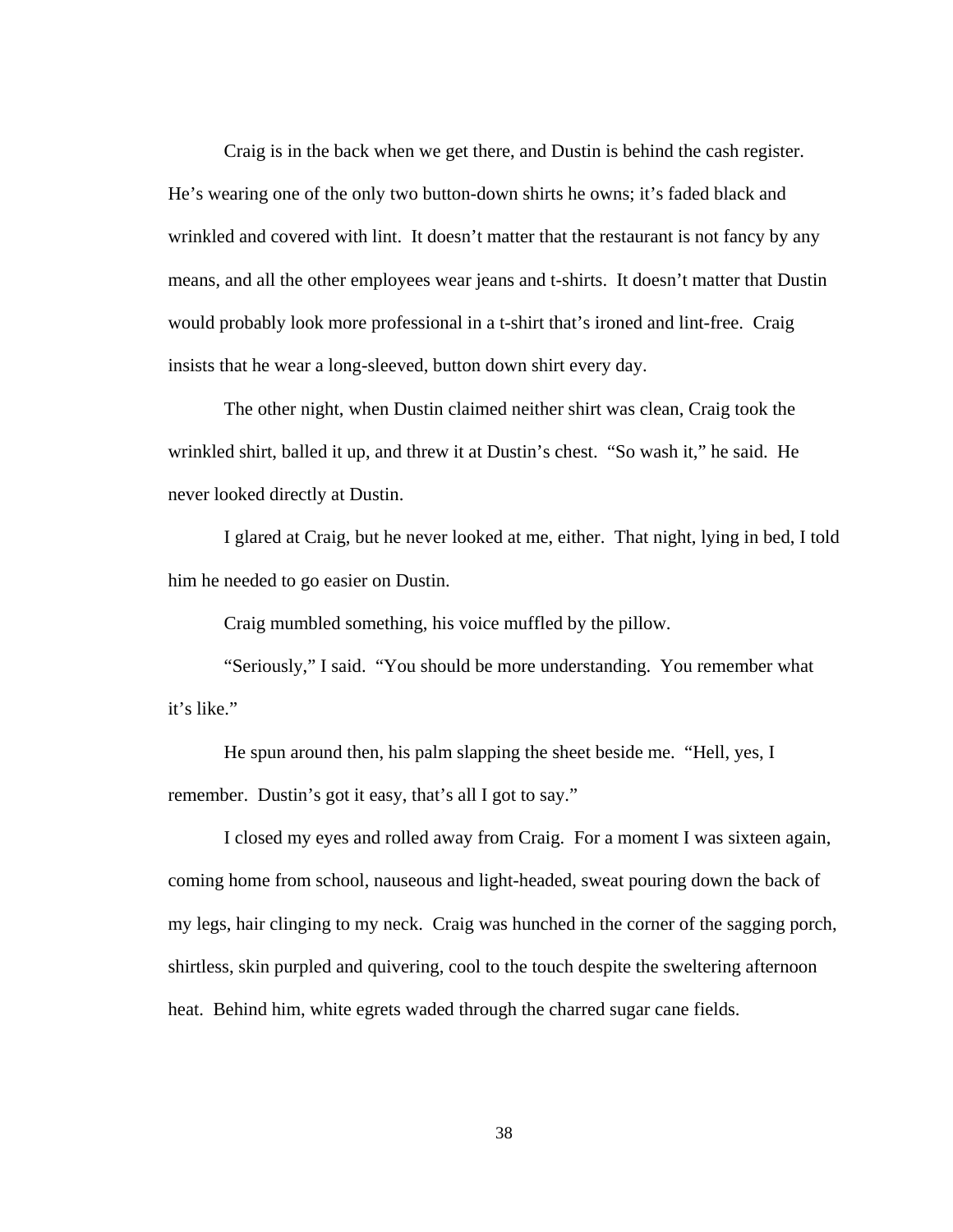Craig is in the back when we get there, and Dustin is behind the cash register. He's wearing one of the only two button-down shirts he owns; it's faded black and wrinkled and covered with lint. It doesn't matter that the restaurant is not fancy by any means, and all the other employees wear jeans and t-shirts. It doesn't matter that Dustin would probably look more professional in a t-shirt that's ironed and lint-free. Craig insists that he wear a long-sleeved, button down shirt every day.

The other night, when Dustin claimed neither shirt was clean, Craig took the wrinkled shirt, balled it up, and threw it at Dustin's chest. "So wash it," he said. He never looked directly at Dustin.

I glared at Craig, but he never looked at me, either. That night, lying in bed, I told him he needed to go easier on Dustin.

Craig mumbled something, his voice muffled by the pillow.

"Seriously," I said. "You should be more understanding. You remember what it's like."

He spun around then, his palm slapping the sheet beside me. "Hell, yes, I remember. Dustin's got it easy, that's all I got to say."

I closed my eyes and rolled away from Craig. For a moment I was sixteen again, coming home from school, nauseous and light-headed, sweat pouring down the back of my legs, hair clinging to my neck. Craig was hunched in the corner of the sagging porch, shirtless, skin purpled and quivering, cool to the touch despite the sweltering afternoon heat. Behind him, white egrets waded through the charred sugar cane fields.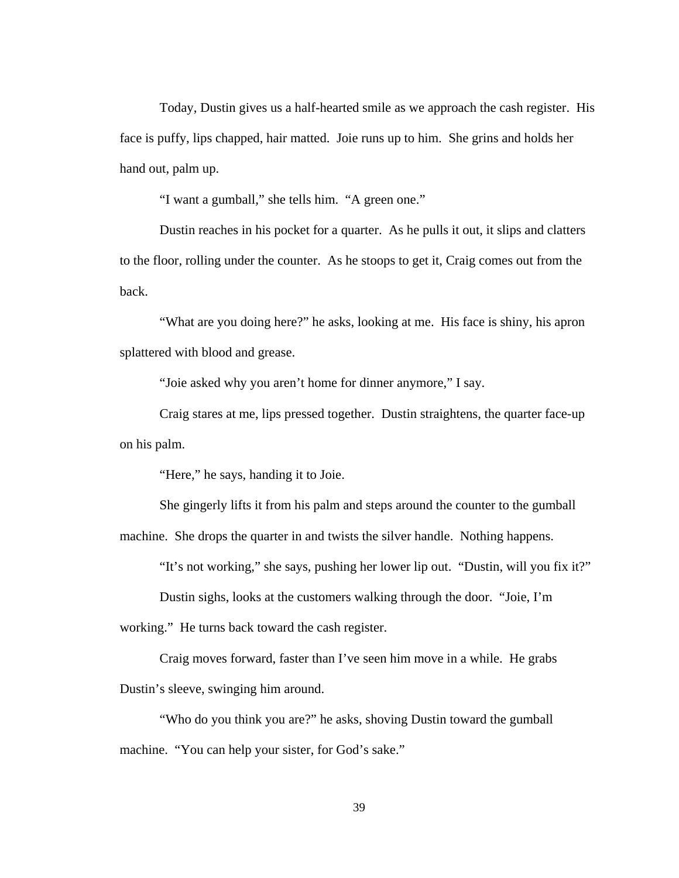Today, Dustin gives us a half-hearted smile as we approach the cash register. His face is puffy, lips chapped, hair matted. Joie runs up to him. She grins and holds her hand out, palm up.

"I want a gumball," she tells him. "A green one."

Dustin reaches in his pocket for a quarter. As he pulls it out, it slips and clatters to the floor, rolling under the counter. As he stoops to get it, Craig comes out from the back.

"What are you doing here?" he asks, looking at me. His face is shiny, his apron splattered with blood and grease.

"Joie asked why you aren't home for dinner anymore," I say.

Craig stares at me, lips pressed together. Dustin straightens, the quarter face-up on his palm.

"Here," he says, handing it to Joie.

She gingerly lifts it from his palm and steps around the counter to the gumball machine. She drops the quarter in and twists the silver handle. Nothing happens.

"It's not working," she says, pushing her lower lip out. "Dustin, will you fix it?"

Dustin sighs, looks at the customers walking through the door. "Joie, I'm working." He turns back toward the cash register.

Craig moves forward, faster than I've seen him move in a while. He grabs Dustin's sleeve, swinging him around.

"Who do you think you are?" he asks, shoving Dustin toward the gumball machine. "You can help your sister, for God's sake."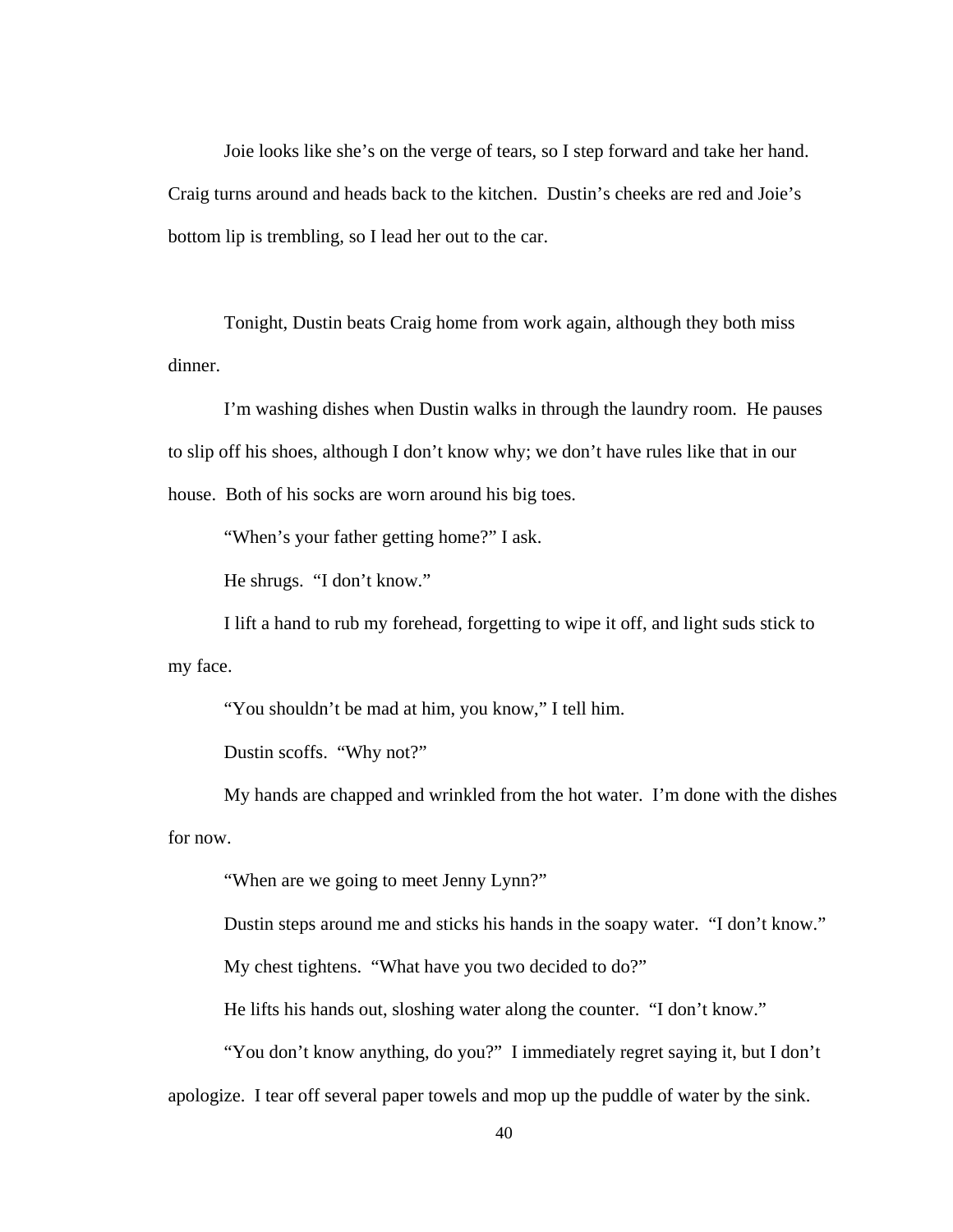Joie looks like she's on the verge of tears, so I step forward and take her hand. Craig turns around and heads back to the kitchen. Dustin's cheeks are red and Joie's bottom lip is trembling, so I lead her out to the car.

Tonight, Dustin beats Craig home from work again, although they both miss dinner.

I'm washing dishes when Dustin walks in through the laundry room. He pauses to slip off his shoes, although I don't know why; we don't have rules like that in our house. Both of his socks are worn around his big toes.

"When's your father getting home?" I ask.

He shrugs. "I don't know."

I lift a hand to rub my forehead, forgetting to wipe it off, and light suds stick to my face.

"You shouldn't be mad at him, you know," I tell him.

Dustin scoffs. "Why not?"

My hands are chapped and wrinkled from the hot water. I'm done with the dishes for now.

"When are we going to meet Jenny Lynn?"

Dustin steps around me and sticks his hands in the soapy water. "I don't know."

My chest tightens. "What have you two decided to do?"

He lifts his hands out, sloshing water along the counter. "I don't know."

"You don't know anything, do you?" I immediately regret saying it, but I don't apologize. I tear off several paper towels and mop up the puddle of water by the sink.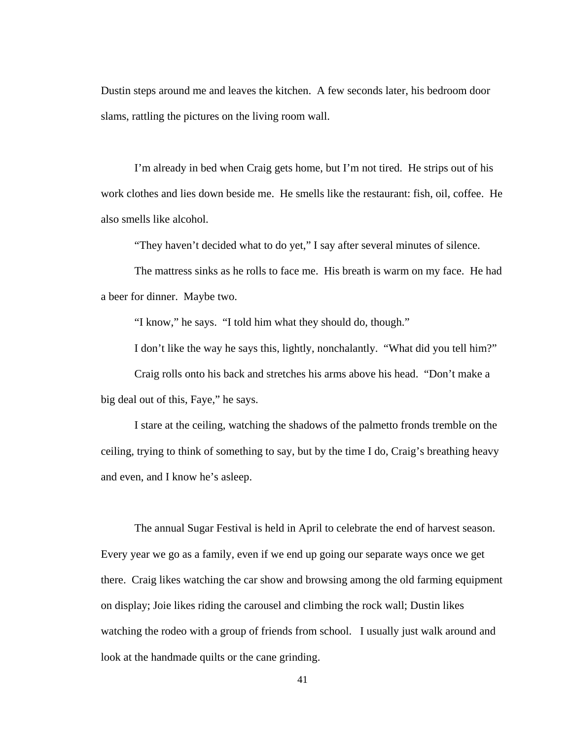Dustin steps around me and leaves the kitchen. A few seconds later, his bedroom door slams, rattling the pictures on the living room wall.

I'm already in bed when Craig gets home, but I'm not tired. He strips out of his work clothes and lies down beside me. He smells like the restaurant: fish, oil, coffee. He also smells like alcohol.

"They haven't decided what to do yet," I say after several minutes of silence.

The mattress sinks as he rolls to face me. His breath is warm on my face. He had a beer for dinner. Maybe two.

"I know," he says. "I told him what they should do, though."

I don't like the way he says this, lightly, nonchalantly. "What did you tell him?"

Craig rolls onto his back and stretches his arms above his head. "Don't make a big deal out of this, Faye," he says.

I stare at the ceiling, watching the shadows of the palmetto fronds tremble on the ceiling, trying to think of something to say, but by the time I do, Craig's breathing heavy and even, and I know he's asleep.

The annual Sugar Festival is held in April to celebrate the end of harvest season. Every year we go as a family, even if we end up going our separate ways once we get there. Craig likes watching the car show and browsing among the old farming equipment on display; Joie likes riding the carousel and climbing the rock wall; Dustin likes watching the rodeo with a group of friends from school. I usually just walk around and look at the handmade quilts or the cane grinding.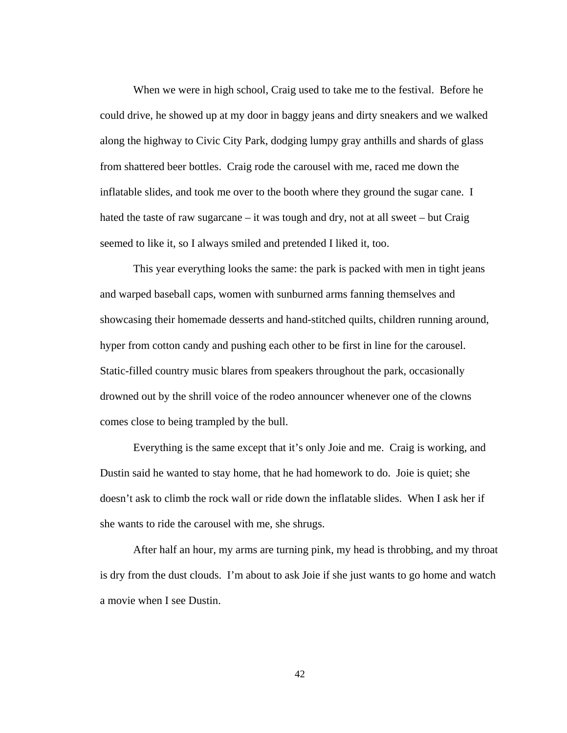When we were in high school, Craig used to take me to the festival. Before he could drive, he showed up at my door in baggy jeans and dirty sneakers and we walked along the highway to Civic City Park, dodging lumpy gray anthills and shards of glass from shattered beer bottles. Craig rode the carousel with me, raced me down the inflatable slides, and took me over to the booth where they ground the sugar cane. I hated the taste of raw sugarcane – it was tough and dry, not at all sweet – but Craig seemed to like it, so I always smiled and pretended I liked it, too.

This year everything looks the same: the park is packed with men in tight jeans and warped baseball caps, women with sunburned arms fanning themselves and showcasing their homemade desserts and hand-stitched quilts, children running around, hyper from cotton candy and pushing each other to be first in line for the carousel. Static-filled country music blares from speakers throughout the park, occasionally drowned out by the shrill voice of the rodeo announcer whenever one of the clowns comes close to being trampled by the bull.

Everything is the same except that it's only Joie and me. Craig is working, and Dustin said he wanted to stay home, that he had homework to do. Joie is quiet; she doesn't ask to climb the rock wall or ride down the inflatable slides. When I ask her if she wants to ride the carousel with me, she shrugs.

After half an hour, my arms are turning pink, my head is throbbing, and my throat is dry from the dust clouds. I'm about to ask Joie if she just wants to go home and watch a movie when I see Dustin.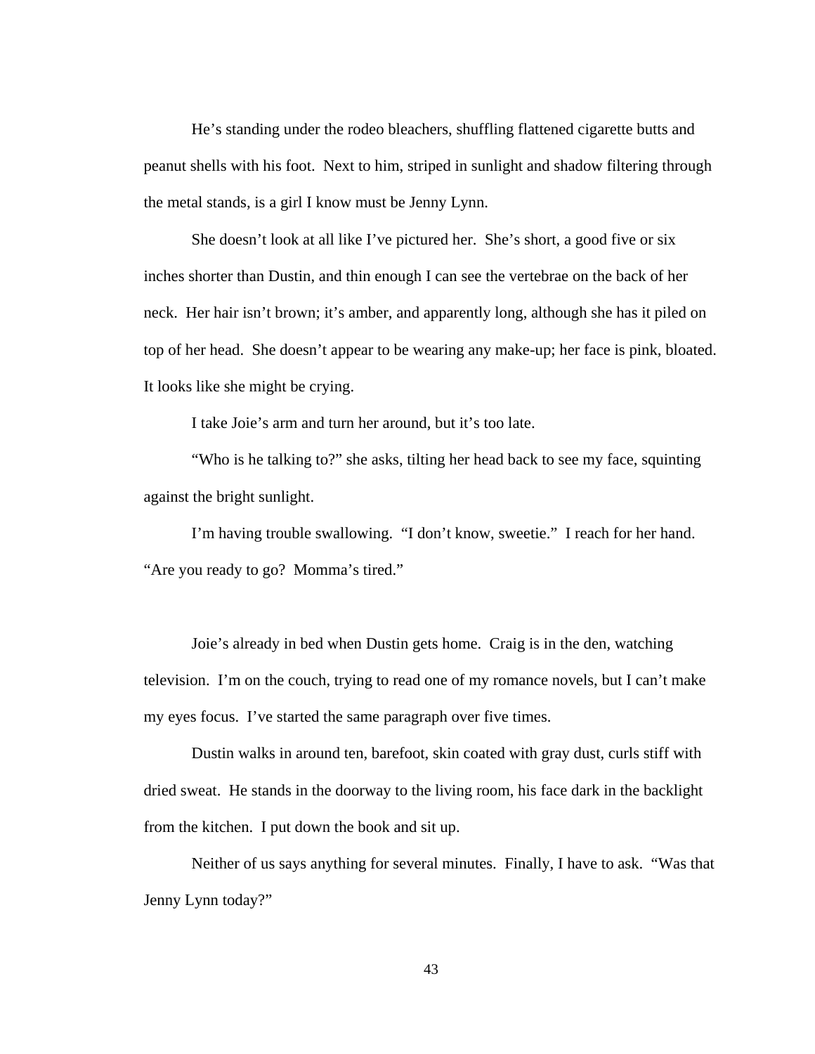He's standing under the rodeo bleachers, shuffling flattened cigarette butts and peanut shells with his foot. Next to him, striped in sunlight and shadow filtering through the metal stands, is a girl I know must be Jenny Lynn.

She doesn't look at all like I've pictured her. She's short, a good five or six inches shorter than Dustin, and thin enough I can see the vertebrae on the back of her neck. Her hair isn't brown; it's amber, and apparently long, although she has it piled on top of her head. She doesn't appear to be wearing any make-up; her face is pink, bloated. It looks like she might be crying.

I take Joie's arm and turn her around, but it's too late.

"Who is he talking to?" she asks, tilting her head back to see my face, squinting against the bright sunlight.

I'm having trouble swallowing. "I don't know, sweetie." I reach for her hand. "Are you ready to go? Momma's tired."

Joie's already in bed when Dustin gets home. Craig is in the den, watching television. I'm on the couch, trying to read one of my romance novels, but I can't make my eyes focus. I've started the same paragraph over five times.

Dustin walks in around ten, barefoot, skin coated with gray dust, curls stiff with dried sweat. He stands in the doorway to the living room, his face dark in the backlight from the kitchen. I put down the book and sit up.

Neither of us says anything for several minutes. Finally, I have to ask. "Was that Jenny Lynn today?"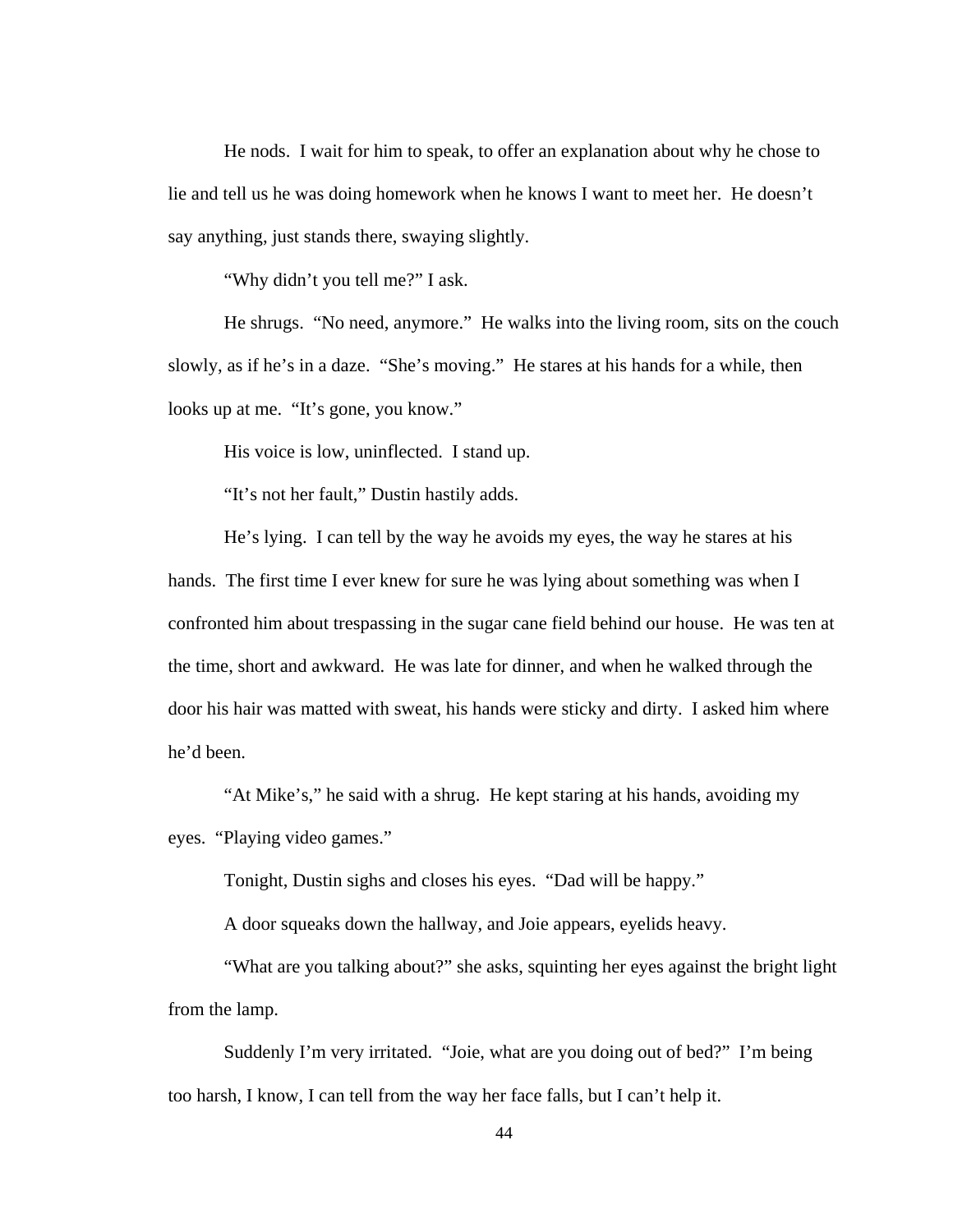He nods. I wait for him to speak, to offer an explanation about why he chose to lie and tell us he was doing homework when he knows I want to meet her. He doesn't say anything, just stands there, swaying slightly.

"Why didn't you tell me?" I ask.

He shrugs. "No need, anymore." He walks into the living room, sits on the couch slowly, as if he's in a daze. "She's moving." He stares at his hands for a while, then looks up at me. "It's gone, you know."

His voice is low, uninflected. I stand up.

"It's not her fault," Dustin hastily adds.

He's lying. I can tell by the way he avoids my eyes, the way he stares at his hands. The first time I ever knew for sure he was lying about something was when I confronted him about trespassing in the sugar cane field behind our house. He was ten at the time, short and awkward. He was late for dinner, and when he walked through the door his hair was matted with sweat, his hands were sticky and dirty. I asked him where he'd been.

"At Mike's," he said with a shrug. He kept staring at his hands, avoiding my eyes. "Playing video games."

Tonight, Dustin sighs and closes his eyes. "Dad will be happy."

A door squeaks down the hallway, and Joie appears, eyelids heavy.

"What are you talking about?" she asks, squinting her eyes against the bright light from the lamp.

Suddenly I'm very irritated. "Joie, what are you doing out of bed?" I'm being too harsh, I know, I can tell from the way her face falls, but I can't help it.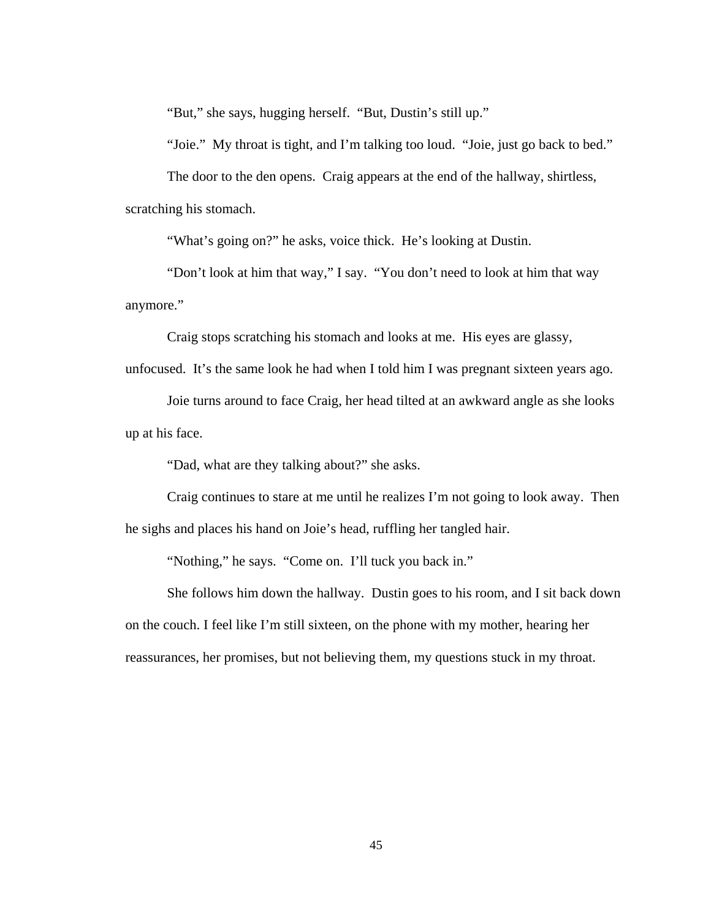"But," she says, hugging herself. "But, Dustin's still up."

"Joie." My throat is tight, and I'm talking too loud. "Joie, just go back to bed."

The door to the den opens. Craig appears at the end of the hallway, shirtless, scratching his stomach.

"What's going on?" he asks, voice thick. He's looking at Dustin.

"Don't look at him that way," I say. "You don't need to look at him that way anymore."

Craig stops scratching his stomach and looks at me. His eyes are glassy, unfocused. It's the same look he had when I told him I was pregnant sixteen years ago.

Joie turns around to face Craig, her head tilted at an awkward angle as she looks up at his face.

"Dad, what are they talking about?" she asks.

Craig continues to stare at me until he realizes I'm not going to look away. Then he sighs and places his hand on Joie's head, ruffling her tangled hair.

"Nothing," he says. "Come on. I'll tuck you back in."

She follows him down the hallway. Dustin goes to his room, and I sit back down on the couch. I feel like I'm still sixteen, on the phone with my mother, hearing her reassurances, her promises, but not believing them, my questions stuck in my throat.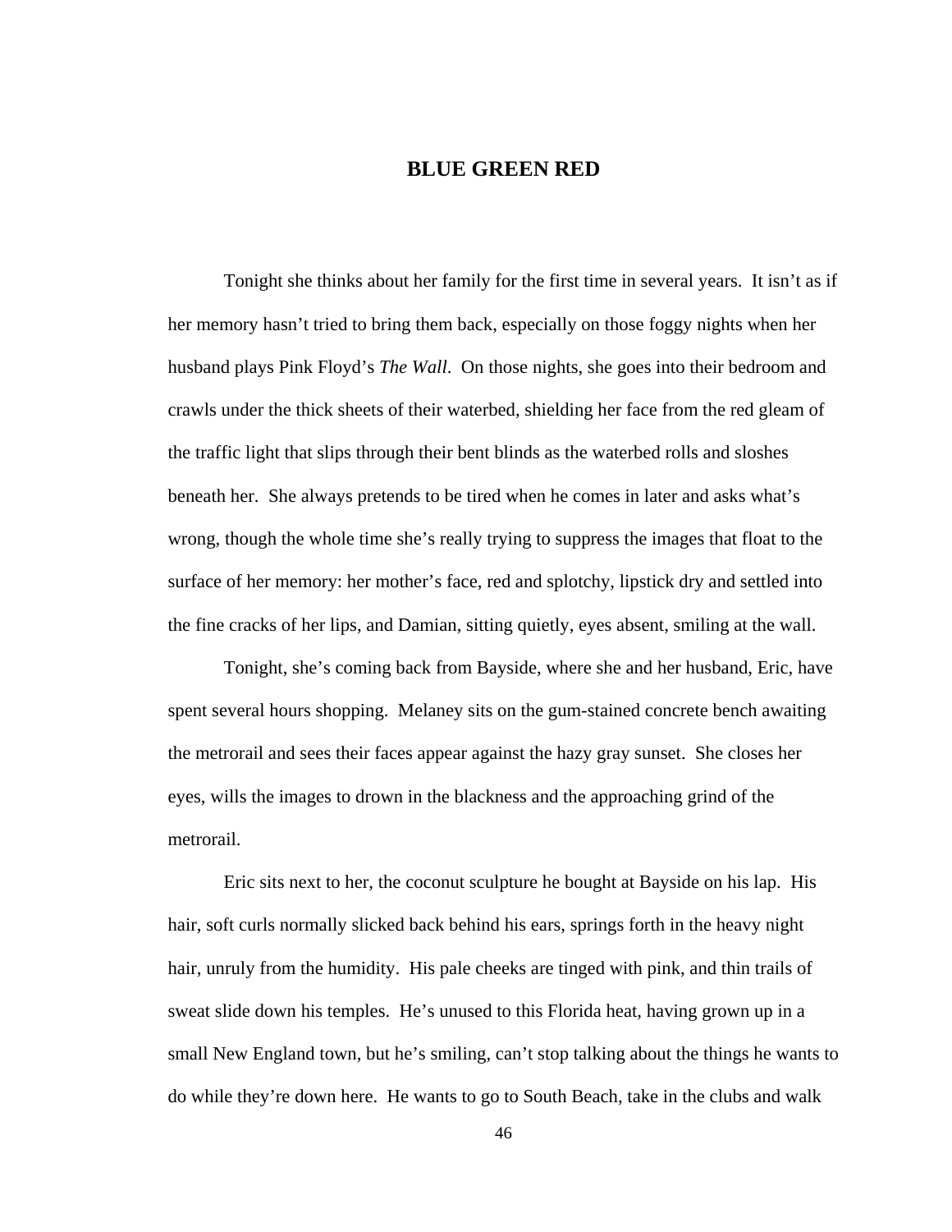## BLUE GREEN RED

Tonight she thinks about her family for the first time in several years. It isn't as if her memory hasn't tried to bring them back, especially on those foggy nights when her husband plays Pink Floyd's *The Wall*. On those nights, she goes into their bedroom and crawls under the thick sheets of their waterbed, shielding her face from the red gleam of the traffic light that slips through their bent blinds as the waterbed rolls and sloshes beneath her. She always pretends to be tired when he comes in later and asks what's wrong, though the whole time she's really trying to suppress the images that float to the surface of her memory: her mother's face, red and splotchy, lipstick dry and settled into the fine cracks of her lips, and Damian, sitting quietly, eyes absent, smiling at the wall.

Tonight, she's coming back from Bayside, where she and her husband, Eric, have spent several hours shopping. Melaney sits on the gum-stained concrete bench awaiting the metrorail and sees their faces appear against the hazy gray sunset. She closes her eyes, wills the images to drown in the blackness and the approaching grind of the metrorail.

Eric sits next to her, the coconut sculpture he bought at Bayside on his lap. His hair, soft curls normally slicked back behind his ears, springs forth in the heavy night hair, unruly from the humidity. His pale cheeks are tinged with pink, and thin trails of sweat slide down his temples. He's unused to this Florida heat, having grown up in a small New England town, but he's smiling, can't stop talking about the things he wants to do while they're down here. He wants to go to South Beach, take in the clubs and walk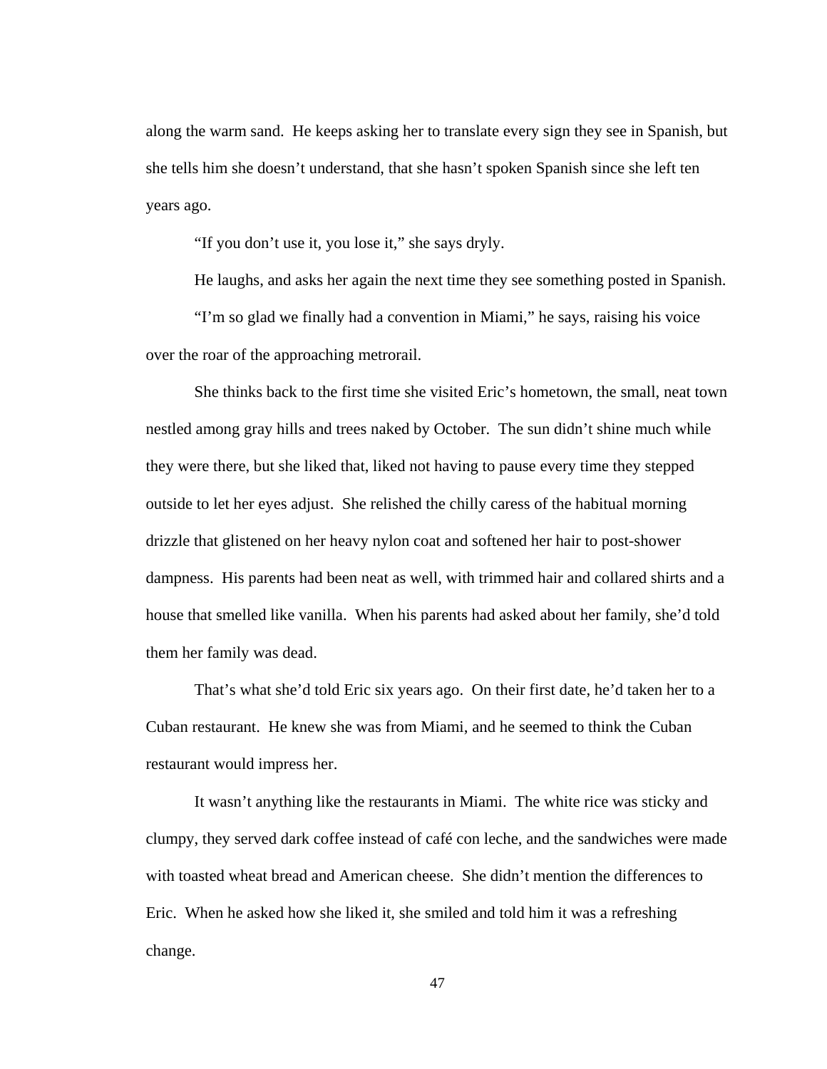along the warm sand. He keeps asking her to translate every sign they see in Spanish, but she tells him she doesn't understand, that she hasn't spoken Spanish since she left ten years ago.

"If you don't use it, you lose it," she says dryly.

He laughs, and asks her again the next time they see something posted in Spanish.

"I'm so glad we finally had a convention in Miami," he says, raising his voice over the roar of the approaching metrorail.

She thinks back to the first time she visited Eric's hometown, the small, neat town nestled among gray hills and trees naked by October. The sun didn't shine much while they were there, but she liked that, liked not having to pause every time they stepped outside to let her eyes adjust. She relished the chilly caress of the habitual morning drizzle that glistened on her heavy nylon coat and softened her hair to post-shower dampness. His parents had been neat as well, with trimmed hair and collared shirts and a house that smelled like vanilla. When his parents had asked about her family, she'd told them her family was dead.

That's what she'd told Eric six years ago. On their first date, he'd taken her to a Cuban restaurant. He knew she was from Miami, and he seemed to think the Cuban restaurant would impress her.

It wasn't anything like the restaurants in Miami. The white rice was sticky and clumpy, they served dark coffee instead of café con leche, and the sandwiches were made with toasted wheat bread and American cheese. She didn't mention the differences to Eric. When he asked how she liked it, she smiled and told him it was a refreshing change.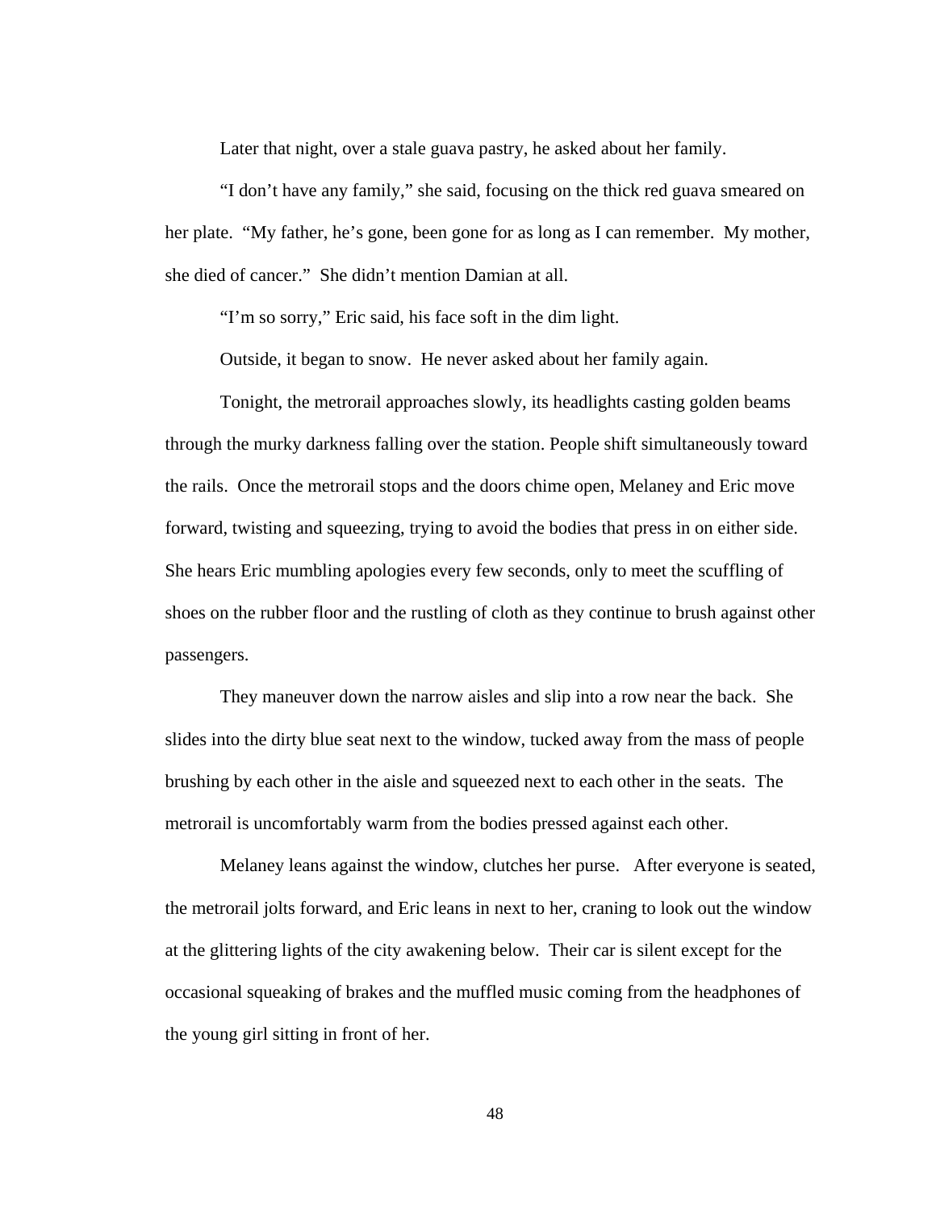Later that night, over a stale guava pastry, he asked about her family.

"I don't have any family," she said, focusing on the thick red guava smeared on her plate. "My father, he's gone, been gone for as long as I can remember. My mother, she died of cancer." She didn't mention Damian at all.

"I'm so sorry," Eric said, his face soft in the dim light.

Outside, it began to snow. He never asked about her family again.

Tonight, the metrorail approaches slowly, its headlights casting golden beams through the murky darkness falling over the station. People shift simultaneously toward the rails. Once the metrorail stops and the doors chime open, Melaney and Eric move forward, twisting and squeezing, trying to avoid the bodies that press in on either side. She hears Eric mumbling apologies every few seconds, only to meet the scuffling of shoes on the rubber floor and the rustling of cloth as they continue to brush against other passengers.

They maneuver down the narrow aisles and slip into a row near the back. She slides into the dirty blue seat next to the window, tucked away from the mass of people brushing by each other in the aisle and squeezed next to each other in the seats. The metrorail is uncomfortably warm from the bodies pressed against each other.

Melaney leans against the window, clutches her purse. After everyone is seated, the metrorail jolts forward, and Eric leans in next to her, craning to look out the window at the glittering lights of the city awakening below. Their car is silent except for the occasional squeaking of brakes and the muffled music coming from the headphones of the young girl sitting in front of her.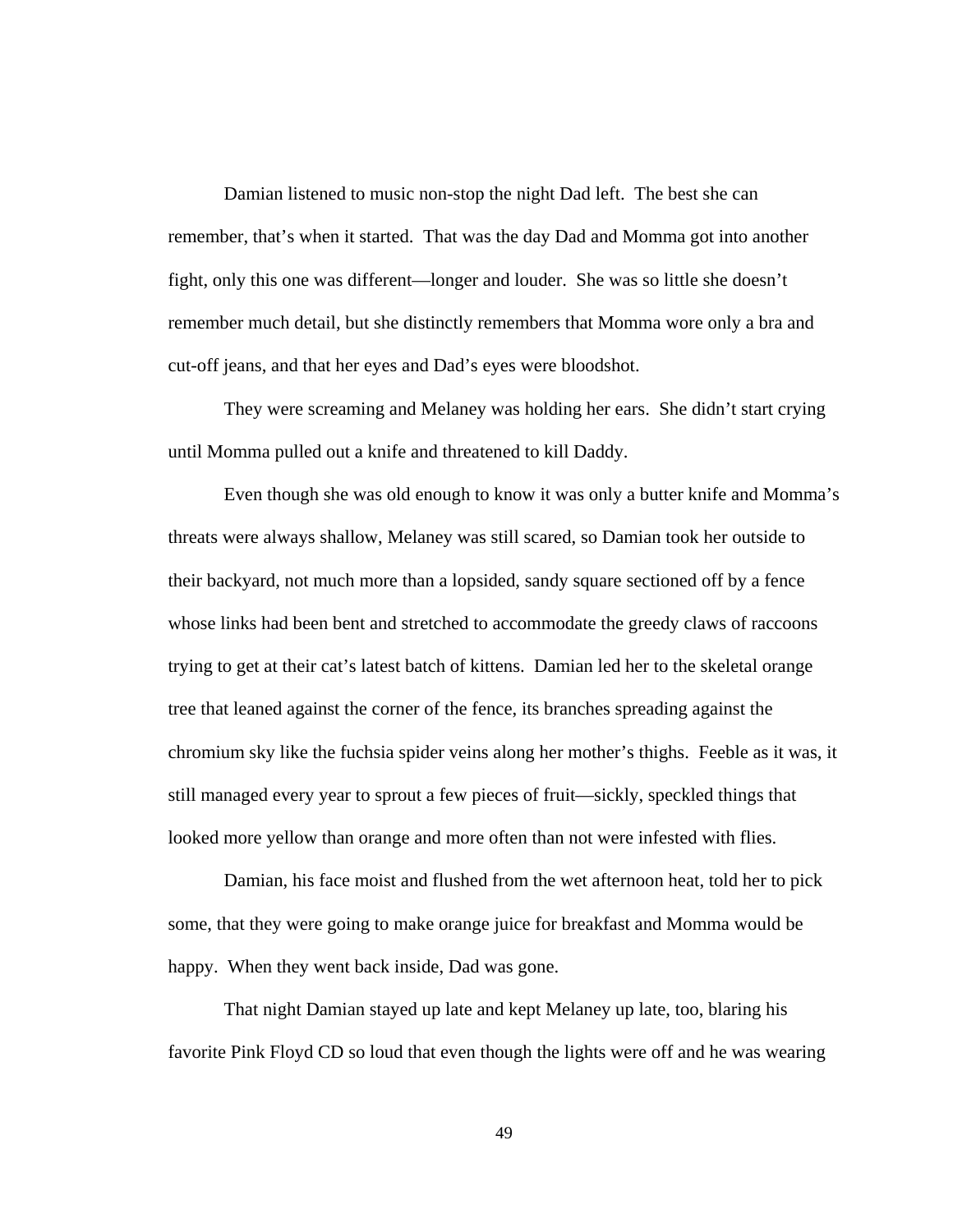Damian listened to music non-stop the night Dad left. The best she can remember, that's when it started. That was the day Dad and Momma got into another fight, only this one was different—longer and louder. She was so little she doesn't remember much detail, but she distinctly remembers that Momma wore only a bra and cut-off jeans, and that her eyes and Dad's eyes were bloodshot.

They were screaming and Melaney was holding her ears. She didn't start crying until Momma pulled out a knife and threatened to kill Daddy.

Even though she was old enough to know it was only a butter knife and Momma's threats were always shallow, Melaney was still scared, so Damian took her outside to their backyard, not much more than a lopsided, sandy square sectioned off by a fence whose links had been bent and stretched to accommodate the greedy claws of raccoons trying to get at their cat's latest batch of kittens. Damian led her to the skeletal orange tree that leaned against the corner of the fence, its branches spreading against the chromium sky like the fuchsia spider veins along her mother's thighs. Feeble as it was, it still managed every year to sprout a few pieces of fruit—sickly, speckled things that looked more yellow than orange and more often than not were infested with flies.

Damian, his face moist and flushed from the wet afternoon heat, told her to pick some, that they were going to make orange juice for breakfast and Momma would be happy. When they went back inside, Dad was gone.

That night Damian stayed up late and kept Melaney up late, too, blaring his favorite Pink Floyd CD so loud that even though the lights were off and he was wearing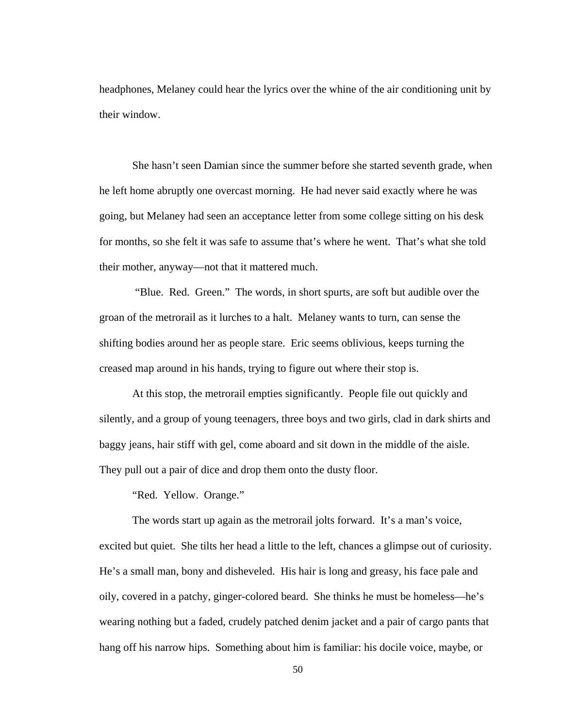headphones, Melaney could hear the lyrics over the whine of the air conditioning unit by their window.

She hasn't seen Damian since the summer before she started seventh grade, when he left home abruptly one overcast morning. He had never said exactly where he was going, but Melaney had seen an acceptance letter from some college sitting on his desk for months, so she felt it was safe to assume that's where he went. That's what she told their mother, anyway—not that it mattered much.

"Blue. Red. Green." The words, in short spurts, are soft but audible over the groan of the metrorail as it lurches to a halt. Melaney wants to turn, can sense the shifting bodies around her as people stare. Eric seems oblivious, keeps turning the creased map around in his hands, trying to figure out where their stop is.

At this stop, the metrorail empties significantly. People file out quickly and silently, and a group of young teenagers, three boys and two girls, clad in dark shirts and baggy jeans, hair stiff with gel, come aboard and sit down in the middle of the aisle. They pull out a pair of dice and drop them onto the dusty floor.

"Red. Yellow. Orange."

The words start up again as the metrorail jolts forward. It's a man's voice, excited but quiet. She tilts her head a little to the left, chances a glimpse out of curiosity. He's a small man, bony and disheveled. His hair is long and greasy, his face pale and oily, covered in a patchy, ginger-colored beard. She thinks he must be homeless—he's wearing nothing but a faded, crudely patched denim jacket and a pair of cargo pants that hang off his narrow hips. Something about him is familiar: his docile voice, maybe, or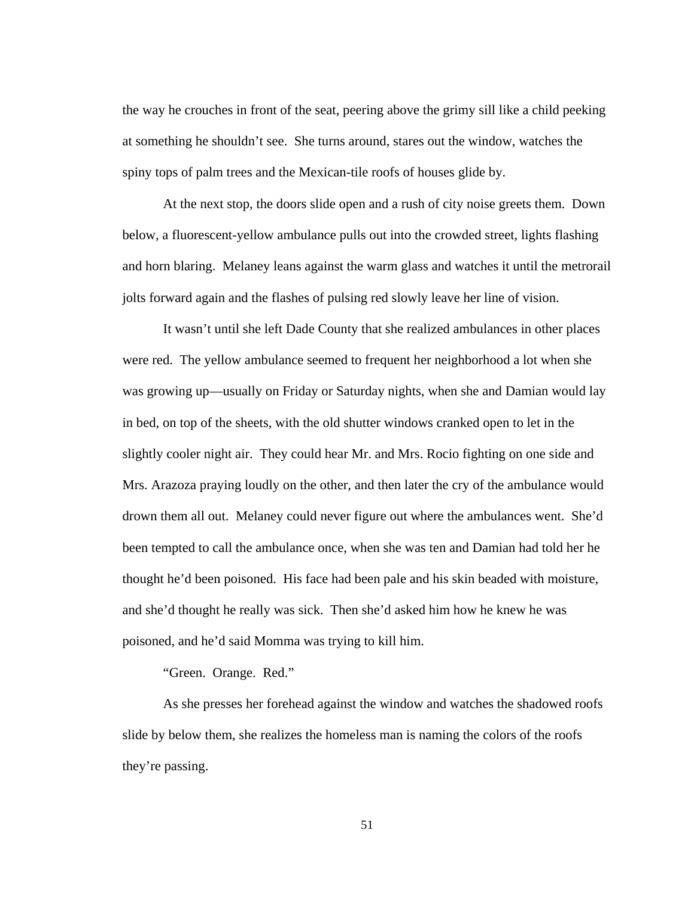the way he crouches in front of the seat, peering above the grimy sill like a child peeking at something he shouldn't see. She turns around, stares out the window, watches the spiny tops of palm trees and the Mexican-tile roofs of houses glide by.

At the next stop, the doors slide open and a rush of city noise greets them. Down below, a fluorescent-yellow ambulance pulls out into the crowded street, lights flashing and horn blaring. Melaney leans against the warm glass and watches it until the metrorail jolts forward again and the flashes of pulsing red slowly leave her line of vision.

It wasn't until she left Dade County that she realized ambulances in other places were red. The yellow ambulance seemed to frequent her neighborhood a lot when she was growing up—usually on Friday or Saturday nights, when she and Damian would lay in bed, on top of the sheets, with the old shutter windows cranked open to let in the slightly cooler night air. They could hear Mr. and Mrs. Rocio fighting on one side and Mrs. Arazoza praying loudly on the other, and then later the cry of the ambulance would drown them all out. Melaney could never figure out where the ambulances went. She'd been tempted to call the ambulance once, when she was ten and Damian had told her he thought he'd been poisoned. His face had been pale and his skin beaded with moisture, and she'd thought he really was sick. Then she'd asked him how he knew he was poisoned, and he'd said Momma was trying to kill him.

"Green. Orange. Red."

As she presses her forehead against the window and watches the shadowed roofs slide by below them, she realizes the homeless man is naming the colors of the roofs they're passing.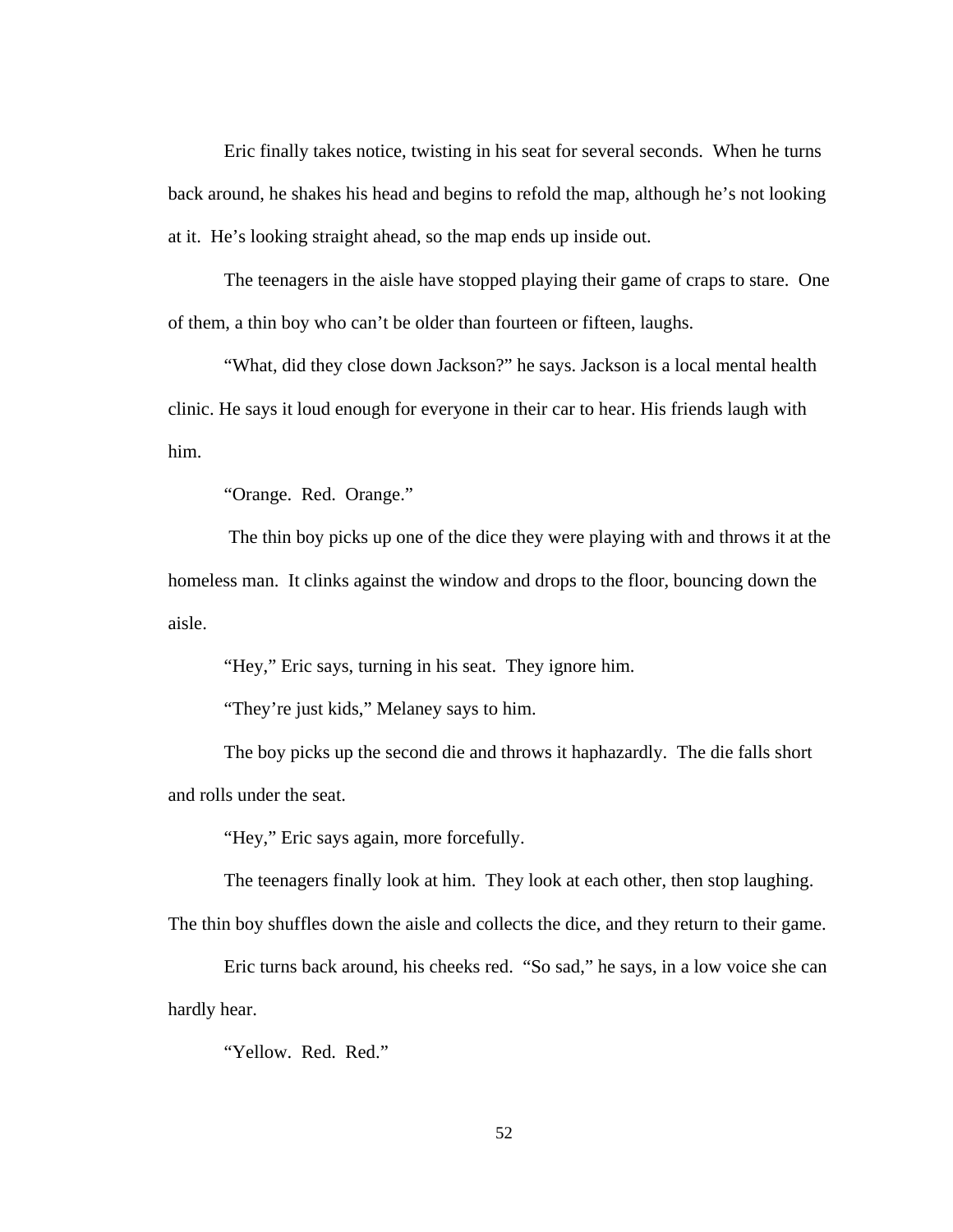Eric finally takes notice, twisting in his seat for several seconds. When he turns back around, he shakes his head and begins to refold the map, although he's not looking at it. He's looking straight ahead, so the map ends up inside out.

The teenagers in the aisle have stopped playing their game of craps to stare. One of them, a thin boy who can't be older than fourteen or fifteen, laughs.

"What, did they close down Jackson?" he says. Jackson is a local mental health clinic. He says it loud enough for everyone in their car to hear. His friends laugh with him.

"Orange. Red. Orange."

The thin boy picks up one of the dice they were playing with and throws it at the homeless man. It clinks against the window and drops to the floor, bouncing down the aisle.

"Hey," Eric says, turning in his seat. They ignore him.

"They're just kids," Melaney says to him.

The boy picks up the second die and throws it haphazardly. The die falls short and rolls under the seat.

"Hey," Eric says again, more forcefully.

The teenagers finally look at him. They look at each other, then stop laughing. The thin boy shuffles down the aisle and collects the dice, and they return to their game.

Eric turns back around, his cheeks red. "So sad," he says, in a low voice she can hardly hear.

"Yellow. Red. Red."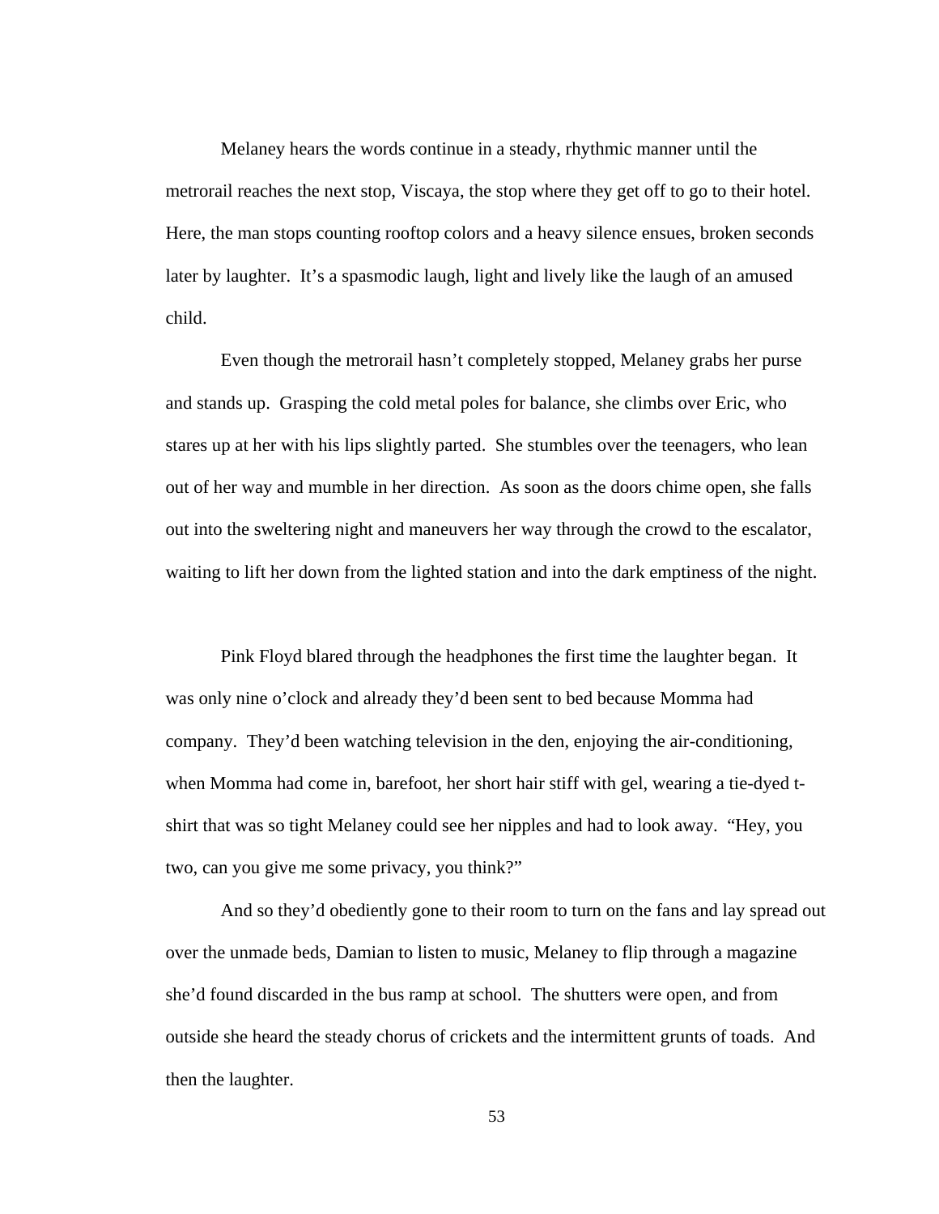Melaney hears the words continue in a steady, rhythmic manner until the metrorail reaches the next stop, Viscaya, the stop where they get off to go to their hotel. Here, the man stops counting rooftop colors and a heavy silence ensues, broken seconds later by laughter. It's a spasmodic laugh, light and lively like the laugh of an amused child.

Even though the metrorail hasn't completely stopped, Melaney grabs her purse and stands up. Grasping the cold metal poles for balance, she climbs over Eric, who stares up at her with his lips slightly parted. She stumbles over the teenagers, who lean out of her way and mumble in her direction. As soon as the doors chime open, she falls out into the sweltering night and maneuvers her way through the crowd to the escalator, waiting to lift her down from the lighted station and into the dark emptiness of the night.

Pink Floyd blared through the headphones the first time the laughter began. It was only nine o'clock and already they'd been sent to bed because Momma had company. They'd been watching television in the den, enjoying the air-conditioning, when Momma had come in, barefoot, her short hair stiff with gel, wearing a tie-dyed t-shirt that was so tight Melaney could see her nipples and had to look away. "Hey, you two, can you give me some privacy, you think?"

And so they'd obediently gone to their room to turn on the fans and lay spread out over the unmade beds, Damian to listen to music, Melaney to flip through a magazine she'd found discarded in the bus ramp at school. The shutters were open, and from outside she heard the steady chorus of crickets and the intermittent grunts of toads. And then the laughter.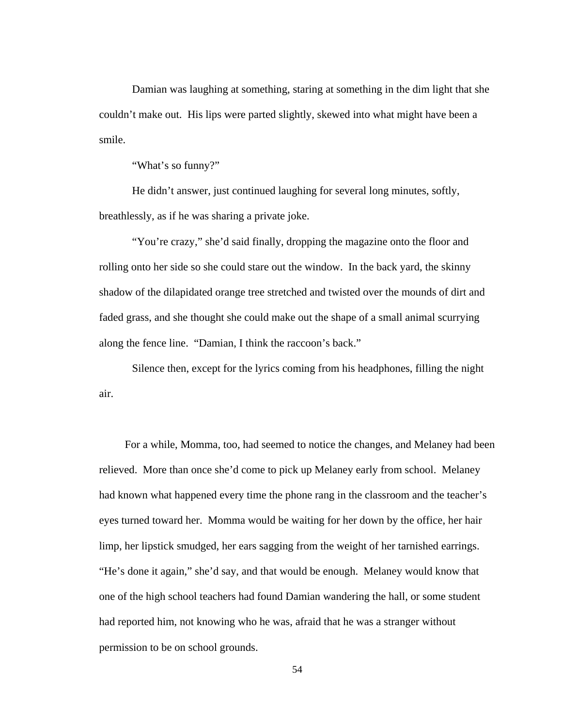Damian was laughing at something, staring at something in the dim light that she couldn't make out. His lips were parted slightly, skewed into what might have been a smile.

"What's so funny?"

He didn't answer, just continued laughing for several long minutes, softly, breathlessly, as if he was sharing a private joke.

"You're crazy," she'd said finally, dropping the magazine onto the floor and rolling onto her side so she could stare out the window. In the back yard, the skinny shadow of the dilapidated orange tree stretched and twisted over the mounds of dirt and faded grass, and she thought she could make out the shape of a small animal scurrying along the fence line. "Damian, I think the raccoon's back."

Silence then, except for the lyrics coming from his headphones, filling the night air.

For a while, Momma, too, had seemed to notice the changes, and Melaney had been relieved. More than once she'd come to pick up Melaney early from school. Melaney had known what happened every time the phone rang in the classroom and the teacher's eyes turned toward her. Momma would be waiting for her down by the office, her hair limp, her lipstick smudged, her ears sagging from the weight of her tarnished earrings. "He's done it again," she'd say, and that would be enough. Melaney would know that one of the high school teachers had found Damian wandering the hall, or some student had reported him, not knowing who he was, afraid that he was a stranger without permission to be on school grounds.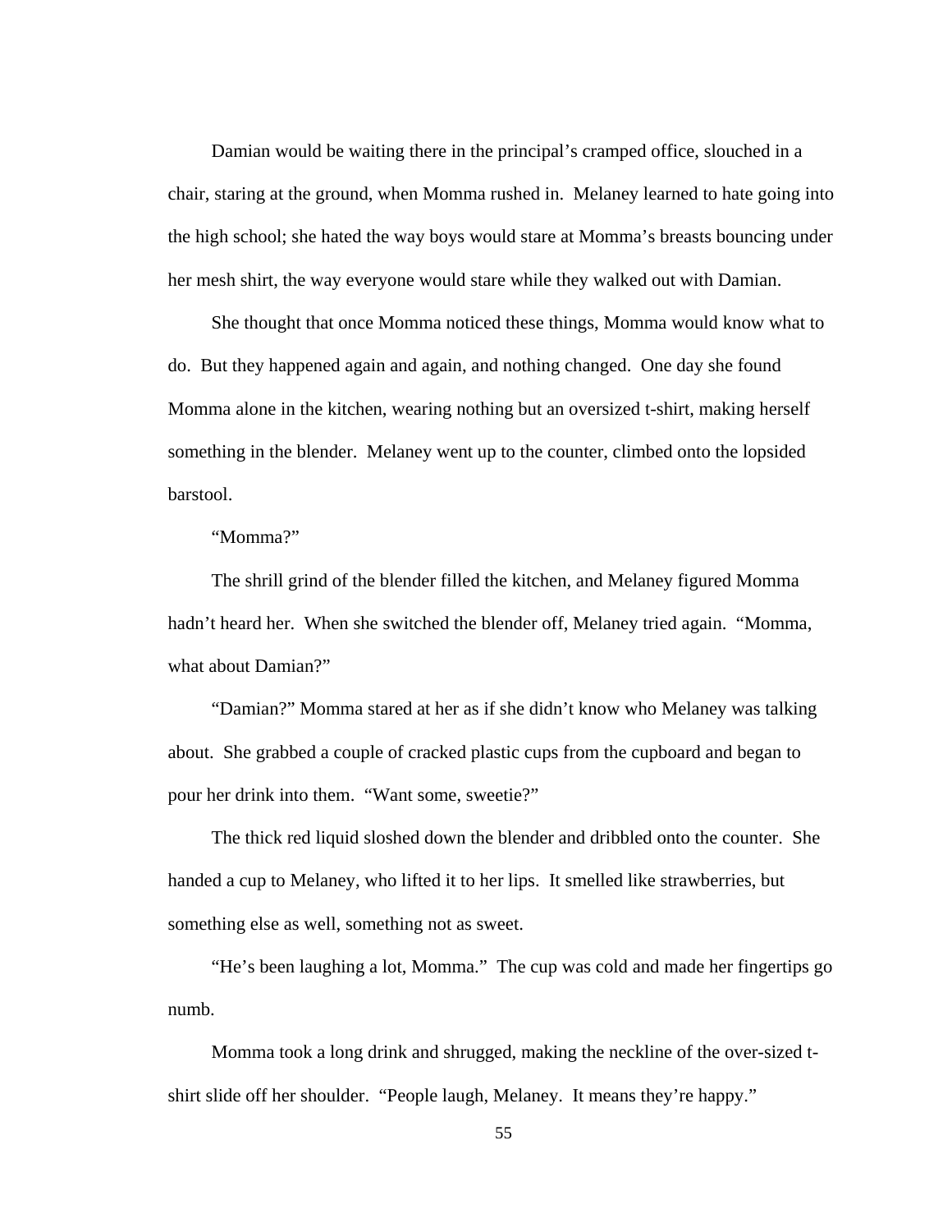Damian would be waiting there in the principal's cramped office, slouched in a chair, staring at the ground, when Momma rushed in. Melaney learned to hate going into the high school; she hated the way boys would stare at Momma's breasts bouncing under her mesh shirt, the way everyone would stare while they walked out with Damian.

She thought that once Momma noticed these things, Momma would know what to do. But they happened again and again, and nothing changed. One day she found Momma alone in the kitchen, wearing nothing but an oversized t-shirt, making herself something in the blender. Melaney went up to the counter, climbed onto the lopsided barstool.

"Momma?"

The shrill grind of the blender filled the kitchen, and Melaney figured Momma hadn't heard her. When she switched the blender off, Melaney tried again. "Momma, what about Damian?"

"Damian?" Momma stared at her as if she didn't know who Melaney was talking about. She grabbed a couple of cracked plastic cups from the cupboard and began to pour her drink into them. "Want some, sweetie?"

The thick red liquid sloshed down the blender and dribbled onto the counter. She handed a cup to Melaney, who lifted it to her lips. It smelled like strawberries, but something else as well, something not as sweet.

"He's been laughing a lot, Momma." The cup was cold and made her fingertips go numb.

Momma took a long drink and shrugged, making the neckline of the over-sized t-shirt slide off her shoulder. "People laugh, Melaney. It means they're happy."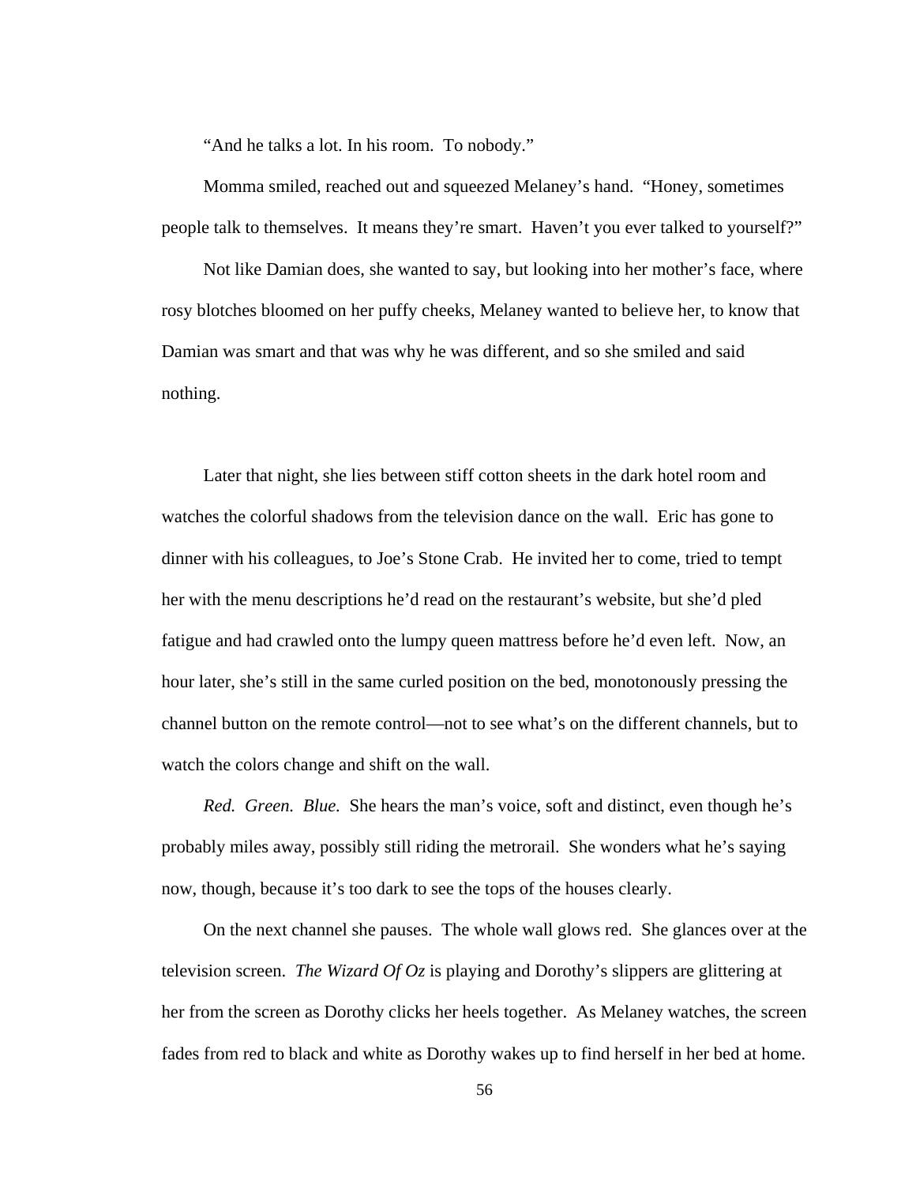"And he talks a lot. In his room. To nobody."

Momma smiled, reached out and squeezed Melaney's hand. "Honey, sometimes people talk to themselves. It means they're smart. Haven't you ever talked to yourself?"

Not like Damian does, she wanted to say, but looking into her mother's face, where rosy blotches bloomed on her puffy cheeks, Melaney wanted to believe her, to know that Damian was smart and that was why he was different, and so she smiled and said nothing.

Later that night, she lies between stiff cotton sheets in the dark hotel room and watches the colorful shadows from the television dance on the wall. Eric has gone to dinner with his colleagues, to Joe's Stone Crab. He invited her to come, tried to tempt her with the menu descriptions he'd read on the restaurant's website, but she'd pled fatigue and had crawled onto the lumpy queen mattress before he'd even left. Now, an hour later, she's still in the same curled position on the bed, monotonously pressing the channel button on the remote control—not to see what's on the different channels, but to watch the colors change and shift on the wall.

*Red. Green. Blue.* She hears the man's voice, soft and distinct, even though he's probably miles away, possibly still riding the metrorail. She wonders what he's saying now, though, because it's too dark to see the tops of the houses clearly.

On the next channel she pauses. The whole wall glows red. She glances over at the television screen. *The Wizard Of Oz* is playing and Dorothy's slippers are glittering at her from the screen as Dorothy clicks her heels together. As Melaney watches, the screen fades from red to black and white as Dorothy wakes up to find herself in her bed at home.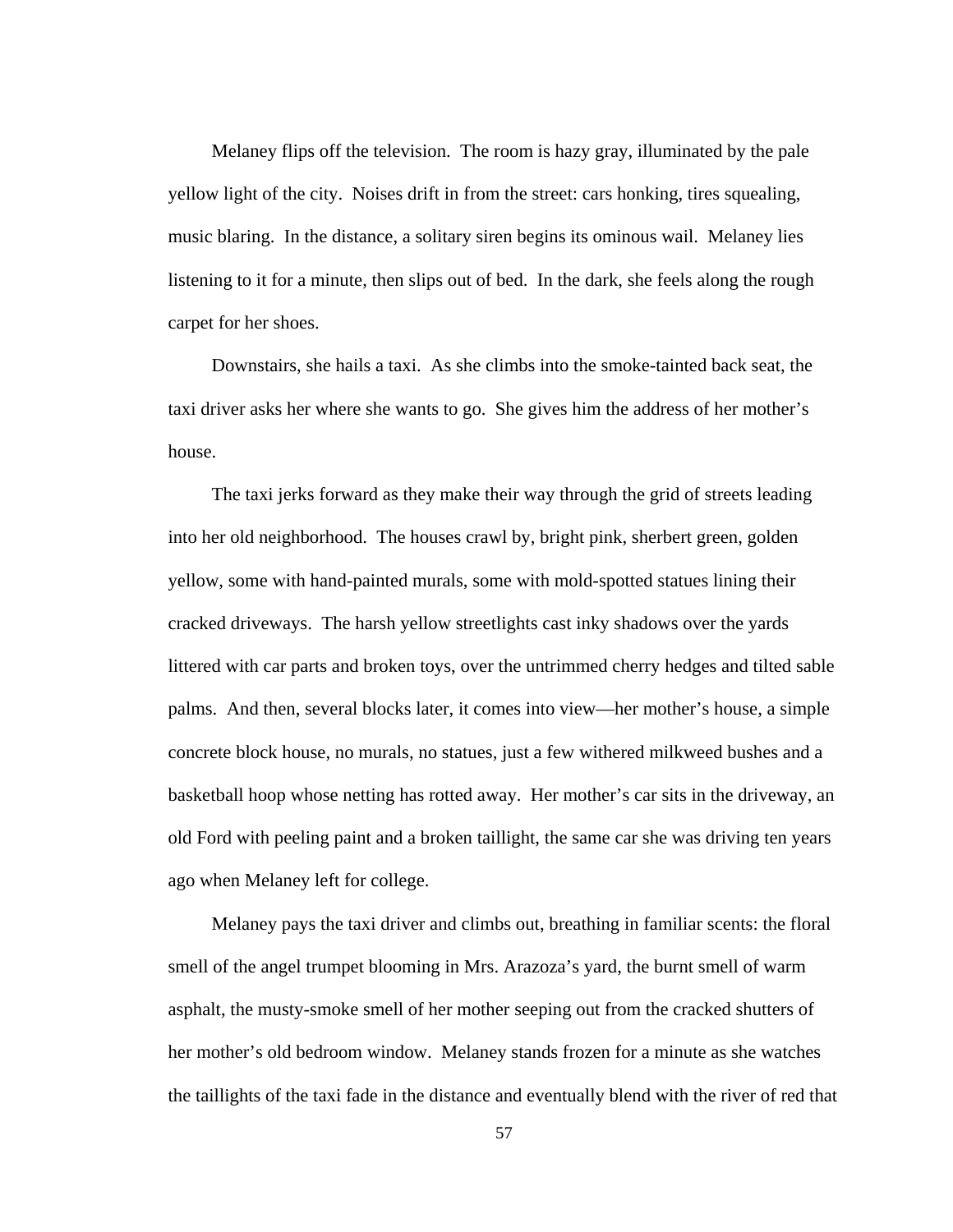Melaney flips off the television. The room is hazy gray, illuminated by the pale yellow light of the city. Noises drift in from the street: cars honking, tires squealing, music blaring. In the distance, a solitary siren begins its ominous wail. Melaney lies listening to it for a minute, then slips out of bed. In the dark, she feels along the rough carpet for her shoes.

Downstairs, she hails a taxi. As she climbs into the smoke-tainted back seat, the taxi driver asks her where she wants to go. She gives him the address of her mother's house.

The taxi jerks forward as they make their way through the grid of streets leading into her old neighborhood. The houses crawl by, bright pink, sherbert green, golden yellow, some with hand-painted murals, some with mold-spotted statues lining their cracked driveways. The harsh yellow streetlights cast inky shadows over the yards littered with car parts and broken toys, over the untrimmed cherry hedges and tilted sable palms. And then, several blocks later, it comes into view—her mother's house, a simple concrete block house, no murals, no statues, just a few withered milkweed bushes and a basketball hoop whose netting has rotted away. Her mother's car sits in the driveway, an old Ford with peeling paint and a broken taillight, the same car she was driving ten years ago when Melaney left for college.

Melaney pays the taxi driver and climbs out, breathing in familiar scents: the floral smell of the angel trumpet blooming in Mrs. Arazoza's yard, the burnt smell of warm asphalt, the musty-smoke smell of her mother seeping out from the cracked shutters of her mother's old bedroom window. Melaney stands frozen for a minute as she watches the taillights of the taxi fade in the distance and eventually blend with the river of red that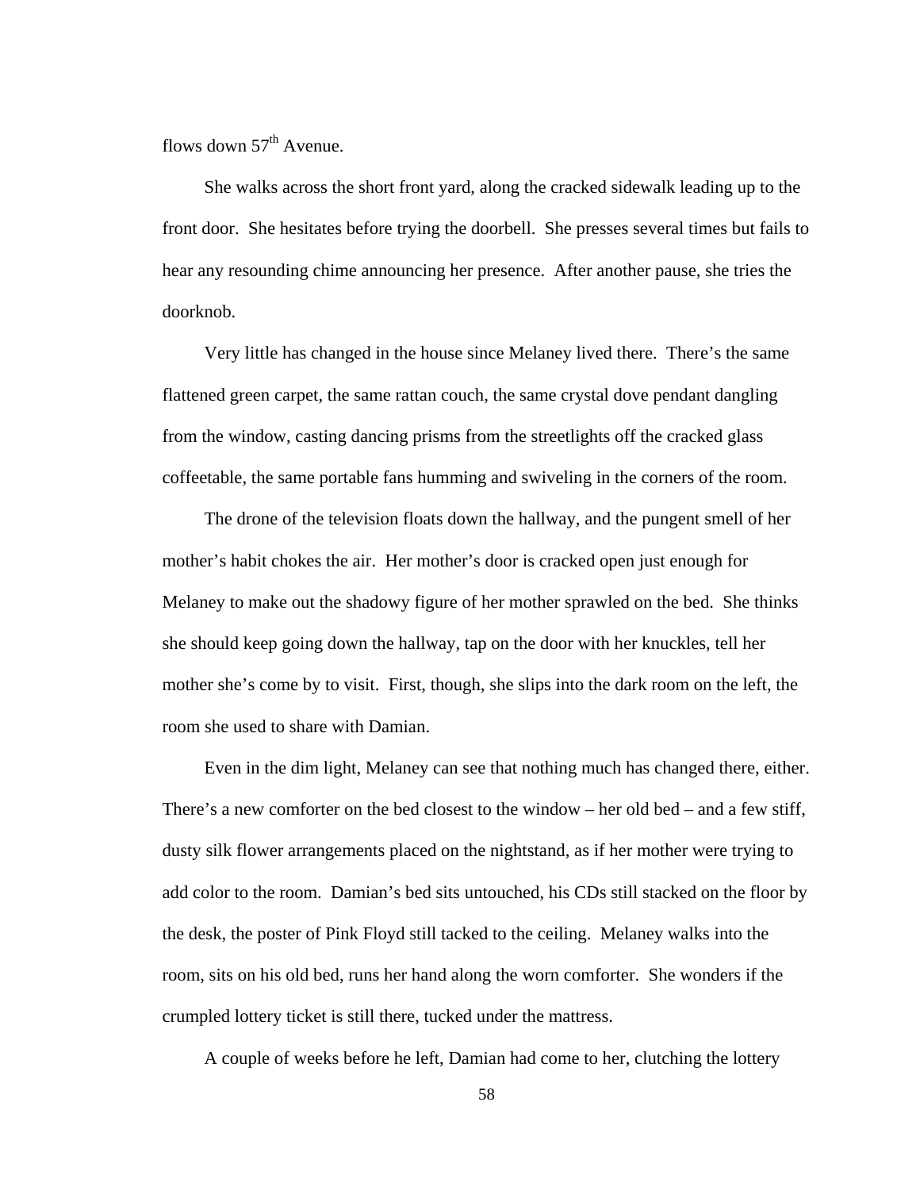flows down 57th Avenue.

She walks across the short front yard, along the cracked sidewalk leading up to the front door. She hesitates before trying the doorbell. She presses several times but fails to hear any resounding chime announcing her presence. After another pause, she tries the doorknob.

Very little has changed in the house since Melaney lived there. There's the same flattened green carpet, the same rattan couch, the same crystal dove pendant dangling from the window, casting dancing prisms from the streetlights off the cracked glass coffeetable, the same portable fans humming and swiveling in the corners of the room.

The drone of the television floats down the hallway, and the pungent smell of her mother's habit chokes the air. Her mother's door is cracked open just enough for Melaney to make out the shadowy figure of her mother sprawled on the bed. She thinks she should keep going down the hallway, tap on the door with her knuckles, tell her mother she's come by to visit. First, though, she slips into the dark room on the left, the room she used to share with Damian.

Even in the dim light, Melaney can see that nothing much has changed there, either. There's a new comforter on the bed closest to the window – her old bed – and a few stiff, dusty silk flower arrangements placed on the nightstand, as if her mother were trying to add color to the room. Damian's bed sits untouched, his CDs still stacked on the floor by the desk, the poster of Pink Floyd still tacked to the ceiling. Melaney walks into the room, sits on his old bed, runs her hand along the worn comforter. She wonders if the crumpled lottery ticket is still there, tucked under the mattress.

A couple of weeks before he left, Damian had come to her, clutching the lottery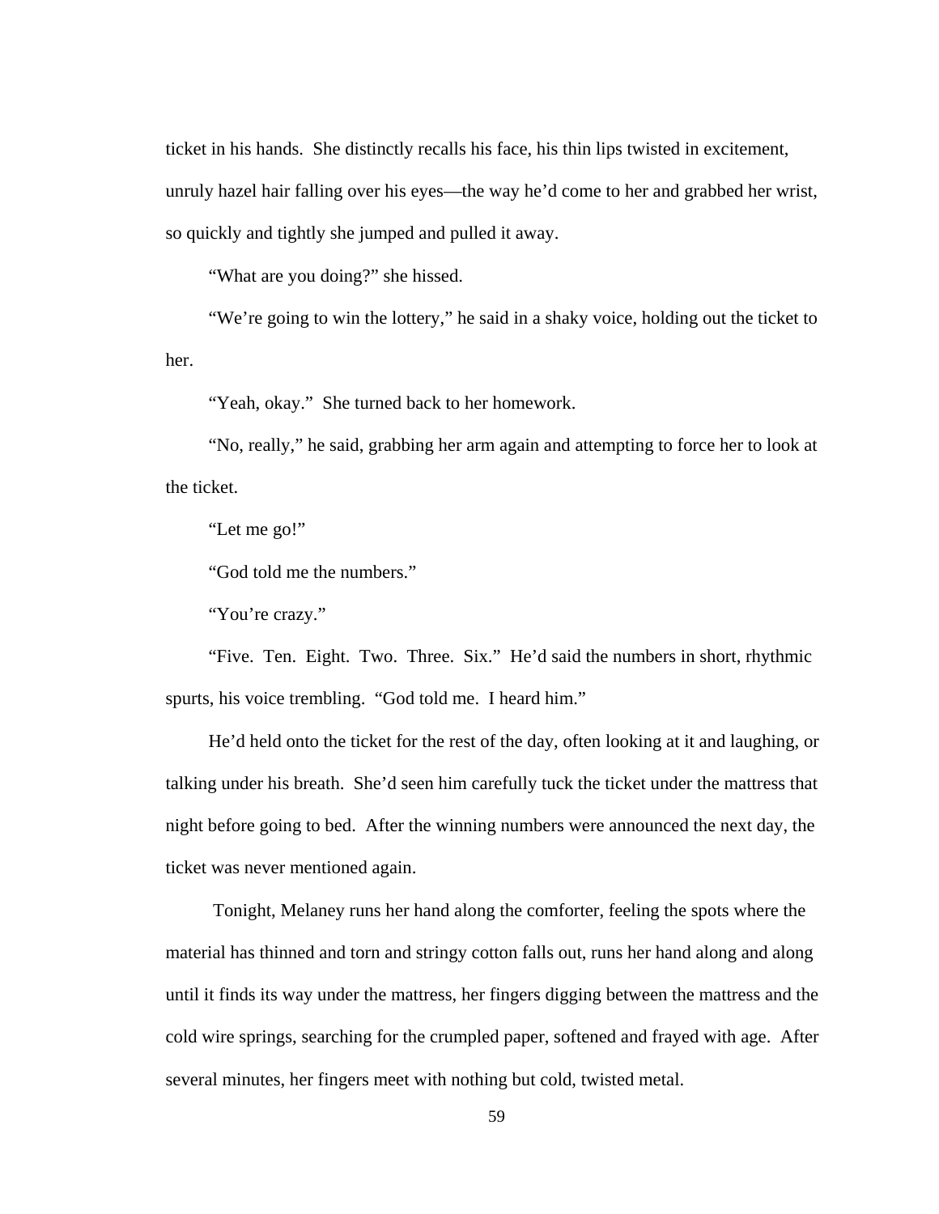ticket in his hands. She distinctly recalls his face, his thin lips twisted in excitement, unruly hazel hair falling over his eyes—the way he'd come to her and grabbed her wrist, so quickly and tightly she jumped and pulled it away.

"What are you doing?" she hissed.

"We're going to win the lottery," he said in a shaky voice, holding out the ticket to her.

"Yeah, okay." She turned back to her homework.

"No, really," he said, grabbing her arm again and attempting to force her to look at the ticket.

"Let me go!"

"God told me the numbers."

"You're crazy."

"Five. Ten. Eight. Two. Three. Six." He'd said the numbers in short, rhythmic spurts, his voice trembling. "God told me. I heard him."

He'd held onto the ticket for the rest of the day, often looking at it and laughing, or talking under his breath. She'd seen him carefully tuck the ticket under the mattress that night before going to bed. After the winning numbers were announced the next day, the ticket was never mentioned again.

Tonight, Melaney runs her hand along the comforter, feeling the spots where the material has thinned and torn and stringy cotton falls out, runs her hand along and along until it finds its way under the mattress, her fingers digging between the mattress and the cold wire springs, searching for the crumpled paper, softened and frayed with age. After several minutes, her fingers meet with nothing but cold, twisted metal.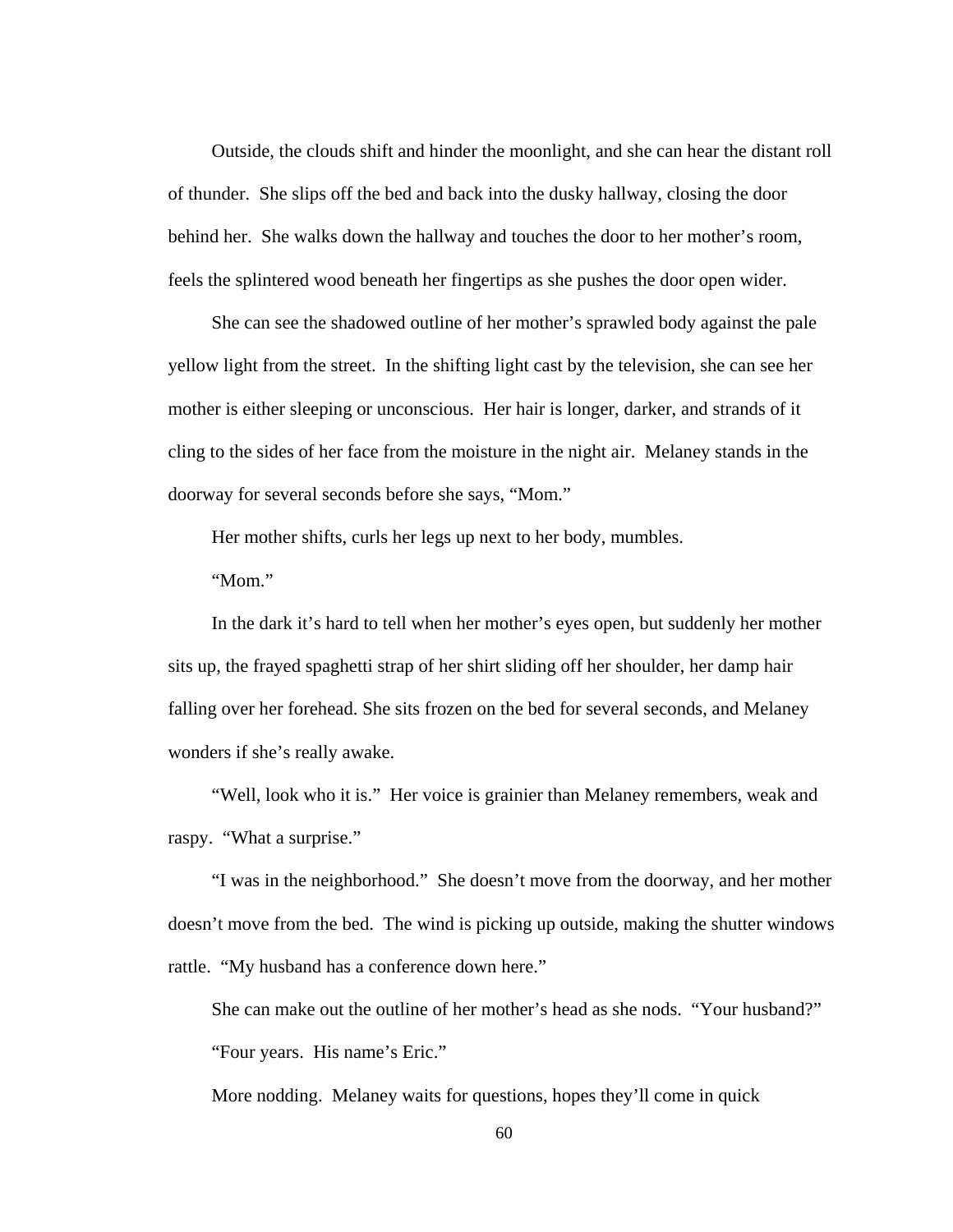Outside, the clouds shift and hinder the moonlight, and she can hear the distant roll of thunder.  She slips off the bed and back into the dusky hallway, closing the door behind her.  She walks down the hallway and touches the door to her mother's room, feels the splintered wood beneath her fingertips as she pushes the door open wider.

She can see the shadowed outline of her mother's sprawled body against the pale yellow light from the street.  In the shifting light cast by the television, she can see her mother is either sleeping or unconscious.  Her hair is longer, darker, and strands of it cling to the sides of her face from the moisture in the night air.  Melaney stands in the doorway for several seconds before she says, "Mom."

Her mother shifts, curls her legs up next to her body, mumbles.

"Mom."

In the dark it's hard to tell when her mother's eyes open, but suddenly her mother sits up, the frayed spaghetti strap of her shirt sliding off her shoulder, her damp hair falling over her forehead. She sits frozen on the bed for several seconds, and Melaney wonders if she's really awake.

"Well, look who it is."  Her voice is grainier than Melaney remembers, weak and raspy.  "What a surprise."

"I was in the neighborhood."  She doesn't move from the doorway, and her mother doesn't move from the bed.  The wind is picking up outside, making the shutter windows rattle.  "My husband has a conference down here."

She can make out the outline of her mother's head as she nods.  "Your husband?"

"Four years.  His name's Eric."

More nodding.  Melaney waits for questions, hopes they'll come in quick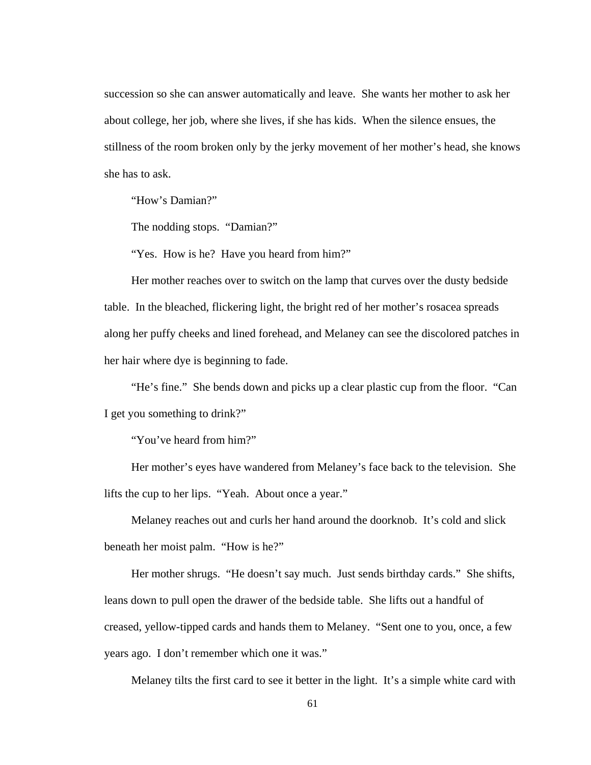succession so she can answer automatically and leave. She wants her mother to ask her about college, her job, where she lives, if she has kids. When the silence ensues, the stillness of the room broken only by the jerky movement of her mother's head, she knows she has to ask.

"How's Damian?"

The nodding stops. "Damian?"

"Yes. How is he? Have you heard from him?"

Her mother reaches over to switch on the lamp that curves over the dusty bedside table. In the bleached, flickering light, the bright red of her mother's rosacea spreads along her puffy cheeks and lined forehead, and Melaney can see the discolored patches in her hair where dye is beginning to fade.

"He's fine." She bends down and picks up a clear plastic cup from the floor. "Can I get you something to drink?"

"You've heard from him?"

Her mother's eyes have wandered from Melaney's face back to the television. She lifts the cup to her lips. "Yeah. About once a year."

Melaney reaches out and curls her hand around the doorknob. It's cold and slick beneath her moist palm. "How is he?"

Her mother shrugs. "He doesn't say much. Just sends birthday cards." She shifts, leans down to pull open the drawer of the bedside table. She lifts out a handful of creased, yellow-tipped cards and hands them to Melaney. "Sent one to you, once, a few years ago. I don't remember which one it was."

Melaney tilts the first card to see it better in the light. It's a simple white card with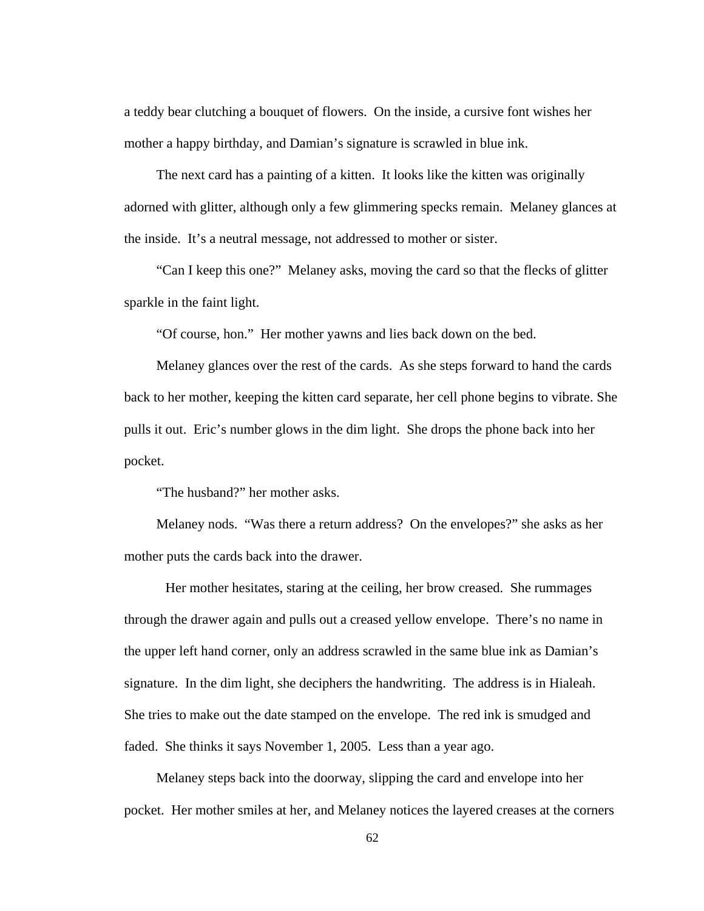a teddy bear clutching a bouquet of flowers. On the inside, a cursive font wishes her mother a happy birthday, and Damian's signature is scrawled in blue ink.

The next card has a painting of a kitten. It looks like the kitten was originally adorned with glitter, although only a few glimmering specks remain. Melaney glances at the inside. It's a neutral message, not addressed to mother or sister.

"Can I keep this one?" Melaney asks, moving the card so that the flecks of glitter sparkle in the faint light.

"Of course, hon." Her mother yawns and lies back down on the bed.

Melaney glances over the rest of the cards. As she steps forward to hand the cards back to her mother, keeping the kitten card separate, her cell phone begins to vibrate. She pulls it out. Eric's number glows in the dim light. She drops the phone back into her pocket.

"The husband?" her mother asks.

Melaney nods. "Was there a return address? On the envelopes?" she asks as her mother puts the cards back into the drawer.

Her mother hesitates, staring at the ceiling, her brow creased. She rummages through the drawer again and pulls out a creased yellow envelope. There's no name in the upper left hand corner, only an address scrawled in the same blue ink as Damian's signature. In the dim light, she deciphers the handwriting. The address is in Hialeah. She tries to make out the date stamped on the envelope. The red ink is smudged and faded. She thinks it says November 1, 2005. Less than a year ago.

Melaney steps back into the doorway, slipping the card and envelope into her pocket. Her mother smiles at her, and Melaney notices the layered creases at the corners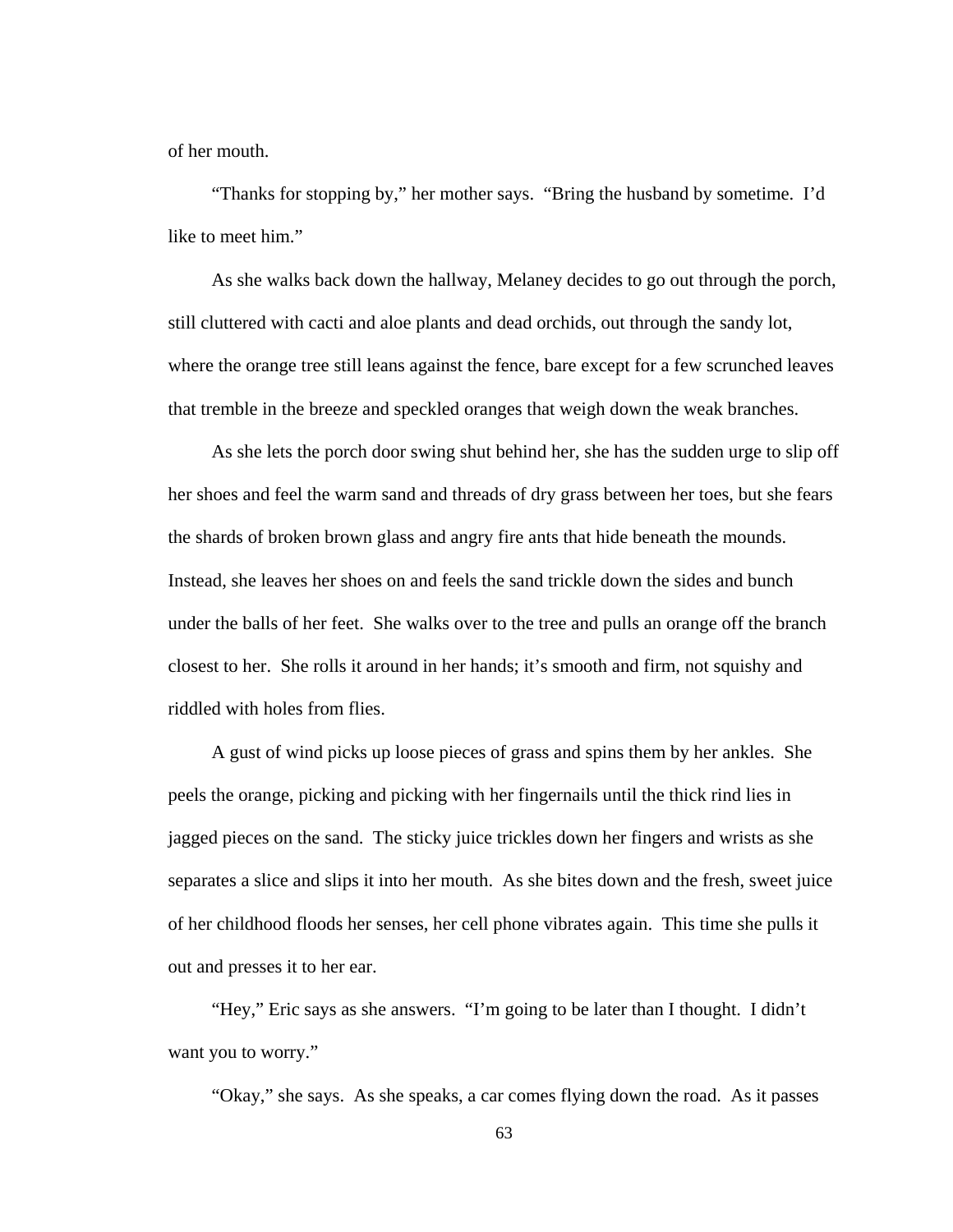of her mouth.

"Thanks for stopping by," her mother says. "Bring the husband by sometime. I'd like to meet him."

As she walks back down the hallway, Melaney decides to go out through the porch, still cluttered with cacti and aloe plants and dead orchids, out through the sandy lot, where the orange tree still leans against the fence, bare except for a few scrunched leaves that tremble in the breeze and speckled oranges that weigh down the weak branches.

As she lets the porch door swing shut behind her, she has the sudden urge to slip off her shoes and feel the warm sand and threads of dry grass between her toes, but she fears the shards of broken brown glass and angry fire ants that hide beneath the mounds. Instead, she leaves her shoes on and feels the sand trickle down the sides and bunch under the balls of her feet. She walks over to the tree and pulls an orange off the branch closest to her. She rolls it around in her hands; it's smooth and firm, not squishy and riddled with holes from flies.

A gust of wind picks up loose pieces of grass and spins them by her ankles. She peels the orange, picking and picking with her fingernails until the thick rind lies in jagged pieces on the sand. The sticky juice trickles down her fingers and wrists as she separates a slice and slips it into her mouth. As she bites down and the fresh, sweet juice of her childhood floods her senses, her cell phone vibrates again. This time she pulls it out and presses it to her ear.

"Hey," Eric says as she answers. "I'm going to be later than I thought. I didn't want you to worry."

"Okay," she says. As she speaks, a car comes flying down the road. As it passes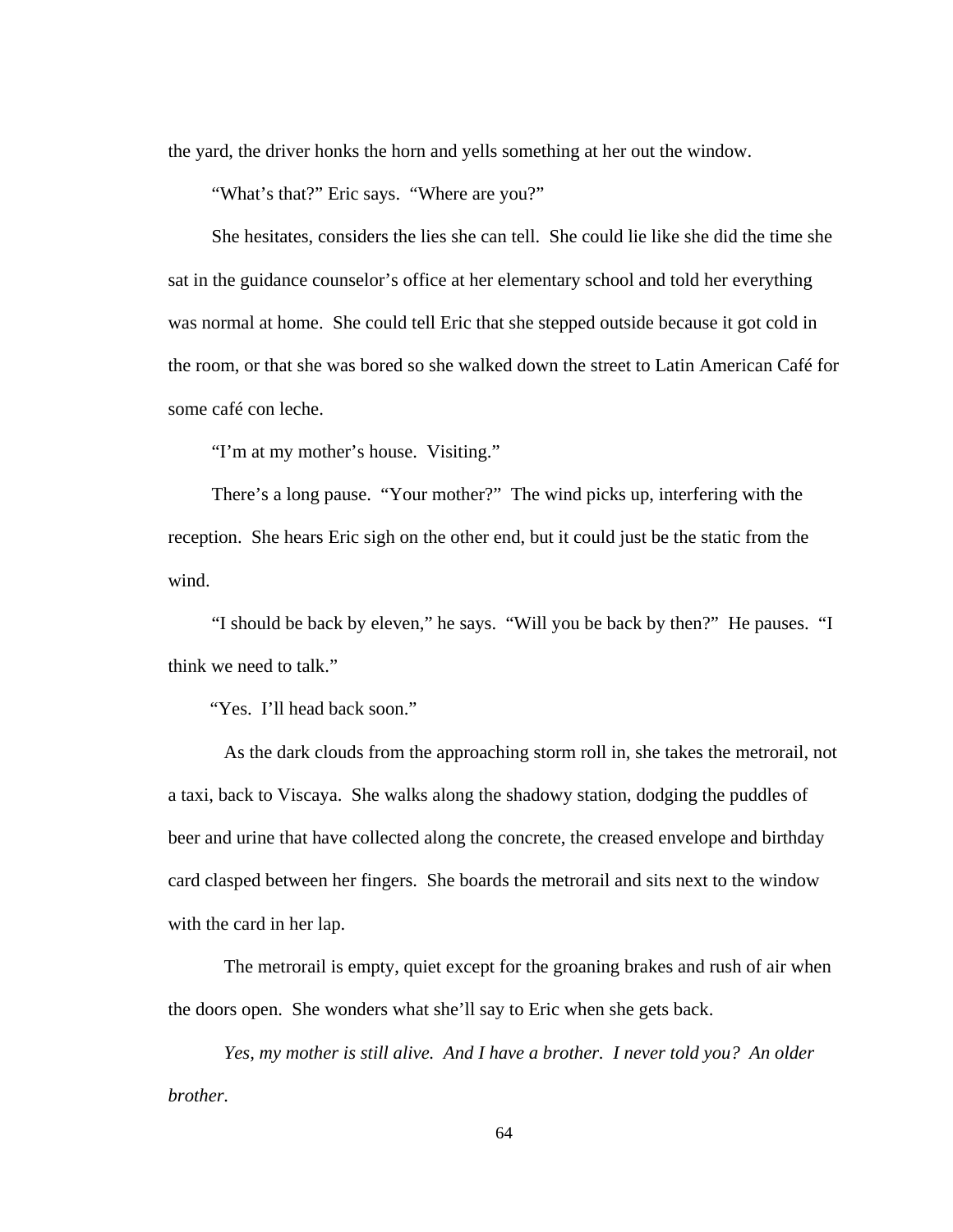the yard, the driver honks the horn and yells something at her out the window.

"What's that?" Eric says. "Where are you?"

She hesitates, considers the lies she can tell. She could lie like she did the time she sat in the guidance counselor's office at her elementary school and told her everything was normal at home. She could tell Eric that she stepped outside because it got cold in the room, or that she was bored so she walked down the street to Latin American Café for some café con leche.

"I'm at my mother's house. Visiting."

There's a long pause. "Your mother?" The wind picks up, interfering with the reception. She hears Eric sigh on the other end, but it could just be the static from the wind.

"I should be back by eleven," he says. "Will you be back by then?" He pauses. "I think we need to talk."

"Yes. I'll head back soon."

As the dark clouds from the approaching storm roll in, she takes the metrorail, not a taxi, back to Viscaya. She walks along the shadowy station, dodging the puddles of beer and urine that have collected along the concrete, the creased envelope and birthday card clasped between her fingers. She boards the metrorail and sits next to the window with the card in her lap.

The metrorail is empty, quiet except for the groaning brakes and rush of air when the doors open. She wonders what she'll say to Eric when she gets back.

*Yes, my mother is still alive. And I have a brother. I never told you? An older brother.*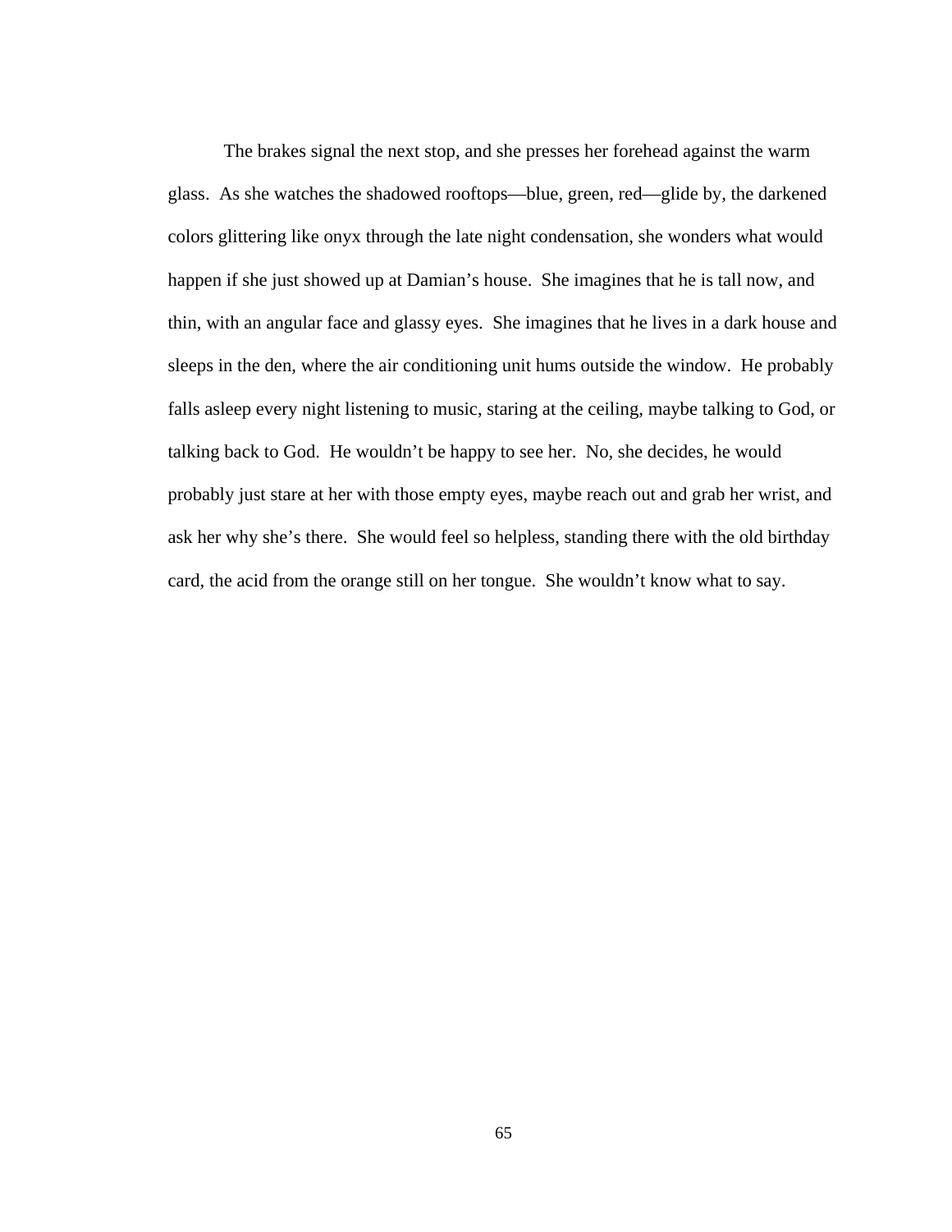The brakes signal the next stop, and she presses her forehead against the warm glass. As she watches the shadowed rooftops—blue, green, red—glide by, the darkened colors glittering like onyx through the late night condensation, she wonders what would happen if she just showed up at Damian's house. She imagines that he is tall now, and thin, with an angular face and glassy eyes. She imagines that he lives in a dark house and sleeps in the den, where the air conditioning unit hums outside the window. He probably falls asleep every night listening to music, staring at the ceiling, maybe talking to God, or talking back to God. He wouldn't be happy to see her. No, she decides, he would probably just stare at her with those empty eyes, maybe reach out and grab her wrist, and ask her why she's there. She would feel so helpless, standing there with the old birthday card, the acid from the orange still on her tongue. She wouldn't know what to say.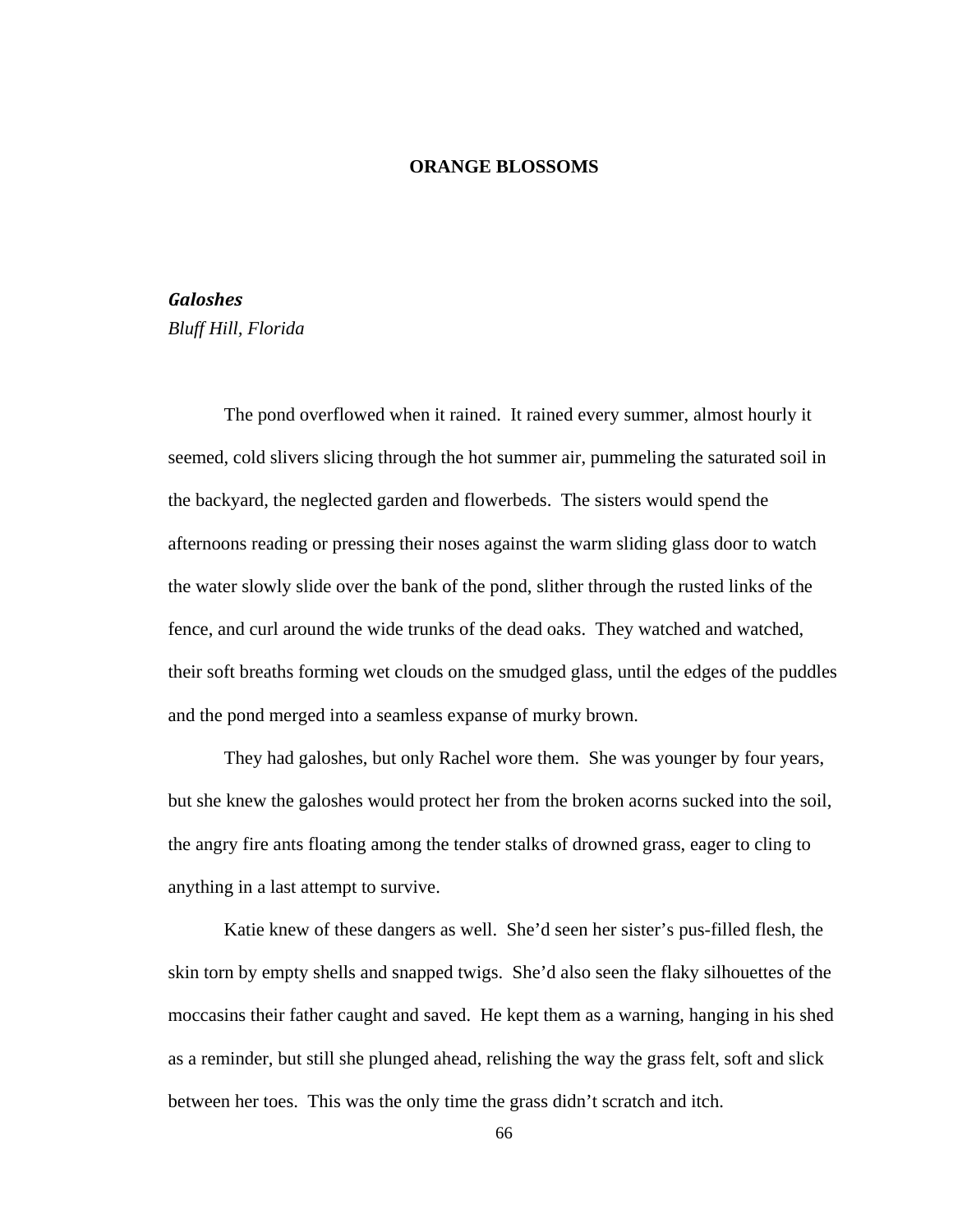# ORANGE BLOSSOMS

## *Galoshes*

*Bluff Hill, Florida*

The pond overflowed when it rained. It rained every summer, almost hourly it seemed, cold slivers slicing through the hot summer air, pummeling the saturated soil in the backyard, the neglected garden and flowerbeds. The sisters would spend the afternoons reading or pressing their noses against the warm sliding glass door to watch the water slowly slide over the bank of the pond, slither through the rusted links of the fence, and curl around the wide trunks of the dead oaks. They watched and watched, their soft breaths forming wet clouds on the smudged glass, until the edges of the puddles and the pond merged into a seamless expanse of murky brown.

They had galoshes, but only Rachel wore them. She was younger by four years, but she knew the galoshes would protect her from the broken acorns sucked into the soil, the angry fire ants floating among the tender stalks of drowned grass, eager to cling to anything in a last attempt to survive.

Katie knew of these dangers as well. She'd seen her sister's pus-filled flesh, the skin torn by empty shells and snapped twigs. She'd also seen the flaky silhouettes of the moccasins their father caught and saved. He kept them as a warning, hanging in his shed as a reminder, but still she plunged ahead, relishing the way the grass felt, soft and slick between her toes. This was the only time the grass didn't scratch and itch.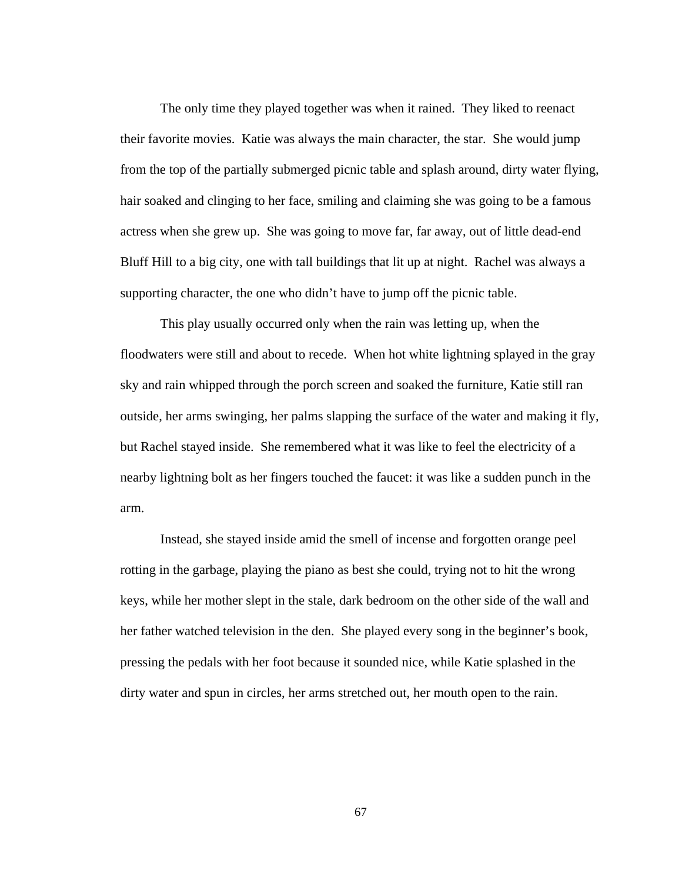The only time they played together was when it rained. They liked to reenact their favorite movies. Katie was always the main character, the star. She would jump from the top of the partially submerged picnic table and splash around, dirty water flying, hair soaked and clinging to her face, smiling and claiming she was going to be a famous actress when she grew up. She was going to move far, far away, out of little dead-end Bluff Hill to a big city, one with tall buildings that lit up at night. Rachel was always a supporting character, the one who didn't have to jump off the picnic table.

This play usually occurred only when the rain was letting up, when the floodwaters were still and about to recede. When hot white lightning splayed in the gray sky and rain whipped through the porch screen and soaked the furniture, Katie still ran outside, her arms swinging, her palms slapping the surface of the water and making it fly, but Rachel stayed inside. She remembered what it was like to feel the electricity of a nearby lightning bolt as her fingers touched the faucet: it was like a sudden punch in the arm.

Instead, she stayed inside amid the smell of incense and forgotten orange peel rotting in the garbage, playing the piano as best she could, trying not to hit the wrong keys, while her mother slept in the stale, dark bedroom on the other side of the wall and her father watched television in the den. She played every song in the beginner's book, pressing the pedals with her foot because it sounded nice, while Katie splashed in the dirty water and spun in circles, her arms stretched out, her mouth open to the rain.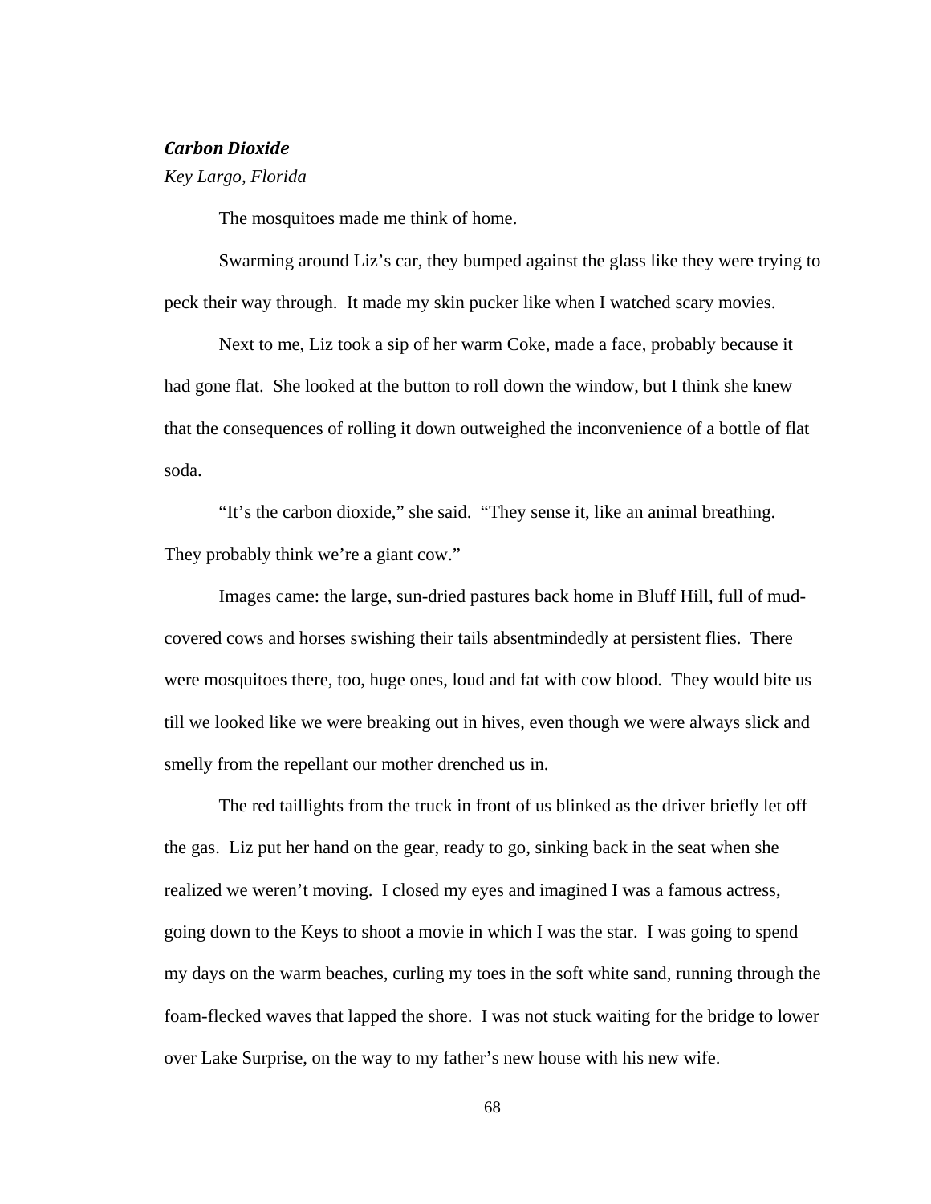***Carbon Dioxide***

*Key Largo, Florida*

The mosquitoes made me think of home.

Swarming around Liz's car, they bumped against the glass like they were trying to peck their way through. It made my skin pucker like when I watched scary movies.

Next to me, Liz took a sip of her warm Coke, made a face, probably because it had gone flat. She looked at the button to roll down the window, but I think she knew that the consequences of rolling it down outweighed the inconvenience of a bottle of flat soda.

"It's the carbon dioxide," she said. "They sense it, like an animal breathing. They probably think we're a giant cow."

Images came: the large, sun-dried pastures back home in Bluff Hill, full of mud-covered cows and horses swishing their tails absentmindedly at persistent flies. There were mosquitoes there, too, huge ones, loud and fat with cow blood. They would bite us till we looked like we were breaking out in hives, even though we were always slick and smelly from the repellant our mother drenched us in.

The red taillights from the truck in front of us blinked as the driver briefly let off the gas. Liz put her hand on the gear, ready to go, sinking back in the seat when she realized we weren't moving. I closed my eyes and imagined I was a famous actress, going down to the Keys to shoot a movie in which I was the star. I was going to spend my days on the warm beaches, curling my toes in the soft white sand, running through the foam-flecked waves that lapped the shore. I was not stuck waiting for the bridge to lower over Lake Surprise, on the way to my father's new house with his new wife.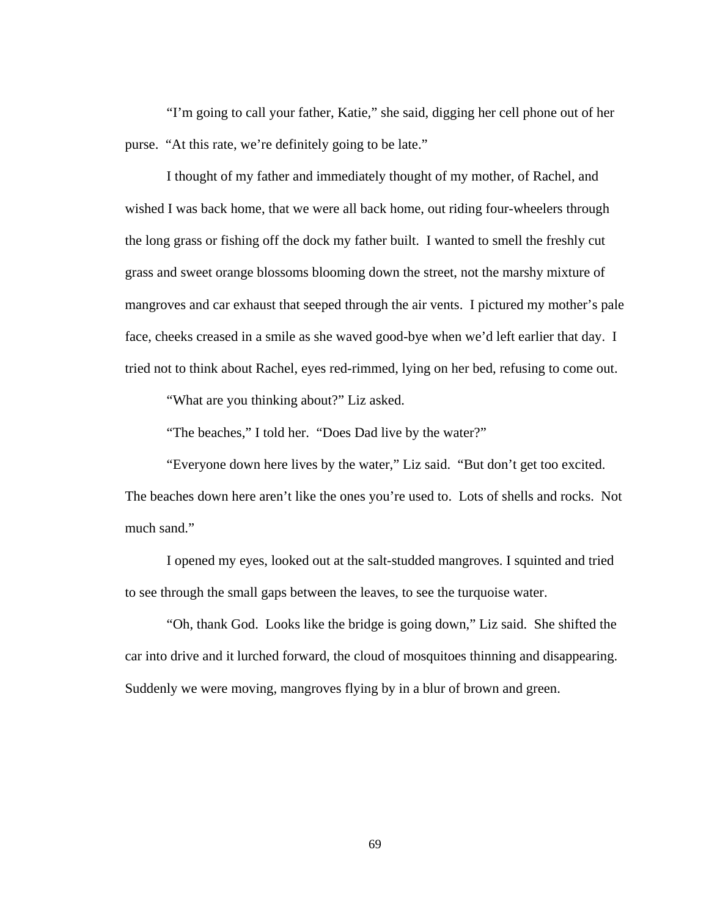"I'm going to call your father, Katie," she said, digging her cell phone out of her purse. "At this rate, we're definitely going to be late."

I thought of my father and immediately thought of my mother, of Rachel, and wished I was back home, that we were all back home, out riding four-wheelers through the long grass or fishing off the dock my father built. I wanted to smell the freshly cut grass and sweet orange blossoms blooming down the street, not the marshy mixture of mangroves and car exhaust that seeped through the air vents. I pictured my mother's pale face, cheeks creased in a smile as she waved good-bye when we'd left earlier that day. I tried not to think about Rachel, eyes red-rimmed, lying on her bed, refusing to come out.

"What are you thinking about?" Liz asked.

"The beaches," I told her. "Does Dad live by the water?"

"Everyone down here lives by the water," Liz said. "But don't get too excited. The beaches down here aren't like the ones you're used to. Lots of shells and rocks. Not much sand."

I opened my eyes, looked out at the salt-studded mangroves. I squinted and tried to see through the small gaps between the leaves, to see the turquoise water.

"Oh, thank God. Looks like the bridge is going down," Liz said. She shifted the car into drive and it lurched forward, the cloud of mosquitoes thinning and disappearing. Suddenly we were moving, mangroves flying by in a blur of brown and green.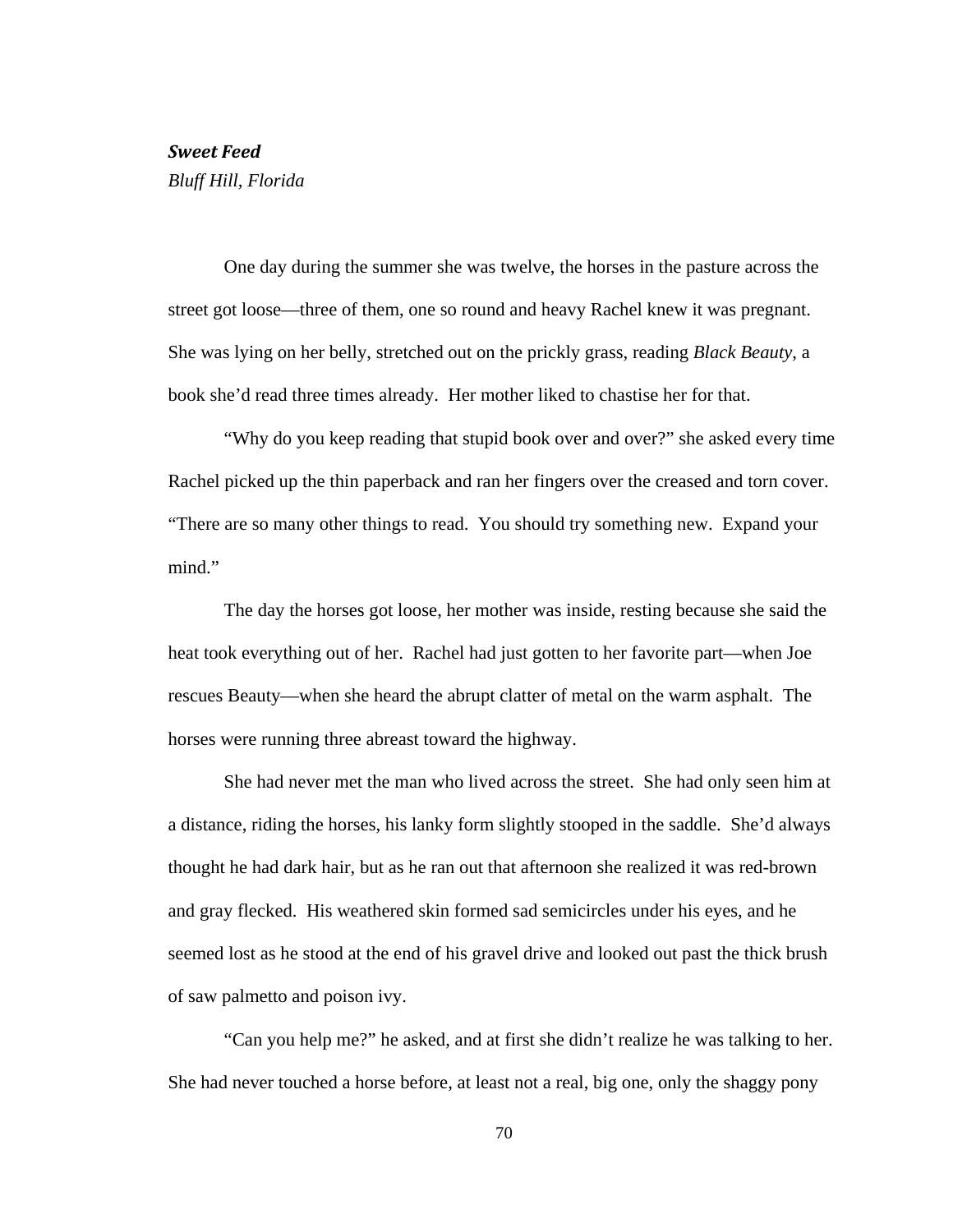***Sweet Feed***

*Bluff Hill, Florida*

One day during the summer she was twelve, the horses in the pasture across the street got loose—three of them, one so round and heavy Rachel knew it was pregnant. She was lying on her belly, stretched out on the prickly grass, reading *Black Beauty*, a book she'd read three times already. Her mother liked to chastise her for that.

"Why do you keep reading that stupid book over and over?" she asked every time Rachel picked up the thin paperback and ran her fingers over the creased and torn cover. "There are so many other things to read. You should try something new. Expand your mind."

The day the horses got loose, her mother was inside, resting because she said the heat took everything out of her. Rachel had just gotten to her favorite part—when Joe rescues Beauty—when she heard the abrupt clatter of metal on the warm asphalt. The horses were running three abreast toward the highway.

She had never met the man who lived across the street. She had only seen him at a distance, riding the horses, his lanky form slightly stooped in the saddle. She'd always thought he had dark hair, but as he ran out that afternoon she realized it was red-brown and gray flecked. His weathered skin formed sad semicircles under his eyes, and he seemed lost as he stood at the end of his gravel drive and looked out past the thick brush of saw palmetto and poison ivy.

"Can you help me?" he asked, and at first she didn't realize he was talking to her. She had never touched a horse before, at least not a real, big one, only the shaggy pony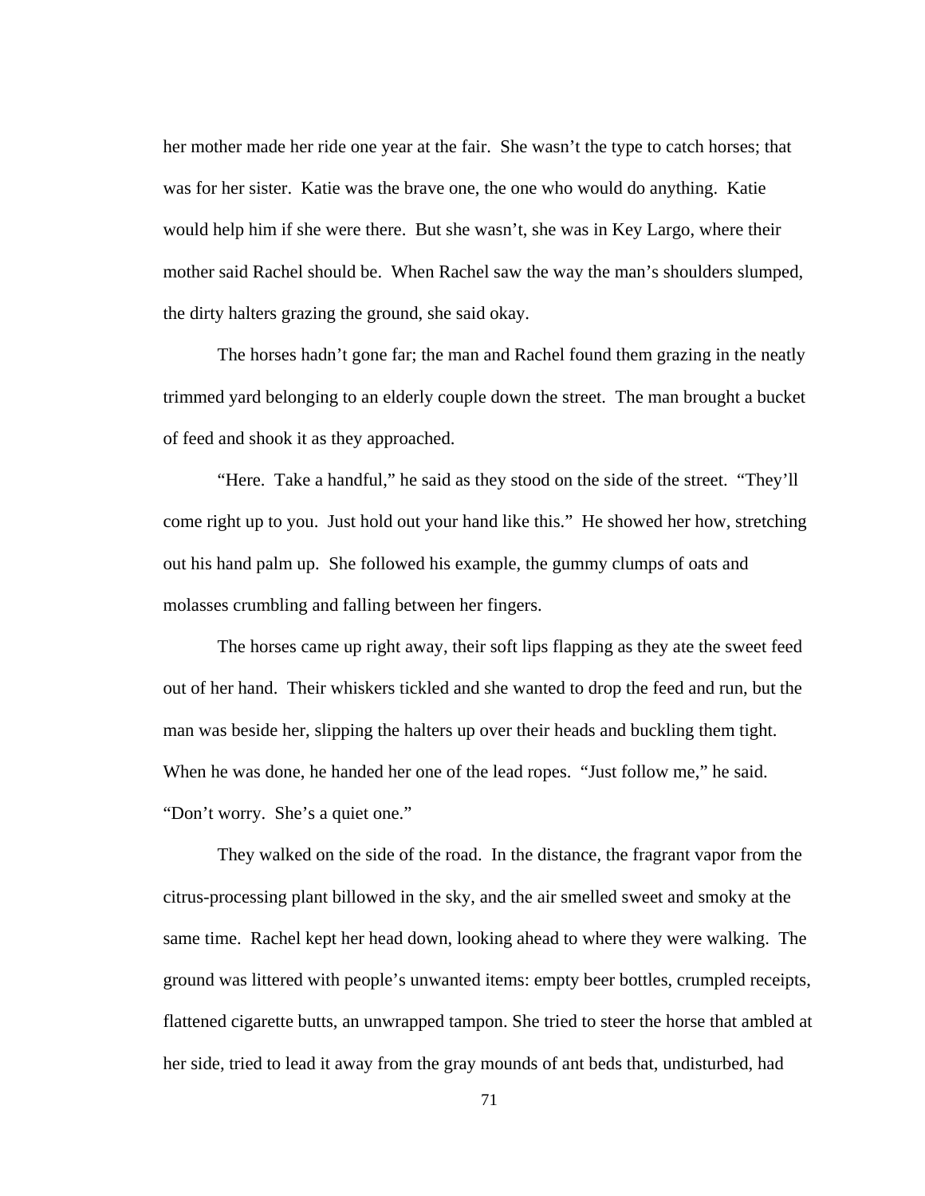her mother made her ride one year at the fair. She wasn't the type to catch horses; that was for her sister. Katie was the brave one, the one who would do anything. Katie would help him if she were there. But she wasn't, she was in Key Largo, where their mother said Rachel should be. When Rachel saw the way the man's shoulders slumped, the dirty halters grazing the ground, she said okay.

The horses hadn't gone far; the man and Rachel found them grazing in the neatly trimmed yard belonging to an elderly couple down the street. The man brought a bucket of feed and shook it as they approached.

"Here. Take a handful," he said as they stood on the side of the street. "They'll come right up to you. Just hold out your hand like this." He showed her how, stretching out his hand palm up. She followed his example, the gummy clumps of oats and molasses crumbling and falling between her fingers.

The horses came up right away, their soft lips flapping as they ate the sweet feed out of her hand. Their whiskers tickled and she wanted to drop the feed and run, but the man was beside her, slipping the halters up over their heads and buckling them tight. When he was done, he handed her one of the lead ropes. "Just follow me," he said. "Don't worry. She's a quiet one."

They walked on the side of the road. In the distance, the fragrant vapor from the citrus-processing plant billowed in the sky, and the air smelled sweet and smoky at the same time. Rachel kept her head down, looking ahead to where they were walking. The ground was littered with people's unwanted items: empty beer bottles, crumpled receipts, flattened cigarette butts, an unwrapped tampon. She tried to steer the horse that ambled at her side, tried to lead it away from the gray mounds of ant beds that, undisturbed, had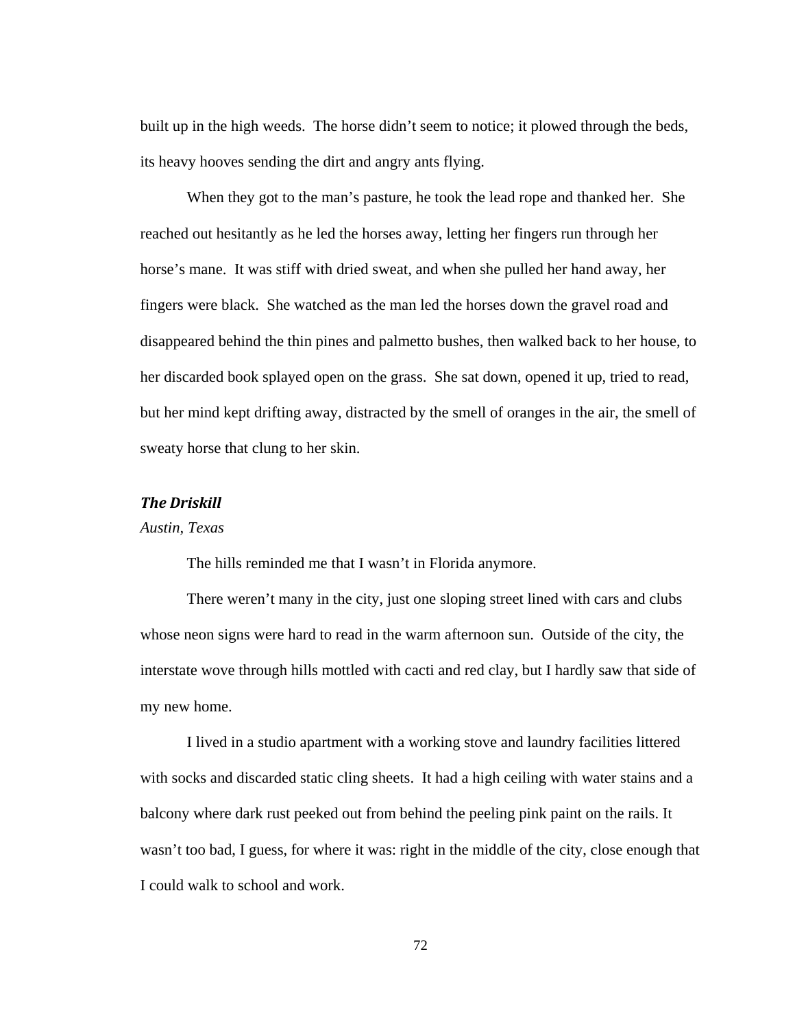built up in the high weeds. The horse didn't seem to notice; it plowed through the beds, its heavy hooves sending the dirt and angry ants flying.

When they got to the man's pasture, he took the lead rope and thanked her. She reached out hesitantly as he led the horses away, letting her fingers run through her horse's mane. It was stiff with dried sweat, and when she pulled her hand away, her fingers were black. She watched as the man led the horses down the gravel road and disappeared behind the thin pines and palmetto bushes, then walked back to her house, to her discarded book splayed open on the grass. She sat down, opened it up, tried to read, but her mind kept drifting away, distracted by the smell of oranges in the air, the smell of sweaty horse that clung to her skin.

### ***The Driskill***

*Austin, Texas*

The hills reminded me that I wasn't in Florida anymore.

There weren't many in the city, just one sloping street lined with cars and clubs whose neon signs were hard to read in the warm afternoon sun. Outside of the city, the interstate wove through hills mottled with cacti and red clay, but I hardly saw that side of my new home.

I lived in a studio apartment with a working stove and laundry facilities littered with socks and discarded static cling sheets. It had a high ceiling with water stains and a balcony where dark rust peeked out from behind the peeling pink paint on the rails. It wasn't too bad, I guess, for where it was: right in the middle of the city, close enough that I could walk to school and work.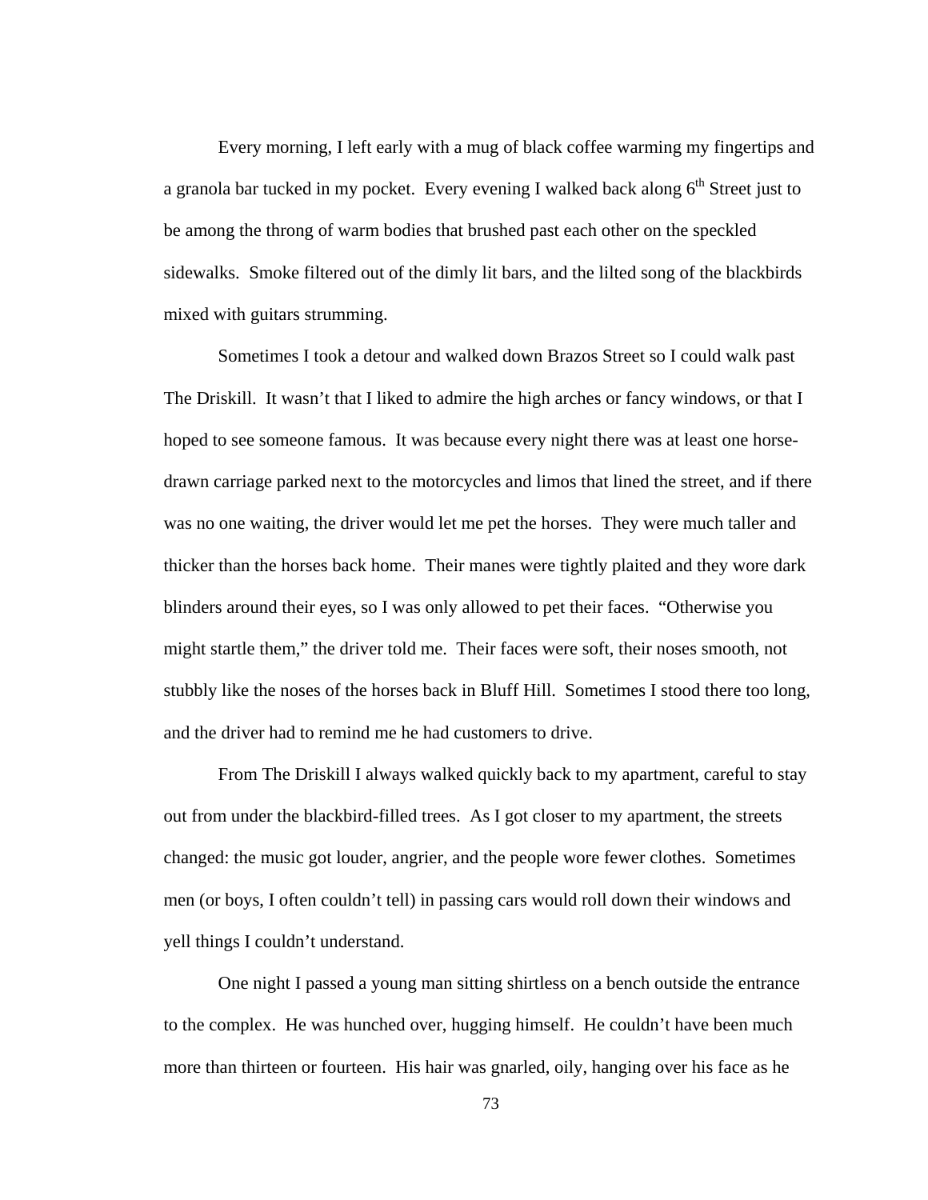Every morning, I left early with a mug of black coffee warming my fingertips and a granola bar tucked in my pocket. Every evening I walked back along 6th Street just to be among the throng of warm bodies that brushed past each other on the speckled sidewalks. Smoke filtered out of the dimly lit bars, and the lilted song of the blackbirds mixed with guitars strumming.

Sometimes I took a detour and walked down Brazos Street so I could walk past The Driskill. It wasn't that I liked to admire the high arches or fancy windows, or that I hoped to see someone famous. It was because every night there was at least one horse-drawn carriage parked next to the motorcycles and limos that lined the street, and if there was no one waiting, the driver would let me pet the horses. They were much taller and thicker than the horses back home. Their manes were tightly plaited and they wore dark blinders around their eyes, so I was only allowed to pet their faces. "Otherwise you might startle them," the driver told me. Their faces were soft, their noses smooth, not stubbly like the noses of the horses back in Bluff Hill. Sometimes I stood there too long, and the driver had to remind me he had customers to drive.

From The Driskill I always walked quickly back to my apartment, careful to stay out from under the blackbird-filled trees. As I got closer to my apartment, the streets changed: the music got louder, angrier, and the people wore fewer clothes. Sometimes men (or boys, I often couldn't tell) in passing cars would roll down their windows and yell things I couldn't understand.

One night I passed a young man sitting shirtless on a bench outside the entrance to the complex. He was hunched over, hugging himself. He couldn't have been much more than thirteen or fourteen. His hair was gnarled, oily, hanging over his face as he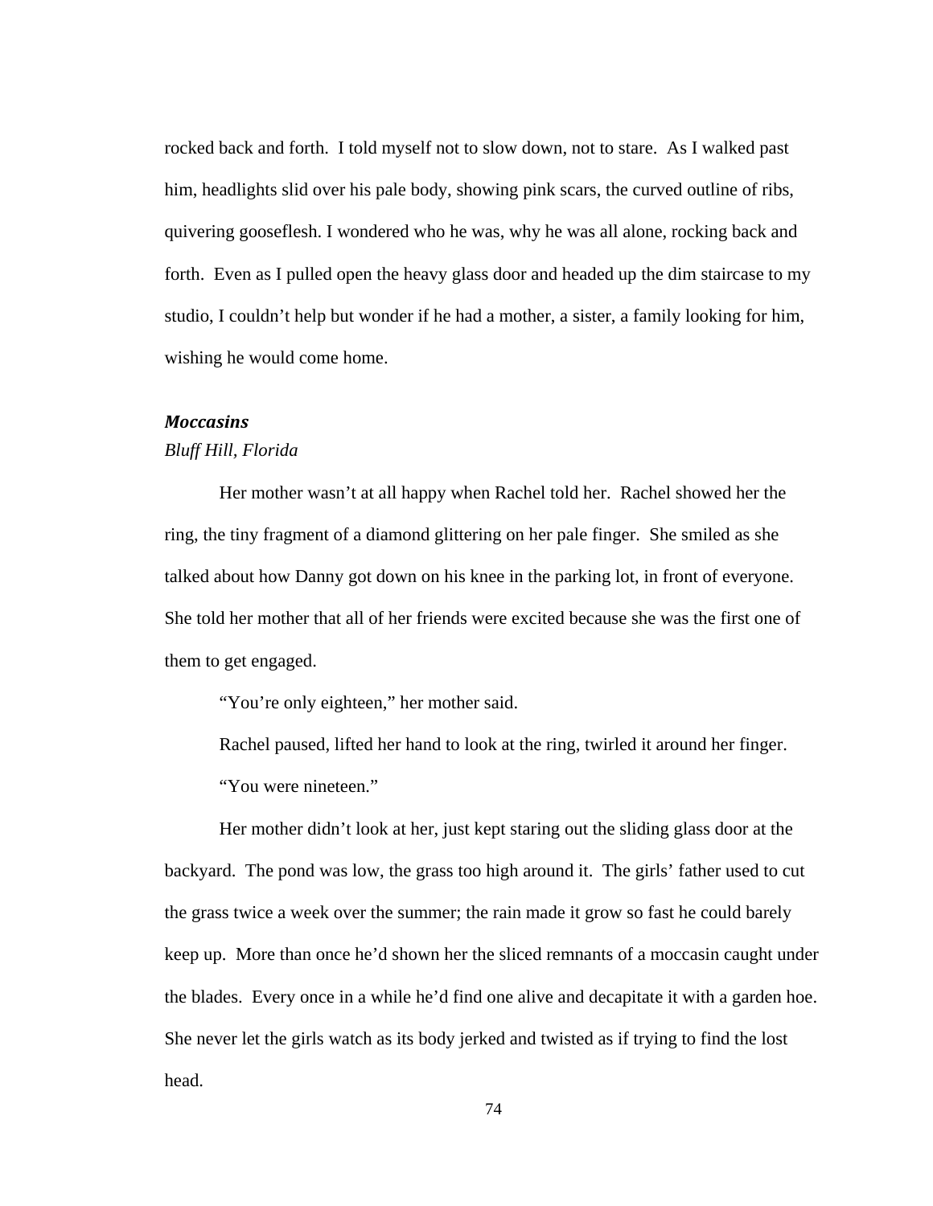rocked back and forth. I told myself not to slow down, not to stare. As I walked past him, headlights slid over his pale body, showing pink scars, the curved outline of ribs, quivering gooseflesh. I wondered who he was, why he was all alone, rocking back and forth. Even as I pulled open the heavy glass door and headed up the dim staircase to my studio, I couldn't help but wonder if he had a mother, a sister, a family looking for him, wishing he would come home.

### *Moccasins*

*Bluff Hill, Florida*

Her mother wasn't at all happy when Rachel told her. Rachel showed her the ring, the tiny fragment of a diamond glittering on her pale finger. She smiled as she talked about how Danny got down on his knee in the parking lot, in front of everyone. She told her mother that all of her friends were excited because she was the first one of them to get engaged.

"You're only eighteen," her mother said.

Rachel paused, lifted her hand to look at the ring, twirled it around her finger.

"You were nineteen."

Her mother didn't look at her, just kept staring out the sliding glass door at the backyard. The pond was low, the grass too high around it. The girls' father used to cut the grass twice a week over the summer; the rain made it grow so fast he could barely keep up. More than once he'd shown her the sliced remnants of a moccasin caught under the blades. Every once in a while he'd find one alive and decapitate it with a garden hoe. She never let the girls watch as its body jerked and twisted as if trying to find the lost head.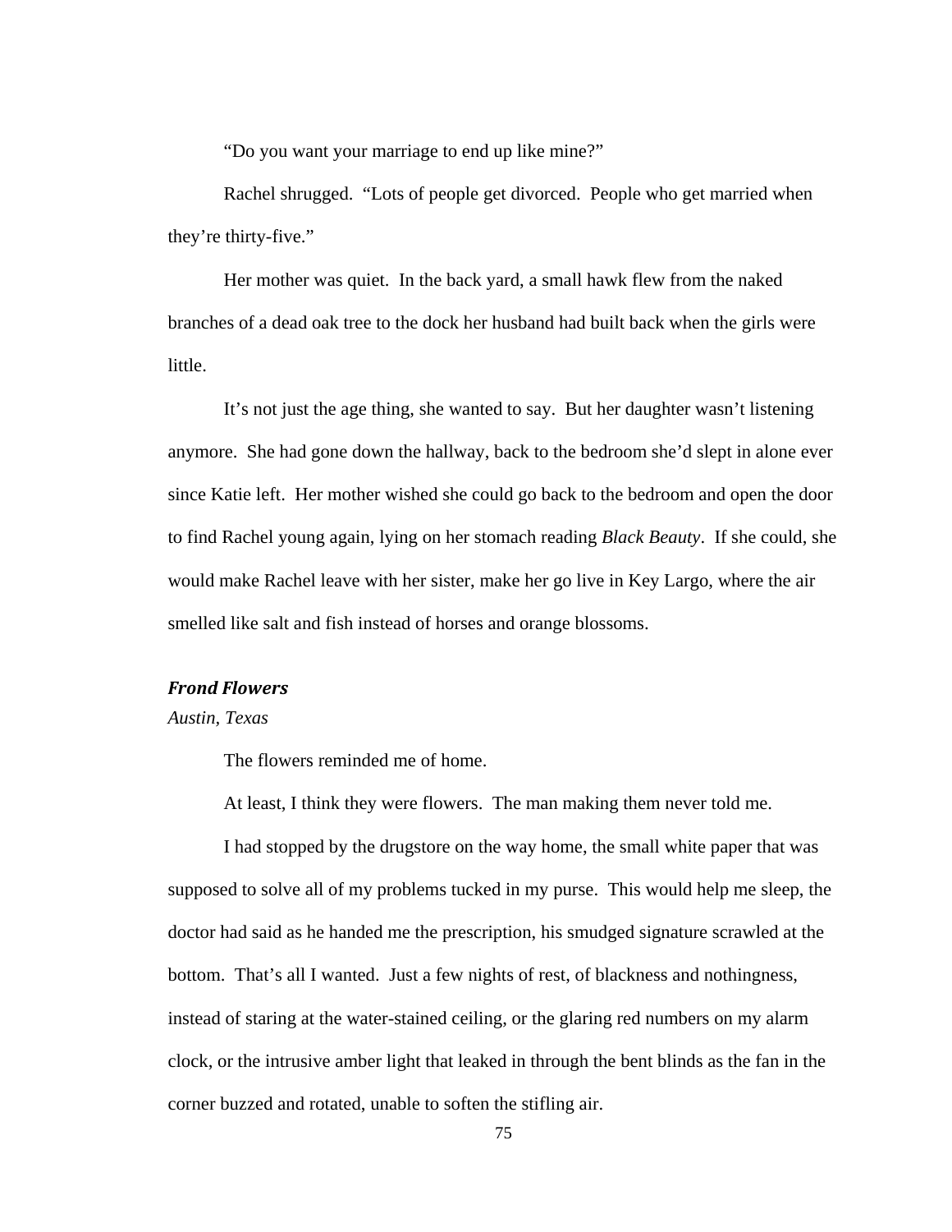"Do you want your marriage to end up like mine?"

Rachel shrugged. "Lots of people get divorced. People who get married when they're thirty-five."

Her mother was quiet. In the back yard, a small hawk flew from the naked branches of a dead oak tree to the dock her husband had built back when the girls were little.

It's not just the age thing, she wanted to say. But her daughter wasn't listening anymore. She had gone down the hallway, back to the bedroom she'd slept in alone ever since Katie left. Her mother wished she could go back to the bedroom and open the door to find Rachel young again, lying on her stomach reading *Black Beauty*. If she could, she would make Rachel leave with her sister, make her go live in Key Largo, where the air smelled like salt and fish instead of horses and orange blossoms.

### ***Frond Flowers***

*Austin, Texas*

The flowers reminded me of home.

At least, I think they were flowers. The man making them never told me.

I had stopped by the drugstore on the way home, the small white paper that was supposed to solve all of my problems tucked in my purse. This would help me sleep, the doctor had said as he handed me the prescription, his smudged signature scrawled at the bottom. That's all I wanted. Just a few nights of rest, of blackness and nothingness, instead of staring at the water-stained ceiling, or the glaring red numbers on my alarm clock, or the intrusive amber light that leaked in through the bent blinds as the fan in the corner buzzed and rotated, unable to soften the stifling air.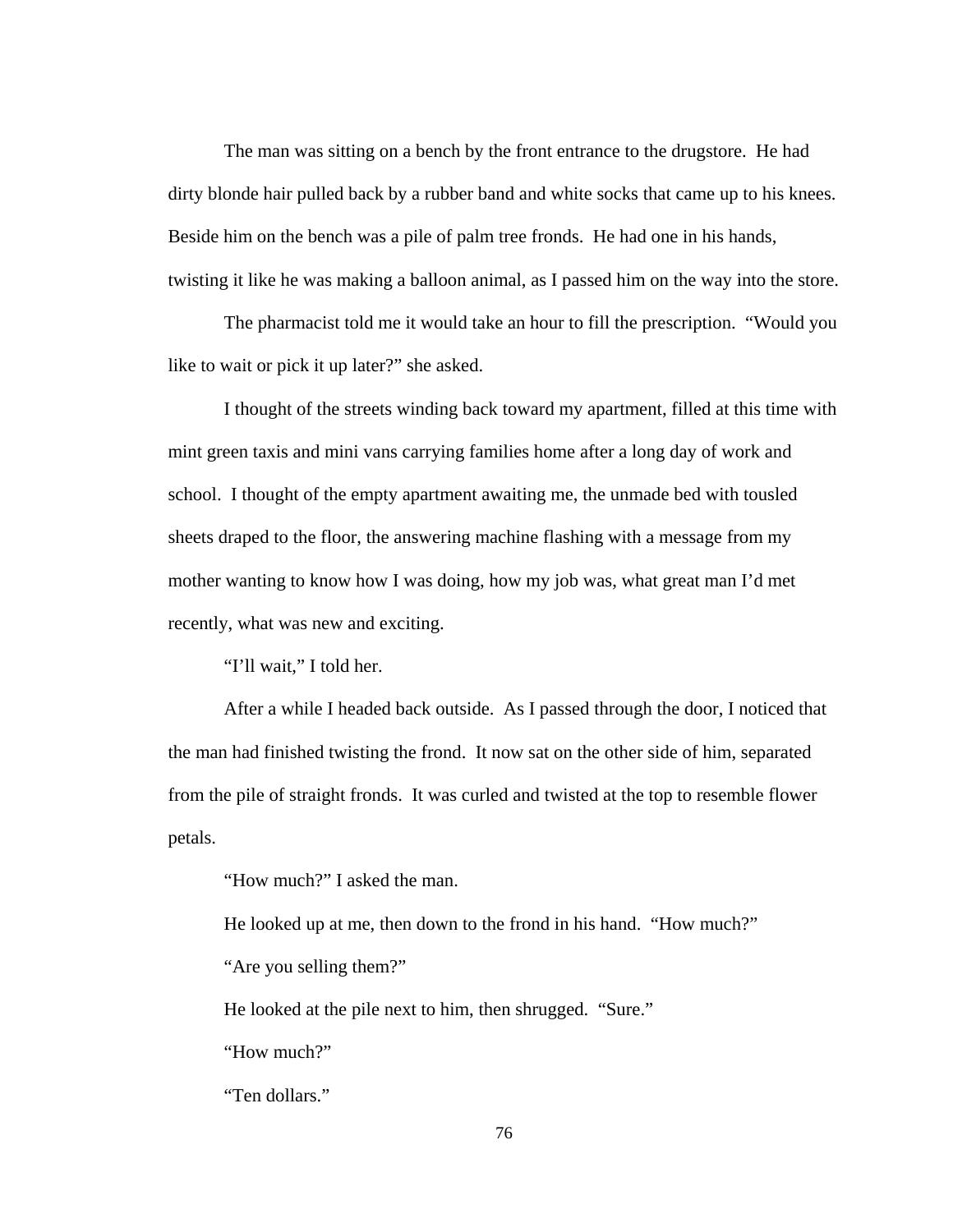The man was sitting on a bench by the front entrance to the drugstore. He had dirty blonde hair pulled back by a rubber band and white socks that came up to his knees. Beside him on the bench was a pile of palm tree fronds. He had one in his hands, twisting it like he was making a balloon animal, as I passed him on the way into the store.

The pharmacist told me it would take an hour to fill the prescription. "Would you like to wait or pick it up later?" she asked.

I thought of the streets winding back toward my apartment, filled at this time with mint green taxis and mini vans carrying families home after a long day of work and school. I thought of the empty apartment awaiting me, the unmade bed with tousled sheets draped to the floor, the answering machine flashing with a message from my mother wanting to know how I was doing, how my job was, what great man I'd met recently, what was new and exciting.

"I'll wait," I told her.

After a while I headed back outside. As I passed through the door, I noticed that the man had finished twisting the frond. It now sat on the other side of him, separated from the pile of straight fronds. It was curled and twisted at the top to resemble flower petals.

"How much?" I asked the man.

He looked up at me, then down to the frond in his hand. "How much?"

"Are you selling them?"

He looked at the pile next to him, then shrugged. "Sure."

"How much?"

"Ten dollars."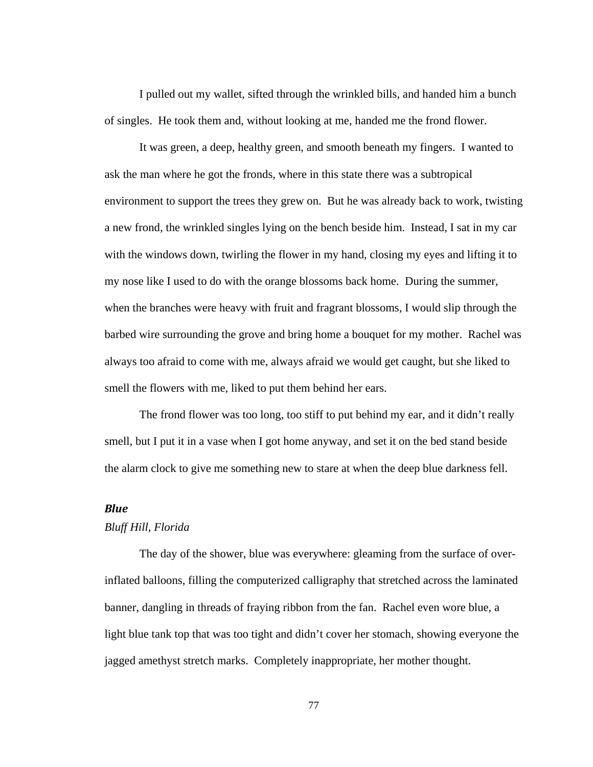I pulled out my wallet, sifted through the wrinkled bills, and handed him a bunch of singles. He took them and, without looking at me, handed me the frond flower.

It was green, a deep, healthy green, and smooth beneath my fingers. I wanted to ask the man where he got the fronds, where in this state there was a subtropical environment to support the trees they grew on. But he was already back to work, twisting a new frond, the wrinkled singles lying on the bench beside him. Instead, I sat in my car with the windows down, twirling the flower in my hand, closing my eyes and lifting it to my nose like I used to do with the orange blossoms back home. During the summer, when the branches were heavy with fruit and fragrant blossoms, I would slip through the barbed wire surrounding the grove and bring home a bouquet for my mother. Rachel was always too afraid to come with me, always afraid we would get caught, but she liked to smell the flowers with me, liked to put them behind her ears.

The frond flower was too long, too stiff to put behind my ear, and it didn't really smell, but I put it in a vase when I got home anyway, and set it on the bed stand beside the alarm clock to give me something new to stare at when the deep blue darkness fell.

### ***Blue***

*Bluff Hill, Florida*

The day of the shower, blue was everywhere: gleaming from the surface of over-inflated balloons, filling the computerized calligraphy that stretched across the laminated banner, dangling in threads of fraying ribbon from the fan. Rachel even wore blue, a light blue tank top that was too tight and didn't cover her stomach, showing everyone the jagged amethyst stretch marks. Completely inappropriate, her mother thought.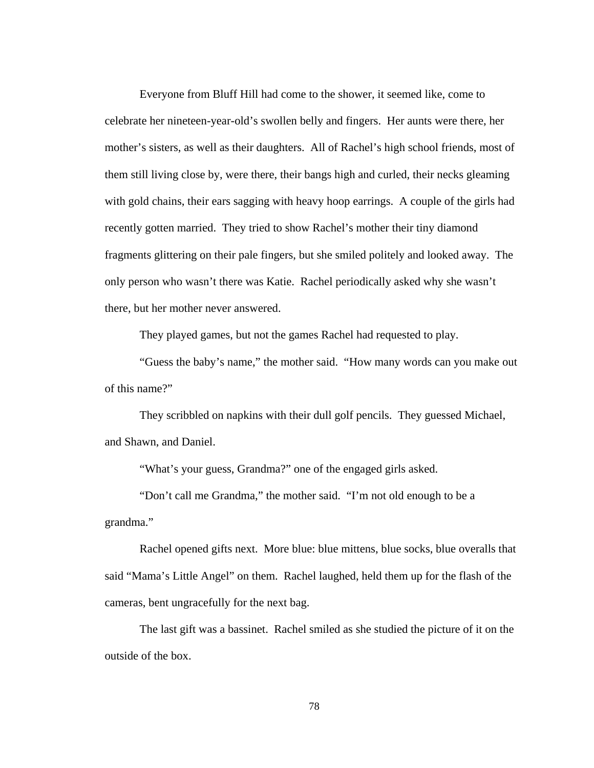Everyone from Bluff Hill had come to the shower, it seemed like, come to celebrate her nineteen-year-old's swollen belly and fingers. Her aunts were there, her mother's sisters, as well as their daughters. All of Rachel's high school friends, most of them still living close by, were there, their bangs high and curled, their necks gleaming with gold chains, their ears sagging with heavy hoop earrings. A couple of the girls had recently gotten married. They tried to show Rachel's mother their tiny diamond fragments glittering on their pale fingers, but she smiled politely and looked away. The only person who wasn't there was Katie. Rachel periodically asked why she wasn't there, but her mother never answered.

They played games, but not the games Rachel had requested to play.

"Guess the baby's name," the mother said. "How many words can you make out of this name?"

They scribbled on napkins with their dull golf pencils. They guessed Michael, and Shawn, and Daniel.

"What's your guess, Grandma?" one of the engaged girls asked.

"Don't call me Grandma," the mother said. "I'm not old enough to be a grandma."

Rachel opened gifts next. More blue: blue mittens, blue socks, blue overalls that said "Mama's Little Angel" on them. Rachel laughed, held them up for the flash of the cameras, bent ungracefully for the next bag.

The last gift was a bassinet. Rachel smiled as she studied the picture of it on the outside of the box.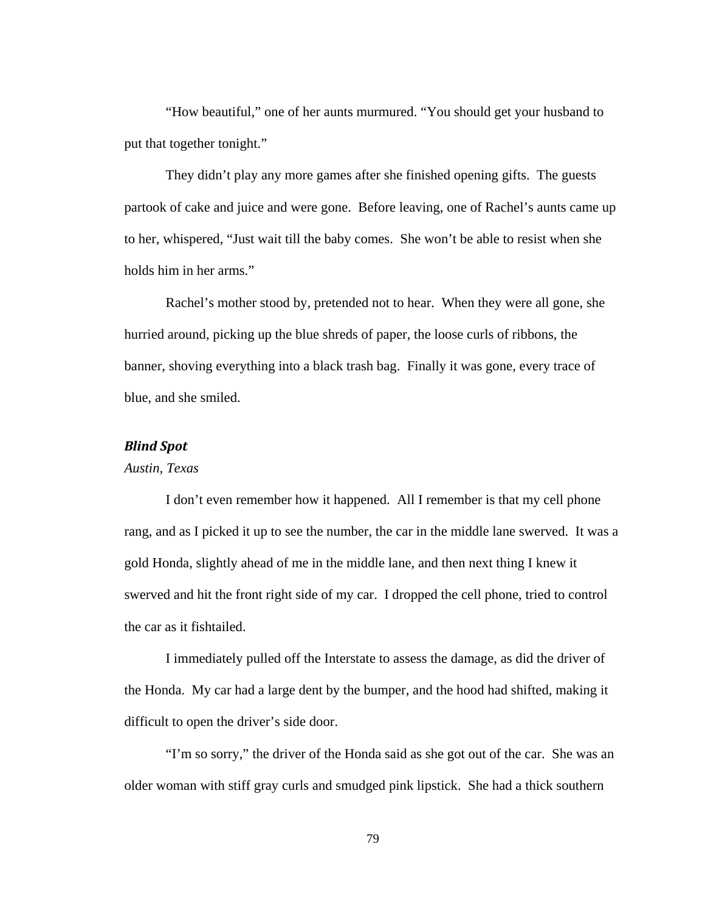"How beautiful," one of her aunts murmured. "You should get your husband to put that together tonight."

They didn't play any more games after she finished opening gifts. The guests partook of cake and juice and were gone. Before leaving, one of Rachel's aunts came up to her, whispered, "Just wait till the baby comes. She won't be able to resist when she holds him in her arms."

Rachel's mother stood by, pretended not to hear. When they were all gone, she hurried around, picking up the blue shreds of paper, the loose curls of ribbons, the banner, shoving everything into a black trash bag. Finally it was gone, every trace of blue, and she smiled.

### *Blind Spot*

*Austin, Texas*

I don't even remember how it happened. All I remember is that my cell phone rang, and as I picked it up to see the number, the car in the middle lane swerved. It was a gold Honda, slightly ahead of me in the middle lane, and then next thing I knew it swerved and hit the front right side of my car. I dropped the cell phone, tried to control the car as it fishtailed.

I immediately pulled off the Interstate to assess the damage, as did the driver of the Honda. My car had a large dent by the bumper, and the hood had shifted, making it difficult to open the driver's side door.

"I'm so sorry," the driver of the Honda said as she got out of the car. She was an older woman with stiff gray curls and smudged pink lipstick. She had a thick southern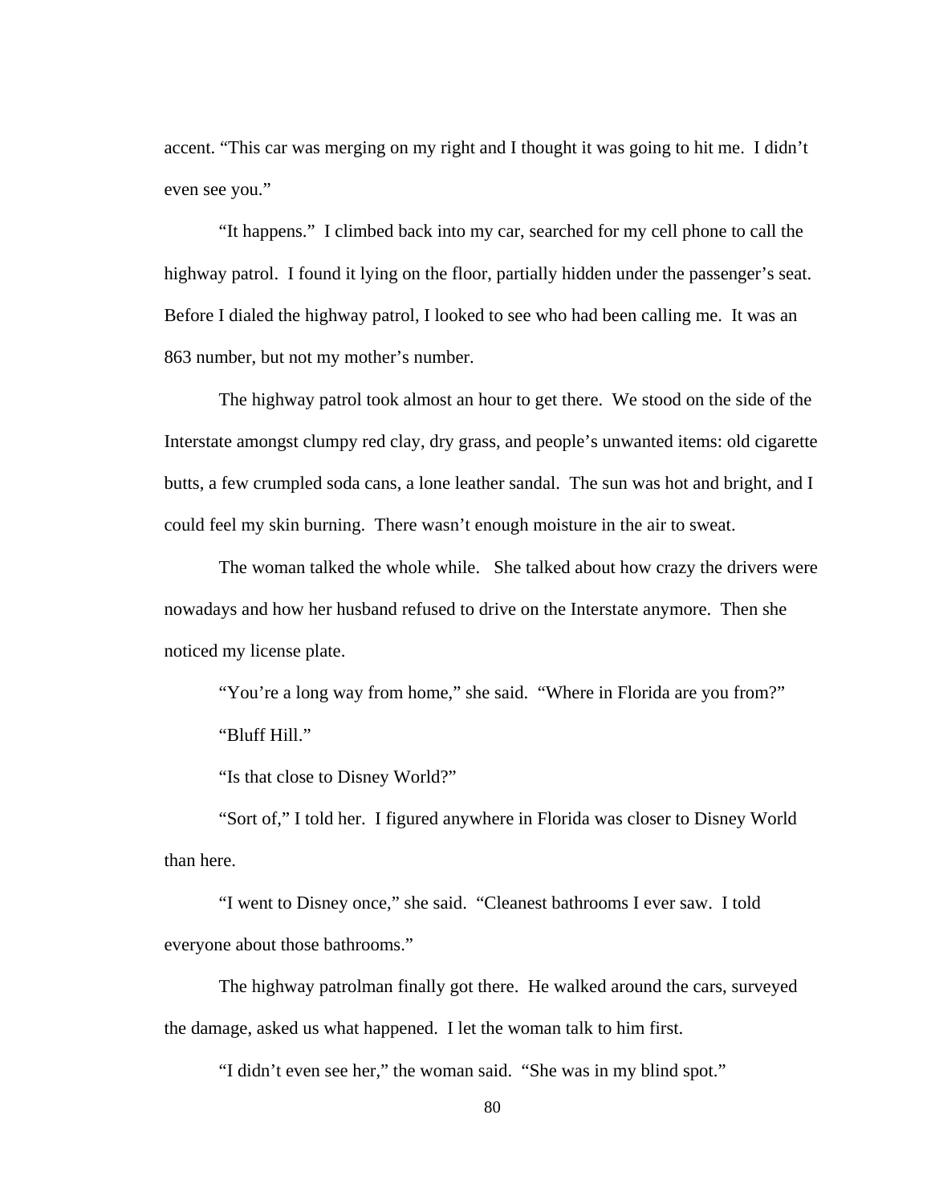accent. "This car was merging on my right and I thought it was going to hit me. I didn't even see you."

"It happens." I climbed back into my car, searched for my cell phone to call the highway patrol. I found it lying on the floor, partially hidden under the passenger's seat. Before I dialed the highway patrol, I looked to see who had been calling me. It was an 863 number, but not my mother's number.

The highway patrol took almost an hour to get there. We stood on the side of the Interstate amongst clumpy red clay, dry grass, and people's unwanted items: old cigarette butts, a few crumpled soda cans, a lone leather sandal. The sun was hot and bright, and I could feel my skin burning. There wasn't enough moisture in the air to sweat.

The woman talked the whole while. She talked about how crazy the drivers were nowadays and how her husband refused to drive on the Interstate anymore. Then she noticed my license plate.

"You're a long way from home," she said. "Where in Florida are you from?"

"Bluff Hill."

"Is that close to Disney World?"

"Sort of," I told her. I figured anywhere in Florida was closer to Disney World than here.

"I went to Disney once," she said. "Cleanest bathrooms I ever saw. I told everyone about those bathrooms."

The highway patrolman finally got there. He walked around the cars, surveyed the damage, asked us what happened. I let the woman talk to him first.

"I didn't even see her," the woman said. "She was in my blind spot."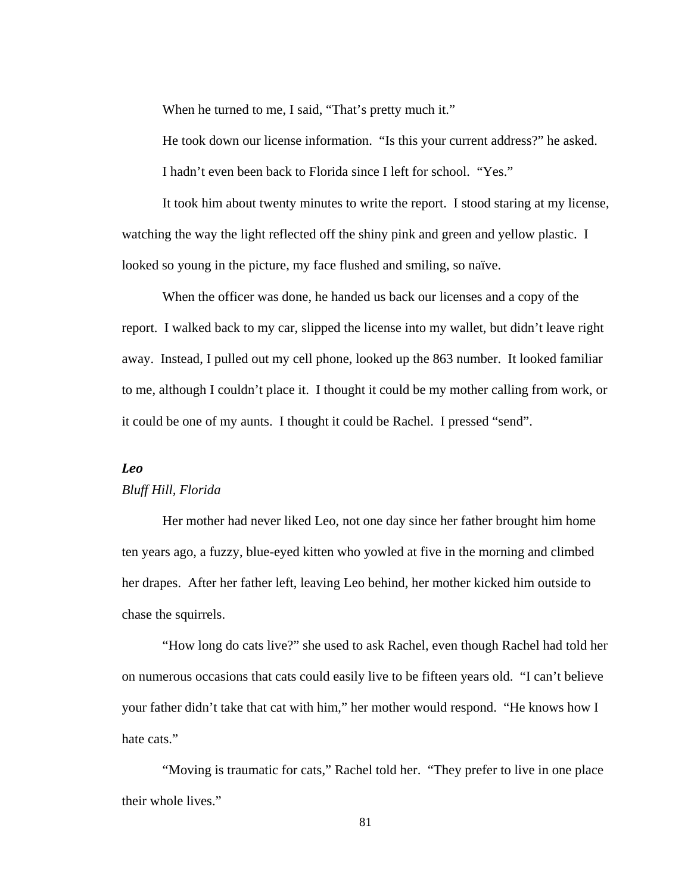When he turned to me, I said, "That's pretty much it."

He took down our license information. "Is this your current address?" he asked.

I hadn't even been back to Florida since I left for school. "Yes."

It took him about twenty minutes to write the report. I stood staring at my license, watching the way the light reflected off the shiny pink and green and yellow plastic. I looked so young in the picture, my face flushed and smiling, so naïve.

When the officer was done, he handed us back our licenses and a copy of the report. I walked back to my car, slipped the license into my wallet, but didn't leave right away. Instead, I pulled out my cell phone, looked up the 863 number. It looked familiar to me, although I couldn't place it. I thought it could be my mother calling from work, or it could be one of my aunts. I thought it could be Rachel. I pressed "send".

***Leo***

*Bluff Hill, Florida*

Her mother had never liked Leo, not one day since her father brought him home ten years ago, a fuzzy, blue-eyed kitten who yowled at five in the morning and climbed her drapes. After her father left, leaving Leo behind, her mother kicked him outside to chase the squirrels.

"How long do cats live?" she used to ask Rachel, even though Rachel had told her on numerous occasions that cats could easily live to be fifteen years old. "I can't believe your father didn't take that cat with him," her mother would respond. "He knows how I hate cats."

"Moving is traumatic for cats," Rachel told her. "They prefer to live in one place their whole lives."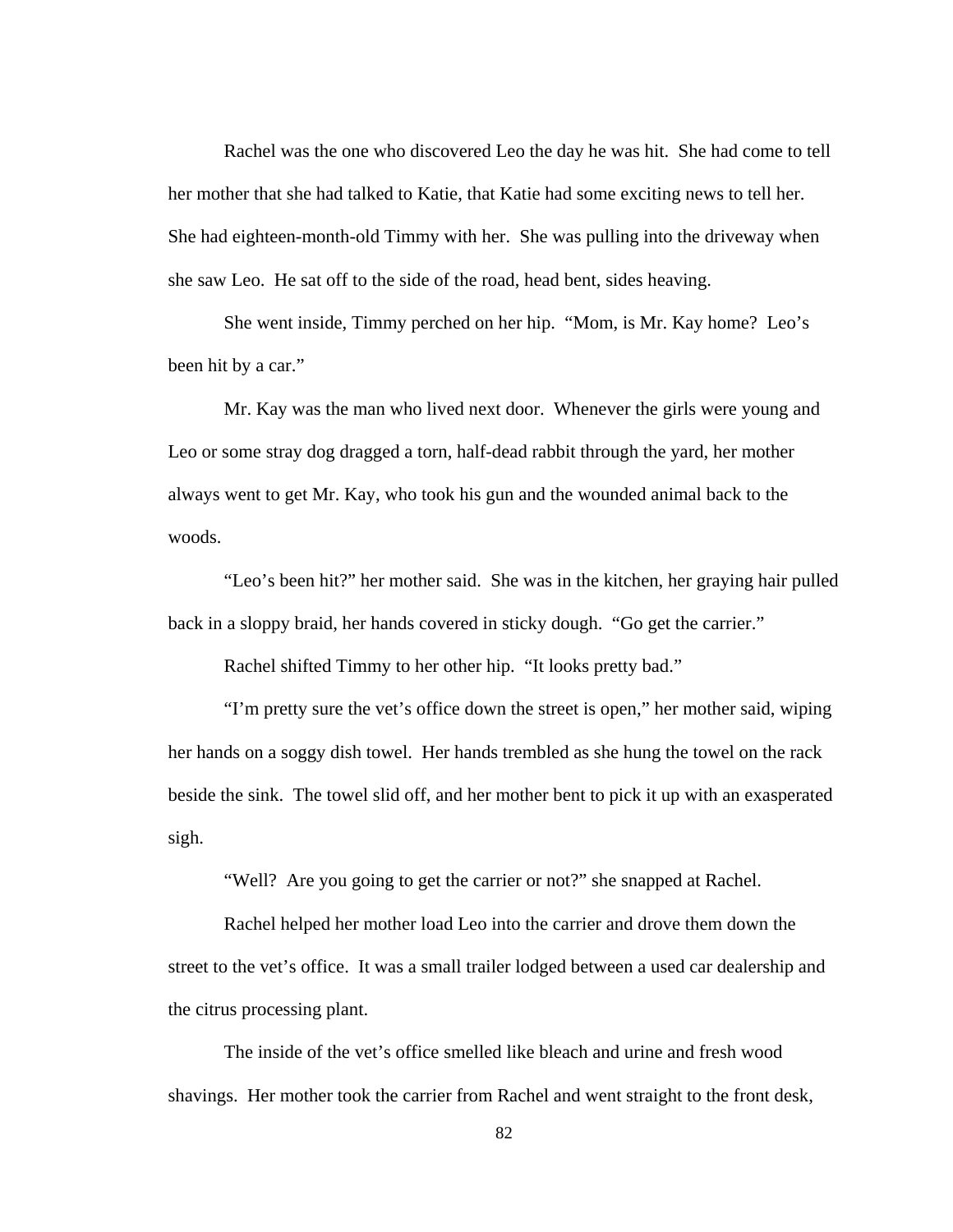Rachel was the one who discovered Leo the day he was hit. She had come to tell her mother that she had talked to Katie, that Katie had some exciting news to tell her. She had eighteen-month-old Timmy with her. She was pulling into the driveway when she saw Leo. He sat off to the side of the road, head bent, sides heaving.

She went inside, Timmy perched on her hip. "Mom, is Mr. Kay home? Leo's been hit by a car."

Mr. Kay was the man who lived next door. Whenever the girls were young and Leo or some stray dog dragged a torn, half-dead rabbit through the yard, her mother always went to get Mr. Kay, who took his gun and the wounded animal back to the woods.

"Leo's been hit?" her mother said. She was in the kitchen, her graying hair pulled back in a sloppy braid, her hands covered in sticky dough. "Go get the carrier."

Rachel shifted Timmy to her other hip. "It looks pretty bad."

"I'm pretty sure the vet's office down the street is open," her mother said, wiping her hands on a soggy dish towel. Her hands trembled as she hung the towel on the rack beside the sink. The towel slid off, and her mother bent to pick it up with an exasperated sigh.

"Well? Are you going to get the carrier or not?" she snapped at Rachel.

Rachel helped her mother load Leo into the carrier and drove them down the street to the vet's office. It was a small trailer lodged between a used car dealership and the citrus processing plant.

The inside of the vet's office smelled like bleach and urine and fresh wood shavings. Her mother took the carrier from Rachel and went straight to the front desk,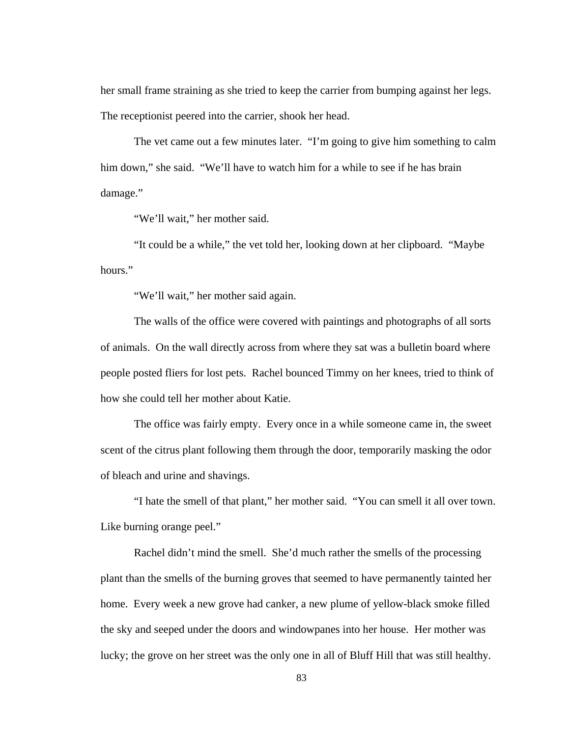her small frame straining as she tried to keep the carrier from bumping against her legs. The receptionist peered into the carrier, shook her head.

The vet came out a few minutes later. "I'm going to give him something to calm him down," she said. "We'll have to watch him for a while to see if he has brain damage."

"We'll wait," her mother said.

"It could be a while," the vet told her, looking down at her clipboard. "Maybe hours."

"We'll wait," her mother said again.

The walls of the office were covered with paintings and photographs of all sorts of animals. On the wall directly across from where they sat was a bulletin board where people posted fliers for lost pets. Rachel bounced Timmy on her knees, tried to think of how she could tell her mother about Katie.

The office was fairly empty. Every once in a while someone came in, the sweet scent of the citrus plant following them through the door, temporarily masking the odor of bleach and urine and shavings.

"I hate the smell of that plant," her mother said. "You can smell it all over town. Like burning orange peel."

Rachel didn't mind the smell. She'd much rather the smells of the processing plant than the smells of the burning groves that seemed to have permanently tainted her home. Every week a new grove had canker, a new plume of yellow-black smoke filled the sky and seeped under the doors and windowpanes into her house. Her mother was lucky; the grove on her street was the only one in all of Bluff Hill that was still healthy.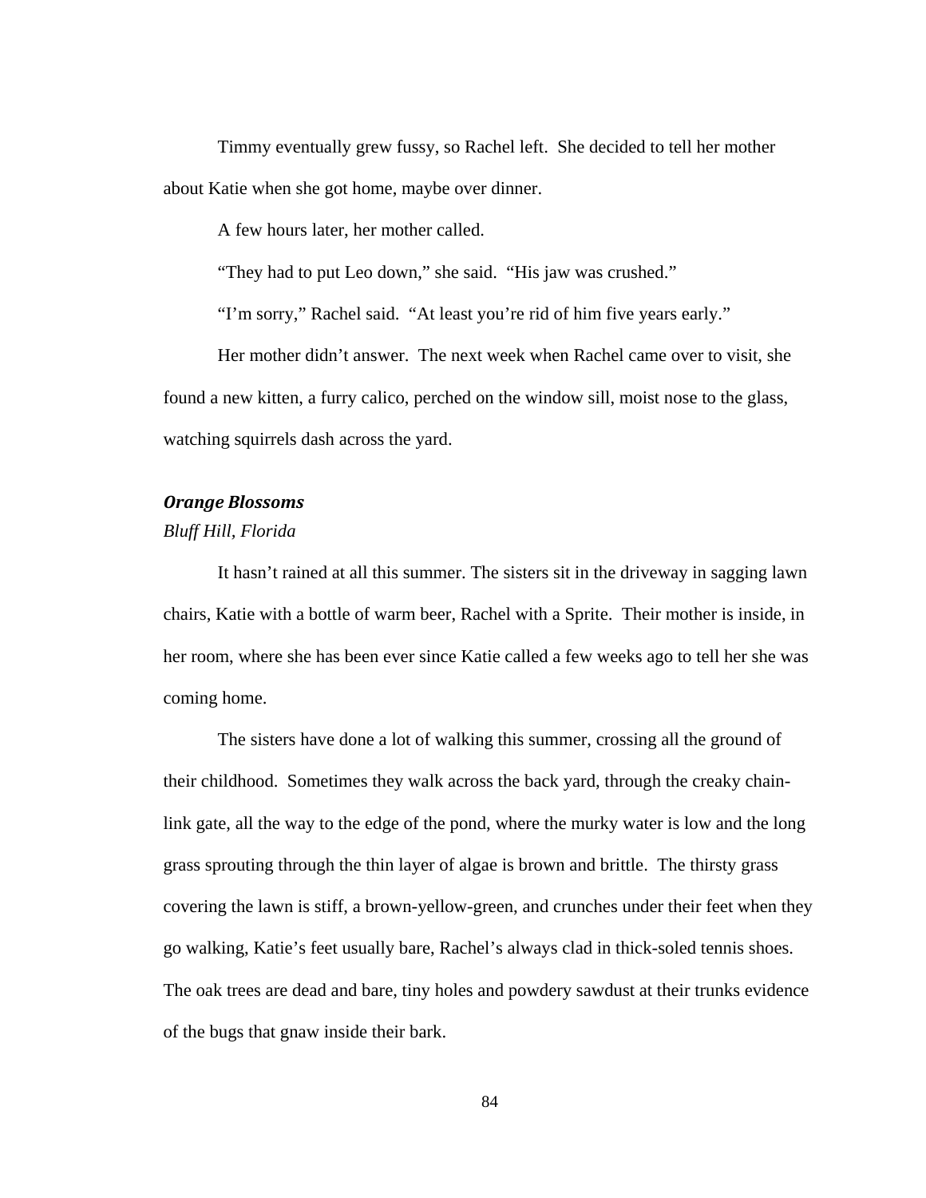Timmy eventually grew fussy, so Rachel left. She decided to tell her mother about Katie when she got home, maybe over dinner.

A few hours later, her mother called.

"They had to put Leo down," she said. "His jaw was crushed."

"I'm sorry," Rachel said. "At least you're rid of him five years early."

Her mother didn't answer. The next week when Rachel came over to visit, she found a new kitten, a furry calico, perched on the window sill, moist nose to the glass, watching squirrels dash across the yard.

### *Orange Blossoms*

*Bluff Hill, Florida*

It hasn't rained at all this summer. The sisters sit in the driveway in sagging lawn chairs, Katie with a bottle of warm beer, Rachel with a Sprite. Their mother is inside, in her room, where she has been ever since Katie called a few weeks ago to tell her she was coming home.

The sisters have done a lot of walking this summer, crossing all the ground of their childhood. Sometimes they walk across the back yard, through the creaky chain-link gate, all the way to the edge of the pond, where the murky water is low and the long grass sprouting through the thin layer of algae is brown and brittle. The thirsty grass covering the lawn is stiff, a brown-yellow-green, and crunches under their feet when they go walking, Katie's feet usually bare, Rachel's always clad in thick-soled tennis shoes. The oak trees are dead and bare, tiny holes and powdery sawdust at their trunks evidence of the bugs that gnaw inside their bark.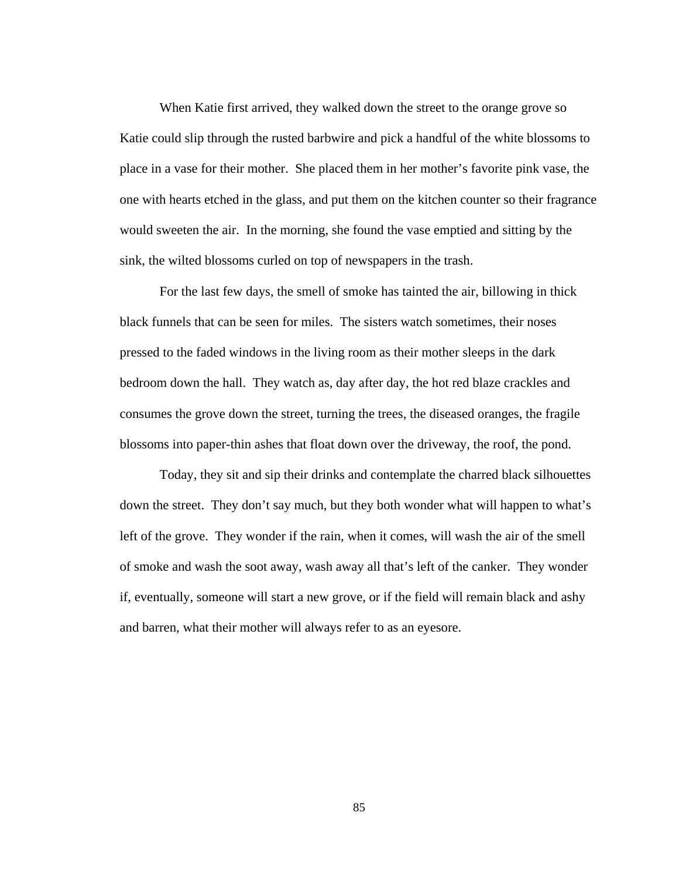When Katie first arrived, they walked down the street to the orange grove so Katie could slip through the rusted barbwire and pick a handful of the white blossoms to place in a vase for their mother. She placed them in her mother's favorite pink vase, the one with hearts etched in the glass, and put them on the kitchen counter so their fragrance would sweeten the air. In the morning, she found the vase emptied and sitting by the sink, the wilted blossoms curled on top of newspapers in the trash.

For the last few days, the smell of smoke has tainted the air, billowing in thick black funnels that can be seen for miles. The sisters watch sometimes, their noses pressed to the faded windows in the living room as their mother sleeps in the dark bedroom down the hall. They watch as, day after day, the hot red blaze crackles and consumes the grove down the street, turning the trees, the diseased oranges, the fragile blossoms into paper-thin ashes that float down over the driveway, the roof, the pond.

Today, they sit and sip their drinks and contemplate the charred black silhouettes down the street. They don't say much, but they both wonder what will happen to what's left of the grove. They wonder if the rain, when it comes, will wash the air of the smell of smoke and wash the soot away, wash away all that's left of the canker. They wonder if, eventually, someone will start a new grove, or if the field will remain black and ashy and barren, what their mother will always refer to as an eyesore.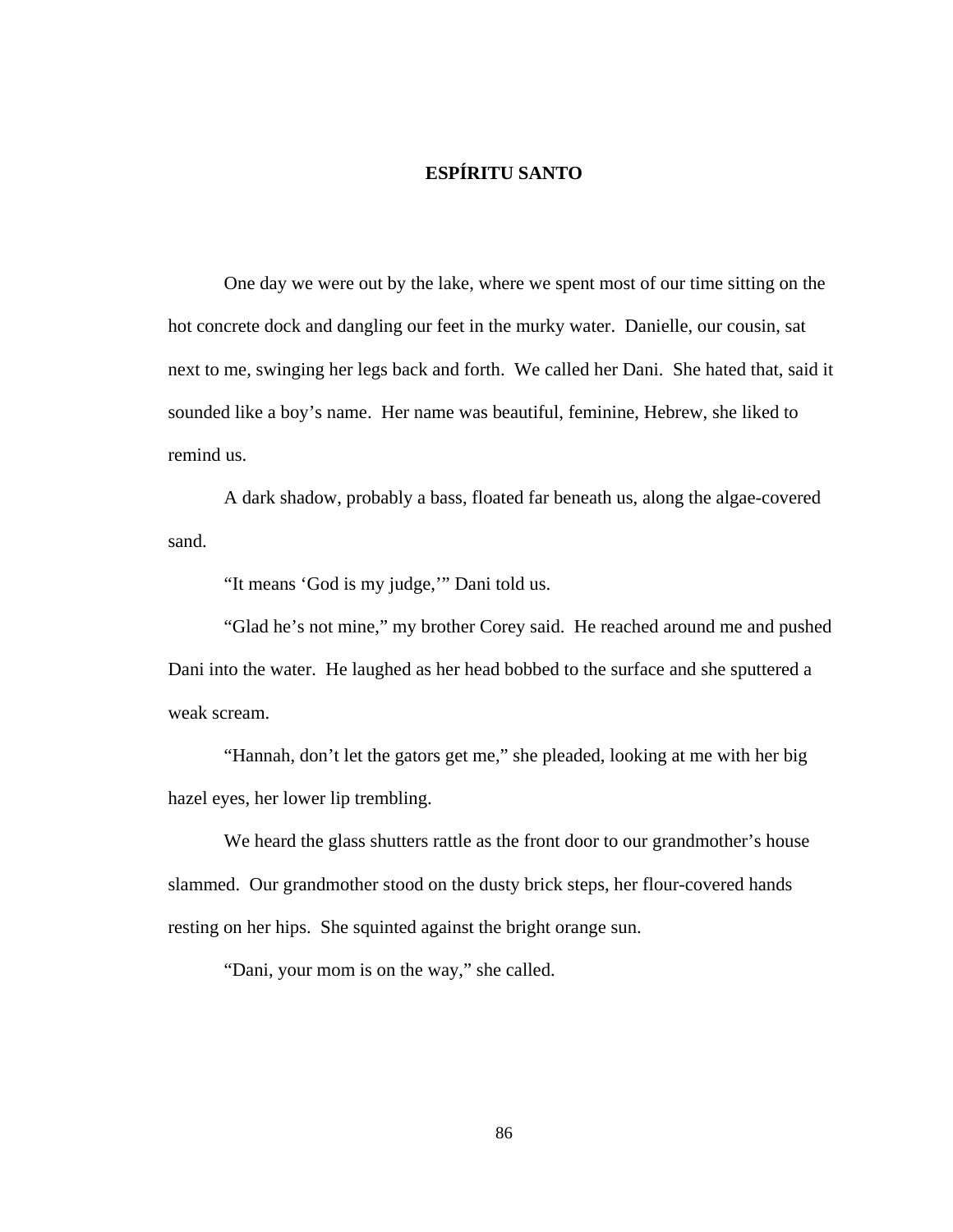# ESPÍRITU SANTO

One day we were out by the lake, where we spent most of our time sitting on the hot concrete dock and dangling our feet in the murky water. Danielle, our cousin, sat next to me, swinging her legs back and forth. We called her Dani. She hated that, said it sounded like a boy's name. Her name was beautiful, feminine, Hebrew, she liked to remind us.

A dark shadow, probably a bass, floated far beneath us, along the algae-covered sand.

"It means 'God is my judge,'" Dani told us.

"Glad he's not mine," my brother Corey said. He reached around me and pushed Dani into the water. He laughed as her head bobbed to the surface and she sputtered a weak scream.

"Hannah, don't let the gators get me," she pleaded, looking at me with her big hazel eyes, her lower lip trembling.

We heard the glass shutters rattle as the front door to our grandmother's house slammed. Our grandmother stood on the dusty brick steps, her flour-covered hands resting on her hips. She squinted against the bright orange sun.

"Dani, your mom is on the way," she called.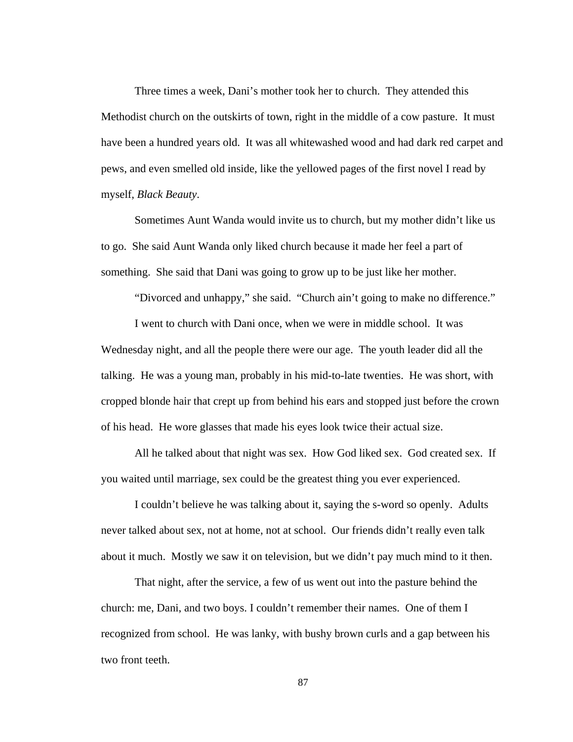Three times a week, Dani's mother took her to church. They attended this Methodist church on the outskirts of town, right in the middle of a cow pasture. It must have been a hundred years old. It was all whitewashed wood and had dark red carpet and pews, and even smelled old inside, like the yellowed pages of the first novel I read by myself, *Black Beauty*.

Sometimes Aunt Wanda would invite us to church, but my mother didn't like us to go. She said Aunt Wanda only liked church because it made her feel a part of something. She said that Dani was going to grow up to be just like her mother.

"Divorced and unhappy," she said. "Church ain't going to make no difference."

I went to church with Dani once, when we were in middle school. It was Wednesday night, and all the people there were our age. The youth leader did all the talking. He was a young man, probably in his mid-to-late twenties. He was short, with cropped blonde hair that crept up from behind his ears and stopped just before the crown of his head. He wore glasses that made his eyes look twice their actual size.

All he talked about that night was sex. How God liked sex. God created sex. If you waited until marriage, sex could be the greatest thing you ever experienced.

I couldn't believe he was talking about it, saying the s-word so openly. Adults never talked about sex, not at home, not at school. Our friends didn't really even talk about it much. Mostly we saw it on television, but we didn't pay much mind to it then.

That night, after the service, a few of us went out into the pasture behind the church: me, Dani, and two boys. I couldn't remember their names. One of them I recognized from school. He was lanky, with bushy brown curls and a gap between his two front teeth.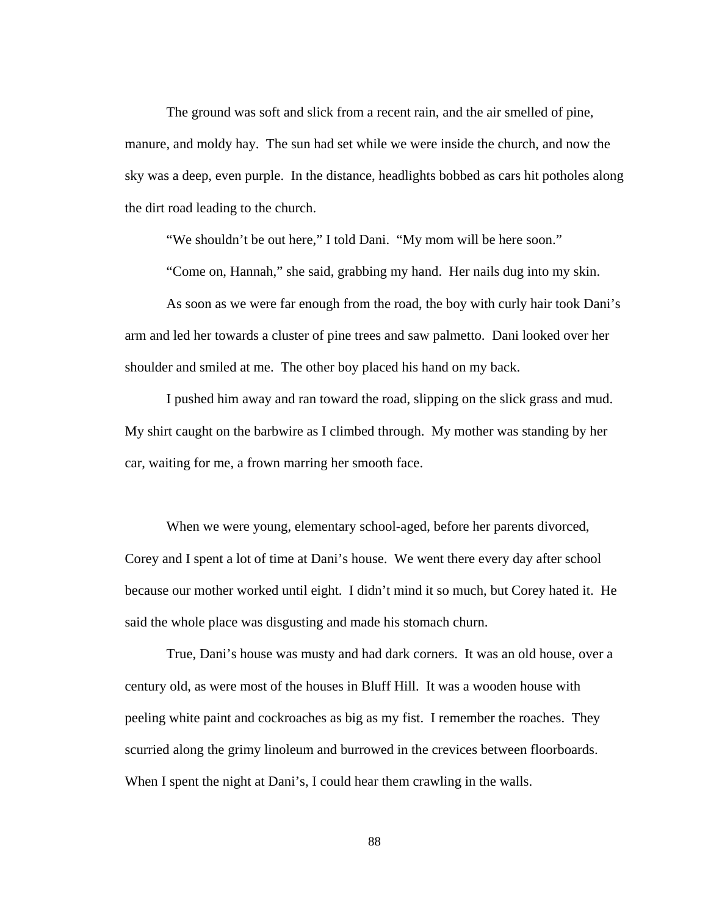The ground was soft and slick from a recent rain, and the air smelled of pine, manure, and moldy hay. The sun had set while we were inside the church, and now the sky was a deep, even purple. In the distance, headlights bobbed as cars hit potholes along the dirt road leading to the church.

"We shouldn't be out here," I told Dani. "My mom will be here soon."

"Come on, Hannah," she said, grabbing my hand. Her nails dug into my skin.

As soon as we were far enough from the road, the boy with curly hair took Dani's arm and led her towards a cluster of pine trees and saw palmetto. Dani looked over her shoulder and smiled at me. The other boy placed his hand on my back.

I pushed him away and ran toward the road, slipping on the slick grass and mud. My shirt caught on the barbwire as I climbed through. My mother was standing by her car, waiting for me, a frown marring her smooth face.

When we were young, elementary school-aged, before her parents divorced, Corey and I spent a lot of time at Dani's house. We went there every day after school because our mother worked until eight. I didn't mind it so much, but Corey hated it. He said the whole place was disgusting and made his stomach churn.

True, Dani's house was musty and had dark corners. It was an old house, over a century old, as were most of the houses in Bluff Hill. It was a wooden house with peeling white paint and cockroaches as big as my fist. I remember the roaches. They scurried along the grimy linoleum and burrowed in the crevices between floorboards. When I spent the night at Dani's, I could hear them crawling in the walls.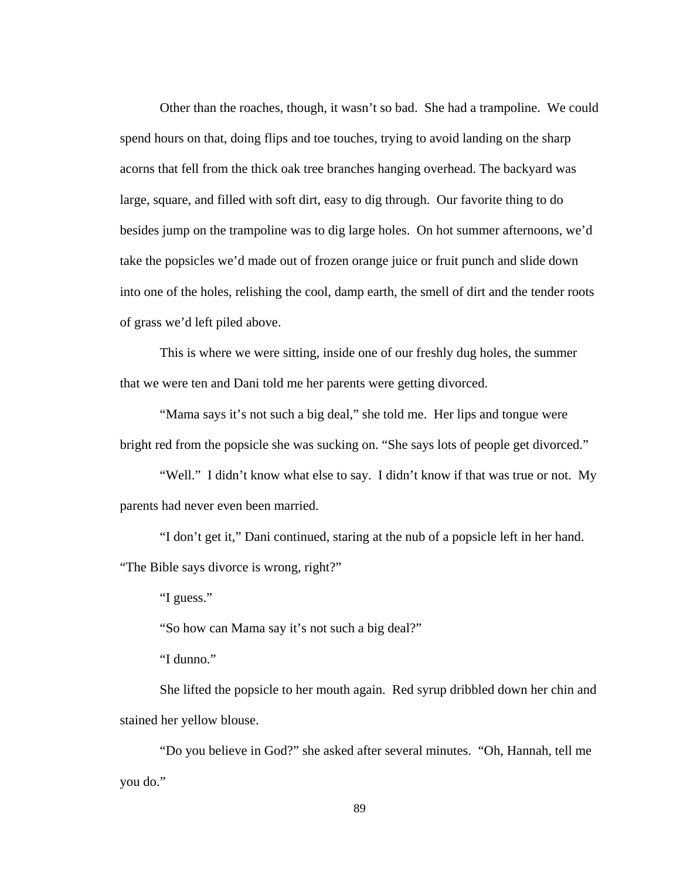Other than the roaches, though, it wasn't so bad. She had a trampoline. We could spend hours on that, doing flips and toe touches, trying to avoid landing on the sharp acorns that fell from the thick oak tree branches hanging overhead. The backyard was large, square, and filled with soft dirt, easy to dig through. Our favorite thing to do besides jump on the trampoline was to dig large holes. On hot summer afternoons, we'd take the popsicles we'd made out of frozen orange juice or fruit punch and slide down into one of the holes, relishing the cool, damp earth, the smell of dirt and the tender roots of grass we'd left piled above.

This is where we were sitting, inside one of our freshly dug holes, the summer that we were ten and Dani told me her parents were getting divorced.

"Mama says it's not such a big deal," she told me. Her lips and tongue were bright red from the popsicle she was sucking on. "She says lots of people get divorced."

"Well." I didn't know what else to say. I didn't know if that was true or not. My parents had never even been married.

"I don't get it," Dani continued, staring at the nub of a popsicle left in her hand. "The Bible says divorce is wrong, right?"

"I guess."

"So how can Mama say it's not such a big deal?"

"I dunno."

She lifted the popsicle to her mouth again. Red syrup dribbled down her chin and stained her yellow blouse.

"Do you believe in God?" she asked after several minutes. "Oh, Hannah, tell me you do."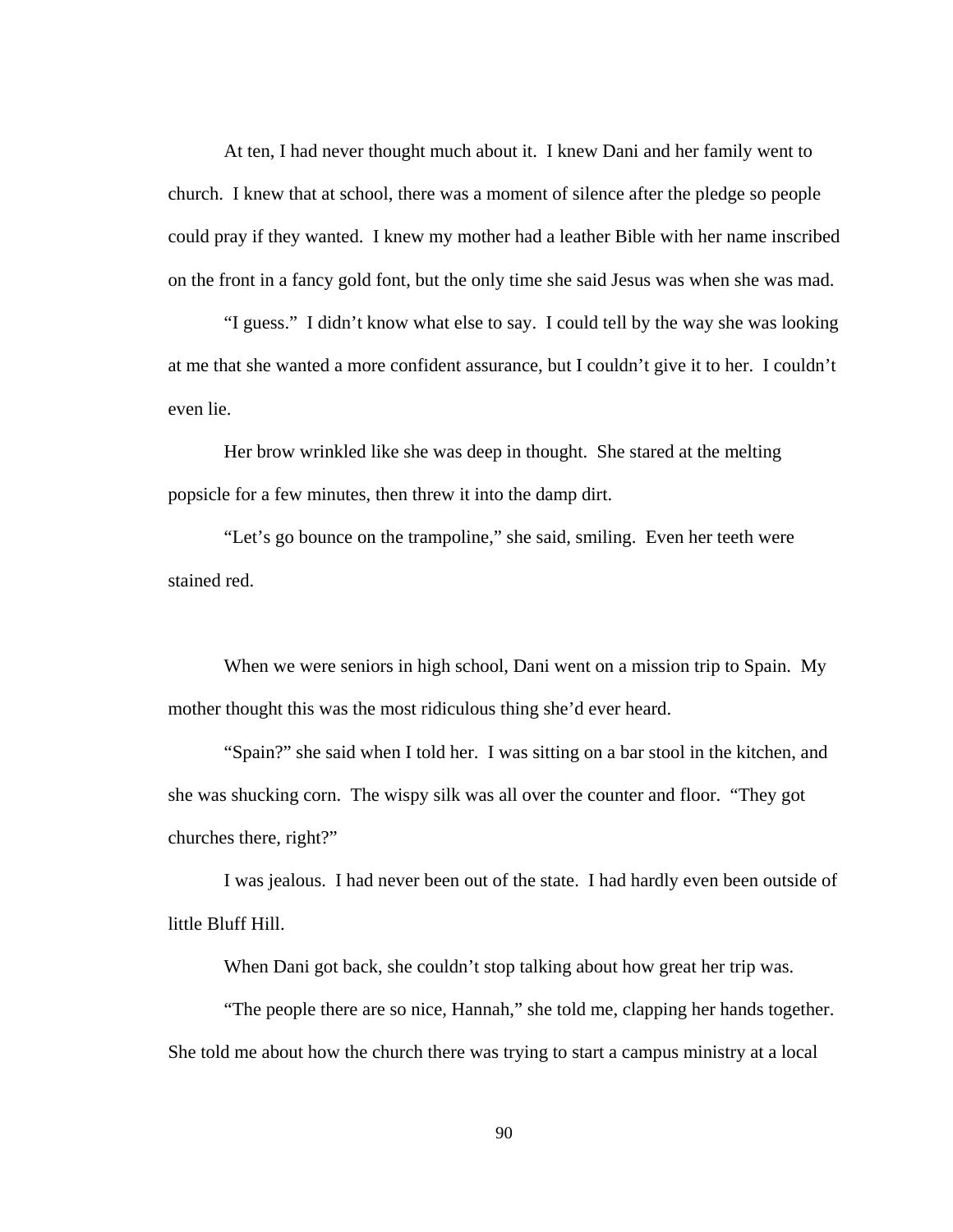At ten, I had never thought much about it. I knew Dani and her family went to church. I knew that at school, there was a moment of silence after the pledge so people could pray if they wanted. I knew my mother had a leather Bible with her name inscribed on the front in a fancy gold font, but the only time she said Jesus was when she was mad.

"I guess." I didn't know what else to say. I could tell by the way she was looking at me that she wanted a more confident assurance, but I couldn't give it to her. I couldn't even lie.

Her brow wrinkled like she was deep in thought. She stared at the melting popsicle for a few minutes, then threw it into the damp dirt.

"Let's go bounce on the trampoline," she said, smiling. Even her teeth were stained red.

When we were seniors in high school, Dani went on a mission trip to Spain. My mother thought this was the most ridiculous thing she'd ever heard.

"Spain?" she said when I told her. I was sitting on a bar stool in the kitchen, and she was shucking corn. The wispy silk was all over the counter and floor. "They got churches there, right?"

I was jealous. I had never been out of the state. I had hardly even been outside of little Bluff Hill.

When Dani got back, she couldn't stop talking about how great her trip was.

"The people there are so nice, Hannah," she told me, clapping her hands together. She told me about how the church there was trying to start a campus ministry at a local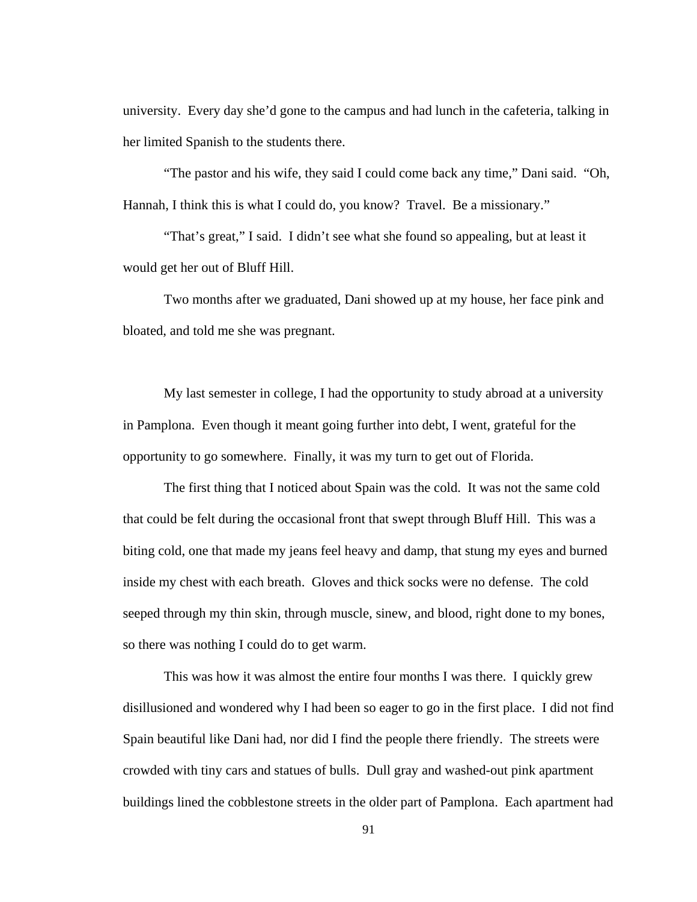university. Every day she'd gone to the campus and had lunch in the cafeteria, talking in her limited Spanish to the students there.

"The pastor and his wife, they said I could come back any time," Dani said. "Oh, Hannah, I think this is what I could do, you know? Travel. Be a missionary."

"That's great," I said. I didn't see what she found so appealing, but at least it would get her out of Bluff Hill.

Two months after we graduated, Dani showed up at my house, her face pink and bloated, and told me she was pregnant.

My last semester in college, I had the opportunity to study abroad at a university in Pamplona. Even though it meant going further into debt, I went, grateful for the opportunity to go somewhere. Finally, it was my turn to get out of Florida.

The first thing that I noticed about Spain was the cold. It was not the same cold that could be felt during the occasional front that swept through Bluff Hill. This was a biting cold, one that made my jeans feel heavy and damp, that stung my eyes and burned inside my chest with each breath. Gloves and thick socks were no defense. The cold seeped through my thin skin, through muscle, sinew, and blood, right done to my bones, so there was nothing I could do to get warm.

This was how it was almost the entire four months I was there. I quickly grew disillusioned and wondered why I had been so eager to go in the first place. I did not find Spain beautiful like Dani had, nor did I find the people there friendly. The streets were crowded with tiny cars and statues of bulls. Dull gray and washed-out pink apartment buildings lined the cobblestone streets in the older part of Pamplona. Each apartment had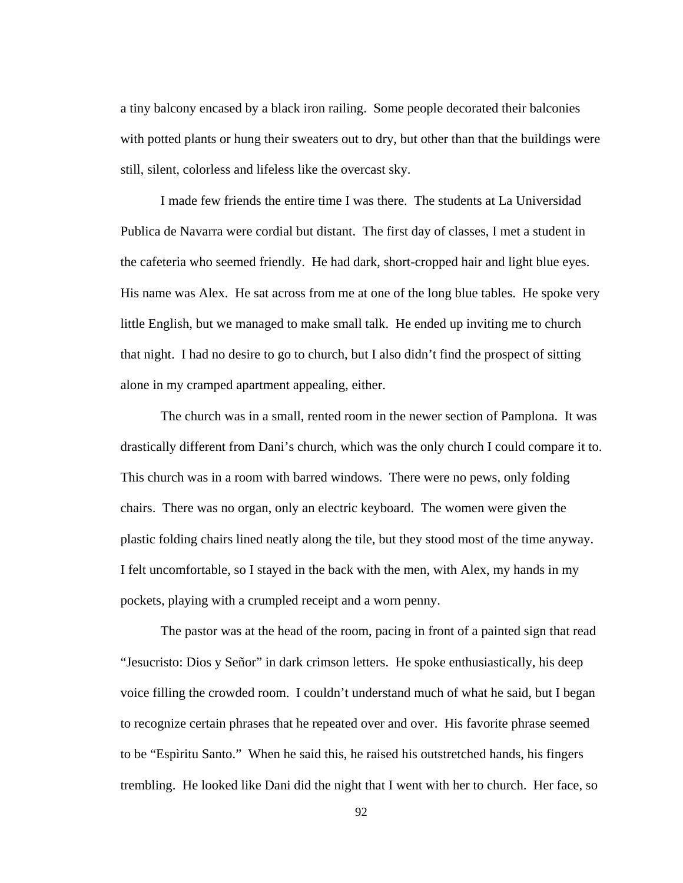a tiny balcony encased by a black iron railing. Some people decorated their balconies with potted plants or hung their sweaters out to dry, but other than that the buildings were still, silent, colorless and lifeless like the overcast sky.

I made few friends the entire time I was there. The students at La Universidad Publica de Navarra were cordial but distant. The first day of classes, I met a student in the cafeteria who seemed friendly. He had dark, short-cropped hair and light blue eyes. His name was Alex. He sat across from me at one of the long blue tables. He spoke very little English, but we managed to make small talk. He ended up inviting me to church that night. I had no desire to go to church, but I also didn't find the prospect of sitting alone in my cramped apartment appealing, either.

The church was in a small, rented room in the newer section of Pamplona. It was drastically different from Dani's church, which was the only church I could compare it to. This church was in a room with barred windows. There were no pews, only folding chairs. There was no organ, only an electric keyboard. The women were given the plastic folding chairs lined neatly along the tile, but they stood most of the time anyway. I felt uncomfortable, so I stayed in the back with the men, with Alex, my hands in my pockets, playing with a crumpled receipt and a worn penny.

The pastor was at the head of the room, pacing in front of a painted sign that read "Jesucristo: Dios y Señor" in dark crimson letters. He spoke enthusiastically, his deep voice filling the crowded room. I couldn't understand much of what he said, but I began to recognize certain phrases that he repeated over and over. His favorite phrase seemed to be "Espìritu Santo." When he said this, he raised his outstretched hands, his fingers trembling. He looked like Dani did the night that I went with her to church. Her face, so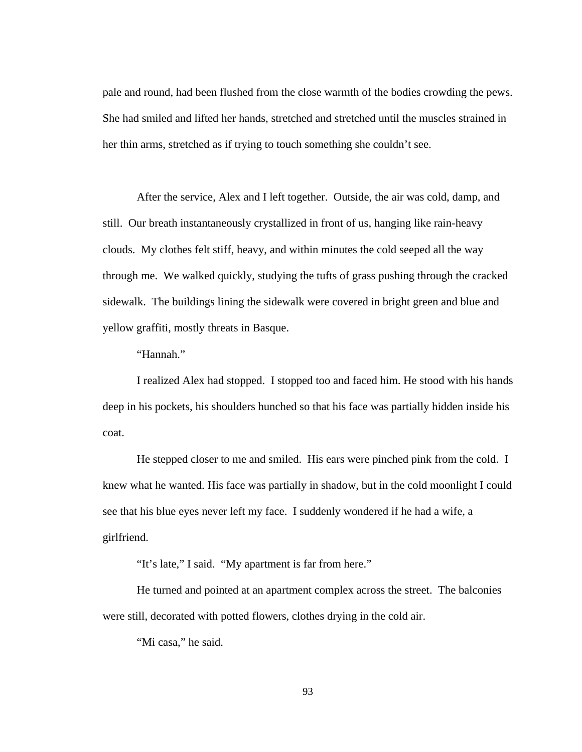pale and round, had been flushed from the close warmth of the bodies crowding the pews. She had smiled and lifted her hands, stretched and stretched until the muscles strained in her thin arms, stretched as if trying to touch something she couldn't see.

After the service, Alex and I left together. Outside, the air was cold, damp, and still. Our breath instantaneously crystallized in front of us, hanging like rain-heavy clouds. My clothes felt stiff, heavy, and within minutes the cold seeped all the way through me. We walked quickly, studying the tufts of grass pushing through the cracked sidewalk. The buildings lining the sidewalk were covered in bright green and blue and yellow graffiti, mostly threats in Basque.

"Hannah."

I realized Alex had stopped. I stopped too and faced him. He stood with his hands deep in his pockets, his shoulders hunched so that his face was partially hidden inside his coat.

He stepped closer to me and smiled. His ears were pinched pink from the cold. I knew what he wanted. His face was partially in shadow, but in the cold moonlight I could see that his blue eyes never left my face. I suddenly wondered if he had a wife, a girlfriend.

"It's late," I said. "My apartment is far from here."

He turned and pointed at an apartment complex across the street. The balconies were still, decorated with potted flowers, clothes drying in the cold air.

"Mi casa," he said.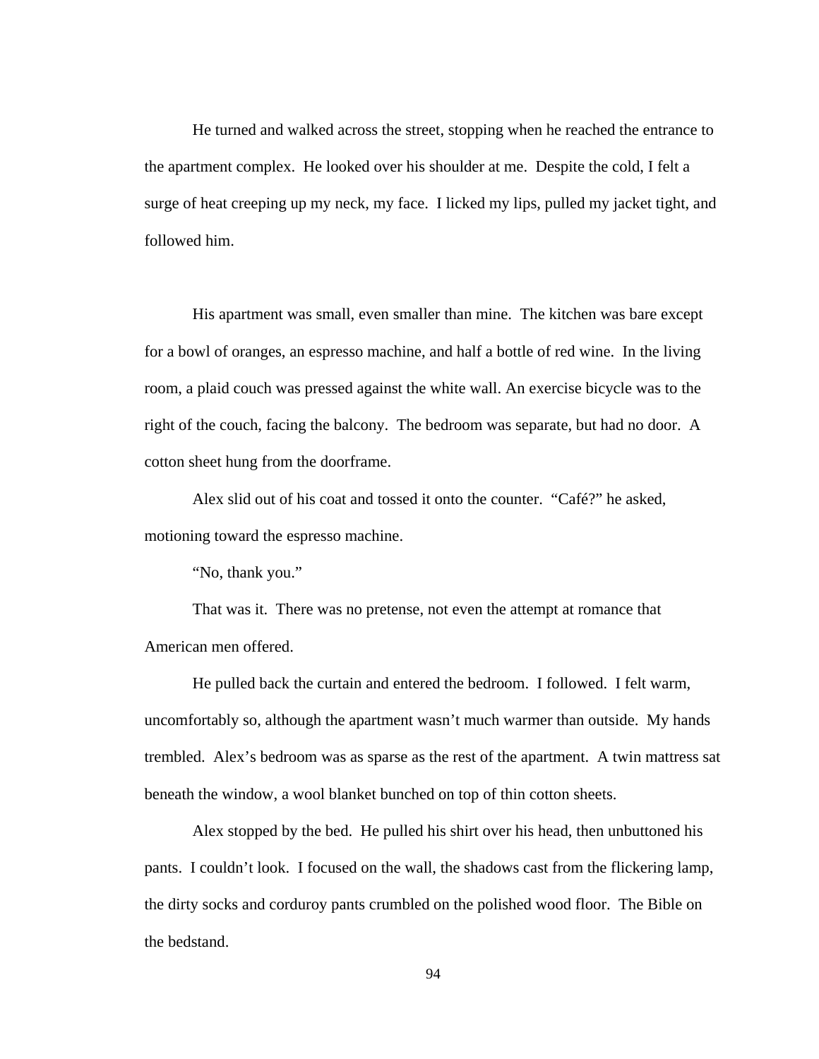He turned and walked across the street, stopping when he reached the entrance to the apartment complex. He looked over his shoulder at me. Despite the cold, I felt a surge of heat creeping up my neck, my face. I licked my lips, pulled my jacket tight, and followed him.

His apartment was small, even smaller than mine. The kitchen was bare except for a bowl of oranges, an espresso machine, and half a bottle of red wine. In the living room, a plaid couch was pressed against the white wall. An exercise bicycle was to the right of the couch, facing the balcony. The bedroom was separate, but had no door. A cotton sheet hung from the doorframe.

Alex slid out of his coat and tossed it onto the counter. "Café?" he asked, motioning toward the espresso machine.

"No, thank you."

That was it. There was no pretense, not even the attempt at romance that American men offered.

He pulled back the curtain and entered the bedroom. I followed. I felt warm, uncomfortably so, although the apartment wasn't much warmer than outside. My hands trembled. Alex's bedroom was as sparse as the rest of the apartment. A twin mattress sat beneath the window, a wool blanket bunched on top of thin cotton sheets.

Alex stopped by the bed. He pulled his shirt over his head, then unbuttoned his pants. I couldn't look. I focused on the wall, the shadows cast from the flickering lamp, the dirty socks and corduroy pants crumbled on the polished wood floor. The Bible on the bedstand.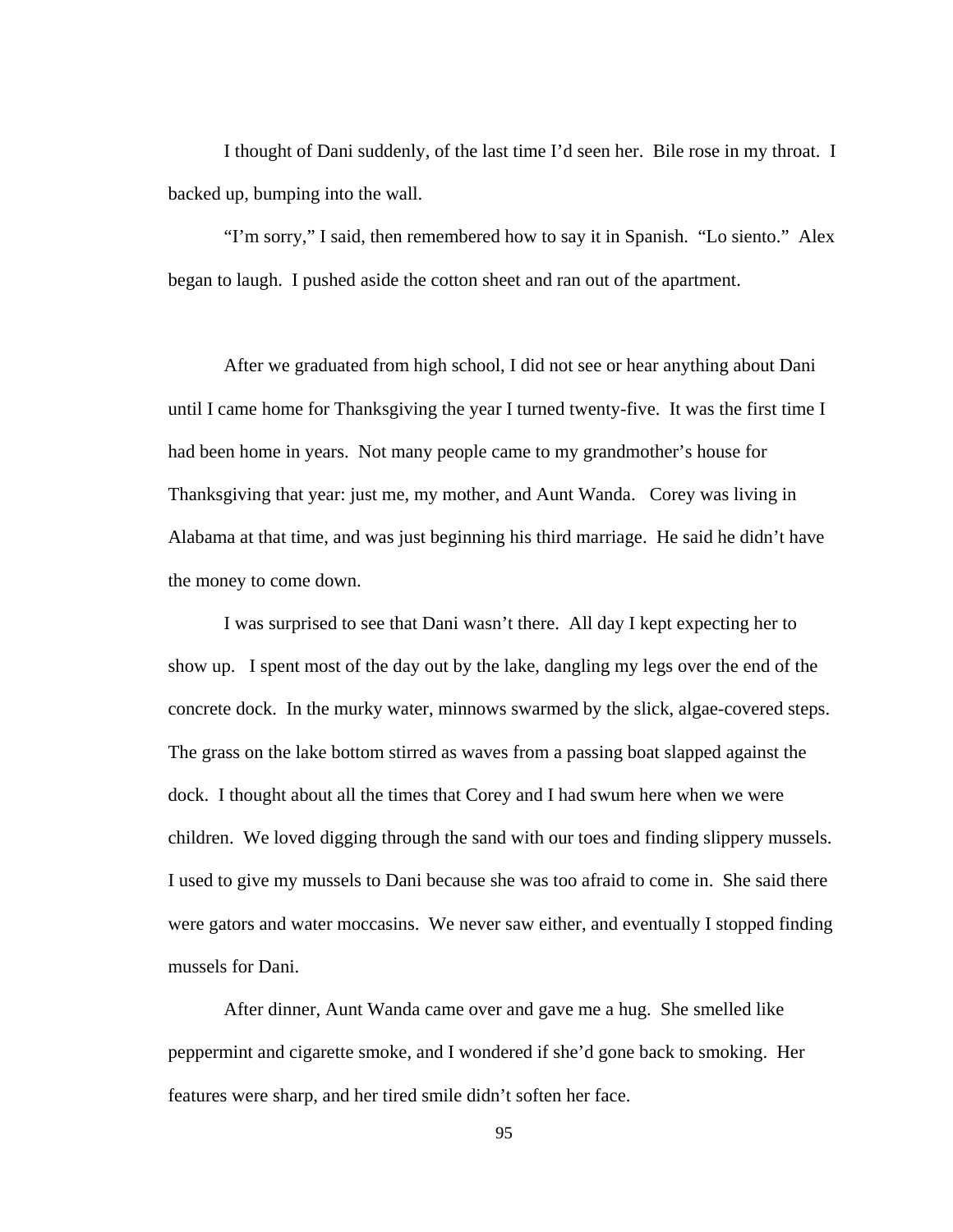I thought of Dani suddenly, of the last time I'd seen her. Bile rose in my throat. I backed up, bumping into the wall.

"I'm sorry," I said, then remembered how to say it in Spanish. "Lo siento." Alex began to laugh. I pushed aside the cotton sheet and ran out of the apartment.

After we graduated from high school, I did not see or hear anything about Dani until I came home for Thanksgiving the year I turned twenty-five. It was the first time I had been home in years. Not many people came to my grandmother's house for Thanksgiving that year: just me, my mother, and Aunt Wanda. Corey was living in Alabama at that time, and was just beginning his third marriage. He said he didn't have the money to come down.

I was surprised to see that Dani wasn't there. All day I kept expecting her to show up. I spent most of the day out by the lake, dangling my legs over the end of the concrete dock. In the murky water, minnows swarmed by the slick, algae-covered steps. The grass on the lake bottom stirred as waves from a passing boat slapped against the dock. I thought about all the times that Corey and I had swum here when we were children. We loved digging through the sand with our toes and finding slippery mussels. I used to give my mussels to Dani because she was too afraid to come in. She said there were gators and water moccasins. We never saw either, and eventually I stopped finding mussels for Dani.

After dinner, Aunt Wanda came over and gave me a hug. She smelled like peppermint and cigarette smoke, and I wondered if she'd gone back to smoking. Her features were sharp, and her tired smile didn't soften her face.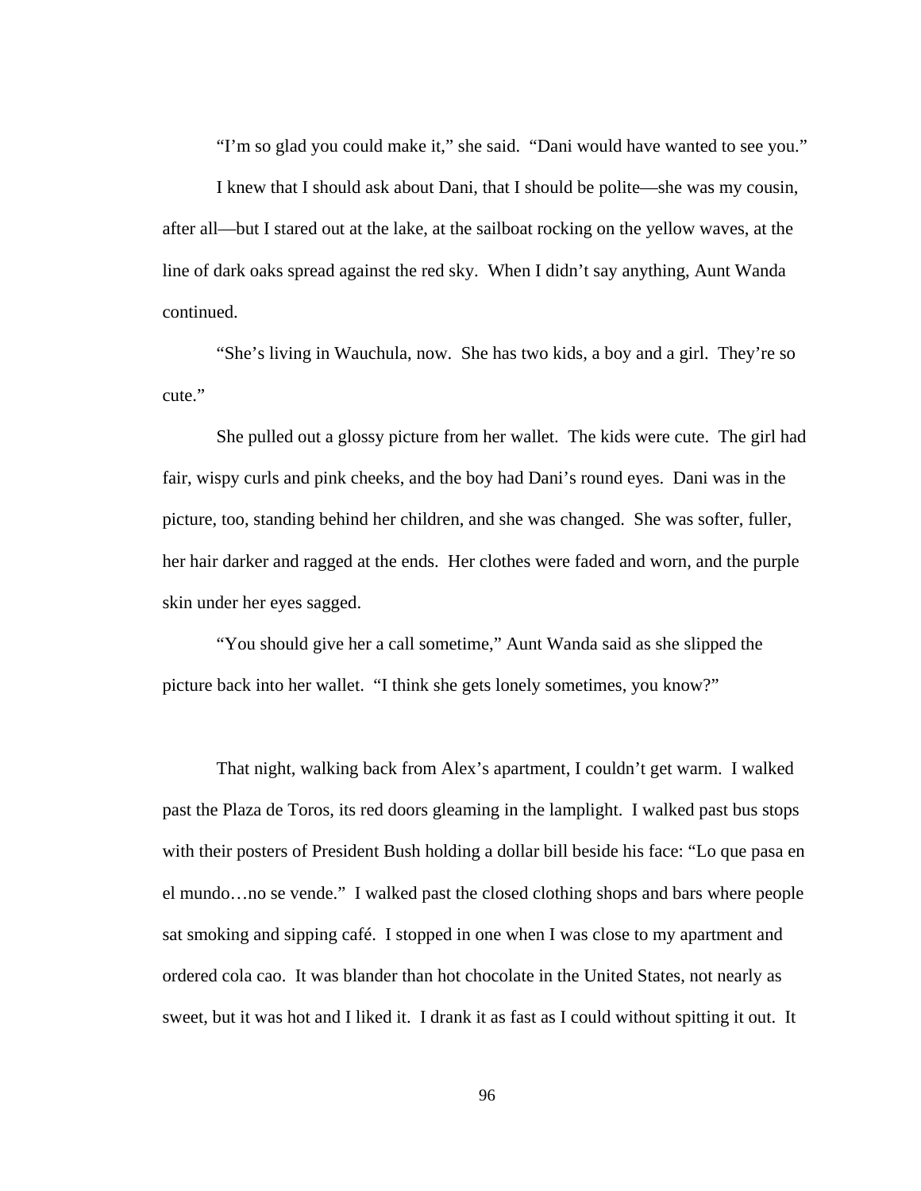"I'm so glad you could make it," she said. "Dani would have wanted to see you."

I knew that I should ask about Dani, that I should be polite—she was my cousin, after all—but I stared out at the lake, at the sailboat rocking on the yellow waves, at the line of dark oaks spread against the red sky. When I didn't say anything, Aunt Wanda continued.

"She's living in Wauchula, now. She has two kids, a boy and a girl. They're so cute."

She pulled out a glossy picture from her wallet. The kids were cute. The girl had fair, wispy curls and pink cheeks, and the boy had Dani's round eyes. Dani was in the picture, too, standing behind her children, and she was changed. She was softer, fuller, her hair darker and ragged at the ends. Her clothes were faded and worn, and the purple skin under her eyes sagged.

"You should give her a call sometime," Aunt Wanda said as she slipped the picture back into her wallet. "I think she gets lonely sometimes, you know?"

That night, walking back from Alex's apartment, I couldn't get warm. I walked past the Plaza de Toros, its red doors gleaming in the lamplight. I walked past bus stops with their posters of President Bush holding a dollar bill beside his face: "Lo que pasa en el mundo…no se vende." I walked past the closed clothing shops and bars where people sat smoking and sipping café. I stopped in one when I was close to my apartment and ordered cola cao. It was blander than hot chocolate in the United States, not nearly as sweet, but it was hot and I liked it. I drank it as fast as I could without spitting it out. It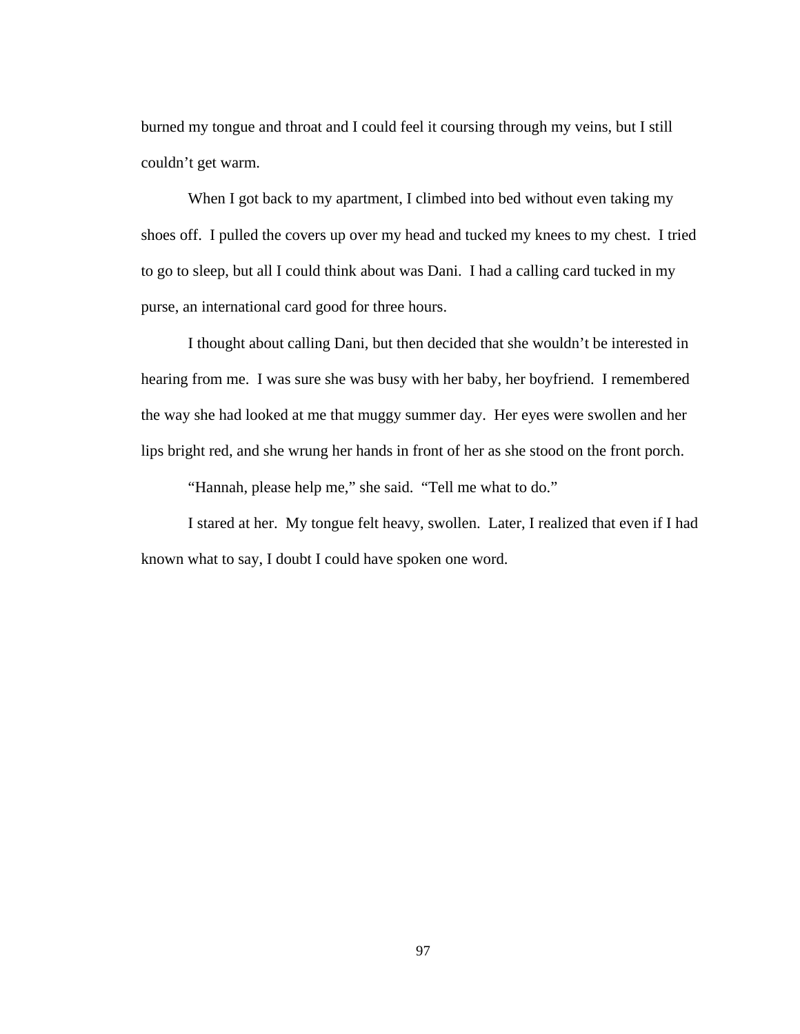burned my tongue and throat and I could feel it coursing through my veins, but I still couldn't get warm.

When I got back to my apartment, I climbed into bed without even taking my shoes off. I pulled the covers up over my head and tucked my knees to my chest. I tried to go to sleep, but all I could think about was Dani. I had a calling card tucked in my purse, an international card good for three hours.

I thought about calling Dani, but then decided that she wouldn't be interested in hearing from me. I was sure she was busy with her baby, her boyfriend. I remembered the way she had looked at me that muggy summer day. Her eyes were swollen and her lips bright red, and she wrung her hands in front of her as she stood on the front porch.

"Hannah, please help me," she said. "Tell me what to do."

I stared at her. My tongue felt heavy, swollen. Later, I realized that even if I had known what to say, I doubt I could have spoken one word.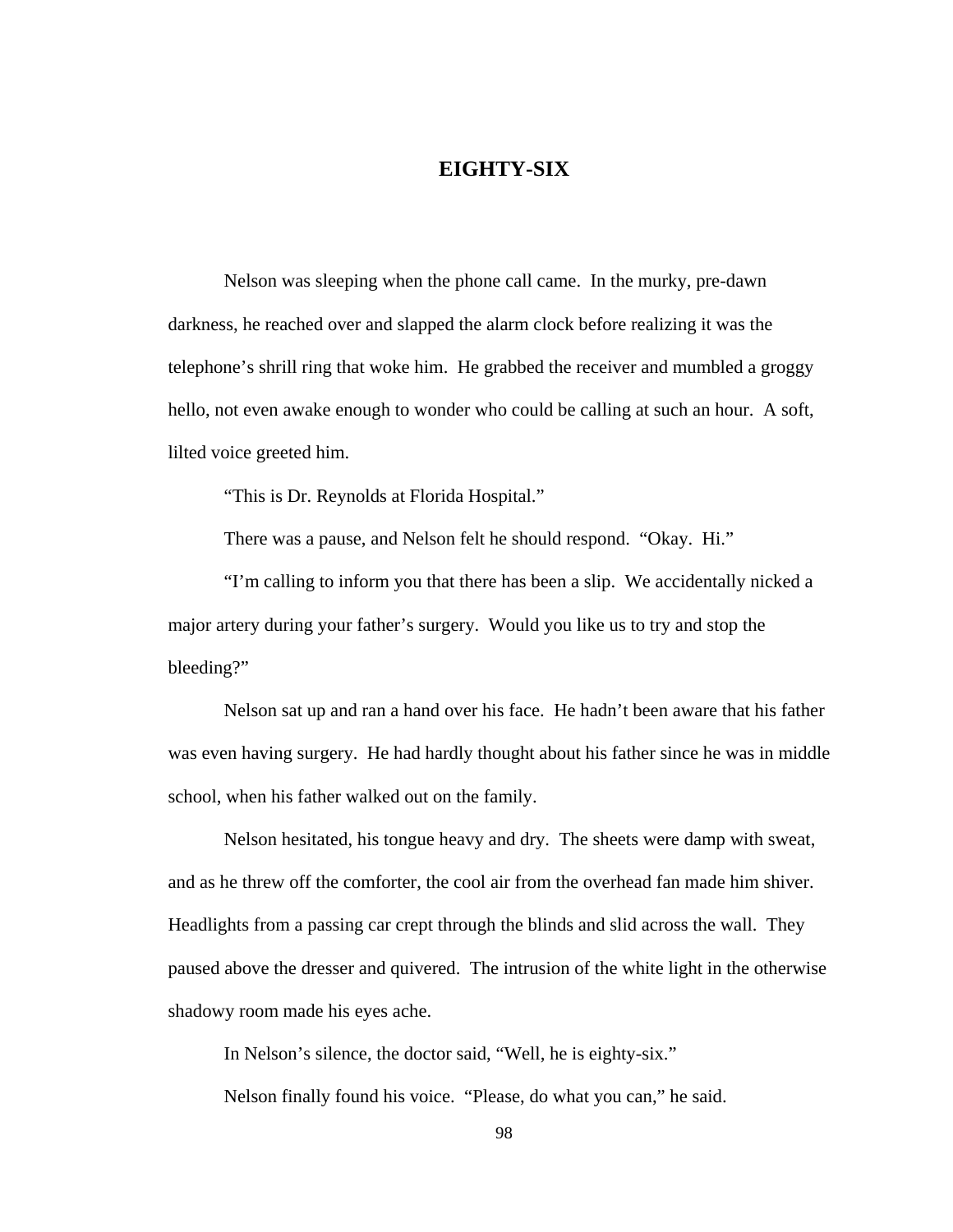# EIGHTY-SIX

Nelson was sleeping when the phone call came. In the murky, pre-dawn darkness, he reached over and slapped the alarm clock before realizing it was the telephone's shrill ring that woke him. He grabbed the receiver and mumbled a groggy hello, not even awake enough to wonder who could be calling at such an hour. A soft, lilted voice greeted him.

"This is Dr. Reynolds at Florida Hospital."

There was a pause, and Nelson felt he should respond. "Okay. Hi."

"I'm calling to inform you that there has been a slip. We accidentally nicked a major artery during your father's surgery. Would you like us to try and stop the bleeding?"

Nelson sat up and ran a hand over his face. He hadn't been aware that his father was even having surgery. He had hardly thought about his father since he was in middle school, when his father walked out on the family.

Nelson hesitated, his tongue heavy and dry. The sheets were damp with sweat, and as he threw off the comforter, the cool air from the overhead fan made him shiver. Headlights from a passing car crept through the blinds and slid across the wall. They paused above the dresser and quivered. The intrusion of the white light in the otherwise shadowy room made his eyes ache.

In Nelson's silence, the doctor said, "Well, he is eighty-six."

Nelson finally found his voice. "Please, do what you can," he said.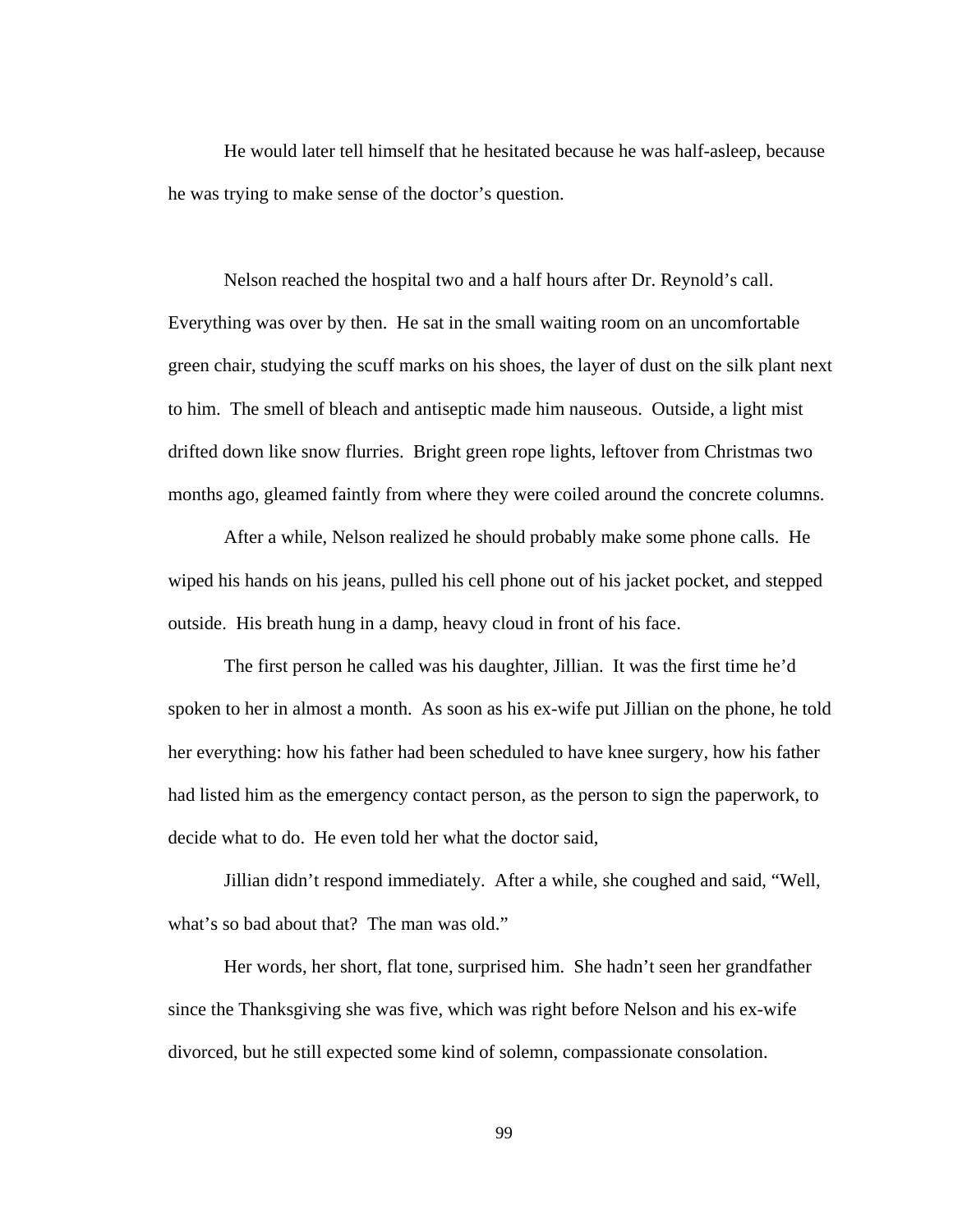He would later tell himself that he hesitated because he was half-asleep, because he was trying to make sense of the doctor's question.

Nelson reached the hospital two and a half hours after Dr. Reynold's call. Everything was over by then. He sat in the small waiting room on an uncomfortable green chair, studying the scuff marks on his shoes, the layer of dust on the silk plant next to him. The smell of bleach and antiseptic made him nauseous. Outside, a light mist drifted down like snow flurries. Bright green rope lights, leftover from Christmas two months ago, gleamed faintly from where they were coiled around the concrete columns.

After a while, Nelson realized he should probably make some phone calls. He wiped his hands on his jeans, pulled his cell phone out of his jacket pocket, and stepped outside. His breath hung in a damp, heavy cloud in front of his face.

The first person he called was his daughter, Jillian. It was the first time he'd spoken to her in almost a month. As soon as his ex-wife put Jillian on the phone, he told her everything: how his father had been scheduled to have knee surgery, how his father had listed him as the emergency contact person, as the person to sign the paperwork, to decide what to do. He even told her what the doctor said,

Jillian didn't respond immediately. After a while, she coughed and said, "Well, what's so bad about that? The man was old."

Her words, her short, flat tone, surprised him. She hadn't seen her grandfather since the Thanksgiving she was five, which was right before Nelson and his ex-wife divorced, but he still expected some kind of solemn, compassionate consolation.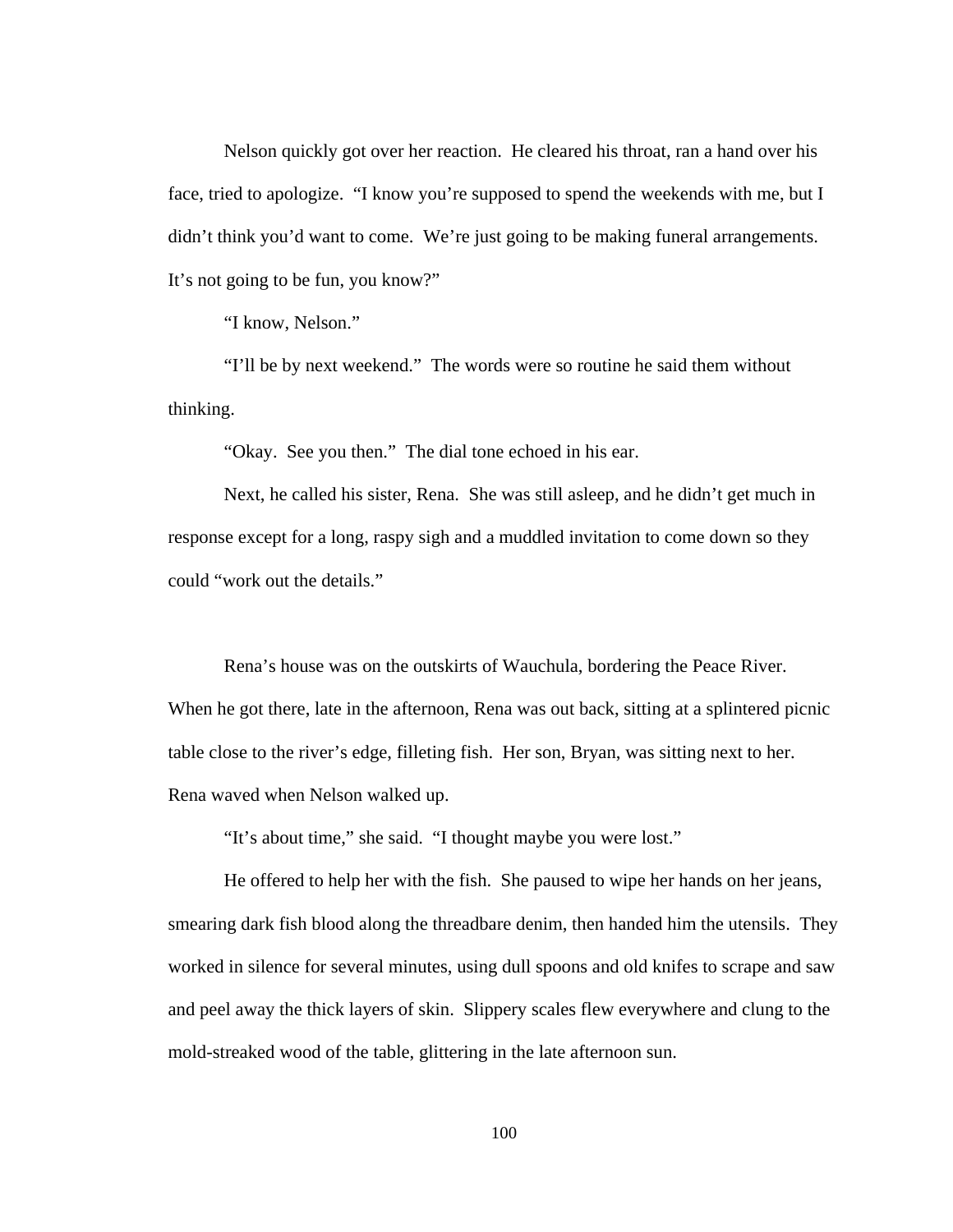Nelson quickly got over her reaction. He cleared his throat, ran a hand over his face, tried to apologize. "I know you're supposed to spend the weekends with me, but I didn't think you'd want to come. We're just going to be making funeral arrangements. It's not going to be fun, you know?"

"I know, Nelson."

"I'll be by next weekend." The words were so routine he said them without thinking.

"Okay. See you then." The dial tone echoed in his ear.

Next, he called his sister, Rena. She was still asleep, and he didn't get much in response except for a long, raspy sigh and a muddled invitation to come down so they could "work out the details."

Rena's house was on the outskirts of Wauchula, bordering the Peace River. When he got there, late in the afternoon, Rena was out back, sitting at a splintered picnic table close to the river's edge, filleting fish. Her son, Bryan, was sitting next to her. Rena waved when Nelson walked up.

"It's about time," she said. "I thought maybe you were lost."

He offered to help her with the fish. She paused to wipe her hands on her jeans, smearing dark fish blood along the threadbare denim, then handed him the utensils. They worked in silence for several minutes, using dull spoons and old knifes to scrape and saw and peel away the thick layers of skin. Slippery scales flew everywhere and clung to the mold-streaked wood of the table, glittering in the late afternoon sun.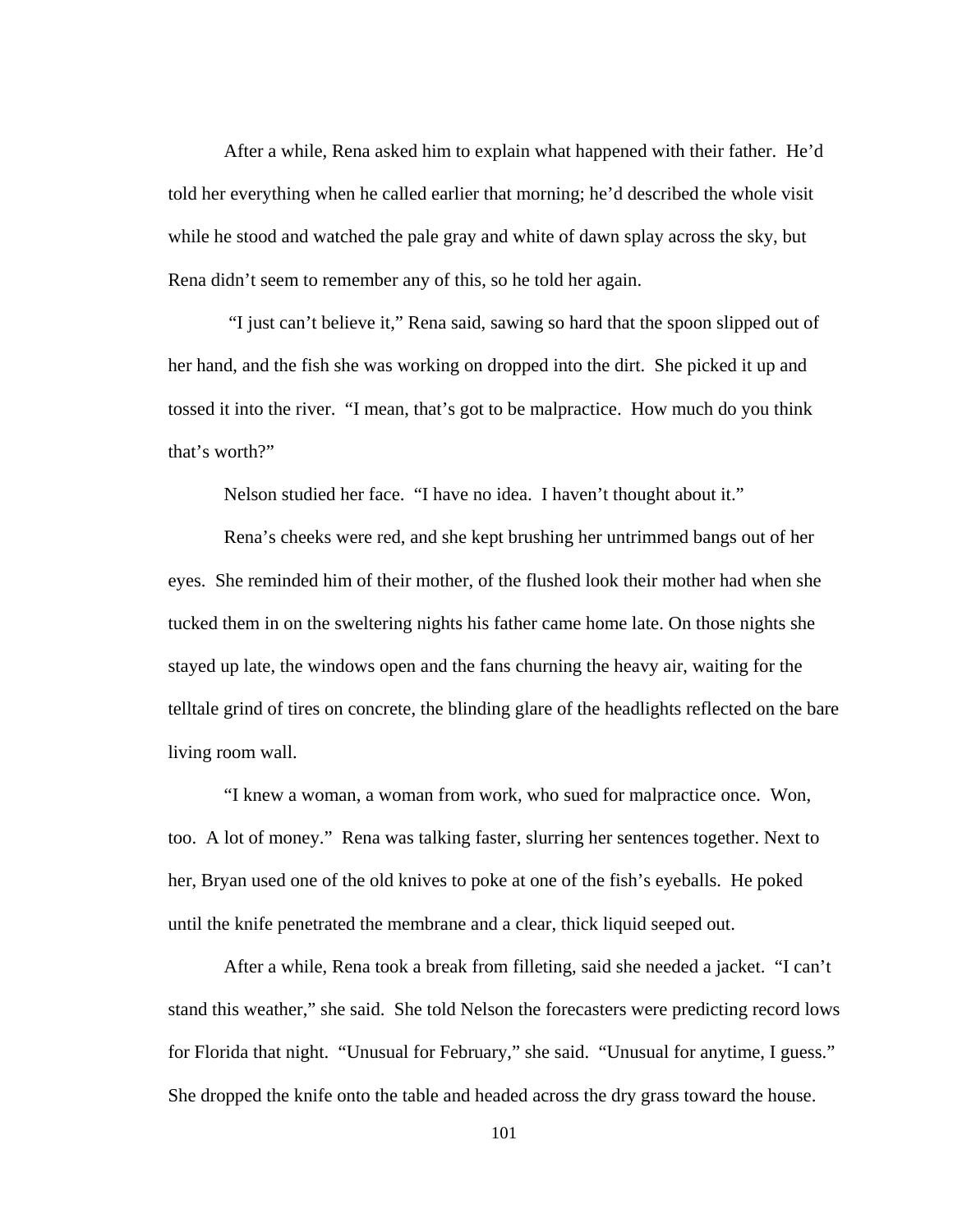After a while, Rena asked him to explain what happened with their father. He'd told her everything when he called earlier that morning; he'd described the whole visit while he stood and watched the pale gray and white of dawn splay across the sky, but Rena didn't seem to remember any of this, so he told her again.

"I just can't believe it," Rena said, sawing so hard that the spoon slipped out of her hand, and the fish she was working on dropped into the dirt. She picked it up and tossed it into the river. "I mean, that's got to be malpractice. How much do you think that's worth?"

Nelson studied her face. "I have no idea. I haven't thought about it."

Rena's cheeks were red, and she kept brushing her untrimmed bangs out of her eyes. She reminded him of their mother, of the flushed look their mother had when she tucked them in on the sweltering nights his father came home late. On those nights she stayed up late, the windows open and the fans churning the heavy air, waiting for the telltale grind of tires on concrete, the blinding glare of the headlights reflected on the bare living room wall.

"I knew a woman, a woman from work, who sued for malpractice once. Won, too. A lot of money." Rena was talking faster, slurring her sentences together. Next to her, Bryan used one of the old knives to poke at one of the fish's eyeballs. He poked until the knife penetrated the membrane and a clear, thick liquid seeped out.

After a while, Rena took a break from filleting, said she needed a jacket. "I can't stand this weather," she said. She told Nelson the forecasters were predicting record lows for Florida that night. "Unusual for February," she said. "Unusual for anytime, I guess." She dropped the knife onto the table and headed across the dry grass toward the house.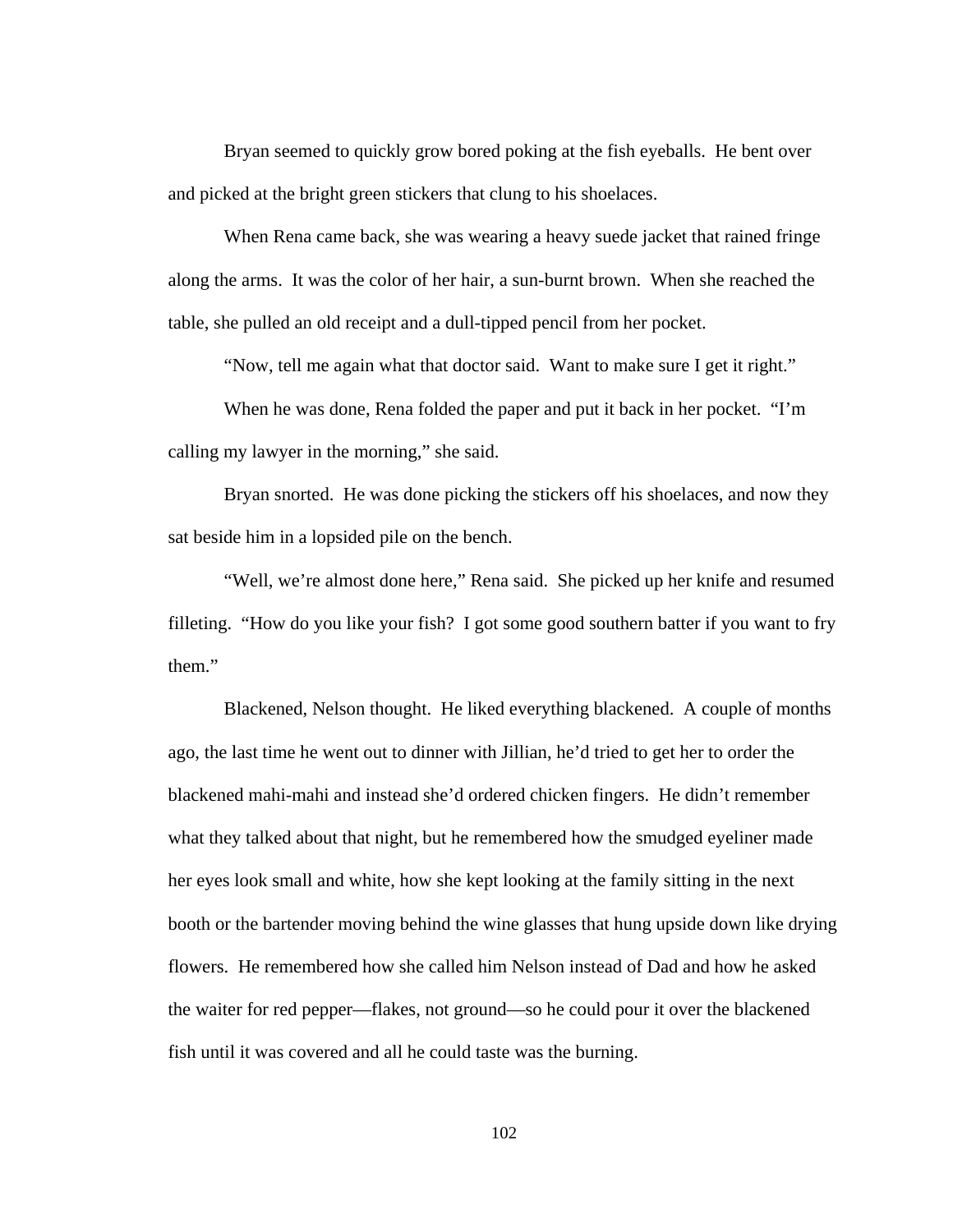Bryan seemed to quickly grow bored poking at the fish eyeballs. He bent over and picked at the bright green stickers that clung to his shoelaces.

When Rena came back, she was wearing a heavy suede jacket that rained fringe along the arms. It was the color of her hair, a sun-burnt brown. When she reached the table, she pulled an old receipt and a dull-tipped pencil from her pocket.

"Now, tell me again what that doctor said. Want to make sure I get it right."

When he was done, Rena folded the paper and put it back in her pocket. "I'm calling my lawyer in the morning," she said.

Bryan snorted. He was done picking the stickers off his shoelaces, and now they sat beside him in a lopsided pile on the bench.

"Well, we're almost done here," Rena said. She picked up her knife and resumed filleting. "How do you like your fish? I got some good southern batter if you want to fry them."

Blackened, Nelson thought. He liked everything blackened. A couple of months ago, the last time he went out to dinner with Jillian, he'd tried to get her to order the blackened mahi-mahi and instead she'd ordered chicken fingers. He didn't remember what they talked about that night, but he remembered how the smudged eyeliner made her eyes look small and white, how she kept looking at the family sitting in the next booth or the bartender moving behind the wine glasses that hung upside down like drying flowers. He remembered how she called him Nelson instead of Dad and how he asked the waiter for red pepper—flakes, not ground—so he could pour it over the blackened fish until it was covered and all he could taste was the burning.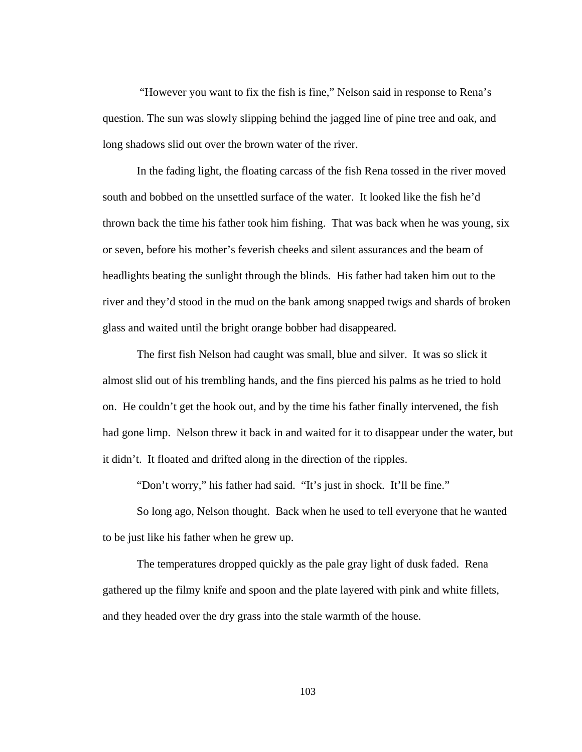"However you want to fix the fish is fine," Nelson said in response to Rena's question. The sun was slowly slipping behind the jagged line of pine tree and oak, and long shadows slid out over the brown water of the river.

In the fading light, the floating carcass of the fish Rena tossed in the river moved south and bobbed on the unsettled surface of the water. It looked like the fish he'd thrown back the time his father took him fishing. That was back when he was young, six or seven, before his mother's feverish cheeks and silent assurances and the beam of headlights beating the sunlight through the blinds. His father had taken him out to the river and they'd stood in the mud on the bank among snapped twigs and shards of broken glass and waited until the bright orange bobber had disappeared.

The first fish Nelson had caught was small, blue and silver. It was so slick it almost slid out of his trembling hands, and the fins pierced his palms as he tried to hold on. He couldn't get the hook out, and by the time his father finally intervened, the fish had gone limp. Nelson threw it back in and waited for it to disappear under the water, but it didn't. It floated and drifted along in the direction of the ripples.

"Don't worry," his father had said. "It's just in shock. It'll be fine."

So long ago, Nelson thought. Back when he used to tell everyone that he wanted to be just like his father when he grew up.

The temperatures dropped quickly as the pale gray light of dusk faded. Rena gathered up the filmy knife and spoon and the plate layered with pink and white fillets, and they headed over the dry grass into the stale warmth of the house.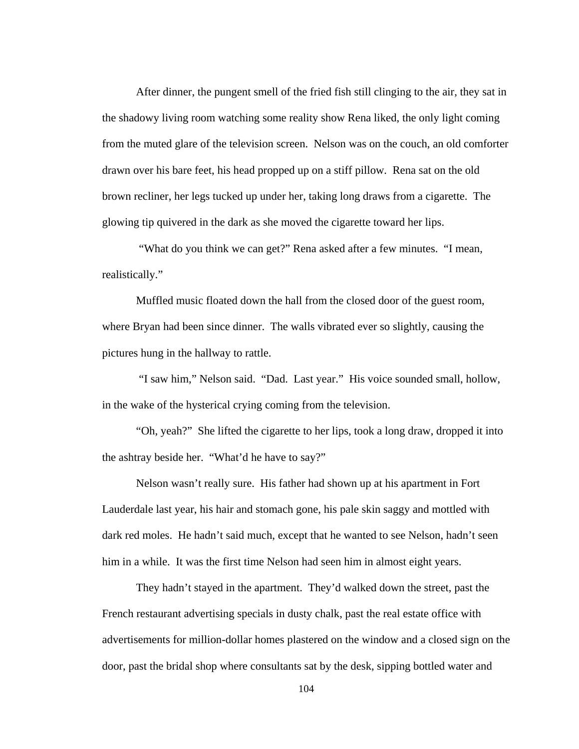After dinner, the pungent smell of the fried fish still clinging to the air, they sat in the shadowy living room watching some reality show Rena liked, the only light coming from the muted glare of the television screen. Nelson was on the couch, an old comforter drawn over his bare feet, his head propped up on a stiff pillow. Rena sat on the old brown recliner, her legs tucked up under her, taking long draws from a cigarette. The glowing tip quivered in the dark as she moved the cigarette toward her lips.

"What do you think we can get?" Rena asked after a few minutes. "I mean, realistically."

Muffled music floated down the hall from the closed door of the guest room, where Bryan had been since dinner. The walls vibrated ever so slightly, causing the pictures hung in the hallway to rattle.

"I saw him," Nelson said. "Dad. Last year." His voice sounded small, hollow, in the wake of the hysterical crying coming from the television.

"Oh, yeah?" She lifted the cigarette to her lips, took a long draw, dropped it into the ashtray beside her. "What'd he have to say?"

Nelson wasn't really sure. His father had shown up at his apartment in Fort Lauderdale last year, his hair and stomach gone, his pale skin saggy and mottled with dark red moles. He hadn't said much, except that he wanted to see Nelson, hadn't seen him in a while. It was the first time Nelson had seen him in almost eight years.

They hadn't stayed in the apartment. They'd walked down the street, past the French restaurant advertising specials in dusty chalk, past the real estate office with advertisements for million-dollar homes plastered on the window and a closed sign on the door, past the bridal shop where consultants sat by the desk, sipping bottled water and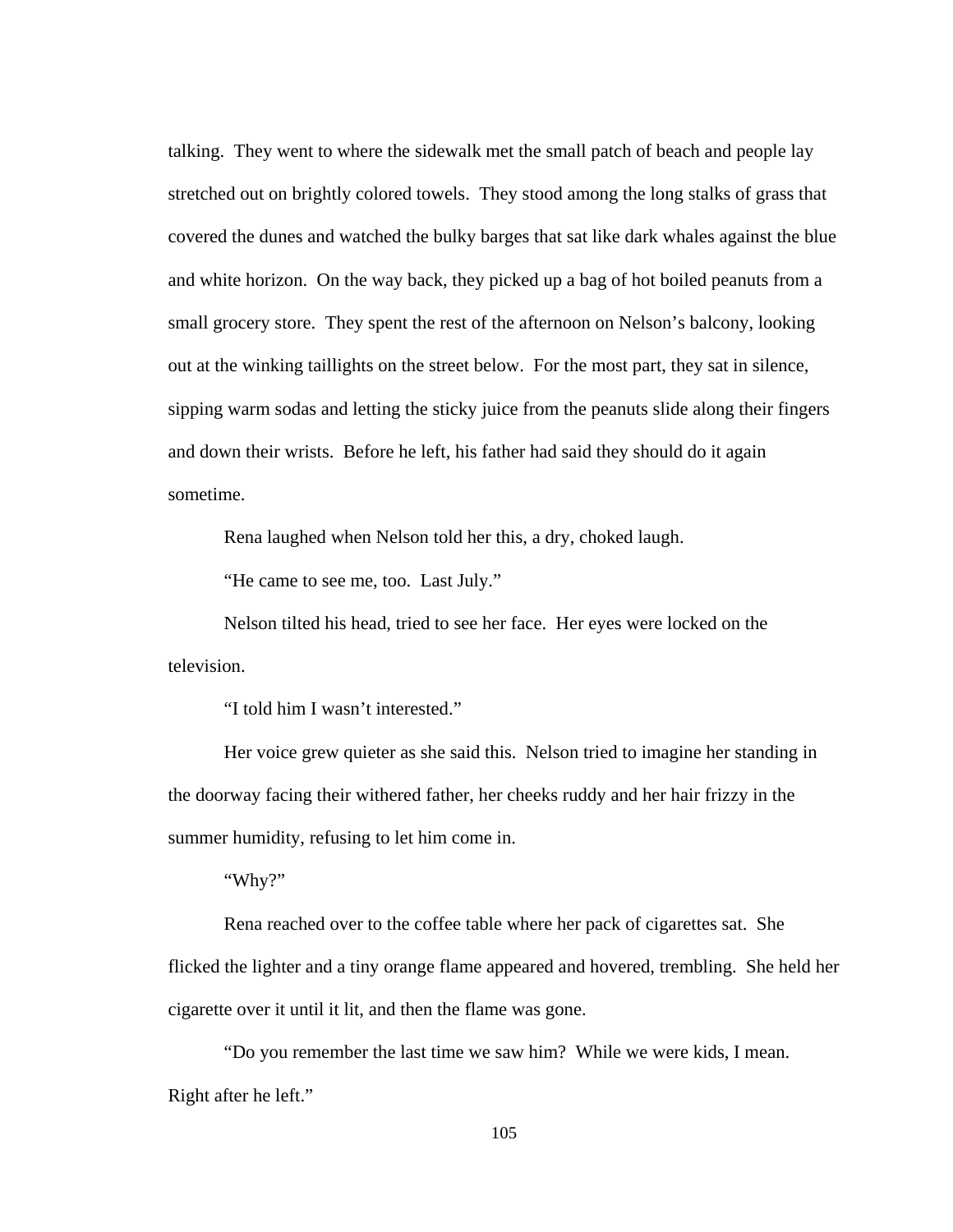talking. They went to where the sidewalk met the small patch of beach and people lay stretched out on brightly colored towels. They stood among the long stalks of grass that covered the dunes and watched the bulky barges that sat like dark whales against the blue and white horizon. On the way back, they picked up a bag of hot boiled peanuts from a small grocery store. They spent the rest of the afternoon on Nelson's balcony, looking out at the winking taillights on the street below. For the most part, they sat in silence, sipping warm sodas and letting the sticky juice from the peanuts slide along their fingers and down their wrists. Before he left, his father had said they should do it again sometime.

Rena laughed when Nelson told her this, a dry, choked laugh.

"He came to see me, too. Last July."

Nelson tilted his head, tried to see her face. Her eyes were locked on the television.

"I told him I wasn't interested."

Her voice grew quieter as she said this. Nelson tried to imagine her standing in the doorway facing their withered father, her cheeks ruddy and her hair frizzy in the summer humidity, refusing to let him come in.

"Why?"

Rena reached over to the coffee table where her pack of cigarettes sat. She flicked the lighter and a tiny orange flame appeared and hovered, trembling. She held her cigarette over it until it lit, and then the flame was gone.

"Do you remember the last time we saw him? While we were kids, I mean. Right after he left."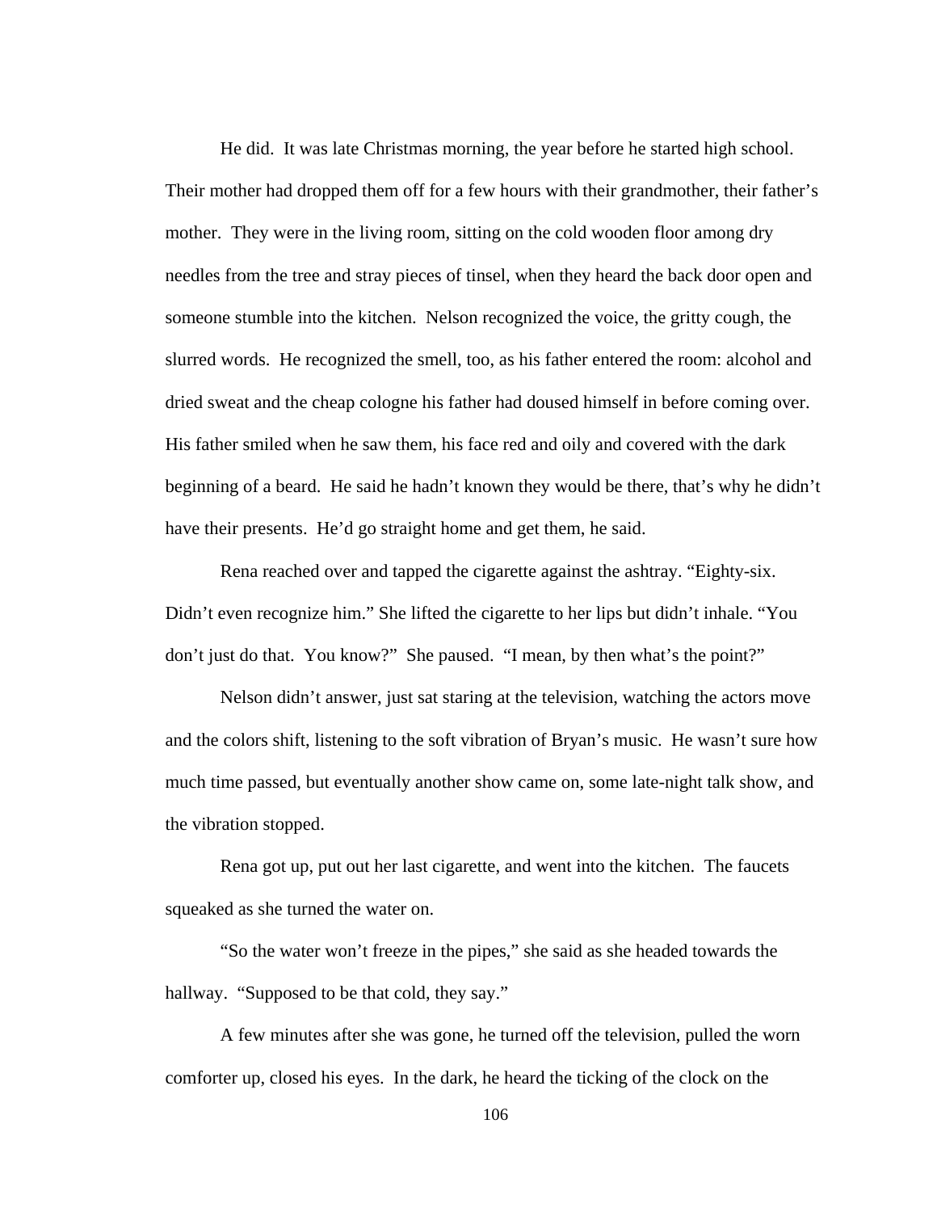He did.  It was late Christmas morning, the year before he started high school. Their mother had dropped them off for a few hours with their grandmother, their father's mother.  They were in the living room, sitting on the cold wooden floor among dry needles from the tree and stray pieces of tinsel, when they heard the back door open and someone stumble into the kitchen.  Nelson recognized the voice, the gritty cough, the slurred words.  He recognized the smell, too, as his father entered the room: alcohol and dried sweat and the cheap cologne his father had doused himself in before coming over. His father smiled when he saw them, his face red and oily and covered with the dark beginning of a beard.  He said he hadn't known they would be there, that's why he didn't have their presents.  He'd go straight home and get them, he said.

Rena reached over and tapped the cigarette against the ashtray. "Eighty-six. Didn't even recognize him." She lifted the cigarette to her lips but didn't inhale. "You don't just do that.  You know?"  She paused.  "I mean, by then what's the point?"

Nelson didn't answer, just sat staring at the television, watching the actors move and the colors shift, listening to the soft vibration of Bryan's music.  He wasn't sure how much time passed, but eventually another show came on, some late-night talk show, and the vibration stopped.

Rena got up, put out her last cigarette, and went into the kitchen.  The faucets squeaked as she turned the water on.

"So the water won't freeze in the pipes," she said as she headed towards the hallway.  "Supposed to be that cold, they say."

A few minutes after she was gone, he turned off the television, pulled the worn comforter up, closed his eyes.  In the dark, he heard the ticking of the clock on the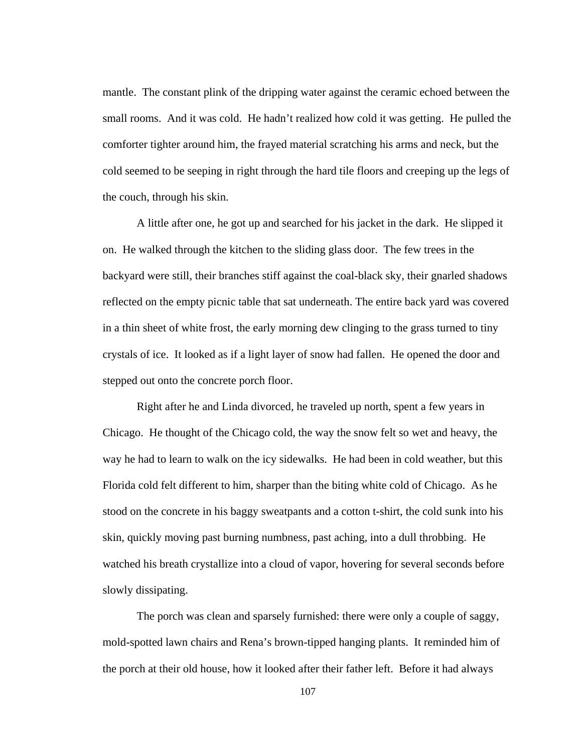mantle. The constant plink of the dripping water against the ceramic echoed between the small rooms. And it was cold. He hadn't realized how cold it was getting. He pulled the comforter tighter around him, the frayed material scratching his arms and neck, but the cold seemed to be seeping in right through the hard tile floors and creeping up the legs of the couch, through his skin.

A little after one, he got up and searched for his jacket in the dark. He slipped it on. He walked through the kitchen to the sliding glass door. The few trees in the backyard were still, their branches stiff against the coal-black sky, their gnarled shadows reflected on the empty picnic table that sat underneath. The entire back yard was covered in a thin sheet of white frost, the early morning dew clinging to the grass turned to tiny crystals of ice. It looked as if a light layer of snow had fallen. He opened the door and stepped out onto the concrete porch floor.

Right after he and Linda divorced, he traveled up north, spent a few years in Chicago. He thought of the Chicago cold, the way the snow felt so wet and heavy, the way he had to learn to walk on the icy sidewalks. He had been in cold weather, but this Florida cold felt different to him, sharper than the biting white cold of Chicago. As he stood on the concrete in his baggy sweatpants and a cotton t-shirt, the cold sunk into his skin, quickly moving past burning numbness, past aching, into a dull throbbing. He watched his breath crystallize into a cloud of vapor, hovering for several seconds before slowly dissipating.

The porch was clean and sparsely furnished: there were only a couple of saggy, mold-spotted lawn chairs and Rena's brown-tipped hanging plants. It reminded him of the porch at their old house, how it looked after their father left. Before it had always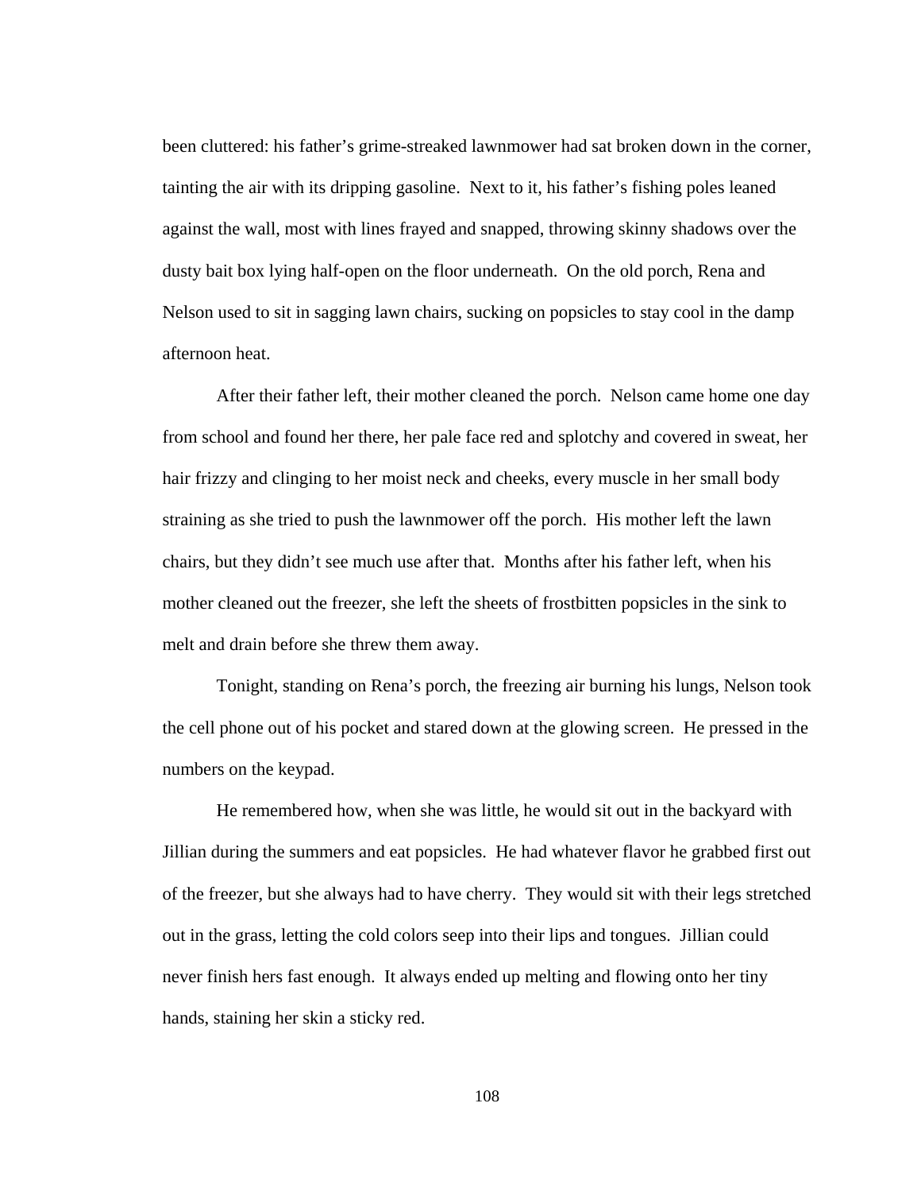been cluttered: his father's grime-streaked lawnmower had sat broken down in the corner, tainting the air with its dripping gasoline. Next to it, his father's fishing poles leaned against the wall, most with lines frayed and snapped, throwing skinny shadows over the dusty bait box lying half-open on the floor underneath. On the old porch, Rena and Nelson used to sit in sagging lawn chairs, sucking on popsicles to stay cool in the damp afternoon heat.

After their father left, their mother cleaned the porch. Nelson came home one day from school and found her there, her pale face red and splotchy and covered in sweat, her hair frizzy and clinging to her moist neck and cheeks, every muscle in her small body straining as she tried to push the lawnmower off the porch. His mother left the lawn chairs, but they didn't see much use after that. Months after his father left, when his mother cleaned out the freezer, she left the sheets of frostbitten popsicles in the sink to melt and drain before she threw them away.

Tonight, standing on Rena's porch, the freezing air burning his lungs, Nelson took the cell phone out of his pocket and stared down at the glowing screen. He pressed in the numbers on the keypad.

He remembered how, when she was little, he would sit out in the backyard with Jillian during the summers and eat popsicles. He had whatever flavor he grabbed first out of the freezer, but she always had to have cherry. They would sit with their legs stretched out in the grass, letting the cold colors seep into their lips and tongues. Jillian could never finish hers fast enough. It always ended up melting and flowing onto her tiny hands, staining her skin a sticky red.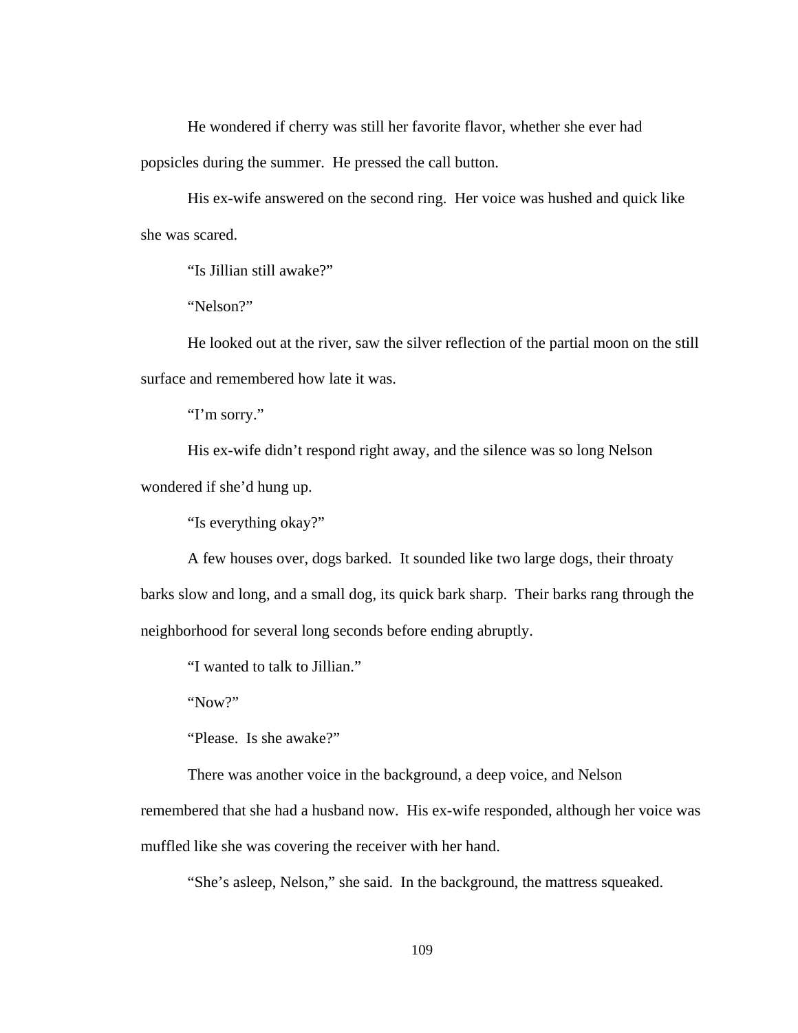He wondered if cherry was still her favorite flavor, whether she ever had popsicles during the summer.  He pressed the call button.

His ex-wife answered on the second ring.  Her voice was hushed and quick like she was scared.

"Is Jillian still awake?"

"Nelson?"

He looked out at the river, saw the silver reflection of the partial moon on the still surface and remembered how late it was.

"I'm sorry."

His ex-wife didn't respond right away, and the silence was so long Nelson wondered if she'd hung up.

"Is everything okay?"

A few houses over, dogs barked.  It sounded like two large dogs, their throaty barks slow and long, and a small dog, its quick bark sharp.  Their barks rang through the neighborhood for several long seconds before ending abruptly.

"I wanted to talk to Jillian."

"Now?"

"Please.  Is she awake?"

There was another voice in the background, a deep voice, and Nelson remembered that she had a husband now.  His ex-wife responded, although her voice was muffled like she was covering the receiver with her hand.

"She's asleep, Nelson," she said.  In the background, the mattress squeaked.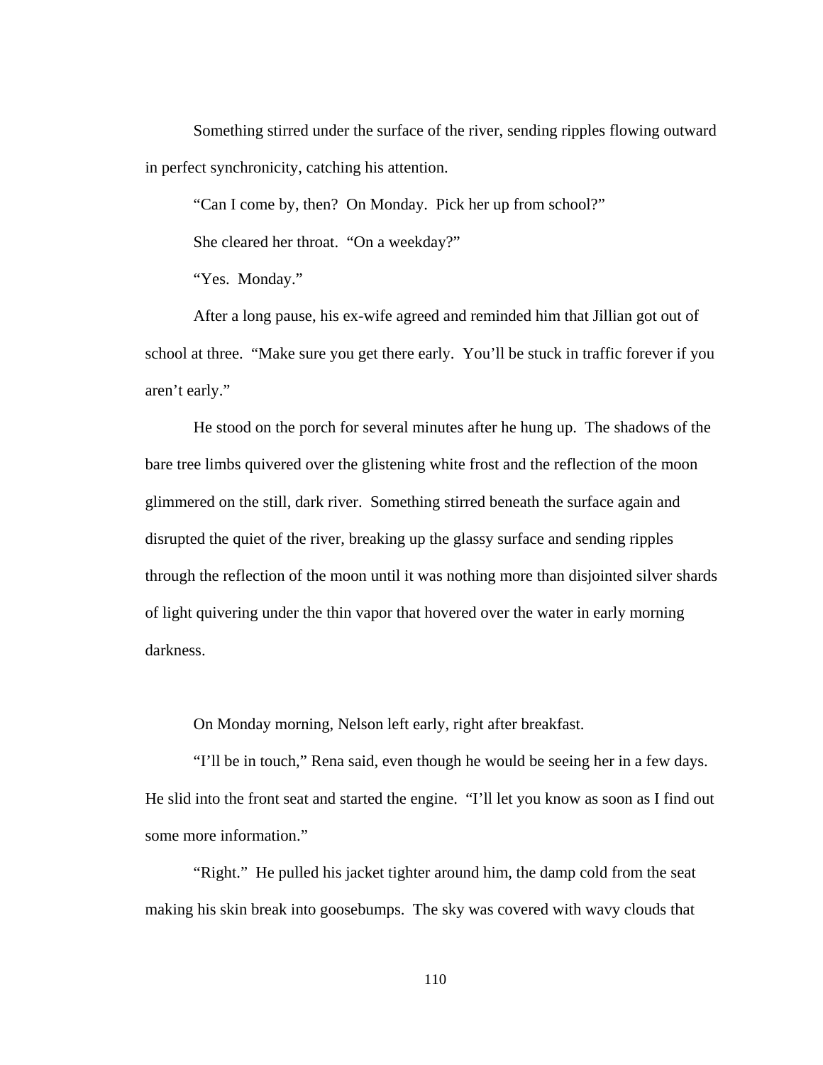Something stirred under the surface of the river, sending ripples flowing outward in perfect synchronicity, catching his attention.

"Can I come by, then?  On Monday.  Pick her up from school?"

She cleared her throat.  "On a weekday?"

"Yes.  Monday."

After a long pause, his ex-wife agreed and reminded him that Jillian got out of school at three.  "Make sure you get there early.  You'll be stuck in traffic forever if you aren't early."

He stood on the porch for several minutes after he hung up.  The shadows of the bare tree limbs quivered over the glistening white frost and the reflection of the moon glimmered on the still, dark river.  Something stirred beneath the surface again and disrupted the quiet of the river, breaking up the glassy surface and sending ripples through the reflection of the moon until it was nothing more than disjointed silver shards of light quivering under the thin vapor that hovered over the water in early morning darkness.

On Monday morning, Nelson left early, right after breakfast.

"I'll be in touch," Rena said, even though he would be seeing her in a few days. He slid into the front seat and started the engine.  "I'll let you know as soon as I find out some more information."

"Right."  He pulled his jacket tighter around him, the damp cold from the seat making his skin break into goosebumps.  The sky was covered with wavy clouds that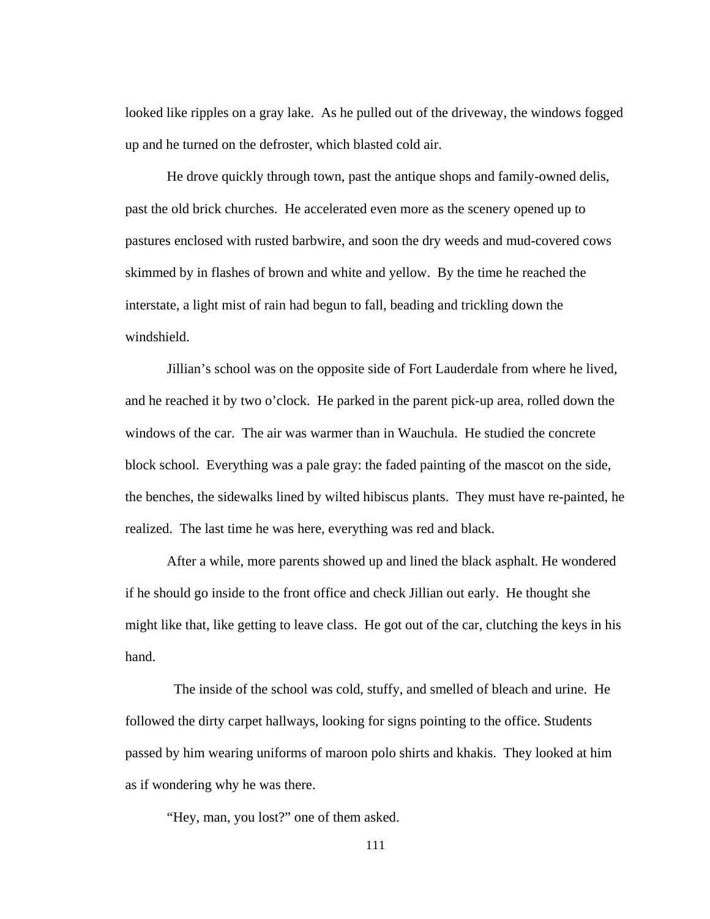looked like ripples on a gray lake.  As he pulled out of the driveway, the windows fogged up and he turned on the defroster, which blasted cold air.

He drove quickly through town, past the antique shops and family-owned delis, past the old brick churches.  He accelerated even more as the scenery opened up to pastures enclosed with rusted barbwire, and soon the dry weeds and mud-covered cows skimmed by in flashes of brown and white and yellow.  By the time he reached the interstate, a light mist of rain had begun to fall, beading and trickling down the windshield.

Jillian's school was on the opposite side of Fort Lauderdale from where he lived, and he reached it by two o'clock.  He parked in the parent pick-up area, rolled down the windows of the car.  The air was warmer than in Wauchula.  He studied the concrete block school.  Everything was a pale gray: the faded painting of the mascot on the side, the benches, the sidewalks lined by wilted hibiscus plants.  They must have re-painted, he realized.  The last time he was here, everything was red and black.

After a while, more parents showed up and lined the black asphalt. He wondered if he should go inside to the front office and check Jillian out early.  He thought she might like that, like getting to leave class.  He got out of the car, clutching the keys in his hand.

The inside of the school was cold, stuffy, and smelled of bleach and urine.  He followed the dirty carpet hallways, looking for signs pointing to the office. Students passed by him wearing uniforms of maroon polo shirts and khakis.  They looked at him as if wondering why he was there.

"Hey, man, you lost?" one of them asked.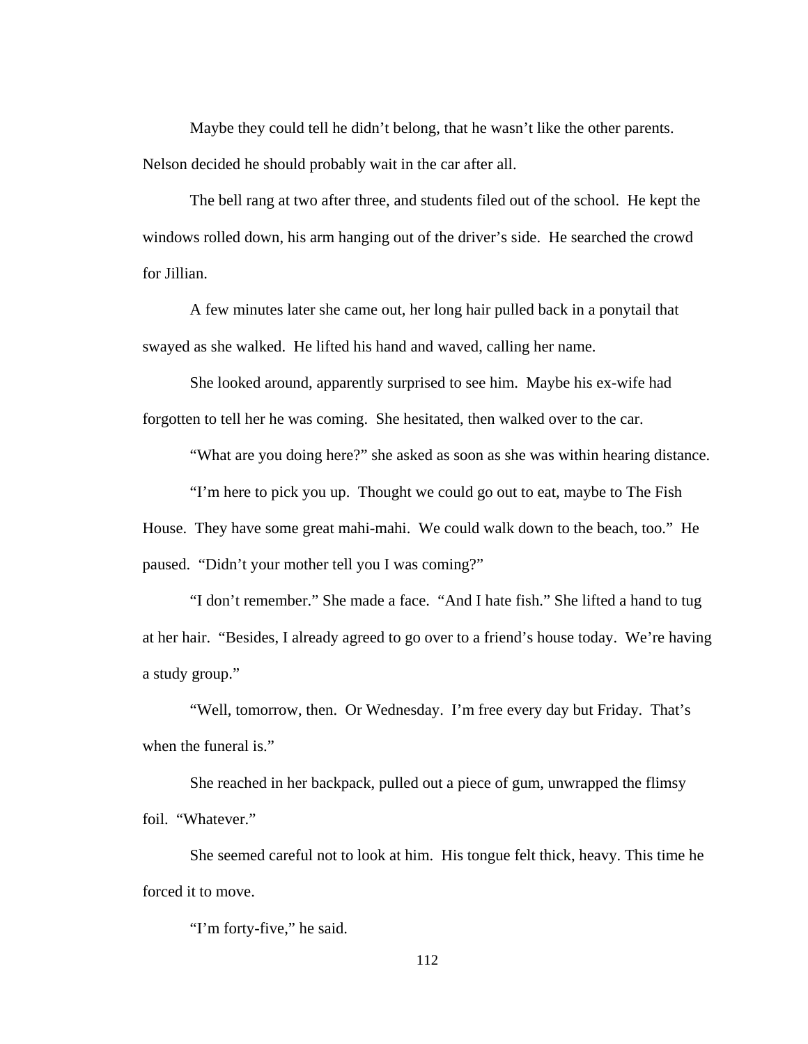Maybe they could tell he didn't belong, that he wasn't like the other parents. Nelson decided he should probably wait in the car after all.

The bell rang at two after three, and students filed out of the school. He kept the windows rolled down, his arm hanging out of the driver's side. He searched the crowd for Jillian.

A few minutes later she came out, her long hair pulled back in a ponytail that swayed as she walked. He lifted his hand and waved, calling her name.

She looked around, apparently surprised to see him. Maybe his ex-wife had forgotten to tell her he was coming. She hesitated, then walked over to the car.

"What are you doing here?" she asked as soon as she was within hearing distance.

"I'm here to pick you up. Thought we could go out to eat, maybe to The Fish House. They have some great mahi-mahi. We could walk down to the beach, too." He paused. "Didn't your mother tell you I was coming?"

"I don't remember." She made a face. "And I hate fish." She lifted a hand to tug at her hair. "Besides, I already agreed to go over to a friend's house today. We're having a study group."

"Well, tomorrow, then. Or Wednesday. I'm free every day but Friday. That's when the funeral is."

She reached in her backpack, pulled out a piece of gum, unwrapped the flimsy foil. "Whatever."

She seemed careful not to look at him. His tongue felt thick, heavy. This time he forced it to move.

"I'm forty-five," he said.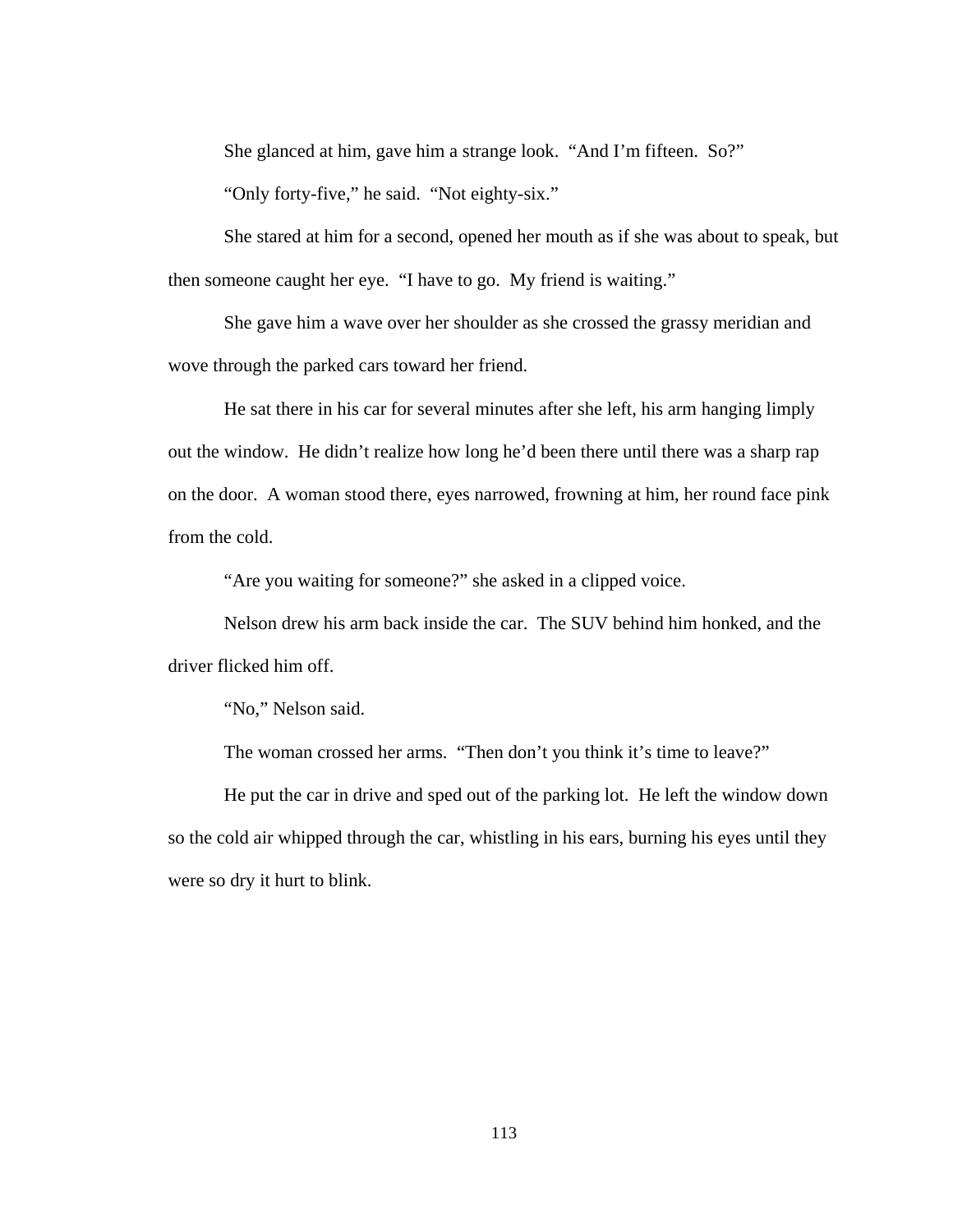She glanced at him, gave him a strange look. "And I'm fifteen. So?"

"Only forty-five," he said. "Not eighty-six."

She stared at him for a second, opened her mouth as if she was about to speak, but then someone caught her eye. "I have to go. My friend is waiting."

She gave him a wave over her shoulder as she crossed the grassy meridian and wove through the parked cars toward her friend.

He sat there in his car for several minutes after she left, his arm hanging limply out the window. He didn't realize how long he'd been there until there was a sharp rap on the door. A woman stood there, eyes narrowed, frowning at him, her round face pink from the cold.

"Are you waiting for someone?" she asked in a clipped voice.

Nelson drew his arm back inside the car. The SUV behind him honked, and the driver flicked him off.

"No," Nelson said.

The woman crossed her arms. "Then don't you think it's time to leave?"

He put the car in drive and sped out of the parking lot. He left the window down so the cold air whipped through the car, whistling in his ears, burning his eyes until they were so dry it hurt to blink.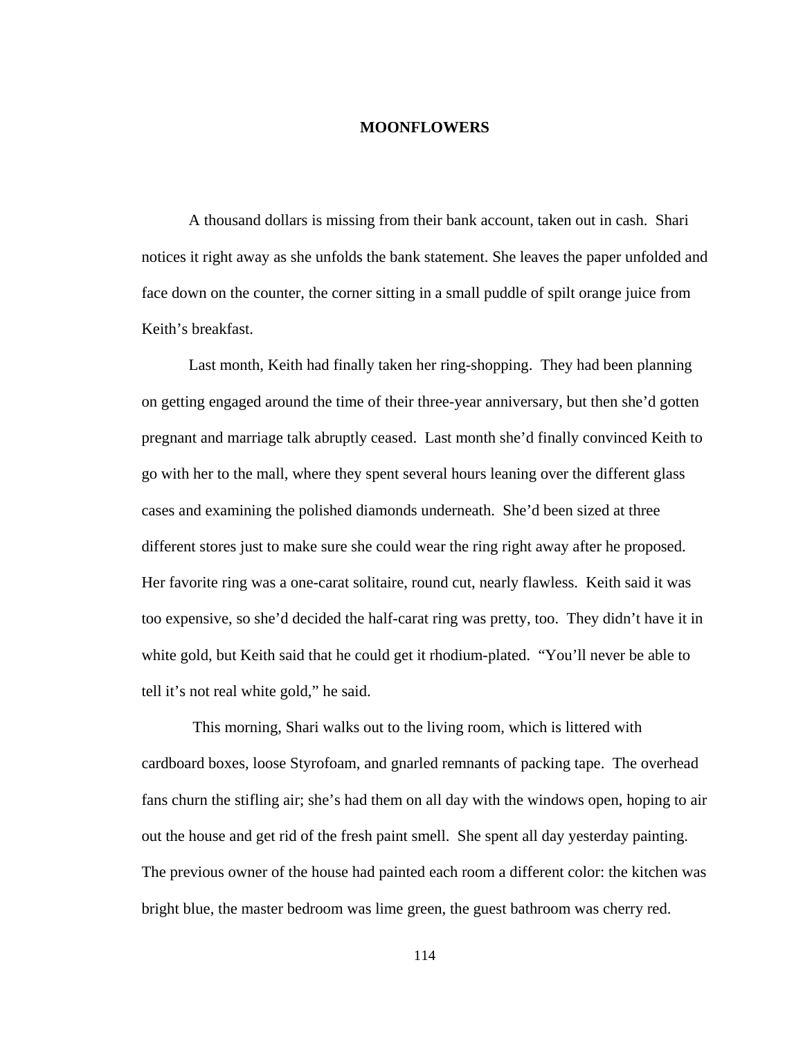# MOONFLOWERS

A thousand dollars is missing from their bank account, taken out in cash. Shari notices it right away as she unfolds the bank statement. She leaves the paper unfolded and face down on the counter, the corner sitting in a small puddle of spilt orange juice from Keith's breakfast.

Last month, Keith had finally taken her ring-shopping. They had been planning on getting engaged around the time of their three-year anniversary, but then she'd gotten pregnant and marriage talk abruptly ceased. Last month she'd finally convinced Keith to go with her to the mall, where they spent several hours leaning over the different glass cases and examining the polished diamonds underneath. She'd been sized at three different stores just to make sure she could wear the ring right away after he proposed. Her favorite ring was a one-carat solitaire, round cut, nearly flawless. Keith said it was too expensive, so she'd decided the half-carat ring was pretty, too. They didn't have it in white gold, but Keith said that he could get it rhodium-plated. "You'll never be able to tell it's not real white gold," he said.

This morning, Shari walks out to the living room, which is littered with cardboard boxes, loose Styrofoam, and gnarled remnants of packing tape. The overhead fans churn the stifling air; she's had them on all day with the windows open, hoping to air out the house and get rid of the fresh paint smell. She spent all day yesterday painting. The previous owner of the house had painted each room a different color: the kitchen was bright blue, the master bedroom was lime green, the guest bathroom was cherry red.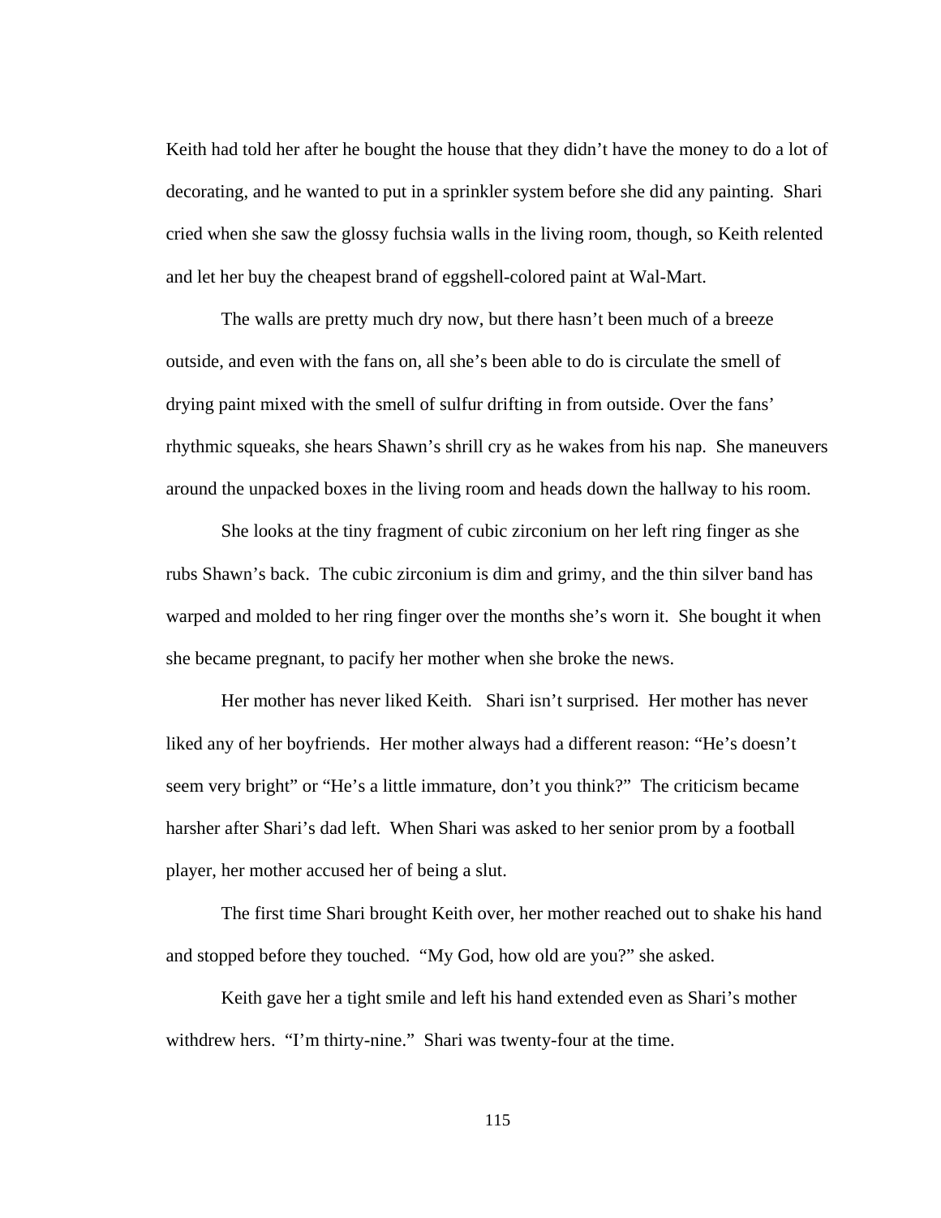Keith had told her after he bought the house that they didn't have the money to do a lot of decorating, and he wanted to put in a sprinkler system before she did any painting. Shari cried when she saw the glossy fuchsia walls in the living room, though, so Keith relented and let her buy the cheapest brand of eggshell-colored paint at Wal-Mart.

The walls are pretty much dry now, but there hasn't been much of a breeze outside, and even with the fans on, all she's been able to do is circulate the smell of drying paint mixed with the smell of sulfur drifting in from outside. Over the fans' rhythmic squeaks, she hears Shawn's shrill cry as he wakes from his nap. She maneuvers around the unpacked boxes in the living room and heads down the hallway to his room.

She looks at the tiny fragment of cubic zirconium on her left ring finger as she rubs Shawn's back. The cubic zirconium is dim and grimy, and the thin silver band has warped and molded to her ring finger over the months she's worn it. She bought it when she became pregnant, to pacify her mother when she broke the news.

Her mother has never liked Keith. Shari isn't surprised. Her mother has never liked any of her boyfriends. Her mother always had a different reason: "He's doesn't seem very bright" or "He's a little immature, don't you think?" The criticism became harsher after Shari's dad left. When Shari was asked to her senior prom by a football player, her mother accused her of being a slut.

The first time Shari brought Keith over, her mother reached out to shake his hand and stopped before they touched. "My God, how old are you?" she asked.

Keith gave her a tight smile and left his hand extended even as Shari's mother withdrew hers. "I'm thirty-nine." Shari was twenty-four at the time.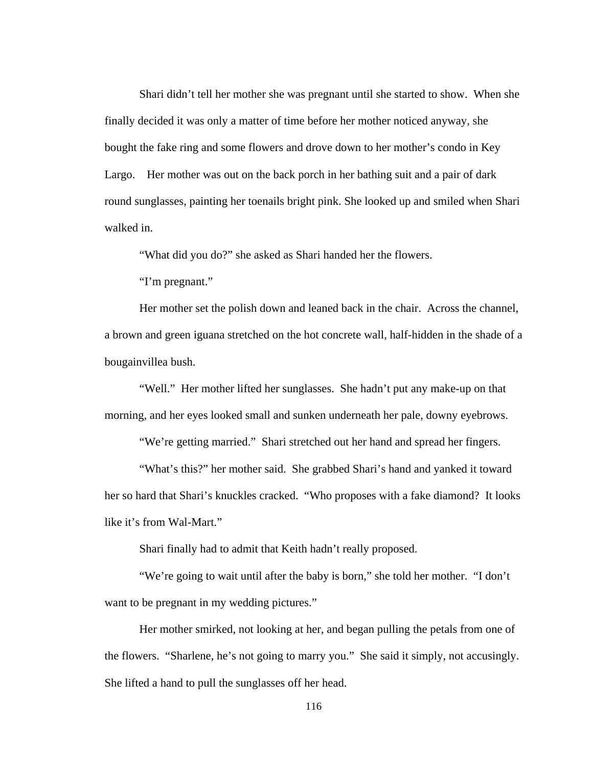Shari didn't tell her mother she was pregnant until she started to show. When she finally decided it was only a matter of time before her mother noticed anyway, she bought the fake ring and some flowers and drove down to her mother's condo in Key Largo. Her mother was out on the back porch in her bathing suit and a pair of dark round sunglasses, painting her toenails bright pink. She looked up and smiled when Shari walked in.

"What did you do?" she asked as Shari handed her the flowers.

"I'm pregnant."

Her mother set the polish down and leaned back in the chair. Across the channel, a brown and green iguana stretched on the hot concrete wall, half-hidden in the shade of a bougainvillea bush.

"Well." Her mother lifted her sunglasses. She hadn't put any make-up on that morning, and her eyes looked small and sunken underneath her pale, downy eyebrows.

"We're getting married." Shari stretched out her hand and spread her fingers.

"What's this?" her mother said. She grabbed Shari's hand and yanked it toward her so hard that Shari's knuckles cracked. "Who proposes with a fake diamond? It looks like it's from Wal-Mart."

Shari finally had to admit that Keith hadn't really proposed.

"We're going to wait until after the baby is born," she told her mother. "I don't want to be pregnant in my wedding pictures."

Her mother smirked, not looking at her, and began pulling the petals from one of the flowers. "Sharlene, he's not going to marry you." She said it simply, not accusingly. She lifted a hand to pull the sunglasses off her head.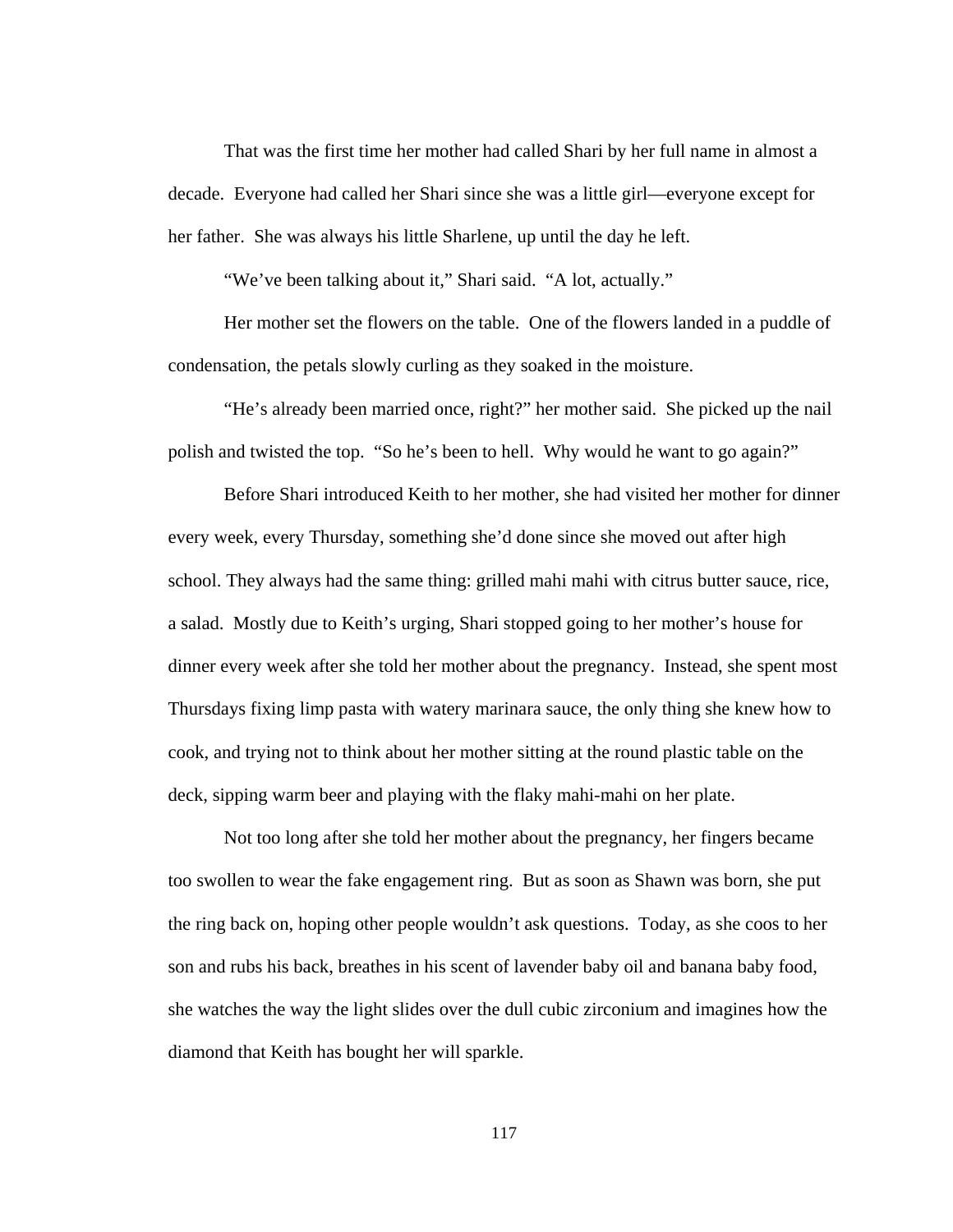That was the first time her mother had called Shari by her full name in almost a decade. Everyone had called her Shari since she was a little girl—everyone except for her father. She was always his little Sharlene, up until the day he left.

"We've been talking about it," Shari said. "A lot, actually."

Her mother set the flowers on the table. One of the flowers landed in a puddle of condensation, the petals slowly curling as they soaked in the moisture.

"He's already been married once, right?" her mother said. She picked up the nail polish and twisted the top. "So he's been to hell. Why would he want to go again?"

Before Shari introduced Keith to her mother, she had visited her mother for dinner every week, every Thursday, something she'd done since she moved out after high school. They always had the same thing: grilled mahi mahi with citrus butter sauce, rice, a salad. Mostly due to Keith's urging, Shari stopped going to her mother's house for dinner every week after she told her mother about the pregnancy. Instead, she spent most Thursdays fixing limp pasta with watery marinara sauce, the only thing she knew how to cook, and trying not to think about her mother sitting at the round plastic table on the deck, sipping warm beer and playing with the flaky mahi-mahi on her plate.

Not too long after she told her mother about the pregnancy, her fingers became too swollen to wear the fake engagement ring. But as soon as Shawn was born, she put the ring back on, hoping other people wouldn't ask questions. Today, as she coos to her son and rubs his back, breathes in his scent of lavender baby oil and banana baby food, she watches the way the light slides over the dull cubic zirconium and imagines how the diamond that Keith has bought her will sparkle.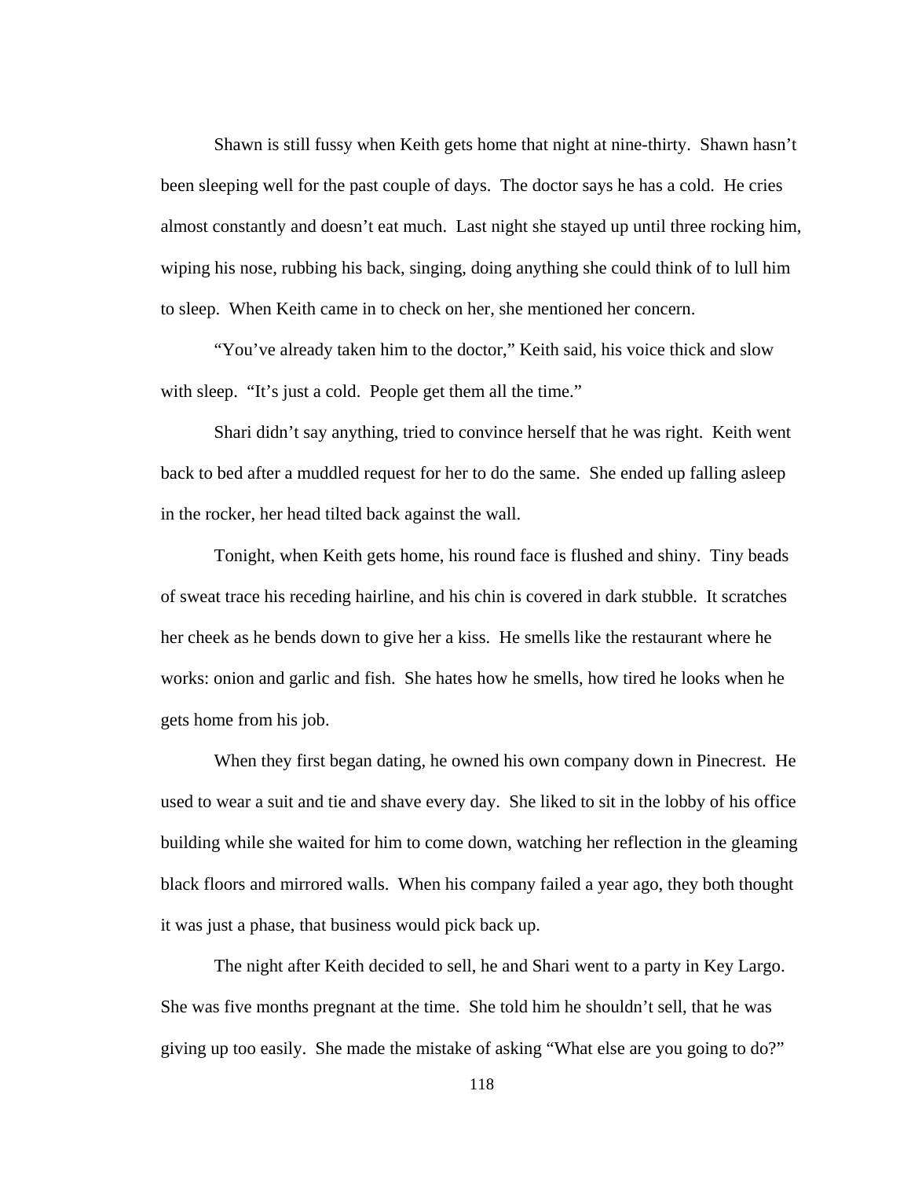Shawn is still fussy when Keith gets home that night at nine-thirty. Shawn hasn't been sleeping well for the past couple of days. The doctor says he has a cold. He cries almost constantly and doesn't eat much. Last night she stayed up until three rocking him, wiping his nose, rubbing his back, singing, doing anything she could think of to lull him to sleep. When Keith came in to check on her, she mentioned her concern.

"You've already taken him to the doctor," Keith said, his voice thick and slow with sleep. "It's just a cold. People get them all the time."

Shari didn't say anything, tried to convince herself that he was right. Keith went back to bed after a muddled request for her to do the same. She ended up falling asleep in the rocker, her head tilted back against the wall.

Tonight, when Keith gets home, his round face is flushed and shiny. Tiny beads of sweat trace his receding hairline, and his chin is covered in dark stubble. It scratches her cheek as he bends down to give her a kiss. He smells like the restaurant where he works: onion and garlic and fish. She hates how he smells, how tired he looks when he gets home from his job.

When they first began dating, he owned his own company down in Pinecrest. He used to wear a suit and tie and shave every day. She liked to sit in the lobby of his office building while she waited for him to come down, watching her reflection in the gleaming black floors and mirrored walls. When his company failed a year ago, they both thought it was just a phase, that business would pick back up.

The night after Keith decided to sell, he and Shari went to a party in Key Largo. She was five months pregnant at the time. She told him he shouldn't sell, that he was giving up too easily. She made the mistake of asking "What else are you going to do?"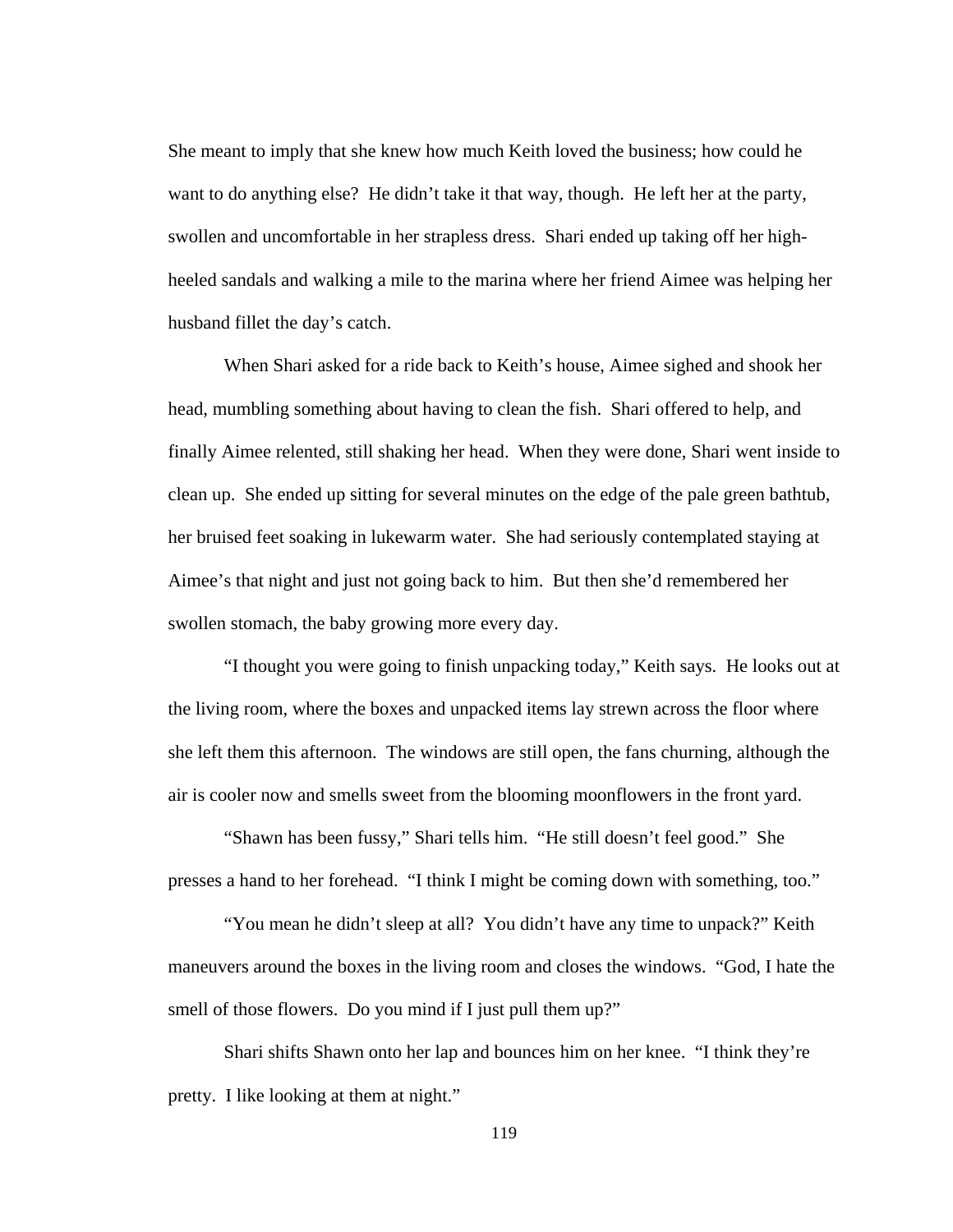She meant to imply that she knew how much Keith loved the business; how could he want to do anything else? He didn't take it that way, though. He left her at the party, swollen and uncomfortable in her strapless dress. Shari ended up taking off her high-heeled sandals and walking a mile to the marina where her friend Aimee was helping her husband fillet the day's catch.

When Shari asked for a ride back to Keith's house, Aimee sighed and shook her head, mumbling something about having to clean the fish. Shari offered to help, and finally Aimee relented, still shaking her head. When they were done, Shari went inside to clean up. She ended up sitting for several minutes on the edge of the pale green bathtub, her bruised feet soaking in lukewarm water. She had seriously contemplated staying at Aimee's that night and just not going back to him. But then she'd remembered her swollen stomach, the baby growing more every day.

"I thought you were going to finish unpacking today," Keith says. He looks out at the living room, where the boxes and unpacked items lay strewn across the floor where she left them this afternoon. The windows are still open, the fans churning, although the air is cooler now and smells sweet from the blooming moonflowers in the front yard.

"Shawn has been fussy," Shari tells him. "He still doesn't feel good." She presses a hand to her forehead. "I think I might be coming down with something, too."

"You mean he didn't sleep at all? You didn't have any time to unpack?" Keith maneuvers around the boxes in the living room and closes the windows. "God, I hate the smell of those flowers. Do you mind if I just pull them up?"

Shari shifts Shawn onto her lap and bounces him on her knee. "I think they're pretty. I like looking at them at night."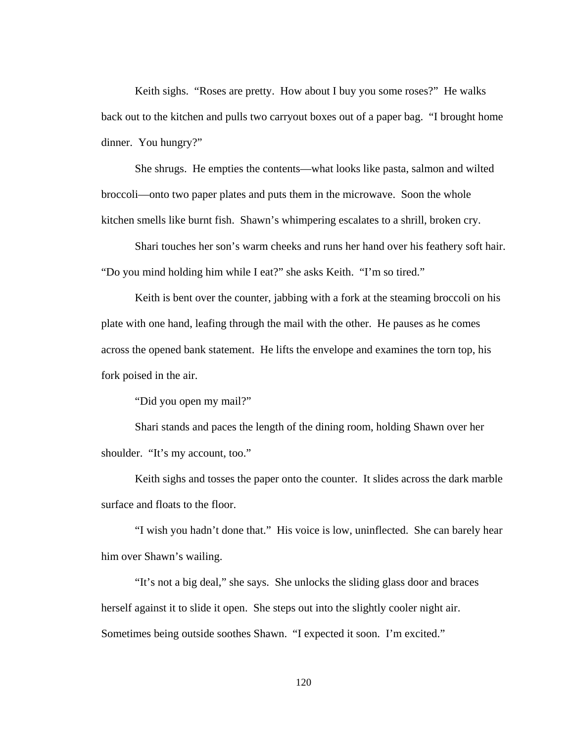Keith sighs. "Roses are pretty. How about I buy you some roses?" He walks back out to the kitchen and pulls two carryout boxes out of a paper bag. "I brought home dinner. You hungry?"

She shrugs. He empties the contents—what looks like pasta, salmon and wilted broccoli—onto two paper plates and puts them in the microwave. Soon the whole kitchen smells like burnt fish. Shawn's whimpering escalates to a shrill, broken cry.

Shari touches her son's warm cheeks and runs her hand over his feathery soft hair. "Do you mind holding him while I eat?" she asks Keith. "I'm so tired."

Keith is bent over the counter, jabbing with a fork at the steaming broccoli on his plate with one hand, leafing through the mail with the other. He pauses as he comes across the opened bank statement. He lifts the envelope and examines the torn top, his fork poised in the air.

"Did you open my mail?"

Shari stands and paces the length of the dining room, holding Shawn over her shoulder. "It's my account, too."

Keith sighs and tosses the paper onto the counter. It slides across the dark marble surface and floats to the floor.

"I wish you hadn't done that." His voice is low, uninflected. She can barely hear him over Shawn's wailing.

"It's not a big deal," she says. She unlocks the sliding glass door and braces herself against it to slide it open. She steps out into the slightly cooler night air. Sometimes being outside soothes Shawn. "I expected it soon. I'm excited."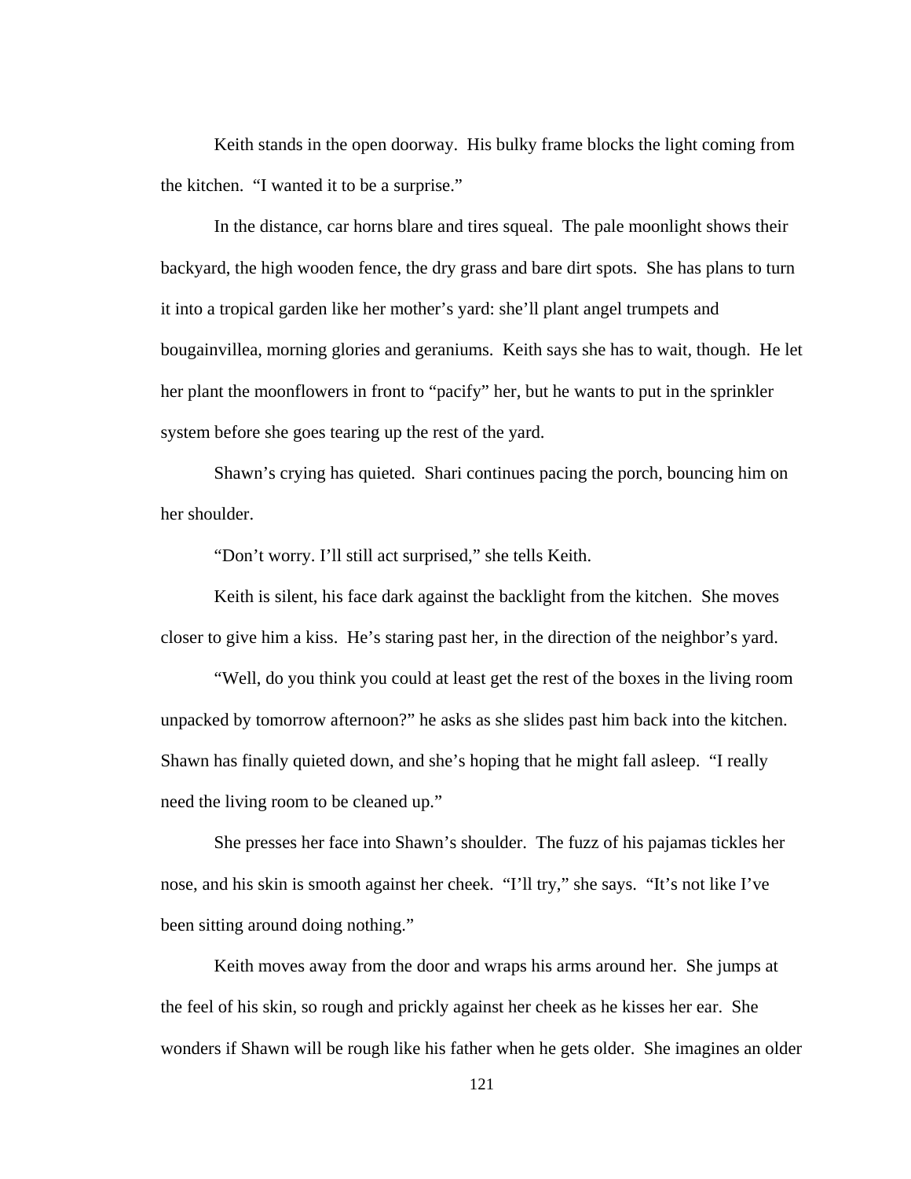Keith stands in the open doorway. His bulky frame blocks the light coming from the kitchen. "I wanted it to be a surprise."

In the distance, car horns blare and tires squeal. The pale moonlight shows their backyard, the high wooden fence, the dry grass and bare dirt spots. She has plans to turn it into a tropical garden like her mother's yard: she'll plant angel trumpets and bougainvillea, morning glories and geraniums. Keith says she has to wait, though. He let her plant the moonflowers in front to "pacify" her, but he wants to put in the sprinkler system before she goes tearing up the rest of the yard.

Shawn's crying has quieted. Shari continues pacing the porch, bouncing him on her shoulder.

"Don't worry. I'll still act surprised," she tells Keith.

Keith is silent, his face dark against the backlight from the kitchen. She moves closer to give him a kiss. He's staring past her, in the direction of the neighbor's yard.

"Well, do you think you could at least get the rest of the boxes in the living room unpacked by tomorrow afternoon?" he asks as she slides past him back into the kitchen. Shawn has finally quieted down, and she's hoping that he might fall asleep. "I really need the living room to be cleaned up."

She presses her face into Shawn's shoulder. The fuzz of his pajamas tickles her nose, and his skin is smooth against her cheek. "I'll try," she says. "It's not like I've been sitting around doing nothing."

Keith moves away from the door and wraps his arms around her. She jumps at the feel of his skin, so rough and prickly against her cheek as he kisses her ear. She wonders if Shawn will be rough like his father when he gets older. She imagines an older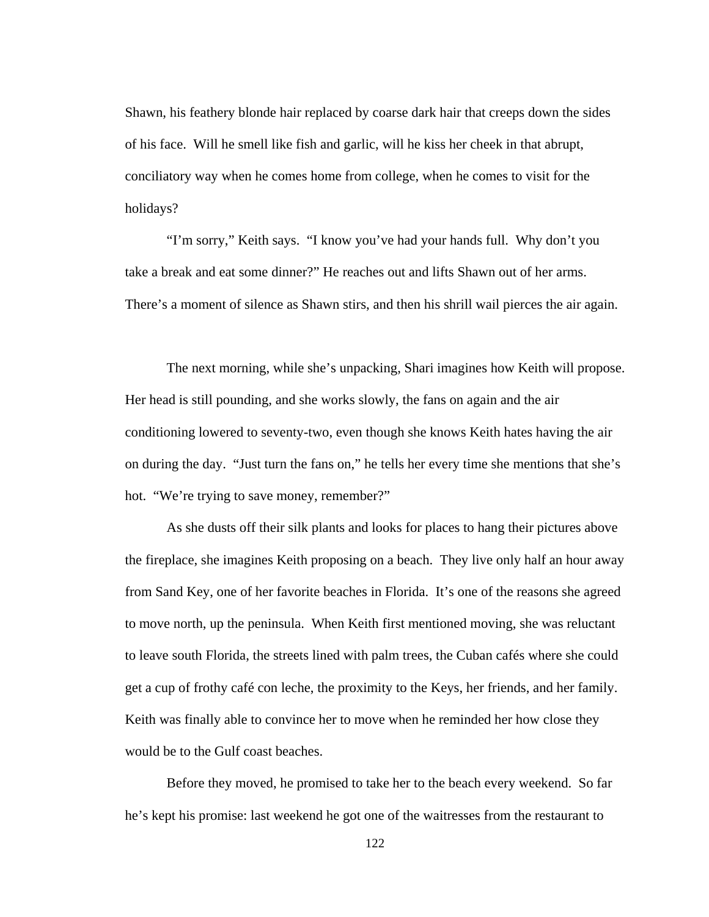Shawn, his feathery blonde hair replaced by coarse dark hair that creeps down the sides of his face. Will he smell like fish and garlic, will he kiss her cheek in that abrupt, conciliatory way when he comes home from college, when he comes to visit for the holidays?

"I'm sorry," Keith says. "I know you've had your hands full. Why don't you take a break and eat some dinner?" He reaches out and lifts Shawn out of her arms. There's a moment of silence as Shawn stirs, and then his shrill wail pierces the air again.

The next morning, while she's unpacking, Shari imagines how Keith will propose. Her head is still pounding, and she works slowly, the fans on again and the air conditioning lowered to seventy-two, even though she knows Keith hates having the air on during the day. "Just turn the fans on," he tells her every time she mentions that she's hot. "We're trying to save money, remember?"

As she dusts off their silk plants and looks for places to hang their pictures above the fireplace, she imagines Keith proposing on a beach. They live only half an hour away from Sand Key, one of her favorite beaches in Florida. It's one of the reasons she agreed to move north, up the peninsula. When Keith first mentioned moving, she was reluctant to leave south Florida, the streets lined with palm trees, the Cuban cafés where she could get a cup of frothy café con leche, the proximity to the Keys, her friends, and her family. Keith was finally able to convince her to move when he reminded her how close they would be to the Gulf coast beaches.

Before they moved, he promised to take her to the beach every weekend. So far he's kept his promise: last weekend he got one of the waitresses from the restaurant to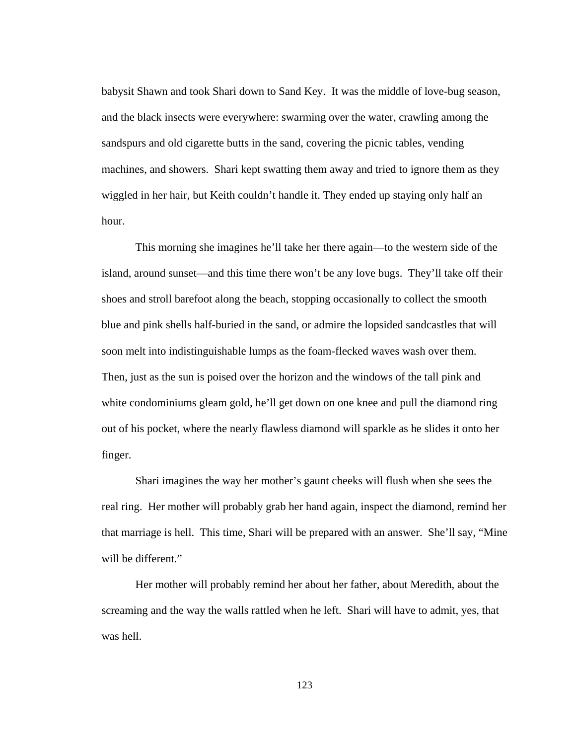babysit Shawn and took Shari down to Sand Key. It was the middle of love-bug season, and the black insects were everywhere: swarming over the water, crawling among the sandspurs and old cigarette butts in the sand, covering the picnic tables, vending machines, and showers. Shari kept swatting them away and tried to ignore them as they wiggled in her hair, but Keith couldn't handle it. They ended up staying only half an hour.

This morning she imagines he'll take her there again—to the western side of the island, around sunset—and this time there won't be any love bugs. They'll take off their shoes and stroll barefoot along the beach, stopping occasionally to collect the smooth blue and pink shells half-buried in the sand, or admire the lopsided sandcastles that will soon melt into indistinguishable lumps as the foam-flecked waves wash over them. Then, just as the sun is poised over the horizon and the windows of the tall pink and white condominiums gleam gold, he'll get down on one knee and pull the diamond ring out of his pocket, where the nearly flawless diamond will sparkle as he slides it onto her finger.

Shari imagines the way her mother's gaunt cheeks will flush when she sees the real ring. Her mother will probably grab her hand again, inspect the diamond, remind her that marriage is hell. This time, Shari will be prepared with an answer. She'll say, "Mine will be different."

Her mother will probably remind her about her father, about Meredith, about the screaming and the way the walls rattled when he left. Shari will have to admit, yes, that was hell.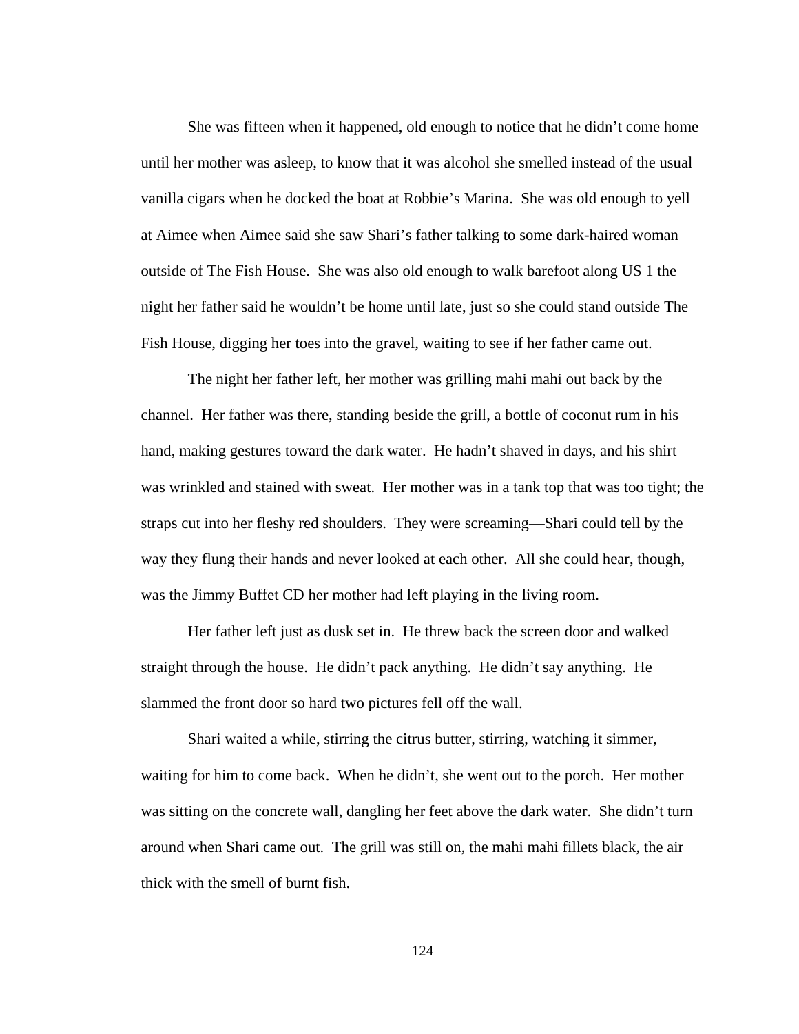She was fifteen when it happened, old enough to notice that he didn't come home until her mother was asleep, to know that it was alcohol she smelled instead of the usual vanilla cigars when he docked the boat at Robbie's Marina. She was old enough to yell at Aimee when Aimee said she saw Shari's father talking to some dark-haired woman outside of The Fish House. She was also old enough to walk barefoot along US 1 the night her father said he wouldn't be home until late, just so she could stand outside The Fish House, digging her toes into the gravel, waiting to see if her father came out.

The night her father left, her mother was grilling mahi mahi out back by the channel. Her father was there, standing beside the grill, a bottle of coconut rum in his hand, making gestures toward the dark water. He hadn't shaved in days, and his shirt was wrinkled and stained with sweat. Her mother was in a tank top that was too tight; the straps cut into her fleshy red shoulders. They were screaming—Shari could tell by the way they flung their hands and never looked at each other. All she could hear, though, was the Jimmy Buffet CD her mother had left playing in the living room.

Her father left just as dusk set in. He threw back the screen door and walked straight through the house. He didn't pack anything. He didn't say anything. He slammed the front door so hard two pictures fell off the wall.

Shari waited a while, stirring the citrus butter, stirring, watching it simmer, waiting for him to come back. When he didn't, she went out to the porch. Her mother was sitting on the concrete wall, dangling her feet above the dark water. She didn't turn around when Shari came out. The grill was still on, the mahi mahi fillets black, the air thick with the smell of burnt fish.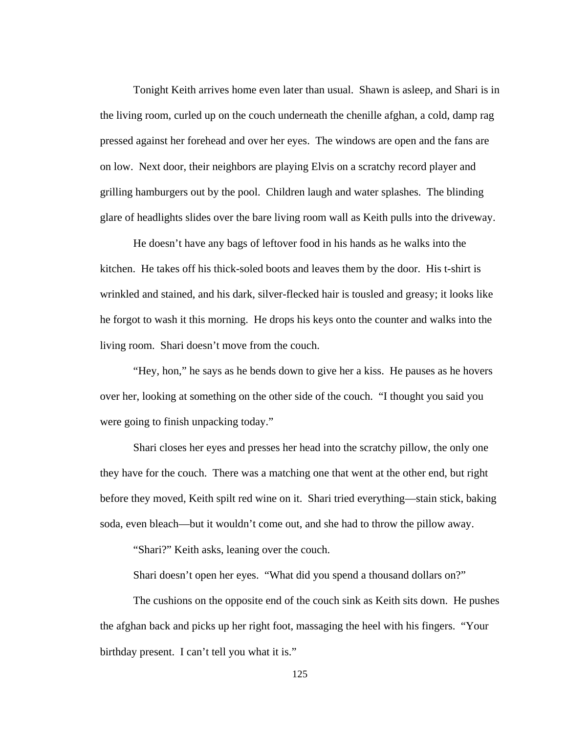Tonight Keith arrives home even later than usual. Shawn is asleep, and Shari is in the living room, curled up on the couch underneath the chenille afghan, a cold, damp rag pressed against her forehead and over her eyes. The windows are open and the fans are on low. Next door, their neighbors are playing Elvis on a scratchy record player and grilling hamburgers out by the pool. Children laugh and water splashes. The blinding glare of headlights slides over the bare living room wall as Keith pulls into the driveway.

He doesn't have any bags of leftover food in his hands as he walks into the kitchen. He takes off his thick-soled boots and leaves them by the door. His t-shirt is wrinkled and stained, and his dark, silver-flecked hair is tousled and greasy; it looks like he forgot to wash it this morning. He drops his keys onto the counter and walks into the living room. Shari doesn't move from the couch.

"Hey, hon," he says as he bends down to give her a kiss. He pauses as he hovers over her, looking at something on the other side of the couch. "I thought you said you were going to finish unpacking today."

Shari closes her eyes and presses her head into the scratchy pillow, the only one they have for the couch. There was a matching one that went at the other end, but right before they moved, Keith spilt red wine on it. Shari tried everything—stain stick, baking soda, even bleach—but it wouldn't come out, and she had to throw the pillow away.

"Shari?" Keith asks, leaning over the couch.

Shari doesn't open her eyes. "What did you spend a thousand dollars on?"

The cushions on the opposite end of the couch sink as Keith sits down. He pushes the afghan back and picks up her right foot, massaging the heel with his fingers. "Your birthday present. I can't tell you what it is."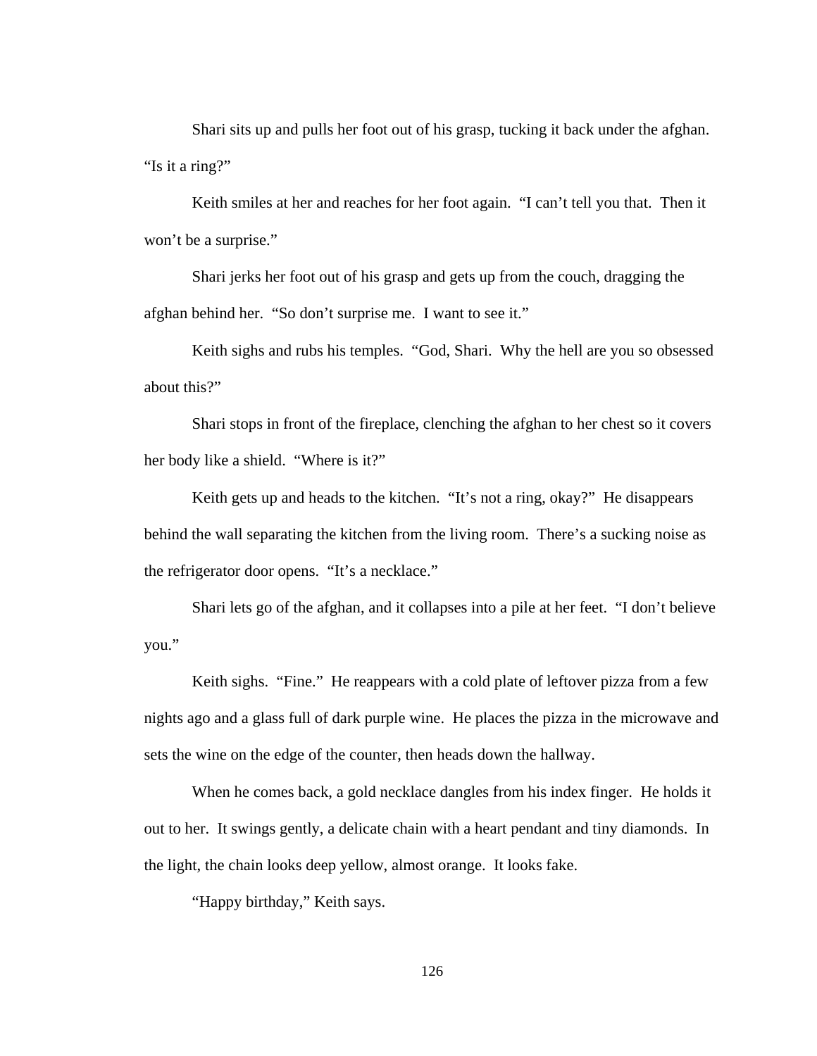Shari sits up and pulls her foot out of his grasp, tucking it back under the afghan. "Is it a ring?"

Keith smiles at her and reaches for her foot again. "I can't tell you that. Then it won't be a surprise."

Shari jerks her foot out of his grasp and gets up from the couch, dragging the afghan behind her. "So don't surprise me. I want to see it."

Keith sighs and rubs his temples. "God, Shari. Why the hell are you so obsessed about this?"

Shari stops in front of the fireplace, clenching the afghan to her chest so it covers her body like a shield. "Where is it?"

Keith gets up and heads to the kitchen. "It's not a ring, okay?" He disappears behind the wall separating the kitchen from the living room. There's a sucking noise as the refrigerator door opens. "It's a necklace."

Shari lets go of the afghan, and it collapses into a pile at her feet. "I don't believe you."

Keith sighs. "Fine." He reappears with a cold plate of leftover pizza from a few nights ago and a glass full of dark purple wine. He places the pizza in the microwave and sets the wine on the edge of the counter, then heads down the hallway.

When he comes back, a gold necklace dangles from his index finger. He holds it out to her. It swings gently, a delicate chain with a heart pendant and tiny diamonds. In the light, the chain looks deep yellow, almost orange. It looks fake.

"Happy birthday," Keith says.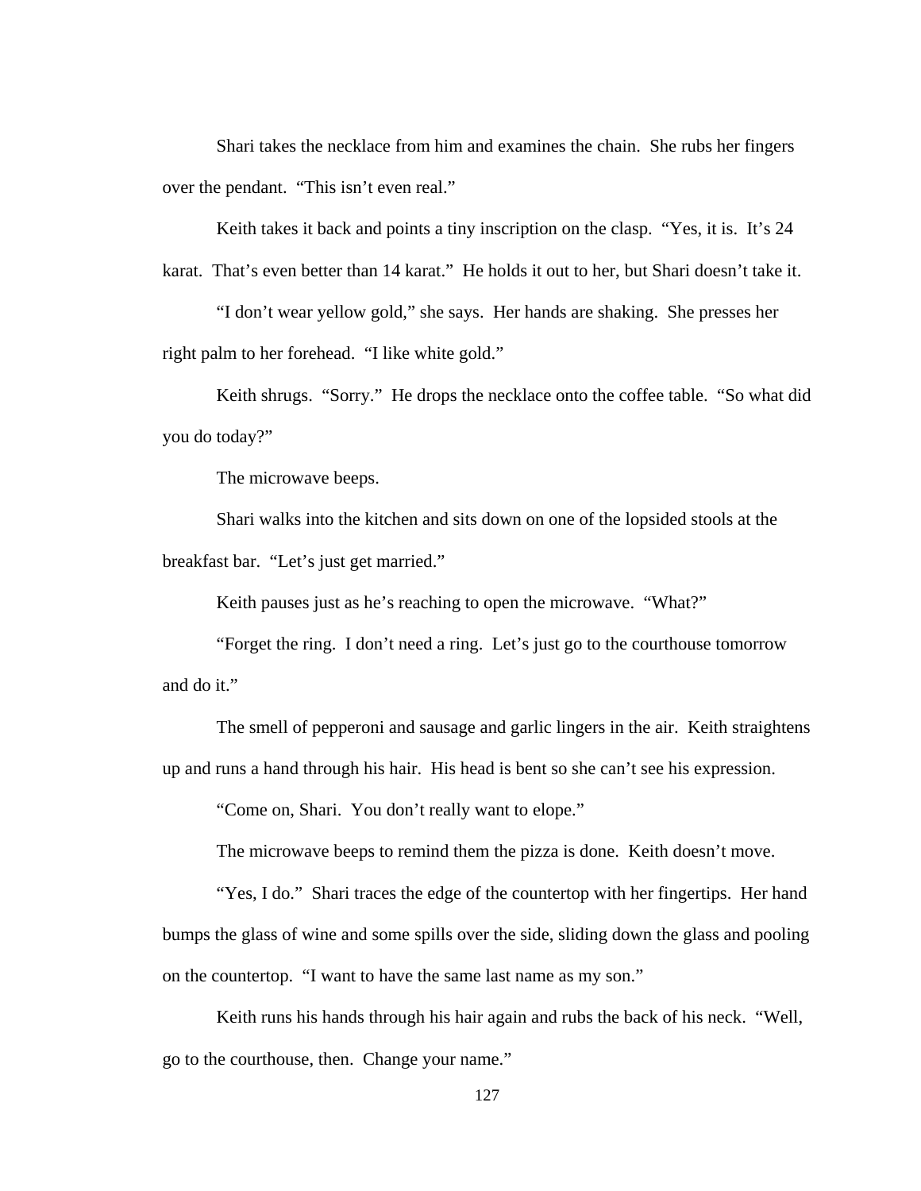Shari takes the necklace from him and examines the chain. She rubs her fingers over the pendant. "This isn't even real."

Keith takes it back and points a tiny inscription on the clasp. "Yes, it is. It's 24 karat. That's even better than 14 karat." He holds it out to her, but Shari doesn't take it.

"I don't wear yellow gold," she says. Her hands are shaking. She presses her right palm to her forehead. "I like white gold."

Keith shrugs. "Sorry." He drops the necklace onto the coffee table. "So what did you do today?"

The microwave beeps.

Shari walks into the kitchen and sits down on one of the lopsided stools at the breakfast bar. "Let's just get married."

Keith pauses just as he's reaching to open the microwave. "What?"

"Forget the ring. I don't need a ring. Let's just go to the courthouse tomorrow and do it."

The smell of pepperoni and sausage and garlic lingers in the air. Keith straightens up and runs a hand through his hair. His head is bent so she can't see his expression.

"Come on, Shari. You don't really want to elope."

The microwave beeps to remind them the pizza is done. Keith doesn't move.

"Yes, I do." Shari traces the edge of the countertop with her fingertips. Her hand bumps the glass of wine and some spills over the side, sliding down the glass and pooling on the countertop. "I want to have the same last name as my son."

Keith runs his hands through his hair again and rubs the back of his neck. "Well, go to the courthouse, then. Change your name."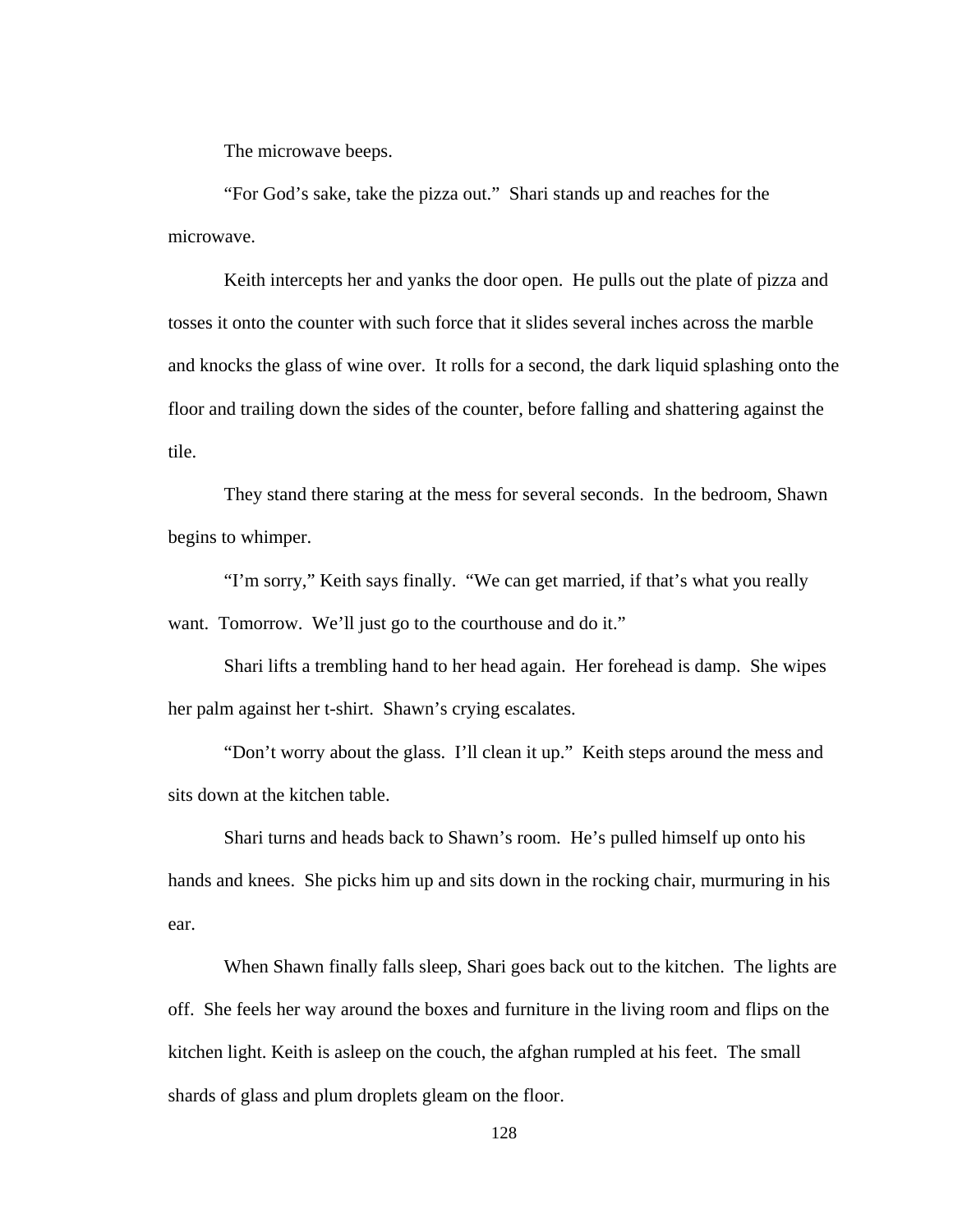The microwave beeps.

"For God's sake, take the pizza out." Shari stands up and reaches for the microwave.

Keith intercepts her and yanks the door open. He pulls out the plate of pizza and tosses it onto the counter with such force that it slides several inches across the marble and knocks the glass of wine over. It rolls for a second, the dark liquid splashing onto the floor and trailing down the sides of the counter, before falling and shattering against the tile.

They stand there staring at the mess for several seconds. In the bedroom, Shawn begins to whimper.

"I'm sorry," Keith says finally. "We can get married, if that's what you really want. Tomorrow. We'll just go to the courthouse and do it."

Shari lifts a trembling hand to her head again. Her forehead is damp. She wipes her palm against her t-shirt. Shawn's crying escalates.

"Don't worry about the glass. I'll clean it up." Keith steps around the mess and sits down at the kitchen table.

Shari turns and heads back to Shawn's room. He's pulled himself up onto his hands and knees. She picks him up and sits down in the rocking chair, murmuring in his ear.

When Shawn finally falls sleep, Shari goes back out to the kitchen. The lights are off. She feels her way around the boxes and furniture in the living room and flips on the kitchen light. Keith is asleep on the couch, the afghan rumpled at his feet. The small shards of glass and plum droplets gleam on the floor.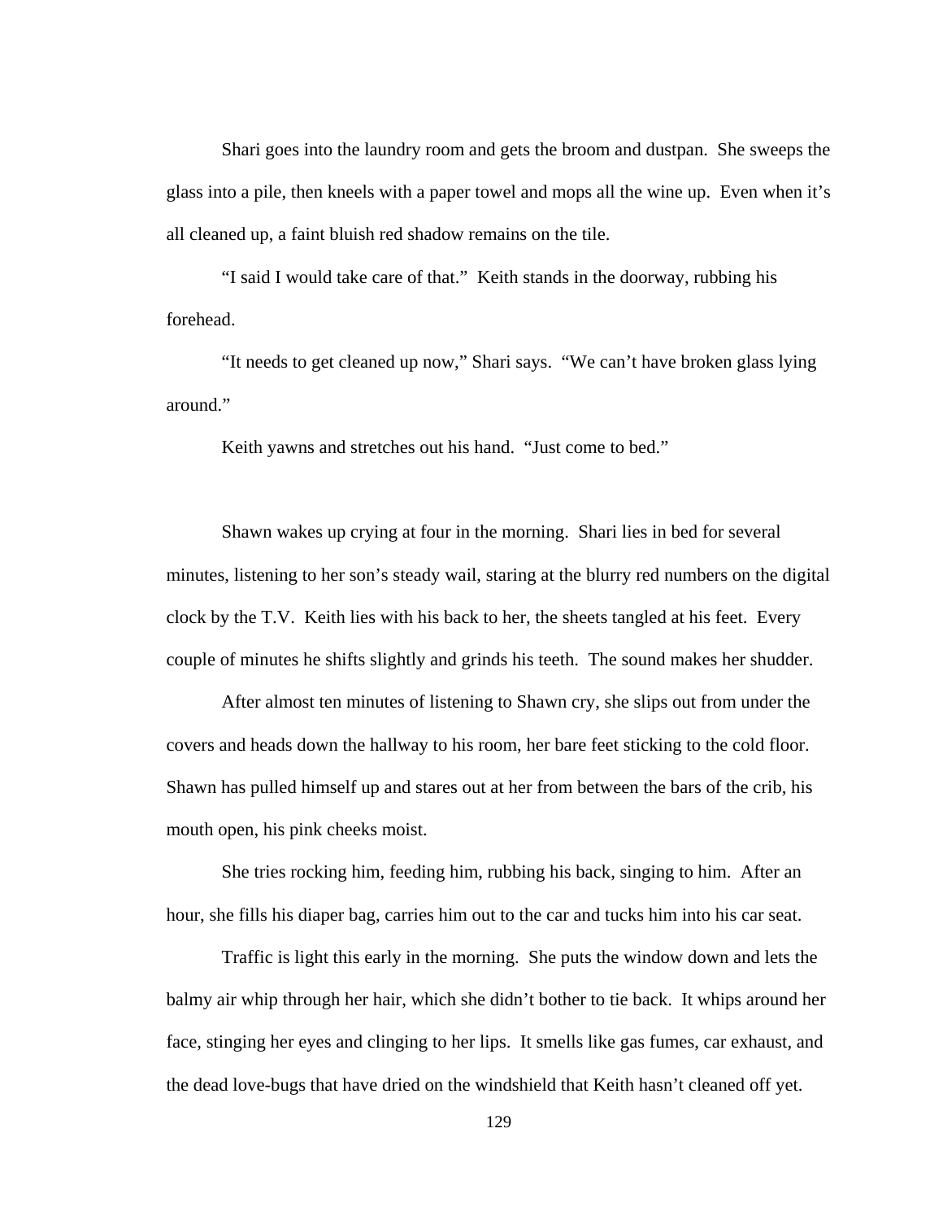Shari goes into the laundry room and gets the broom and dustpan.  She sweeps the glass into a pile, then kneels with a paper towel and mops all the wine up.  Even when it's all cleaned up, a faint bluish red shadow remains on the tile.

"I said I would take care of that."  Keith stands in the doorway, rubbing his forehead.

"It needs to get cleaned up now," Shari says.  "We can't have broken glass lying around."

Keith yawns and stretches out his hand.  "Just come to bed."

Shawn wakes up crying at four in the morning.  Shari lies in bed for several minutes, listening to her son's steady wail, staring at the blurry red numbers on the digital clock by the T.V.  Keith lies with his back to her, the sheets tangled at his feet.  Every couple of minutes he shifts slightly and grinds his teeth.  The sound makes her shudder.

After almost ten minutes of listening to Shawn cry, she slips out from under the covers and heads down the hallway to his room, her bare feet sticking to the cold floor.  Shawn has pulled himself up and stares out at her from between the bars of the crib, his mouth open, his pink cheeks moist.

She tries rocking him, feeding him, rubbing his back, singing to him.  After an hour, she fills his diaper bag, carries him out to the car and tucks him into his car seat.

Traffic is light this early in the morning.  She puts the window down and lets the balmy air whip through her hair, which she didn't bother to tie back.  It whips around her face, stinging her eyes and clinging to her lips.  It smells like gas fumes, car exhaust, and the dead love-bugs that have dried on the windshield that Keith hasn't cleaned off yet.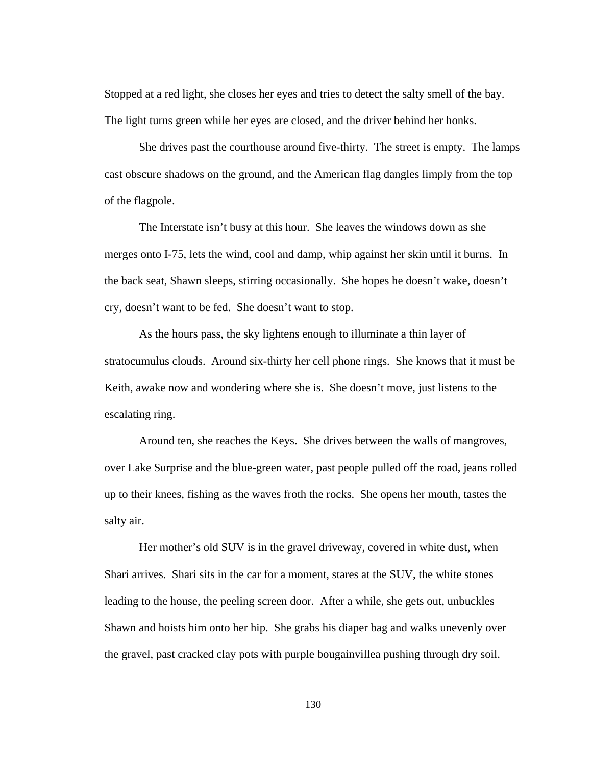Stopped at a red light, she closes her eyes and tries to detect the salty smell of the bay. The light turns green while her eyes are closed, and the driver behind her honks.

She drives past the courthouse around five-thirty. The street is empty. The lamps cast obscure shadows on the ground, and the American flag dangles limply from the top of the flagpole.

The Interstate isn't busy at this hour. She leaves the windows down as she merges onto I-75, lets the wind, cool and damp, whip against her skin until it burns. In the back seat, Shawn sleeps, stirring occasionally. She hopes he doesn't wake, doesn't cry, doesn't want to be fed. She doesn't want to stop.

As the hours pass, the sky lightens enough to illuminate a thin layer of stratocumulus clouds. Around six-thirty her cell phone rings. She knows that it must be Keith, awake now and wondering where she is. She doesn't move, just listens to the escalating ring.

Around ten, she reaches the Keys. She drives between the walls of mangroves, over Lake Surprise and the blue-green water, past people pulled off the road, jeans rolled up to their knees, fishing as the waves froth the rocks. She opens her mouth, tastes the salty air.

Her mother's old SUV is in the gravel driveway, covered in white dust, when Shari arrives. Shari sits in the car for a moment, stares at the SUV, the white stones leading to the house, the peeling screen door. After a while, she gets out, unbuckles Shawn and hoists him onto her hip. She grabs his diaper bag and walks unevenly over the gravel, past cracked clay pots with purple bougainvillea pushing through dry soil.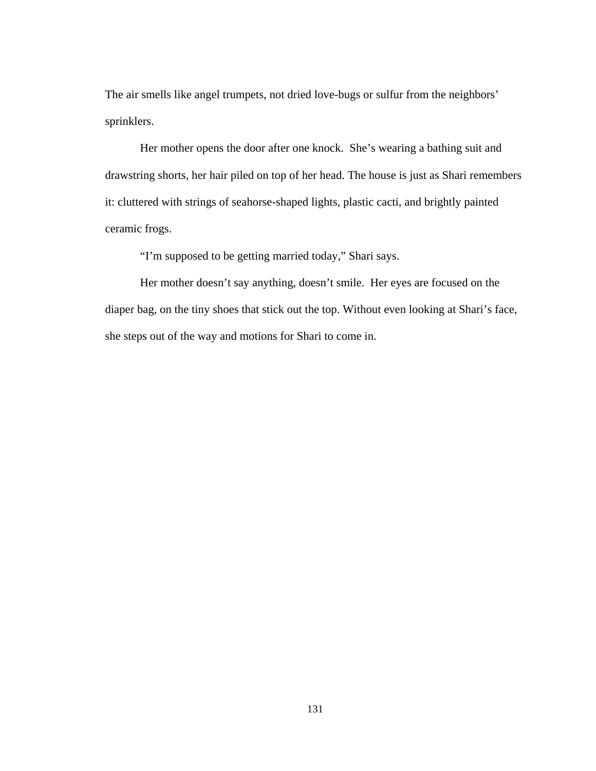The air smells like angel trumpets, not dried love-bugs or sulfur from the neighbors' sprinklers.

Her mother opens the door after one knock. She's wearing a bathing suit and drawstring shorts, her hair piled on top of her head. The house is just as Shari remembers it: cluttered with strings of seahorse-shaped lights, plastic cacti, and brightly painted ceramic frogs.

"I'm supposed to be getting married today," Shari says.

Her mother doesn't say anything, doesn't smile. Her eyes are focused on the diaper bag, on the tiny shoes that stick out the top. Without even looking at Shari's face, she steps out of the way and motions for Shari to come in.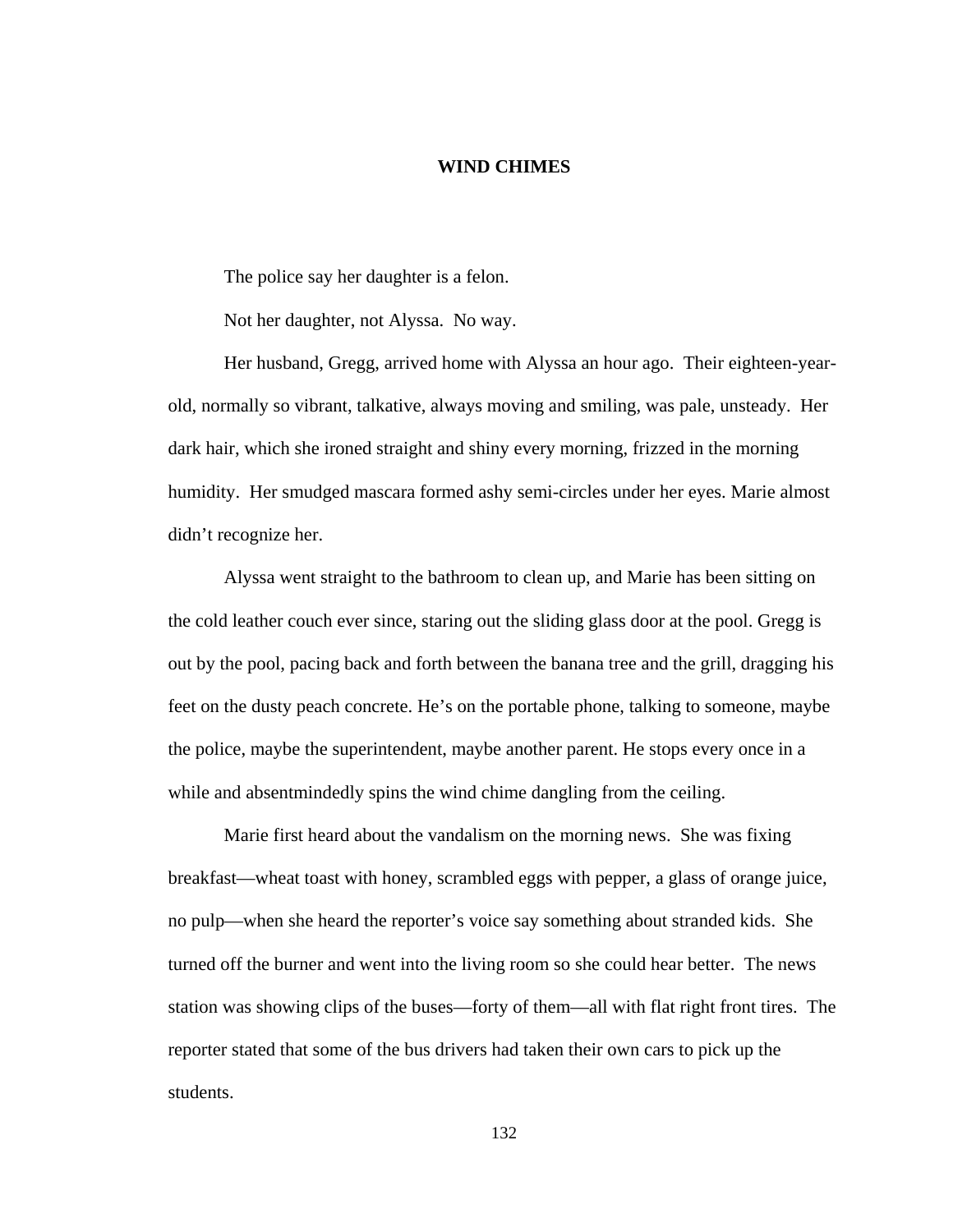# WIND CHIMES

The police say her daughter is a felon.

Not her daughter, not Alyssa. No way.

Her husband, Gregg, arrived home with Alyssa an hour ago. Their eighteen-year-old, normally so vibrant, talkative, always moving and smiling, was pale, unsteady. Her dark hair, which she ironed straight and shiny every morning, frizzed in the morning humidity. Her smudged mascara formed ashy semi-circles under her eyes. Marie almost didn't recognize her.

Alyssa went straight to the bathroom to clean up, and Marie has been sitting on the cold leather couch ever since, staring out the sliding glass door at the pool. Gregg is out by the pool, pacing back and forth between the banana tree and the grill, dragging his feet on the dusty peach concrete. He's on the portable phone, talking to someone, maybe the police, maybe the superintendent, maybe another parent. He stops every once in a while and absentmindedly spins the wind chime dangling from the ceiling.

Marie first heard about the vandalism on the morning news. She was fixing breakfast—wheat toast with honey, scrambled eggs with pepper, a glass of orange juice, no pulp—when she heard the reporter's voice say something about stranded kids. She turned off the burner and went into the living room so she could hear better. The news station was showing clips of the buses—forty of them—all with flat right front tires. The reporter stated that some of the bus drivers had taken their own cars to pick up the students.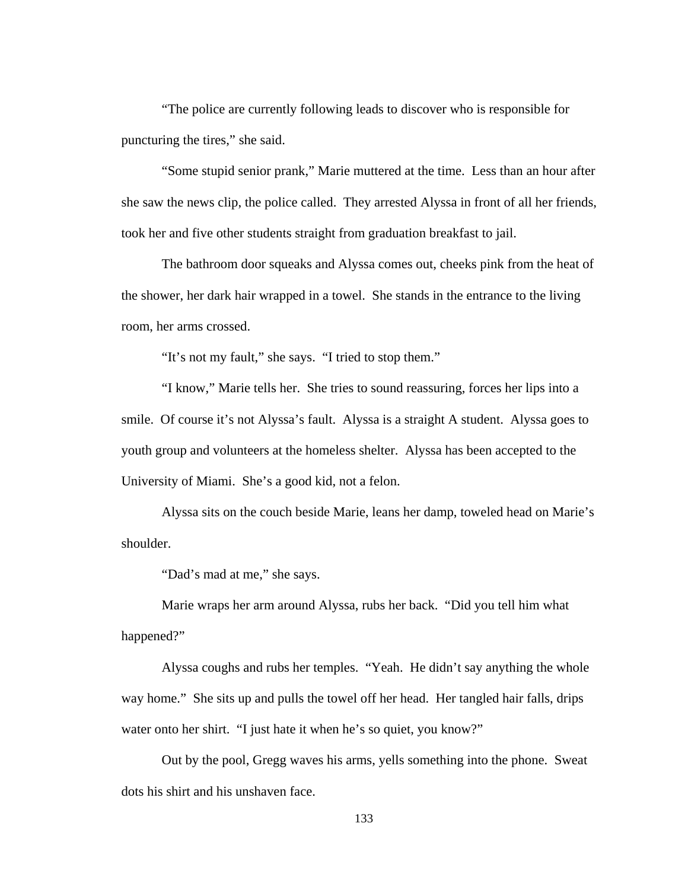"The police are currently following leads to discover who is responsible for puncturing the tires," she said.

"Some stupid senior prank," Marie muttered at the time. Less than an hour after she saw the news clip, the police called. They arrested Alyssa in front of all her friends, took her and five other students straight from graduation breakfast to jail.

The bathroom door squeaks and Alyssa comes out, cheeks pink from the heat of the shower, her dark hair wrapped in a towel. She stands in the entrance to the living room, her arms crossed.

"It's not my fault," she says. "I tried to stop them."

"I know," Marie tells her. She tries to sound reassuring, forces her lips into a smile. Of course it's not Alyssa's fault. Alyssa is a straight A student. Alyssa goes to youth group and volunteers at the homeless shelter. Alyssa has been accepted to the University of Miami. She's a good kid, not a felon.

Alyssa sits on the couch beside Marie, leans her damp, toweled head on Marie's shoulder.

"Dad's mad at me," she says.

Marie wraps her arm around Alyssa, rubs her back. "Did you tell him what happened?"

Alyssa coughs and rubs her temples. "Yeah. He didn't say anything the whole way home." She sits up and pulls the towel off her head. Her tangled hair falls, drips water onto her shirt. "I just hate it when he's so quiet, you know?"

Out by the pool, Gregg waves his arms, yells something into the phone. Sweat dots his shirt and his unshaven face.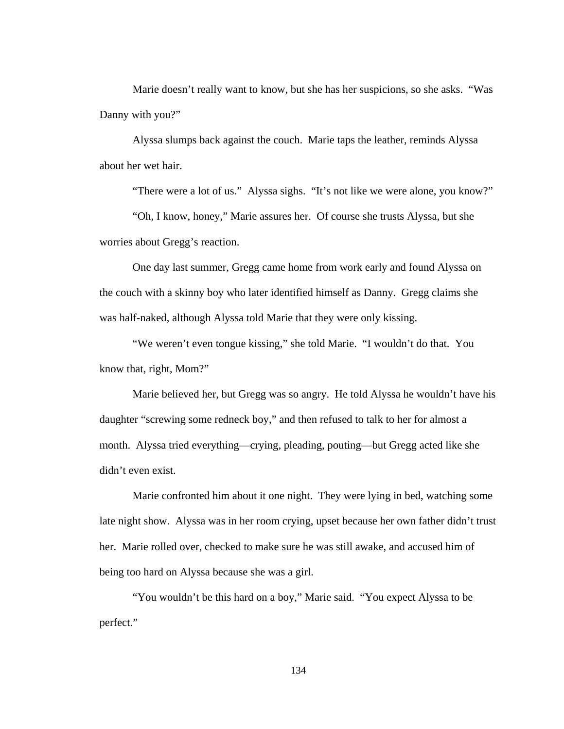Marie doesn't really want to know, but she has her suspicions, so she asks. "Was Danny with you?"

Alyssa slumps back against the couch. Marie taps the leather, reminds Alyssa about her wet hair.

"There were a lot of us." Alyssa sighs. "It's not like we were alone, you know?"

"Oh, I know, honey," Marie assures her. Of course she trusts Alyssa, but she worries about Gregg's reaction.

One day last summer, Gregg came home from work early and found Alyssa on the couch with a skinny boy who later identified himself as Danny. Gregg claims she was half-naked, although Alyssa told Marie that they were only kissing.

"We weren't even tongue kissing," she told Marie. "I wouldn't do that. You know that, right, Mom?"

Marie believed her, but Gregg was so angry. He told Alyssa he wouldn't have his daughter "screwing some redneck boy," and then refused to talk to her for almost a month. Alyssa tried everything—crying, pleading, pouting—but Gregg acted like she didn't even exist.

Marie confronted him about it one night. They were lying in bed, watching some late night show. Alyssa was in her room crying, upset because her own father didn't trust her. Marie rolled over, checked to make sure he was still awake, and accused him of being too hard on Alyssa because she was a girl.

"You wouldn't be this hard on a boy," Marie said. "You expect Alyssa to be perfect."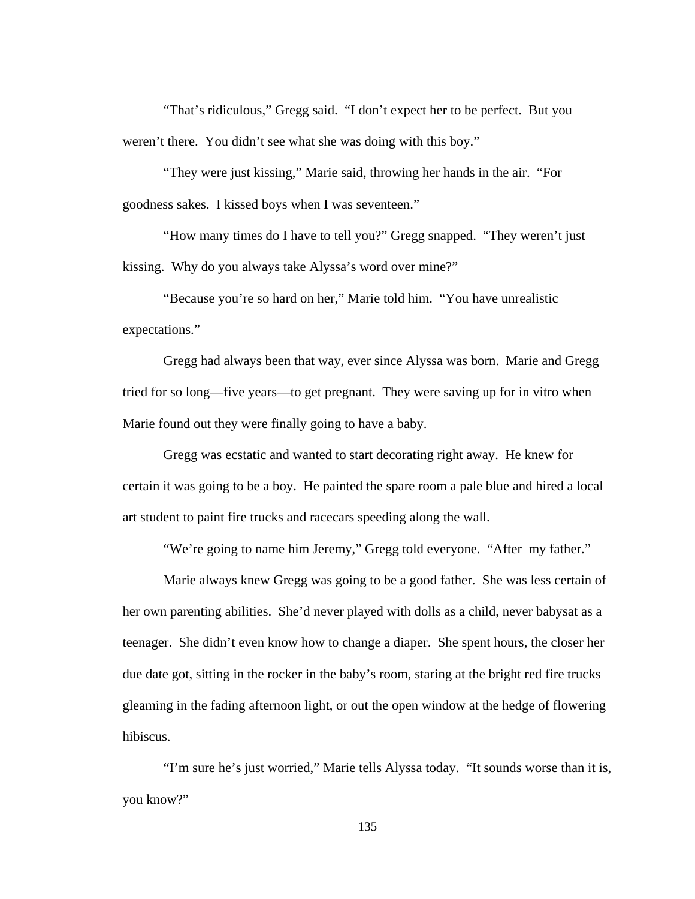"That's ridiculous," Gregg said. "I don't expect her to be perfect. But you weren't there. You didn't see what she was doing with this boy."

"They were just kissing," Marie said, throwing her hands in the air. "For goodness sakes. I kissed boys when I was seventeen."

"How many times do I have to tell you?" Gregg snapped. "They weren't just kissing. Why do you always take Alyssa's word over mine?"

"Because you're so hard on her," Marie told him. "You have unrealistic expectations."

Gregg had always been that way, ever since Alyssa was born. Marie and Gregg tried for so long—five years—to get pregnant. They were saving up for in vitro when Marie found out they were finally going to have a baby.

Gregg was ecstatic and wanted to start decorating right away. He knew for certain it was going to be a boy. He painted the spare room a pale blue and hired a local art student to paint fire trucks and racecars speeding along the wall.

"We're going to name him Jeremy," Gregg told everyone. "After my father."

Marie always knew Gregg was going to be a good father. She was less certain of her own parenting abilities. She'd never played with dolls as a child, never babysat as a teenager. She didn't even know how to change a diaper. She spent hours, the closer her due date got, sitting in the rocker in the baby's room, staring at the bright red fire trucks gleaming in the fading afternoon light, or out the open window at the hedge of flowering hibiscus.

"I'm sure he's just worried," Marie tells Alyssa today. "It sounds worse than it is, you know?"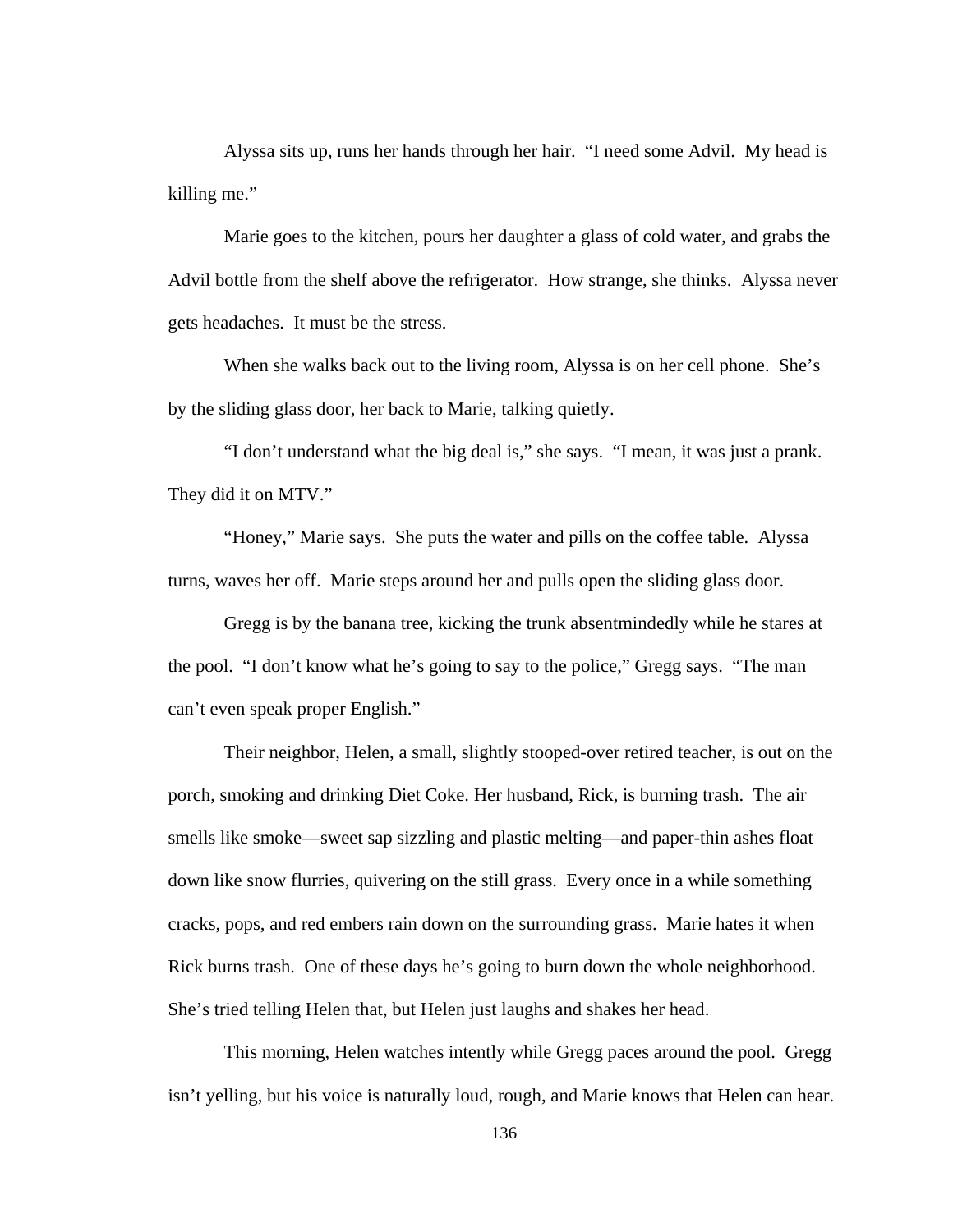Alyssa sits up, runs her hands through her hair. "I need some Advil. My head is killing me."

Marie goes to the kitchen, pours her daughter a glass of cold water, and grabs the Advil bottle from the shelf above the refrigerator. How strange, she thinks. Alyssa never gets headaches. It must be the stress.

When she walks back out to the living room, Alyssa is on her cell phone. She's by the sliding glass door, her back to Marie, talking quietly.

"I don't understand what the big deal is," she says. "I mean, it was just a prank. They did it on MTV."

"Honey," Marie says. She puts the water and pills on the coffee table. Alyssa turns, waves her off. Marie steps around her and pulls open the sliding glass door.

Gregg is by the banana tree, kicking the trunk absentmindedly while he stares at the pool. "I don't know what he's going to say to the police," Gregg says. "The man can't even speak proper English."

Their neighbor, Helen, a small, slightly stooped-over retired teacher, is out on the porch, smoking and drinking Diet Coke. Her husband, Rick, is burning trash. The air smells like smoke—sweet sap sizzling and plastic melting—and paper-thin ashes float down like snow flurries, quivering on the still grass. Every once in a while something cracks, pops, and red embers rain down on the surrounding grass. Marie hates it when Rick burns trash. One of these days he's going to burn down the whole neighborhood. She's tried telling Helen that, but Helen just laughs and shakes her head.

This morning, Helen watches intently while Gregg paces around the pool. Gregg isn't yelling, but his voice is naturally loud, rough, and Marie knows that Helen can hear.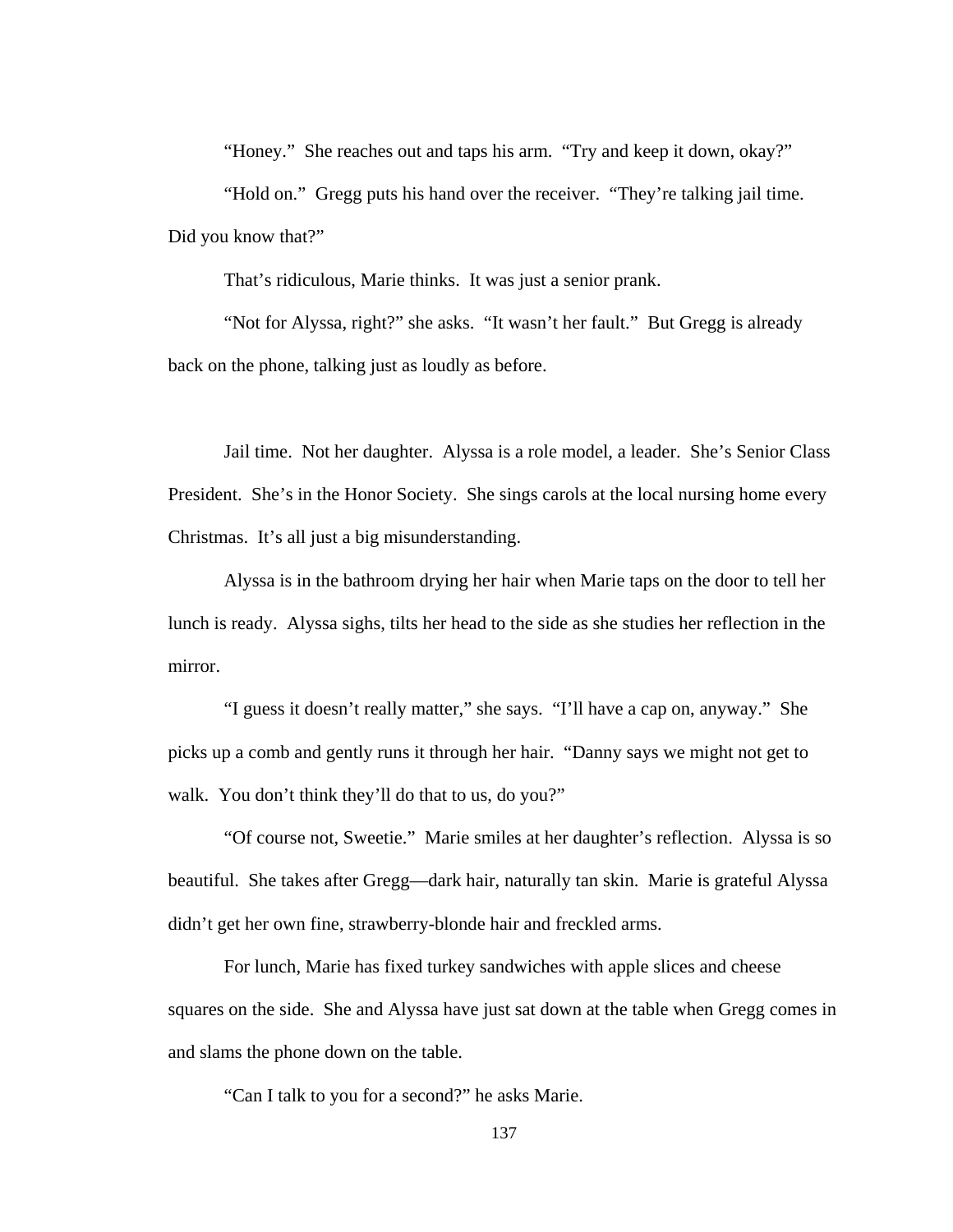"Honey." She reaches out and taps his arm. "Try and keep it down, okay?"

"Hold on." Gregg puts his hand over the receiver. "They're talking jail time. Did you know that?"

That's ridiculous, Marie thinks. It was just a senior prank.

"Not for Alyssa, right?" she asks. "It wasn't her fault." But Gregg is already back on the phone, talking just as loudly as before.

Jail time. Not her daughter. Alyssa is a role model, a leader. She's Senior Class President. She's in the Honor Society. She sings carols at the local nursing home every Christmas. It's all just a big misunderstanding.

Alyssa is in the bathroom drying her hair when Marie taps on the door to tell her lunch is ready. Alyssa sighs, tilts her head to the side as she studies her reflection in the mirror.

"I guess it doesn't really matter," she says. "I'll have a cap on, anyway." She picks up a comb and gently runs it through her hair. "Danny says we might not get to walk. You don't think they'll do that to us, do you?"

"Of course not, Sweetie." Marie smiles at her daughter's reflection. Alyssa is so beautiful. She takes after Gregg—dark hair, naturally tan skin. Marie is grateful Alyssa didn't get her own fine, strawberry-blonde hair and freckled arms.

For lunch, Marie has fixed turkey sandwiches with apple slices and cheese squares on the side. She and Alyssa have just sat down at the table when Gregg comes in and slams the phone down on the table.

"Can I talk to you for a second?" he asks Marie.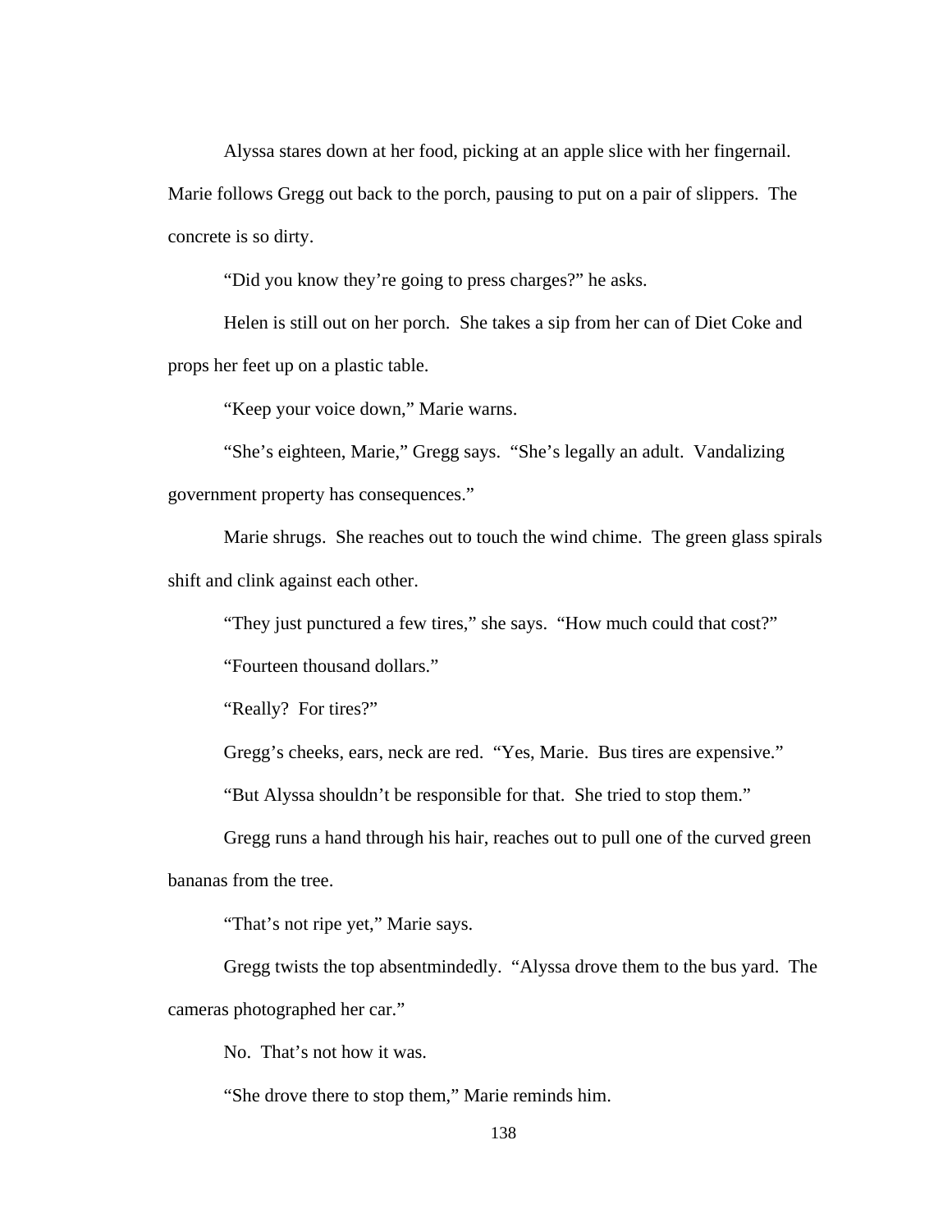Alyssa stares down at her food, picking at an apple slice with her fingernail. Marie follows Gregg out back to the porch, pausing to put on a pair of slippers. The concrete is so dirty.

"Did you know they're going to press charges?" he asks.

Helen is still out on her porch. She takes a sip from her can of Diet Coke and props her feet up on a plastic table.

"Keep your voice down," Marie warns.

"She's eighteen, Marie," Gregg says. "She's legally an adult. Vandalizing government property has consequences."

Marie shrugs. She reaches out to touch the wind chime. The green glass spirals shift and clink against each other.

"They just punctured a few tires," she says. "How much could that cost?"

"Fourteen thousand dollars."

"Really? For tires?"

Gregg's cheeks, ears, neck are red. "Yes, Marie. Bus tires are expensive."

"But Alyssa shouldn't be responsible for that. She tried to stop them."

Gregg runs a hand through his hair, reaches out to pull one of the curved green bananas from the tree.

"That's not ripe yet," Marie says.

Gregg twists the top absentmindedly. "Alyssa drove them to the bus yard. The cameras photographed her car."

No. That's not how it was.

"She drove there to stop them," Marie reminds him.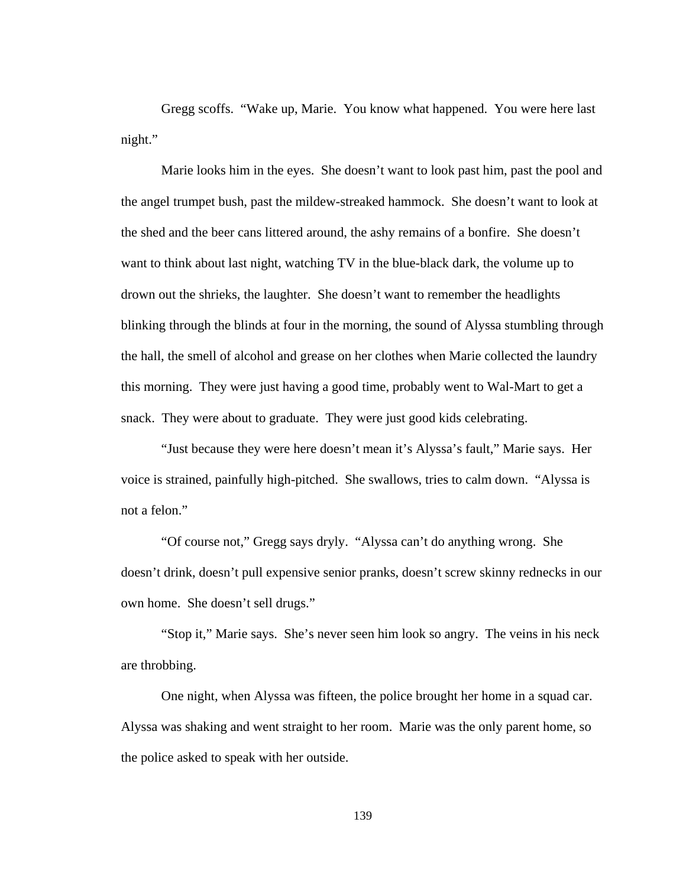Gregg scoffs. "Wake up, Marie. You know what happened. You were here last night."

Marie looks him in the eyes. She doesn't want to look past him, past the pool and the angel trumpet bush, past the mildew-streaked hammock. She doesn't want to look at the shed and the beer cans littered around, the ashy remains of a bonfire. She doesn't want to think about last night, watching TV in the blue-black dark, the volume up to drown out the shrieks, the laughter. She doesn't want to remember the headlights blinking through the blinds at four in the morning, the sound of Alyssa stumbling through the hall, the smell of alcohol and grease on her clothes when Marie collected the laundry this morning. They were just having a good time, probably went to Wal-Mart to get a snack. They were about to graduate. They were just good kids celebrating.

"Just because they were here doesn't mean it's Alyssa's fault," Marie says. Her voice is strained, painfully high-pitched. She swallows, tries to calm down. "Alyssa is not a felon."

"Of course not," Gregg says dryly. "Alyssa can't do anything wrong. She doesn't drink, doesn't pull expensive senior pranks, doesn't screw skinny rednecks in our own home. She doesn't sell drugs."

"Stop it," Marie says. She's never seen him look so angry. The veins in his neck are throbbing.

One night, when Alyssa was fifteen, the police brought her home in a squad car. Alyssa was shaking and went straight to her room. Marie was the only parent home, so the police asked to speak with her outside.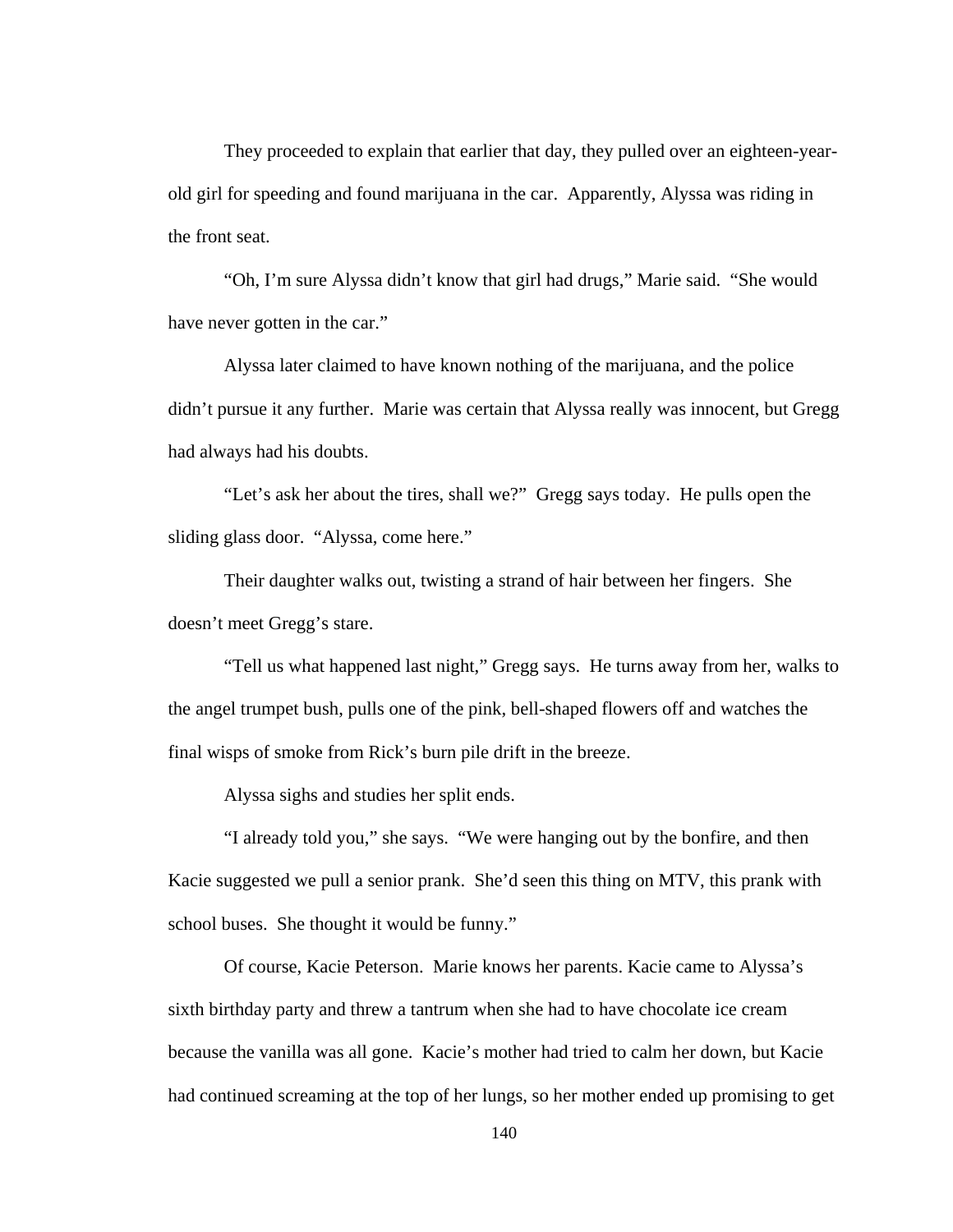They proceeded to explain that earlier that day, they pulled over an eighteen-year-old girl for speeding and found marijuana in the car. Apparently, Alyssa was riding in the front seat.

"Oh, I'm sure Alyssa didn't know that girl had drugs," Marie said. "She would have never gotten in the car."

Alyssa later claimed to have known nothing of the marijuana, and the police didn't pursue it any further. Marie was certain that Alyssa really was innocent, but Gregg had always had his doubts.

"Let's ask her about the tires, shall we?" Gregg says today. He pulls open the sliding glass door. "Alyssa, come here."

Their daughter walks out, twisting a strand of hair between her fingers. She doesn't meet Gregg's stare.

"Tell us what happened last night," Gregg says. He turns away from her, walks to the angel trumpet bush, pulls one of the pink, bell-shaped flowers off and watches the final wisps of smoke from Rick's burn pile drift in the breeze.

Alyssa sighs and studies her split ends.

"I already told you," she says. "We were hanging out by the bonfire, and then Kacie suggested we pull a senior prank. She'd seen this thing on MTV, this prank with school buses. She thought it would be funny."

Of course, Kacie Peterson. Marie knows her parents. Kacie came to Alyssa's sixth birthday party and threw a tantrum when she had to have chocolate ice cream because the vanilla was all gone. Kacie's mother had tried to calm her down, but Kacie had continued screaming at the top of her lungs, so her mother ended up promising to get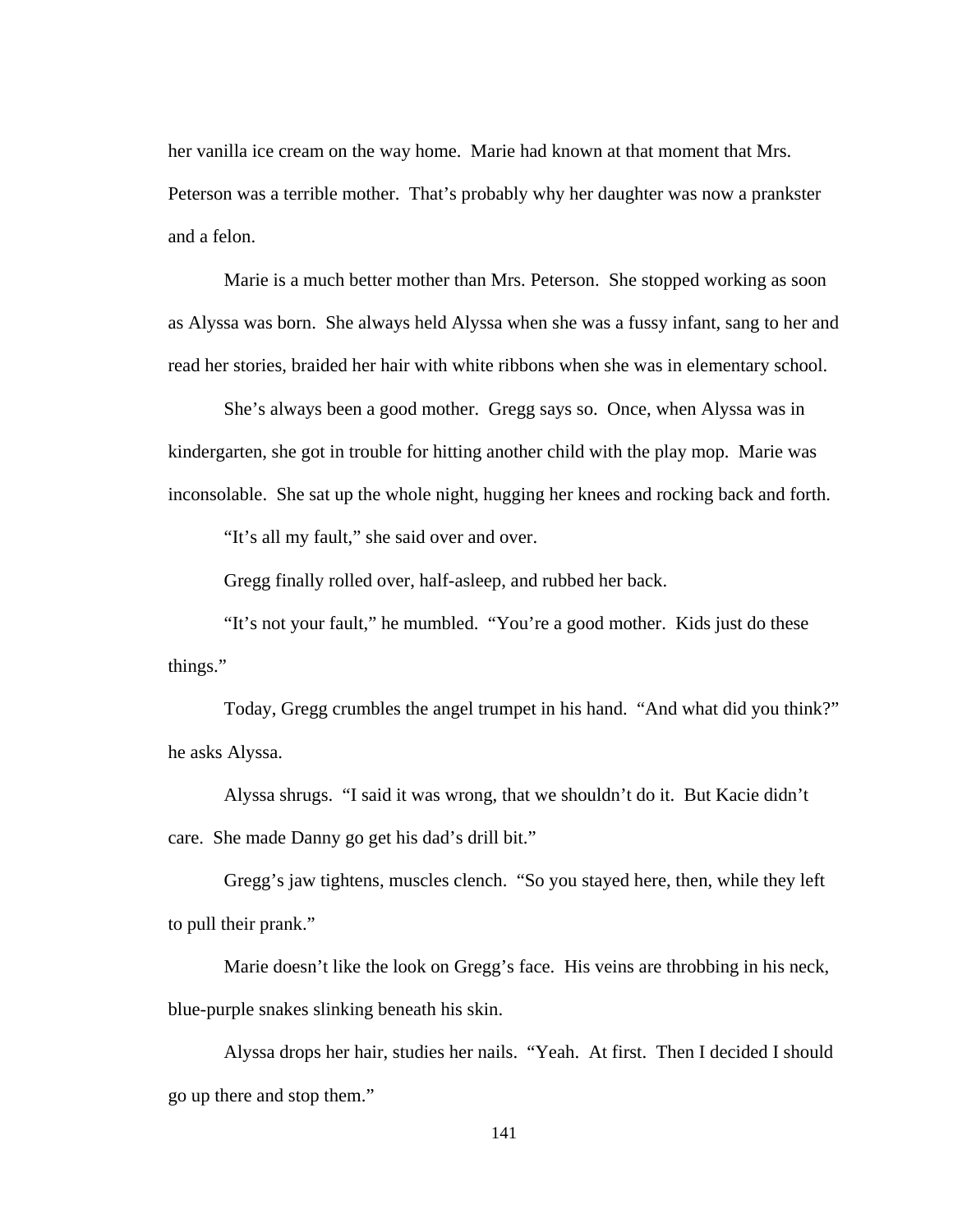her vanilla ice cream on the way home. Marie had known at that moment that Mrs. Peterson was a terrible mother. That's probably why her daughter was now a prankster and a felon.

Marie is a much better mother than Mrs. Peterson. She stopped working as soon as Alyssa was born. She always held Alyssa when she was a fussy infant, sang to her and read her stories, braided her hair with white ribbons when she was in elementary school.

She's always been a good mother. Gregg says so. Once, when Alyssa was in kindergarten, she got in trouble for hitting another child with the play mop. Marie was inconsolable. She sat up the whole night, hugging her knees and rocking back and forth.

"It's all my fault," she said over and over.

Gregg finally rolled over, half-asleep, and rubbed her back.

"It's not your fault," he mumbled. "You're a good mother. Kids just do these things."

Today, Gregg crumbles the angel trumpet in his hand. "And what did you think?" he asks Alyssa.

Alyssa shrugs. "I said it was wrong, that we shouldn't do it. But Kacie didn't care. She made Danny go get his dad's drill bit."

Gregg's jaw tightens, muscles clench. "So you stayed here, then, while they left to pull their prank."

Marie doesn't like the look on Gregg's face. His veins are throbbing in his neck, blue-purple snakes slinking beneath his skin.

Alyssa drops her hair, studies her nails. "Yeah. At first. Then I decided I should go up there and stop them."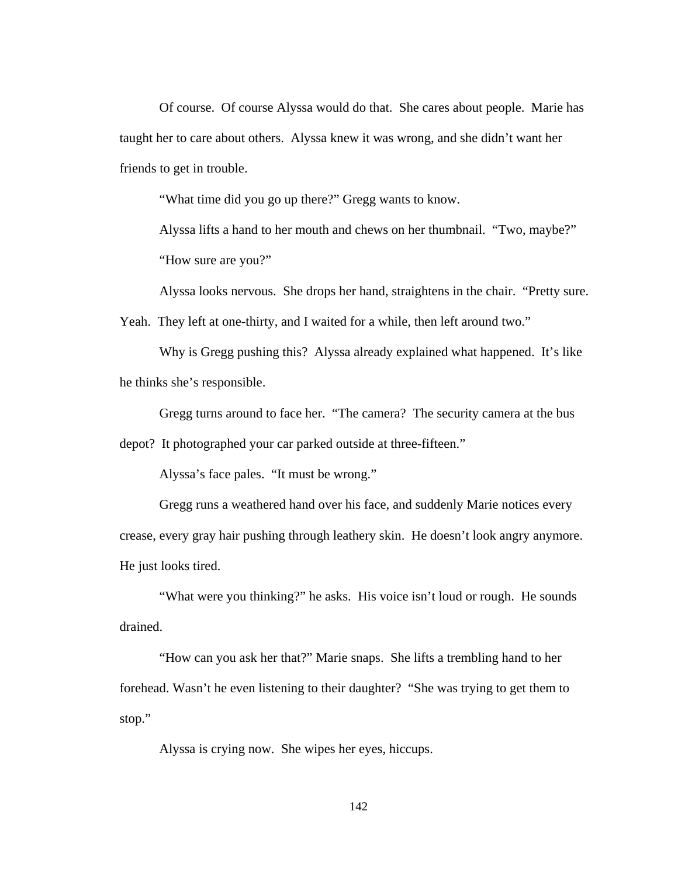Of course. Of course Alyssa would do that. She cares about people. Marie has taught her to care about others. Alyssa knew it was wrong, and she didn't want her friends to get in trouble.

"What time did you go up there?" Gregg wants to know.

Alyssa lifts a hand to her mouth and chews on her thumbnail. "Two, maybe?"

"How sure are you?"

Alyssa looks nervous. She drops her hand, straightens in the chair. "Pretty sure. Yeah. They left at one-thirty, and I waited for a while, then left around two."

Why is Gregg pushing this? Alyssa already explained what happened. It's like he thinks she's responsible.

Gregg turns around to face her. "The camera? The security camera at the bus depot? It photographed your car parked outside at three-fifteen."

Alyssa's face pales. "It must be wrong."

Gregg runs a weathered hand over his face, and suddenly Marie notices every crease, every gray hair pushing through leathery skin. He doesn't look angry anymore. He just looks tired.

"What were you thinking?" he asks. His voice isn't loud or rough. He sounds drained.

"How can you ask her that?" Marie snaps. She lifts a trembling hand to her forehead. Wasn't he even listening to their daughter? "She was trying to get them to stop."

Alyssa is crying now. She wipes her eyes, hiccups.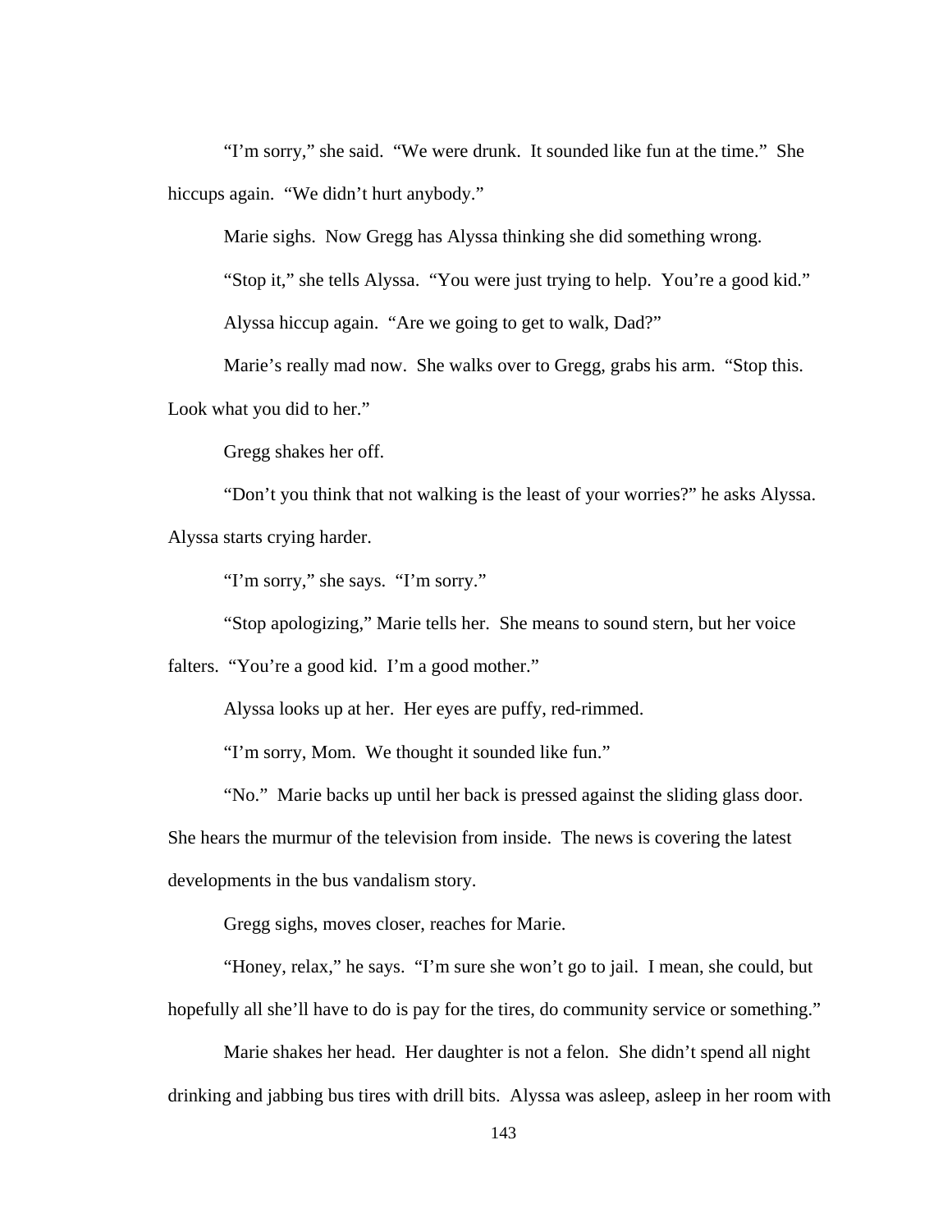"I'm sorry," she said. "We were drunk. It sounded like fun at the time." She hiccups again. "We didn't hurt anybody."

Marie sighs. Now Gregg has Alyssa thinking she did something wrong.

"Stop it," she tells Alyssa. "You were just trying to help. You're a good kid."

Alyssa hiccup again. "Are we going to get to walk, Dad?"

Marie's really mad now. She walks over to Gregg, grabs his arm. "Stop this. Look what you did to her."

Gregg shakes her off.

"Don't you think that not walking is the least of your worries?" he asks Alyssa. Alyssa starts crying harder.

"I'm sorry," she says. "I'm sorry."

"Stop apologizing," Marie tells her. She means to sound stern, but her voice falters. "You're a good kid. I'm a good mother."

Alyssa looks up at her. Her eyes are puffy, red-rimmed.

"I'm sorry, Mom. We thought it sounded like fun."

"No." Marie backs up until her back is pressed against the sliding glass door. She hears the murmur of the television from inside. The news is covering the latest developments in the bus vandalism story.

Gregg sighs, moves closer, reaches for Marie.

"Honey, relax," he says. "I'm sure she won't go to jail. I mean, she could, but hopefully all she'll have to do is pay for the tires, do community service or something."

Marie shakes her head. Her daughter is not a felon. She didn't spend all night drinking and jabbing bus tires with drill bits. Alyssa was asleep, asleep in her room with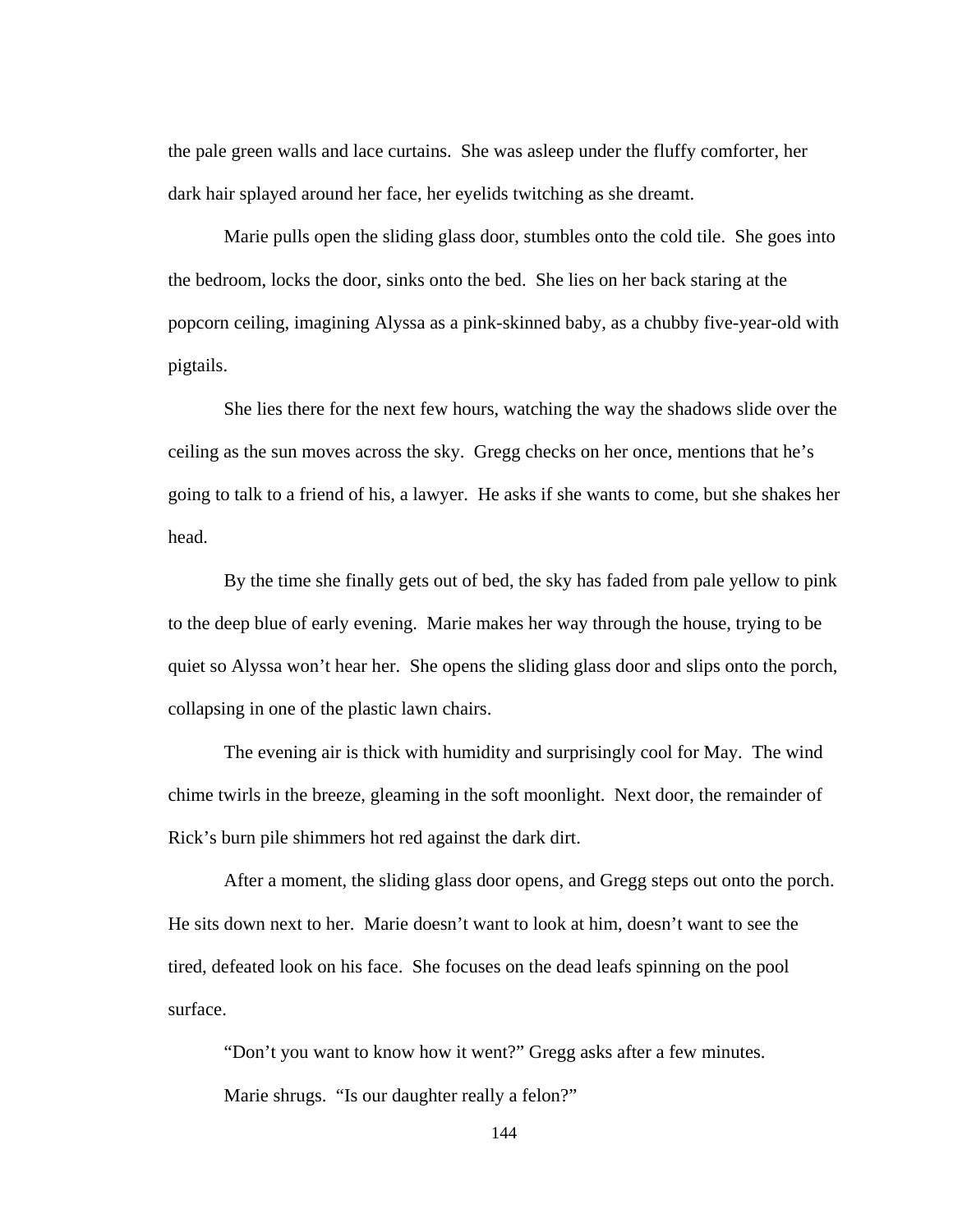the pale green walls and lace curtains.  She was asleep under the fluffy comforter, her dark hair splayed around her face, her eyelids twitching as she dreamt.

Marie pulls open the sliding glass door, stumbles onto the cold tile.  She goes into the bedroom, locks the door, sinks onto the bed.  She lies on her back staring at the popcorn ceiling, imagining Alyssa as a pink-skinned baby, as a chubby five-year-old with pigtails.

She lies there for the next few hours, watching the way the shadows slide over the ceiling as the sun moves across the sky.  Gregg checks on her once, mentions that he's going to talk to a friend of his, a lawyer.  He asks if she wants to come, but she shakes her head.

By the time she finally gets out of bed, the sky has faded from pale yellow to pink to the deep blue of early evening.  Marie makes her way through the house, trying to be quiet so Alyssa won't hear her.  She opens the sliding glass door and slips onto the porch, collapsing in one of the plastic lawn chairs.

The evening air is thick with humidity and surprisingly cool for May.  The wind chime twirls in the breeze, gleaming in the soft moonlight.  Next door, the remainder of Rick's burn pile shimmers hot red against the dark dirt.

After a moment, the sliding glass door opens, and Gregg steps out onto the porch. He sits down next to her.  Marie doesn't want to look at him, doesn't want to see the tired, defeated look on his face.  She focuses on the dead leafs spinning on the pool surface.

"Don't you want to know how it went?" Gregg asks after a few minutes.

Marie shrugs.  "Is our daughter really a felon?"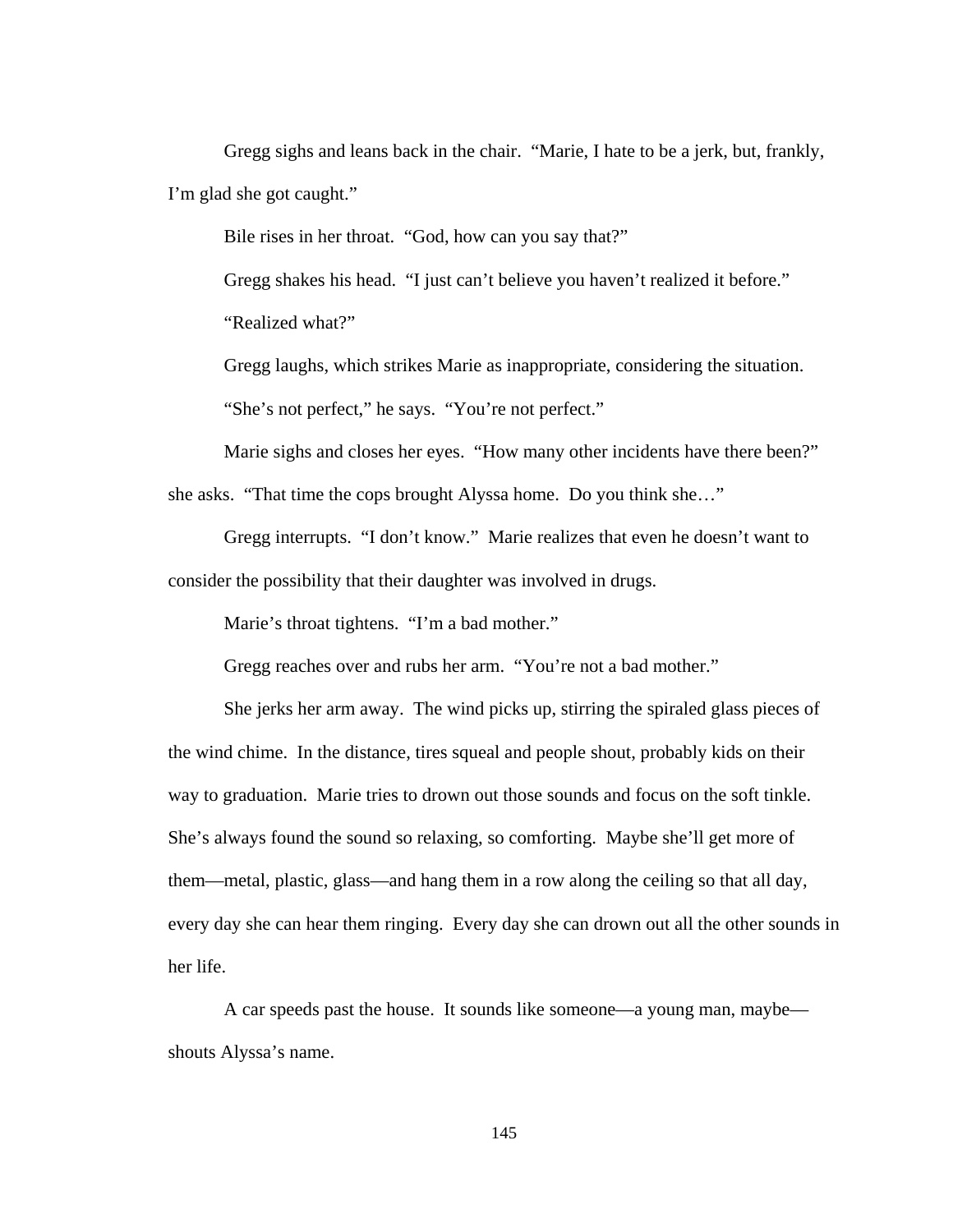Gregg sighs and leans back in the chair. "Marie, I hate to be a jerk, but, frankly, I'm glad she got caught."

Bile rises in her throat. "God, how can you say that?"

Gregg shakes his head. "I just can't believe you haven't realized it before."

"Realized what?"

Gregg laughs, which strikes Marie as inappropriate, considering the situation.

"She's not perfect," he says. "You're not perfect."

Marie sighs and closes her eyes. "How many other incidents have there been?" she asks. "That time the cops brought Alyssa home. Do you think she…"

Gregg interrupts. "I don't know." Marie realizes that even he doesn't want to consider the possibility that their daughter was involved in drugs.

Marie's throat tightens. "I'm a bad mother."

Gregg reaches over and rubs her arm. "You're not a bad mother."

She jerks her arm away. The wind picks up, stirring the spiraled glass pieces of the wind chime. In the distance, tires squeal and people shout, probably kids on their way to graduation. Marie tries to drown out those sounds and focus on the soft tinkle. She's always found the sound so relaxing, so comforting. Maybe she'll get more of them—metal, plastic, glass—and hang them in a row along the ceiling so that all day, every day she can hear them ringing. Every day she can drown out all the other sounds in her life.

A car speeds past the house. It sounds like someone—a young man, maybe—shouts Alyssa's name.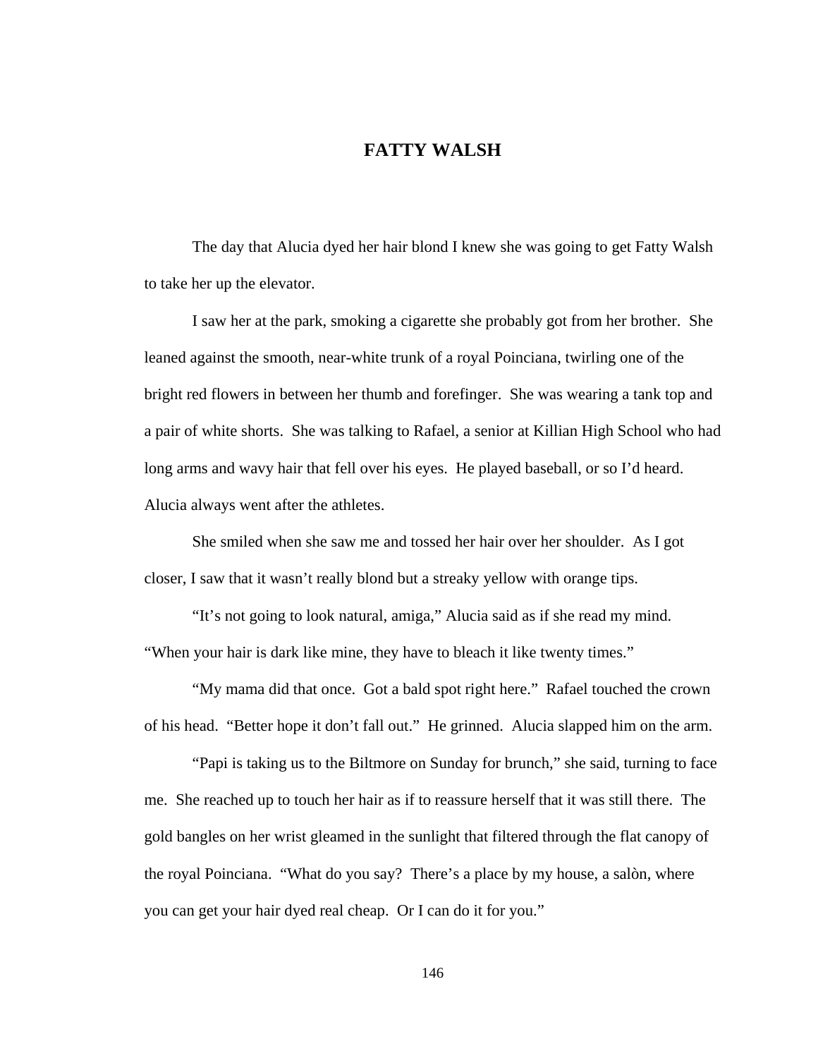# FATTY WALSH

The day that Alucia dyed her hair blond I knew she was going to get Fatty Walsh to take her up the elevator.

I saw her at the park, smoking a cigarette she probably got from her brother. She leaned against the smooth, near-white trunk of a royal Poinciana, twirling one of the bright red flowers in between her thumb and forefinger. She was wearing a tank top and a pair of white shorts. She was talking to Rafael, a senior at Killian High School who had long arms and wavy hair that fell over his eyes. He played baseball, or so I'd heard. Alucia always went after the athletes.

She smiled when she saw me and tossed her hair over her shoulder. As I got closer, I saw that it wasn't really blond but a streaky yellow with orange tips.

"It's not going to look natural, amiga," Alucia said as if she read my mind. "When your hair is dark like mine, they have to bleach it like twenty times."

"My mama did that once. Got a bald spot right here." Rafael touched the crown of his head. "Better hope it don't fall out." He grinned. Alucia slapped him on the arm.

"Papi is taking us to the Biltmore on Sunday for brunch," she said, turning to face me. She reached up to touch her hair as if to reassure herself that it was still there. The gold bangles on her wrist gleamed in the sunlight that filtered through the flat canopy of the royal Poinciana. "What do you say? There's a place by my house, a salòn, where you can get your hair dyed real cheap. Or I can do it for you."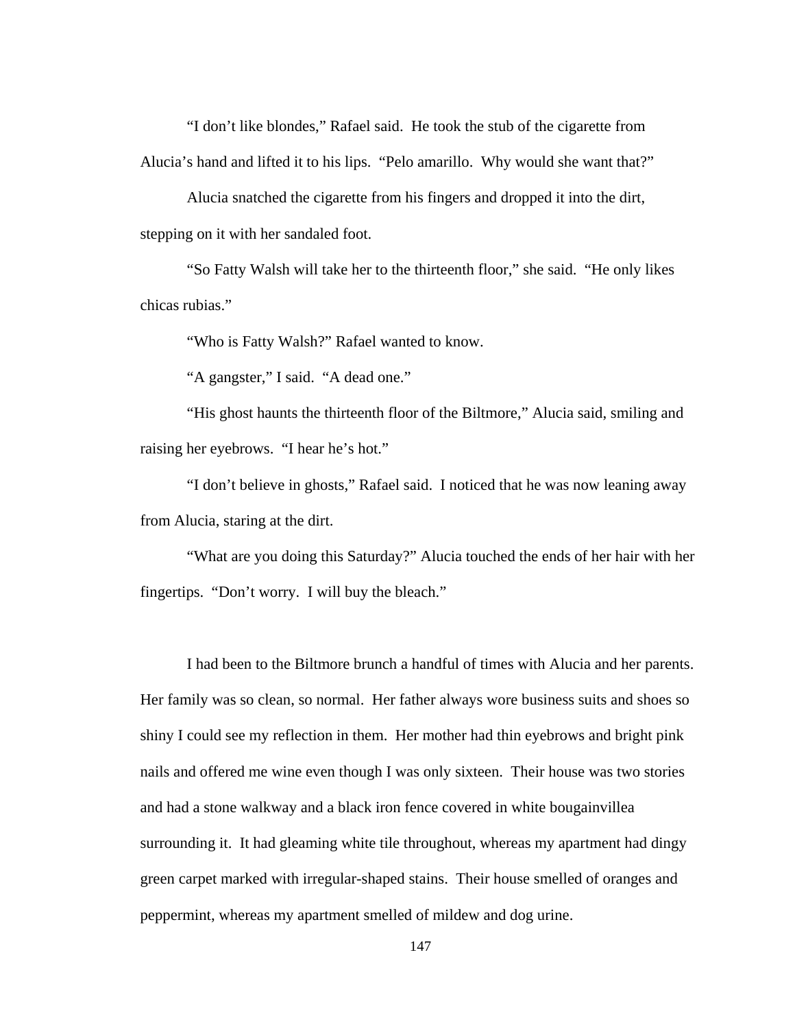"I don't like blondes," Rafael said. He took the stub of the cigarette from Alucia's hand and lifted it to his lips. "Pelo amarillo. Why would she want that?"

Alucia snatched the cigarette from his fingers and dropped it into the dirt, stepping on it with her sandaled foot.

"So Fatty Walsh will take her to the thirteenth floor," she said. "He only likes chicas rubias."

"Who is Fatty Walsh?" Rafael wanted to know.

"A gangster," I said. "A dead one."

"His ghost haunts the thirteenth floor of the Biltmore," Alucia said, smiling and raising her eyebrows. "I hear he's hot."

"I don't believe in ghosts," Rafael said. I noticed that he was now leaning away from Alucia, staring at the dirt.

"What are you doing this Saturday?" Alucia touched the ends of her hair with her fingertips. "Don't worry. I will buy the bleach."

I had been to the Biltmore brunch a handful of times with Alucia and her parents. Her family was so clean, so normal. Her father always wore business suits and shoes so shiny I could see my reflection in them. Her mother had thin eyebrows and bright pink nails and offered me wine even though I was only sixteen. Their house was two stories and had a stone walkway and a black iron fence covered in white bougainvillea surrounding it. It had gleaming white tile throughout, whereas my apartment had dingy green carpet marked with irregular-shaped stains. Their house smelled of oranges and peppermint, whereas my apartment smelled of mildew and dog urine.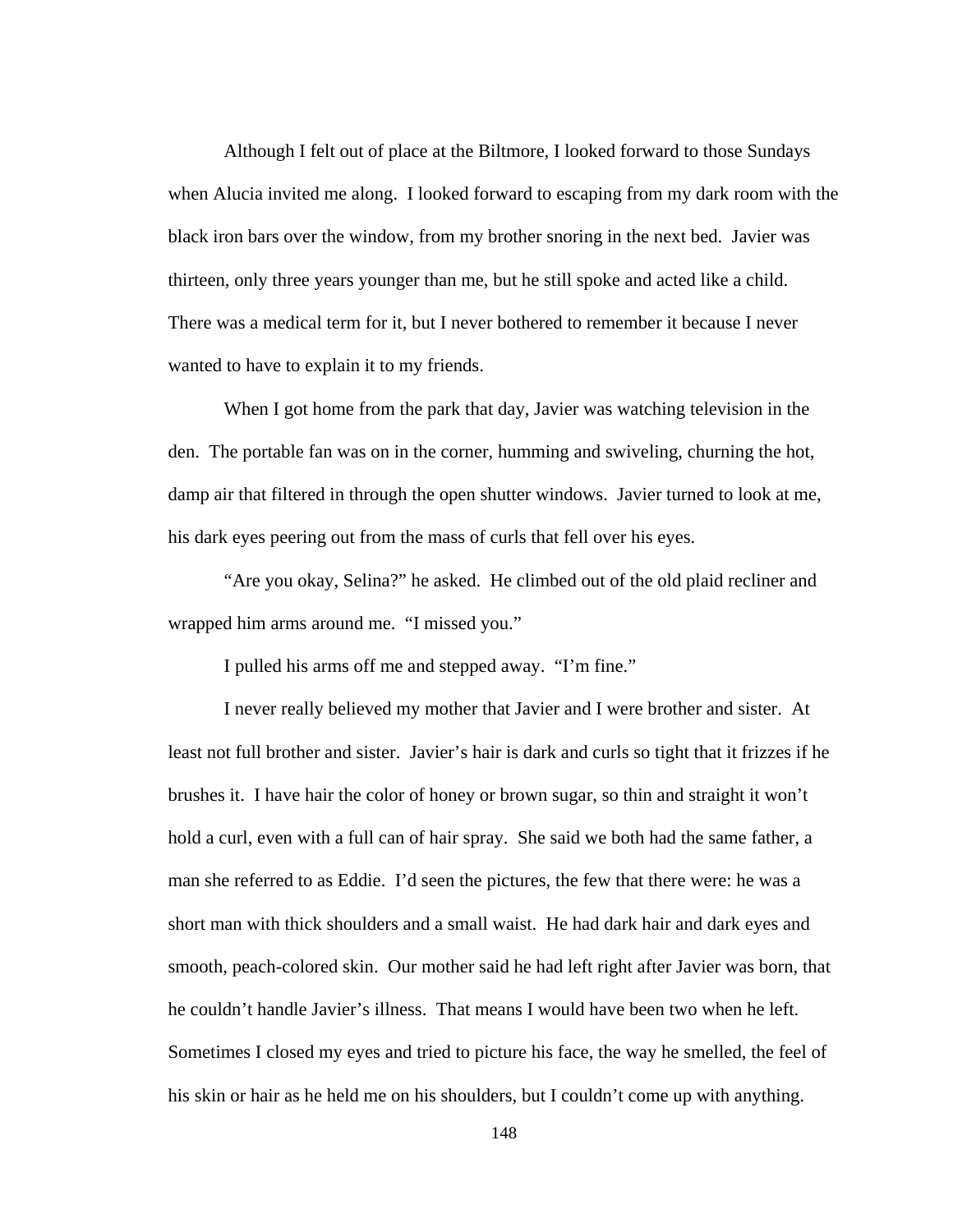Although I felt out of place at the Biltmore, I looked forward to those Sundays when Alucia invited me along. I looked forward to escaping from my dark room with the black iron bars over the window, from my brother snoring in the next bed. Javier was thirteen, only three years younger than me, but he still spoke and acted like a child. There was a medical term for it, but I never bothered to remember it because I never wanted to have to explain it to my friends.

When I got home from the park that day, Javier was watching television in the den. The portable fan was on in the corner, humming and swiveling, churning the hot, damp air that filtered in through the open shutter windows. Javier turned to look at me, his dark eyes peering out from the mass of curls that fell over his eyes.

"Are you okay, Selina?" he asked. He climbed out of the old plaid recliner and wrapped him arms around me. "I missed you."

I pulled his arms off me and stepped away. "I'm fine."

I never really believed my mother that Javier and I were brother and sister. At least not full brother and sister. Javier's hair is dark and curls so tight that it frizzes if he brushes it. I have hair the color of honey or brown sugar, so thin and straight it won't hold a curl, even with a full can of hair spray. She said we both had the same father, a man she referred to as Eddie. I'd seen the pictures, the few that there were: he was a short man with thick shoulders and a small waist. He had dark hair and dark eyes and smooth, peach-colored skin. Our mother said he had left right after Javier was born, that he couldn't handle Javier's illness. That means I would have been two when he left. Sometimes I closed my eyes and tried to picture his face, the way he smelled, the feel of his skin or hair as he held me on his shoulders, but I couldn't come up with anything.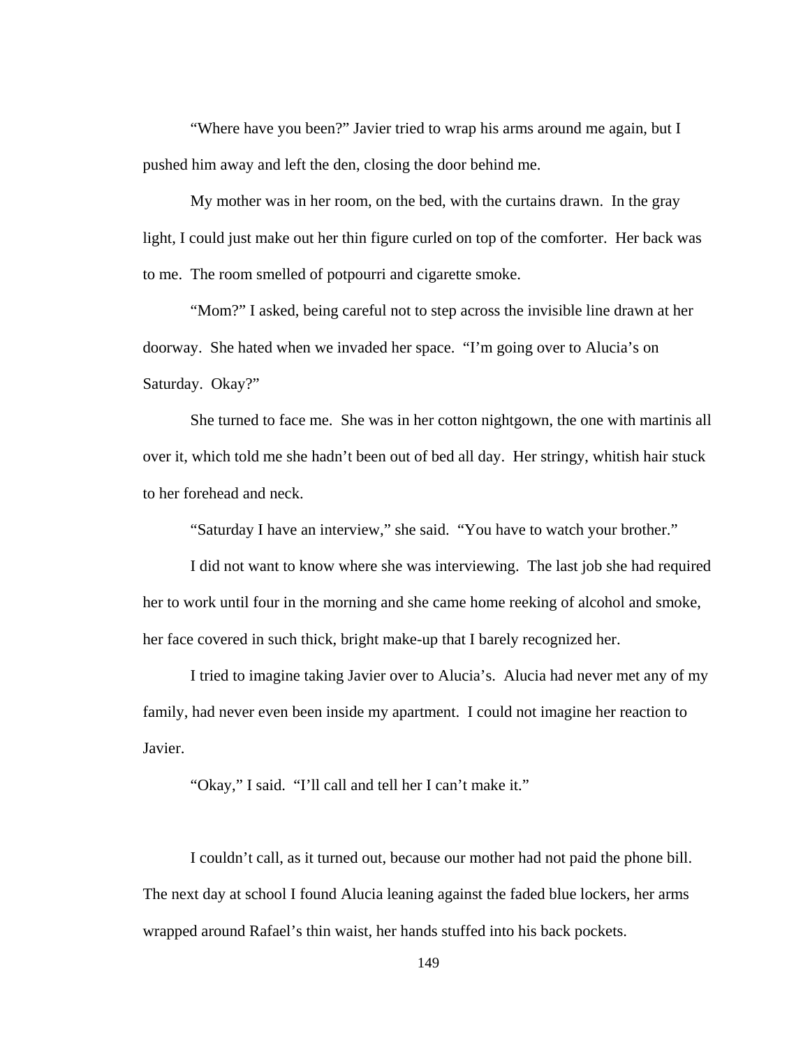"Where have you been?" Javier tried to wrap his arms around me again, but I pushed him away and left the den, closing the door behind me.

My mother was in her room, on the bed, with the curtains drawn. In the gray light, I could just make out her thin figure curled on top of the comforter. Her back was to me. The room smelled of potpourri and cigarette smoke.

"Mom?" I asked, being careful not to step across the invisible line drawn at her doorway. She hated when we invaded her space. "I'm going over to Alucia's on Saturday. Okay?"

She turned to face me. She was in her cotton nightgown, the one with martinis all over it, which told me she hadn't been out of bed all day. Her stringy, whitish hair stuck to her forehead and neck.

"Saturday I have an interview," she said. "You have to watch your brother."

I did not want to know where she was interviewing. The last job she had required her to work until four in the morning and she came home reeking of alcohol and smoke, her face covered in such thick, bright make-up that I barely recognized her.

I tried to imagine taking Javier over to Alucia's. Alucia had never met any of my family, had never even been inside my apartment. I could not imagine her reaction to Javier.

"Okay," I said. "I'll call and tell her I can't make it."

I couldn't call, as it turned out, because our mother had not paid the phone bill. The next day at school I found Alucia leaning against the faded blue lockers, her arms wrapped around Rafael's thin waist, her hands stuffed into his back pockets.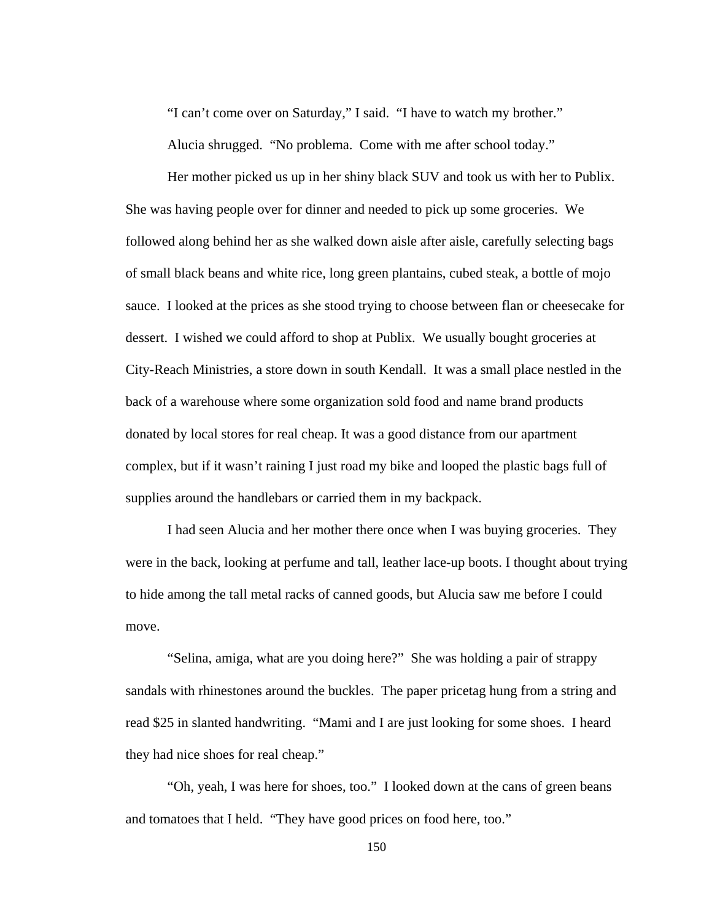"I can't come over on Saturday," I said. "I have to watch my brother."

Alucia shrugged. "No problema. Come with me after school today."

Her mother picked us up in her shiny black SUV and took us with her to Publix. She was having people over for dinner and needed to pick up some groceries. We followed along behind her as she walked down aisle after aisle, carefully selecting bags of small black beans and white rice, long green plantains, cubed steak, a bottle of mojo sauce. I looked at the prices as she stood trying to choose between flan or cheesecake for dessert. I wished we could afford to shop at Publix. We usually bought groceries at City-Reach Ministries, a store down in south Kendall. It was a small place nestled in the back of a warehouse where some organization sold food and name brand products donated by local stores for real cheap. It was a good distance from our apartment complex, but if it wasn't raining I just road my bike and looped the plastic bags full of supplies around the handlebars or carried them in my backpack.

I had seen Alucia and her mother there once when I was buying groceries. They were in the back, looking at perfume and tall, leather lace-up boots. I thought about trying to hide among the tall metal racks of canned goods, but Alucia saw me before I could move.

"Selina, amiga, what are you doing here?" She was holding a pair of strappy sandals with rhinestones around the buckles. The paper pricetag hung from a string and read $25 in slanted handwriting. "Mami and I are just looking for some shoes. I heard they had nice shoes for real cheap."

"Oh, yeah, I was here for shoes, too." I looked down at the cans of green beans and tomatoes that I held. "They have good prices on food here, too."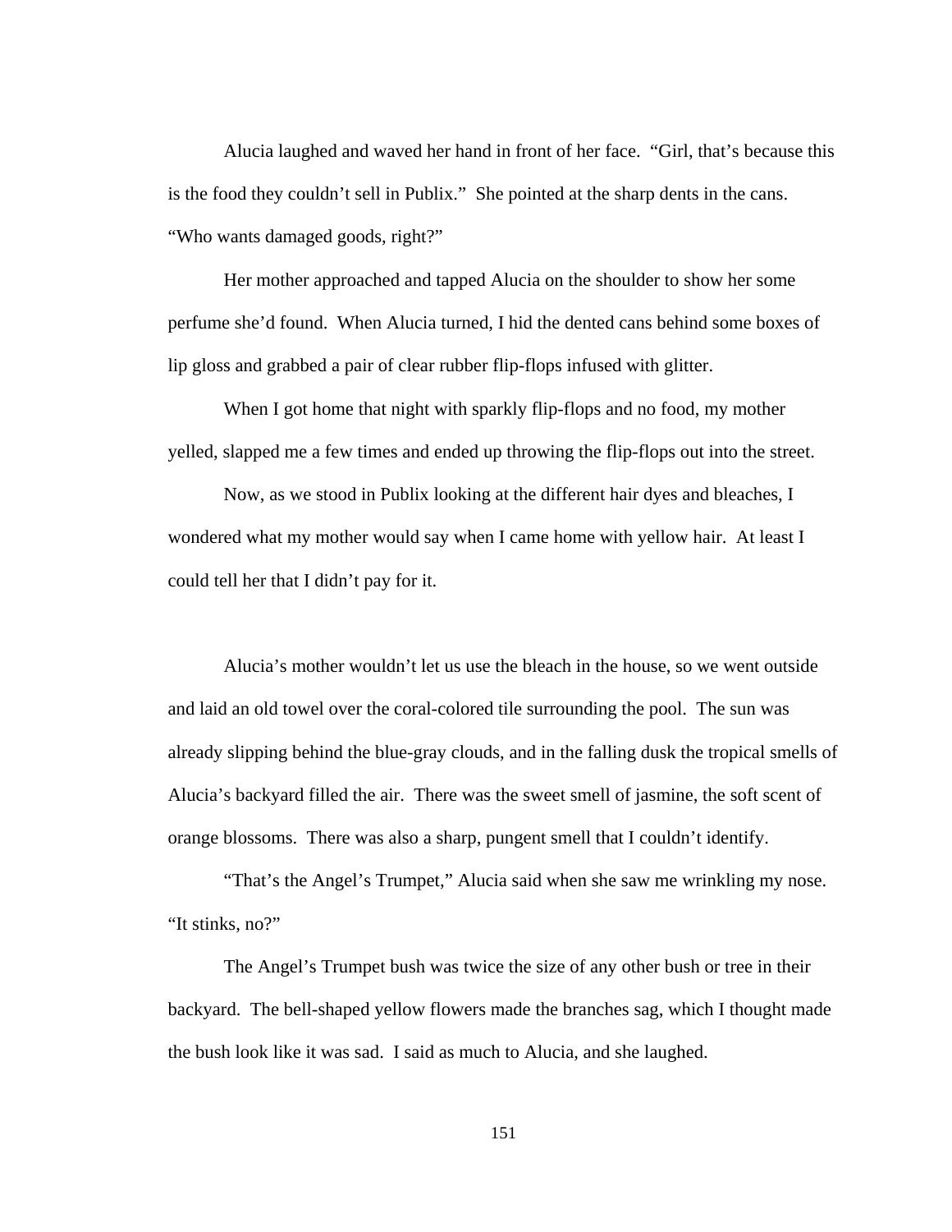Alucia laughed and waved her hand in front of her face. "Girl, that's because this is the food they couldn't sell in Publix." She pointed at the sharp dents in the cans. "Who wants damaged goods, right?"

Her mother approached and tapped Alucia on the shoulder to show her some perfume she'd found. When Alucia turned, I hid the dented cans behind some boxes of lip gloss and grabbed a pair of clear rubber flip-flops infused with glitter.

When I got home that night with sparkly flip-flops and no food, my mother yelled, slapped me a few times and ended up throwing the flip-flops out into the street.

Now, as we stood in Publix looking at the different hair dyes and bleaches, I wondered what my mother would say when I came home with yellow hair. At least I could tell her that I didn't pay for it.

Alucia's mother wouldn't let us use the bleach in the house, so we went outside and laid an old towel over the coral-colored tile surrounding the pool. The sun was already slipping behind the blue-gray clouds, and in the falling dusk the tropical smells of Alucia's backyard filled the air. There was the sweet smell of jasmine, the soft scent of orange blossoms. There was also a sharp, pungent smell that I couldn't identify.

"That's the Angel's Trumpet," Alucia said when she saw me wrinkling my nose. "It stinks, no?"

The Angel's Trumpet bush was twice the size of any other bush or tree in their backyard. The bell-shaped yellow flowers made the branches sag, which I thought made the bush look like it was sad. I said as much to Alucia, and she laughed.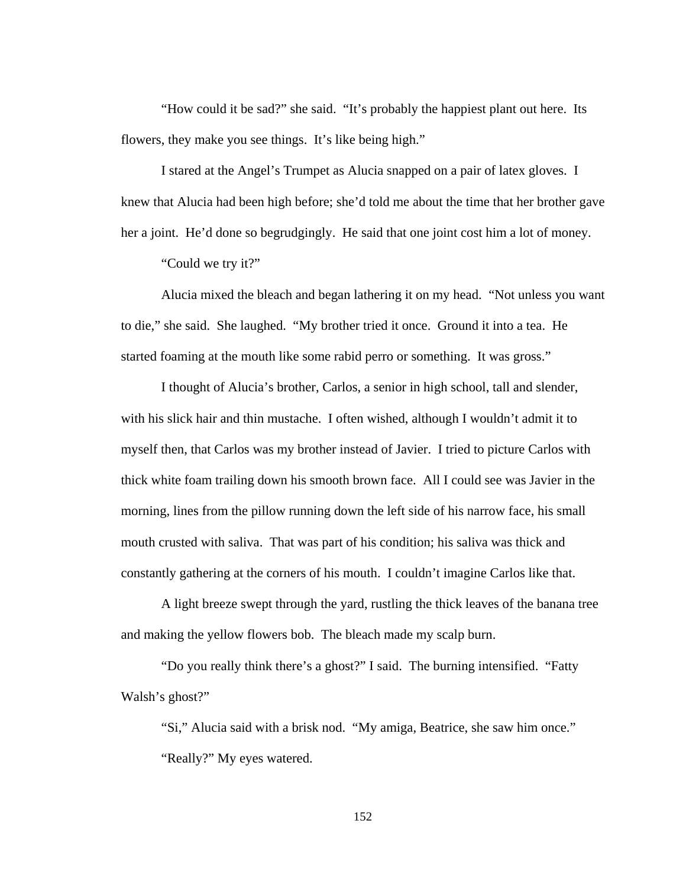"How could it be sad?" she said. "It's probably the happiest plant out here. Its flowers, they make you see things. It's like being high."

I stared at the Angel's Trumpet as Alucia snapped on a pair of latex gloves. I knew that Alucia had been high before; she'd told me about the time that her brother gave her a joint. He'd done so begrudgingly. He said that one joint cost him a lot of money.

"Could we try it?"

Alucia mixed the bleach and began lathering it on my head. "Not unless you want to die," she said. She laughed. "My brother tried it once. Ground it into a tea. He started foaming at the mouth like some rabid perro or something. It was gross."

I thought of Alucia's brother, Carlos, a senior in high school, tall and slender, with his slick hair and thin mustache. I often wished, although I wouldn't admit it to myself then, that Carlos was my brother instead of Javier. I tried to picture Carlos with thick white foam trailing down his smooth brown face. All I could see was Javier in the morning, lines from the pillow running down the left side of his narrow face, his small mouth crusted with saliva. That was part of his condition; his saliva was thick and constantly gathering at the corners of his mouth. I couldn't imagine Carlos like that.

A light breeze swept through the yard, rustling the thick leaves of the banana tree and making the yellow flowers bob. The bleach made my scalp burn.

"Do you really think there's a ghost?" I said. The burning intensified. "Fatty Walsh's ghost?"

"Si," Alucia said with a brisk nod. "My amiga, Beatrice, she saw him once."

"Really?" My eyes watered.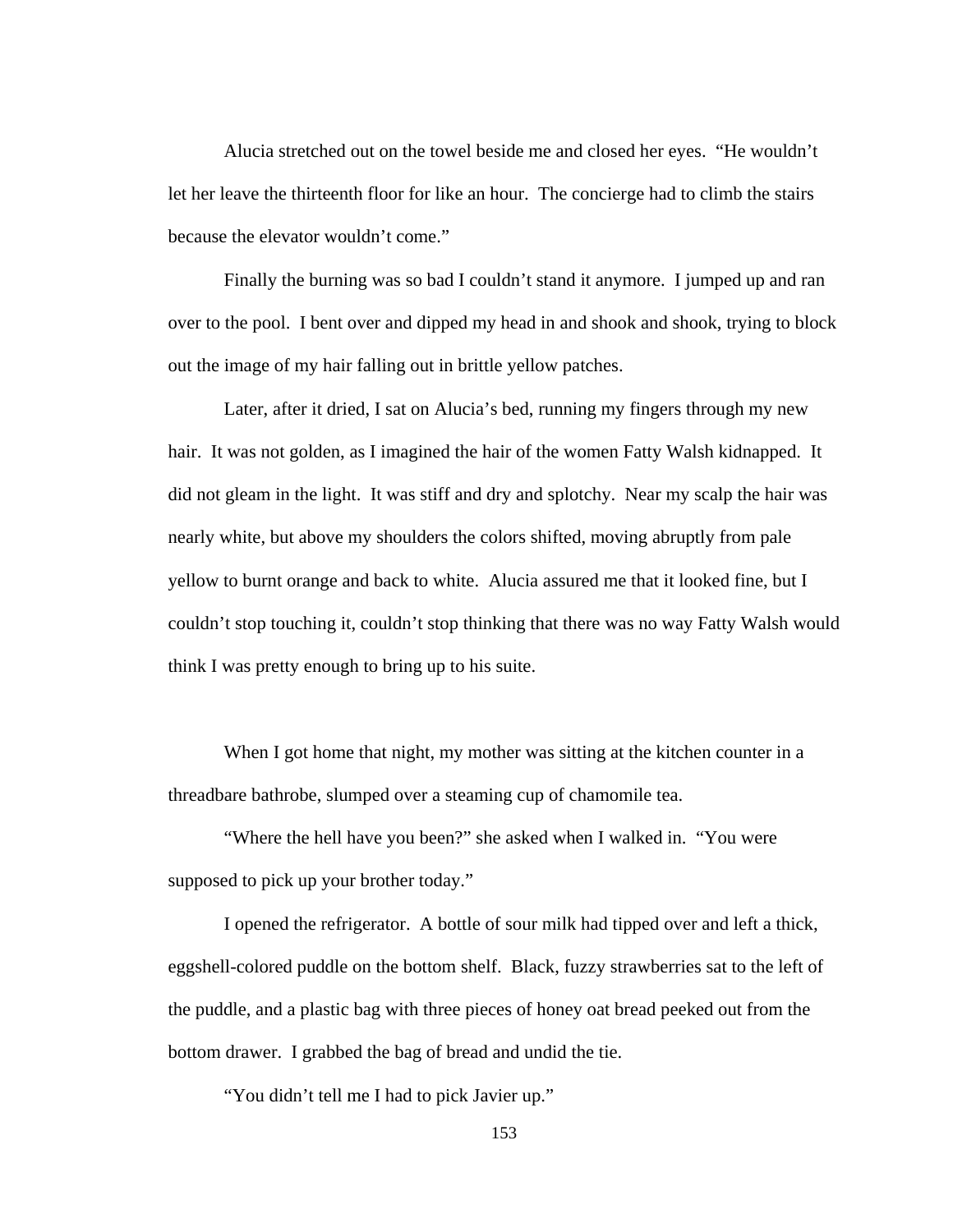Alucia stretched out on the towel beside me and closed her eyes. "He wouldn't let her leave the thirteenth floor for like an hour. The concierge had to climb the stairs because the elevator wouldn't come."

Finally the burning was so bad I couldn't stand it anymore. I jumped up and ran over to the pool. I bent over and dipped my head in and shook and shook, trying to block out the image of my hair falling out in brittle yellow patches.

Later, after it dried, I sat on Alucia's bed, running my fingers through my new hair. It was not golden, as I imagined the hair of the women Fatty Walsh kidnapped. It did not gleam in the light. It was stiff and dry and splotchy. Near my scalp the hair was nearly white, but above my shoulders the colors shifted, moving abruptly from pale yellow to burnt orange and back to white. Alucia assured me that it looked fine, but I couldn't stop touching it, couldn't stop thinking that there was no way Fatty Walsh would think I was pretty enough to bring up to his suite.

When I got home that night, my mother was sitting at the kitchen counter in a threadbare bathrobe, slumped over a steaming cup of chamomile tea.

"Where the hell have you been?" she asked when I walked in. "You were supposed to pick up your brother today."

I opened the refrigerator. A bottle of sour milk had tipped over and left a thick, eggshell-colored puddle on the bottom shelf. Black, fuzzy strawberries sat to the left of the puddle, and a plastic bag with three pieces of honey oat bread peeked out from the bottom drawer. I grabbed the bag of bread and undid the tie.

"You didn't tell me I had to pick Javier up."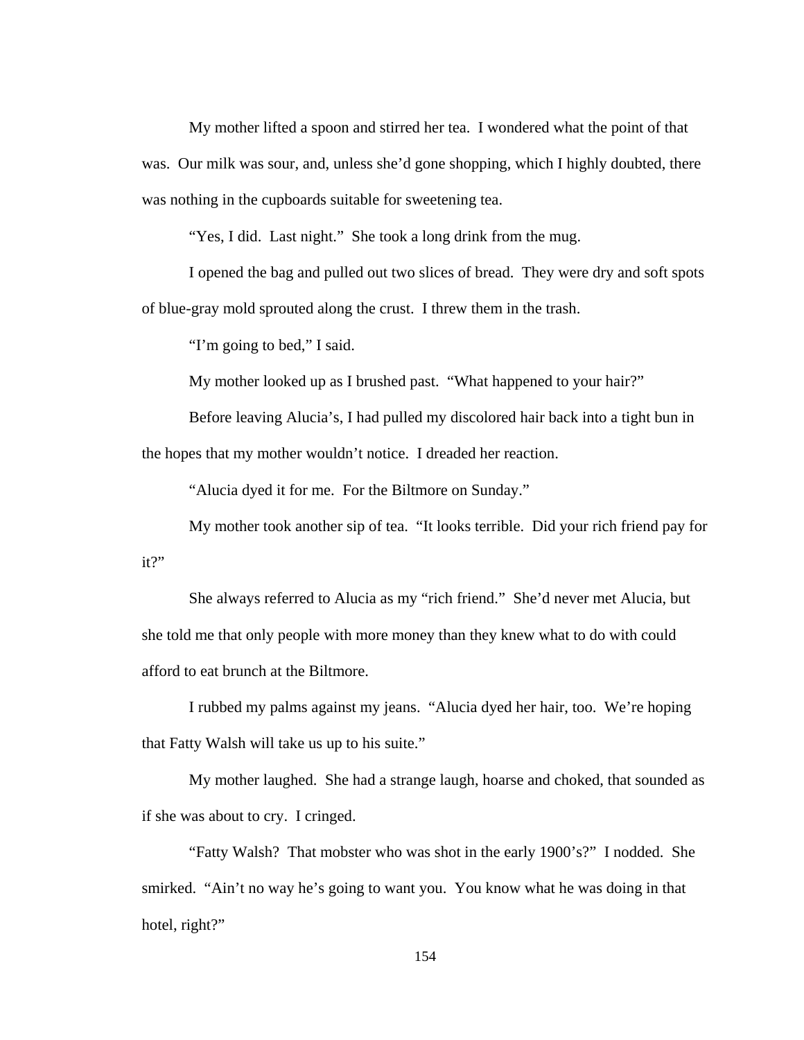My mother lifted a spoon and stirred her tea. I wondered what the point of that was. Our milk was sour, and, unless she'd gone shopping, which I highly doubted, there was nothing in the cupboards suitable for sweetening tea.

"Yes, I did. Last night." She took a long drink from the mug.

I opened the bag and pulled out two slices of bread. They were dry and soft spots of blue-gray mold sprouted along the crust. I threw them in the trash.

"I'm going to bed," I said.

My mother looked up as I brushed past. "What happened to your hair?"

Before leaving Alucia's, I had pulled my discolored hair back into a tight bun in the hopes that my mother wouldn't notice. I dreaded her reaction.

"Alucia dyed it for me. For the Biltmore on Sunday."

My mother took another sip of tea. "It looks terrible. Did your rich friend pay for it?"

She always referred to Alucia as my "rich friend." She'd never met Alucia, but she told me that only people with more money than they knew what to do with could afford to eat brunch at the Biltmore.

I rubbed my palms against my jeans. "Alucia dyed her hair, too. We're hoping that Fatty Walsh will take us up to his suite."

My mother laughed. She had a strange laugh, hoarse and choked, that sounded as if she was about to cry. I cringed.

"Fatty Walsh? That mobster who was shot in the early 1900's?" I nodded. She smirked. "Ain't no way he's going to want you. You know what he was doing in that hotel, right?"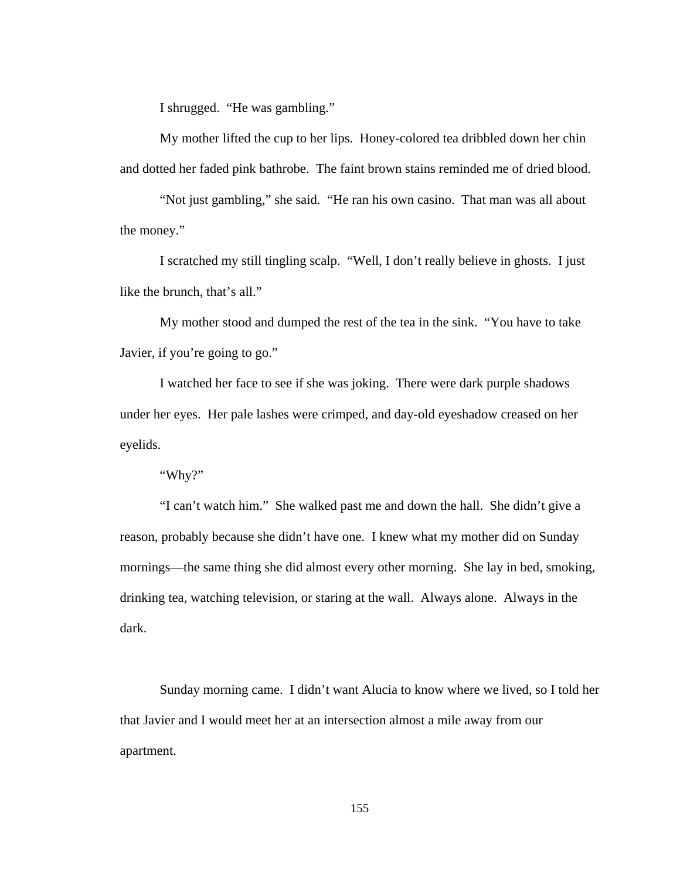I shrugged. "He was gambling."

My mother lifted the cup to her lips. Honey-colored tea dribbled down her chin and dotted her faded pink bathrobe. The faint brown stains reminded me of dried blood.

"Not just gambling," she said. "He ran his own casino. That man was all about the money."

I scratched my still tingling scalp. "Well, I don't really believe in ghosts. I just like the brunch, that's all."

My mother stood and dumped the rest of the tea in the sink. "You have to take Javier, if you're going to go."

I watched her face to see if she was joking. There were dark purple shadows under her eyes. Her pale lashes were crimped, and day-old eyeshadow creased on her eyelids.

"Why?"

"I can't watch him." She walked past me and down the hall. She didn't give a reason, probably because she didn't have one. I knew what my mother did on Sunday mornings—the same thing she did almost every other morning. She lay in bed, smoking, drinking tea, watching television, or staring at the wall. Always alone. Always in the dark.

Sunday morning came. I didn't want Alucia to know where we lived, so I told her that Javier and I would meet her at an intersection almost a mile away from our apartment.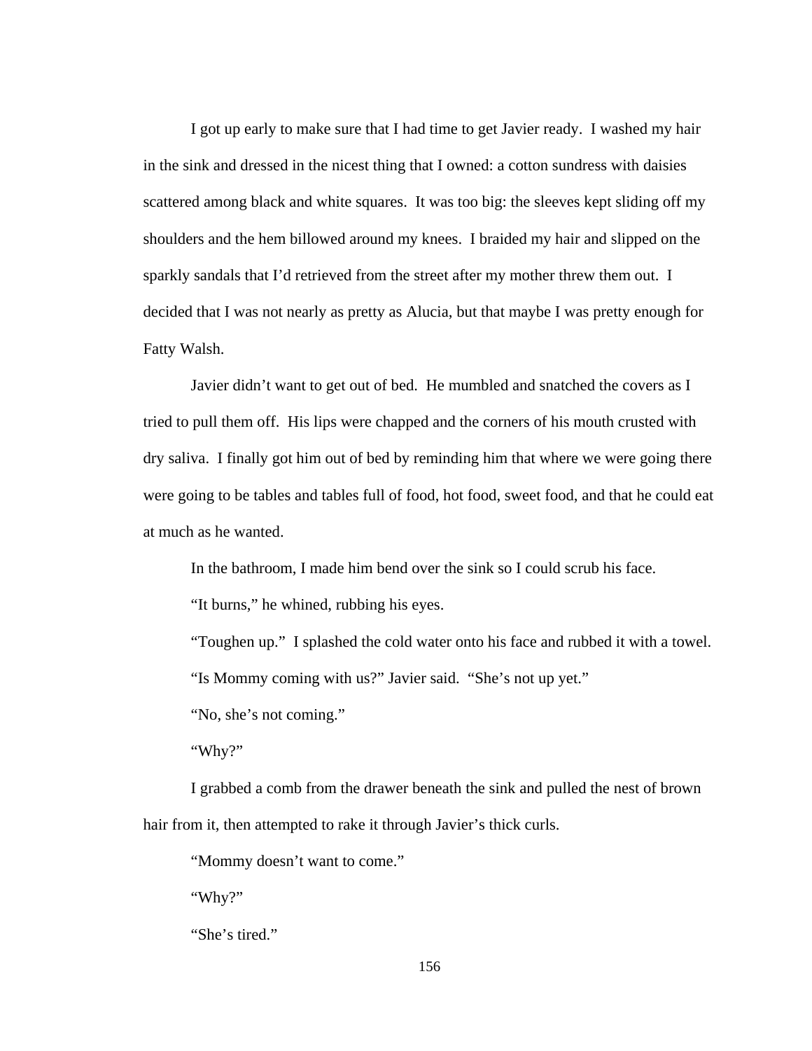I got up early to make sure that I had time to get Javier ready. I washed my hair in the sink and dressed in the nicest thing that I owned: a cotton sundress with daisies scattered among black and white squares. It was too big: the sleeves kept sliding off my shoulders and the hem billowed around my knees. I braided my hair and slipped on the sparkly sandals that I'd retrieved from the street after my mother threw them out. I decided that I was not nearly as pretty as Alucia, but that maybe I was pretty enough for Fatty Walsh.

Javier didn't want to get out of bed. He mumbled and snatched the covers as I tried to pull them off. His lips were chapped and the corners of his mouth crusted with dry saliva. I finally got him out of bed by reminding him that where we were going there were going to be tables and tables full of food, hot food, sweet food, and that he could eat at much as he wanted.

In the bathroom, I made him bend over the sink so I could scrub his face.

"It burns," he whined, rubbing his eyes.

"Toughen up." I splashed the cold water onto his face and rubbed it with a towel.

"Is Mommy coming with us?" Javier said. "She's not up yet."

"No, she's not coming."

"Why?"

I grabbed a comb from the drawer beneath the sink and pulled the nest of brown hair from it, then attempted to rake it through Javier's thick curls.

"Mommy doesn't want to come."

"Why?"

"She's tired."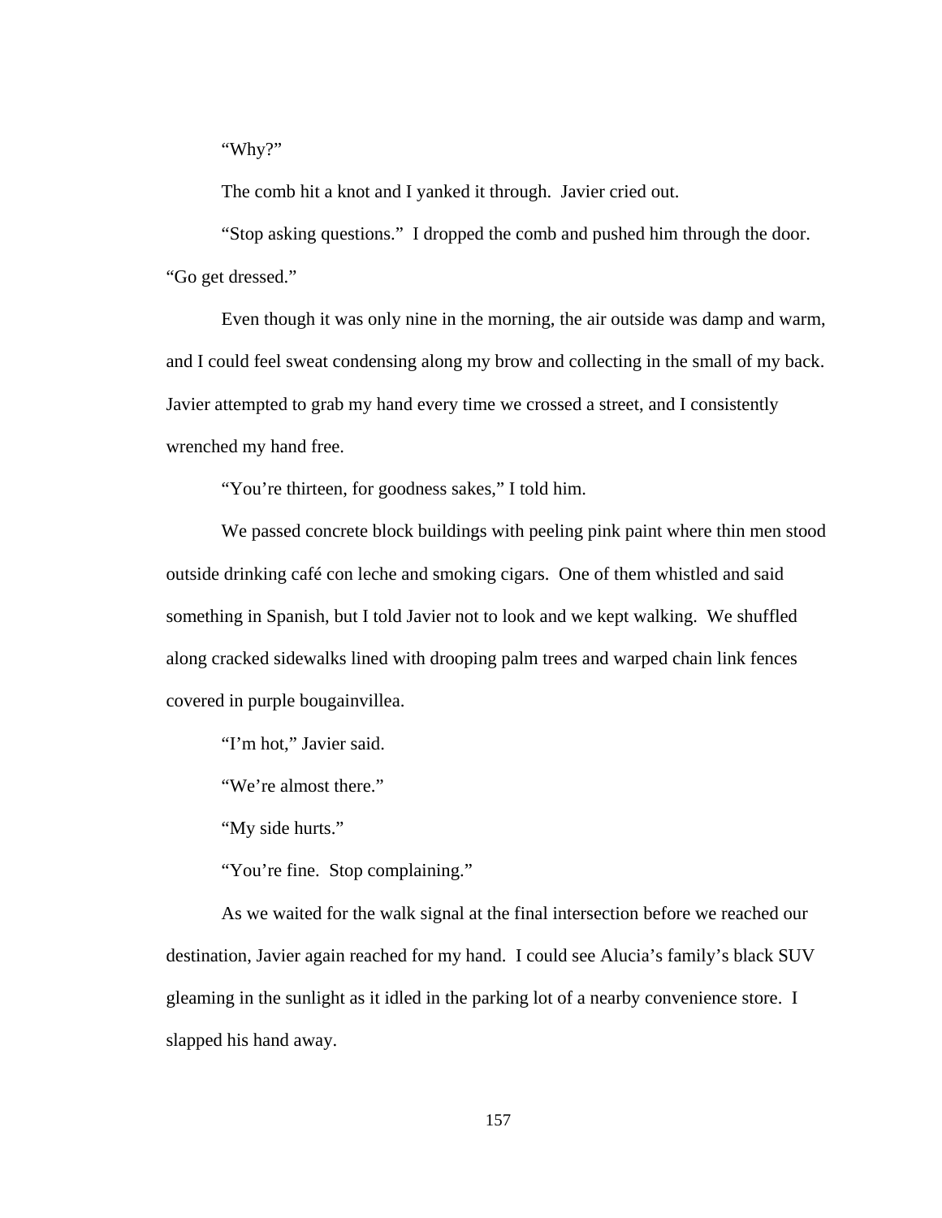"Why?"

The comb hit a knot and I yanked it through. Javier cried out.

"Stop asking questions." I dropped the comb and pushed him through the door. "Go get dressed."

Even though it was only nine in the morning, the air outside was damp and warm, and I could feel sweat condensing along my brow and collecting in the small of my back. Javier attempted to grab my hand every time we crossed a street, and I consistently wrenched my hand free.

"You're thirteen, for goodness sakes," I told him.

We passed concrete block buildings with peeling pink paint where thin men stood outside drinking café con leche and smoking cigars. One of them whistled and said something in Spanish, but I told Javier not to look and we kept walking. We shuffled along cracked sidewalks lined with drooping palm trees and warped chain link fences covered in purple bougainvillea.

"I'm hot," Javier said.

"We're almost there."

"My side hurts."

"You're fine. Stop complaining."

As we waited for the walk signal at the final intersection before we reached our destination, Javier again reached for my hand. I could see Alucia's family's black SUV gleaming in the sunlight as it idled in the parking lot of a nearby convenience store. I slapped his hand away.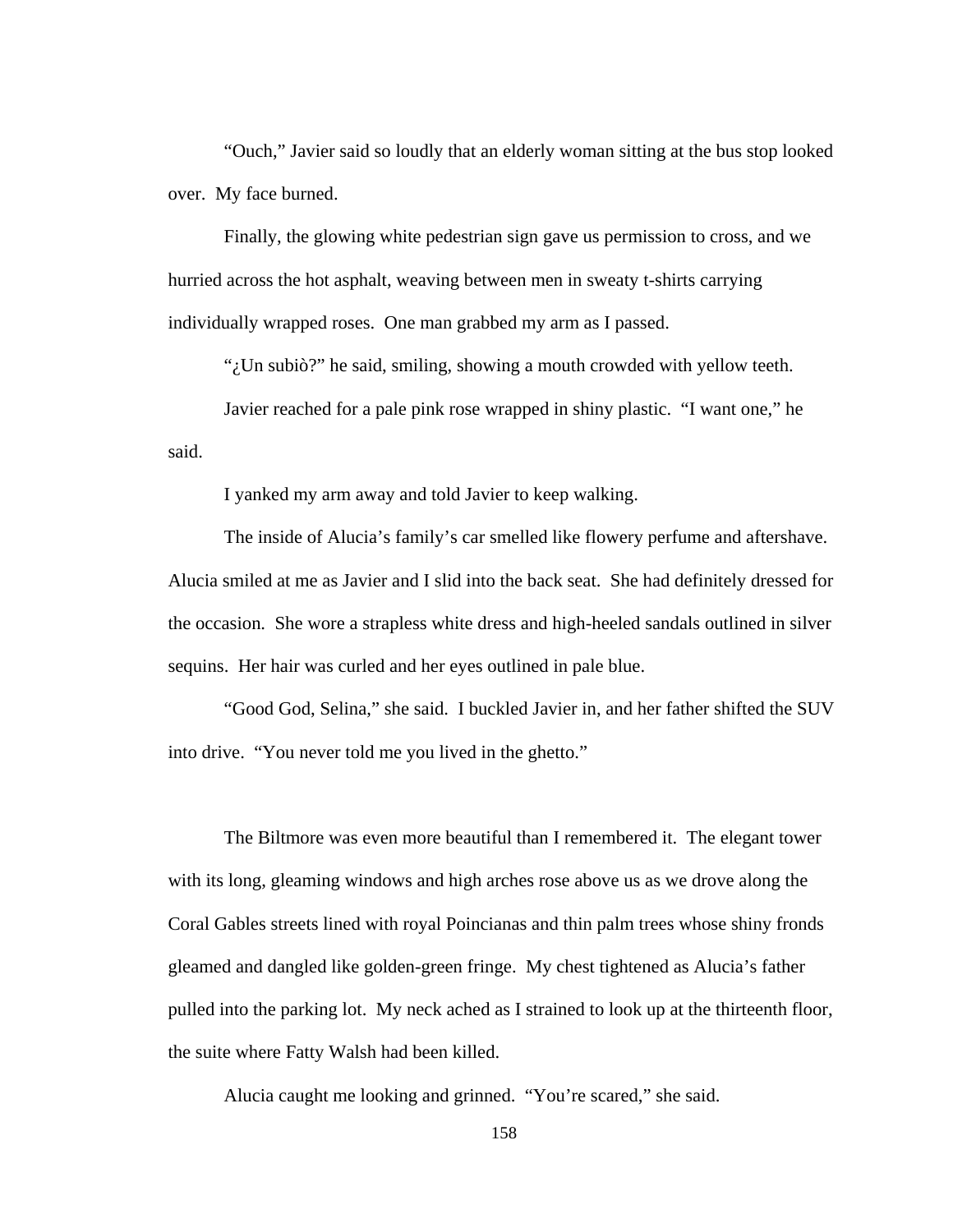"Ouch," Javier said so loudly that an elderly woman sitting at the bus stop looked over. My face burned.

Finally, the glowing white pedestrian sign gave us permission to cross, and we hurried across the hot asphalt, weaving between men in sweaty t-shirts carrying individually wrapped roses. One man grabbed my arm as I passed.

"¿Un subiò?" he said, smiling, showing a mouth crowded with yellow teeth.

Javier reached for a pale pink rose wrapped in shiny plastic. "I want one," he said.

I yanked my arm away and told Javier to keep walking.

The inside of Alucia's family's car smelled like flowery perfume and aftershave. Alucia smiled at me as Javier and I slid into the back seat. She had definitely dressed for the occasion. She wore a strapless white dress and high-heeled sandals outlined in silver sequins. Her hair was curled and her eyes outlined in pale blue.

"Good God, Selina," she said. I buckled Javier in, and her father shifted the SUV into drive. "You never told me you lived in the ghetto."

The Biltmore was even more beautiful than I remembered it. The elegant tower with its long, gleaming windows and high arches rose above us as we drove along the Coral Gables streets lined with royal Poincianas and thin palm trees whose shiny fronds gleamed and dangled like golden-green fringe. My chest tightened as Alucia's father pulled into the parking lot. My neck ached as I strained to look up at the thirteenth floor, the suite where Fatty Walsh had been killed.

Alucia caught me looking and grinned. "You're scared," she said.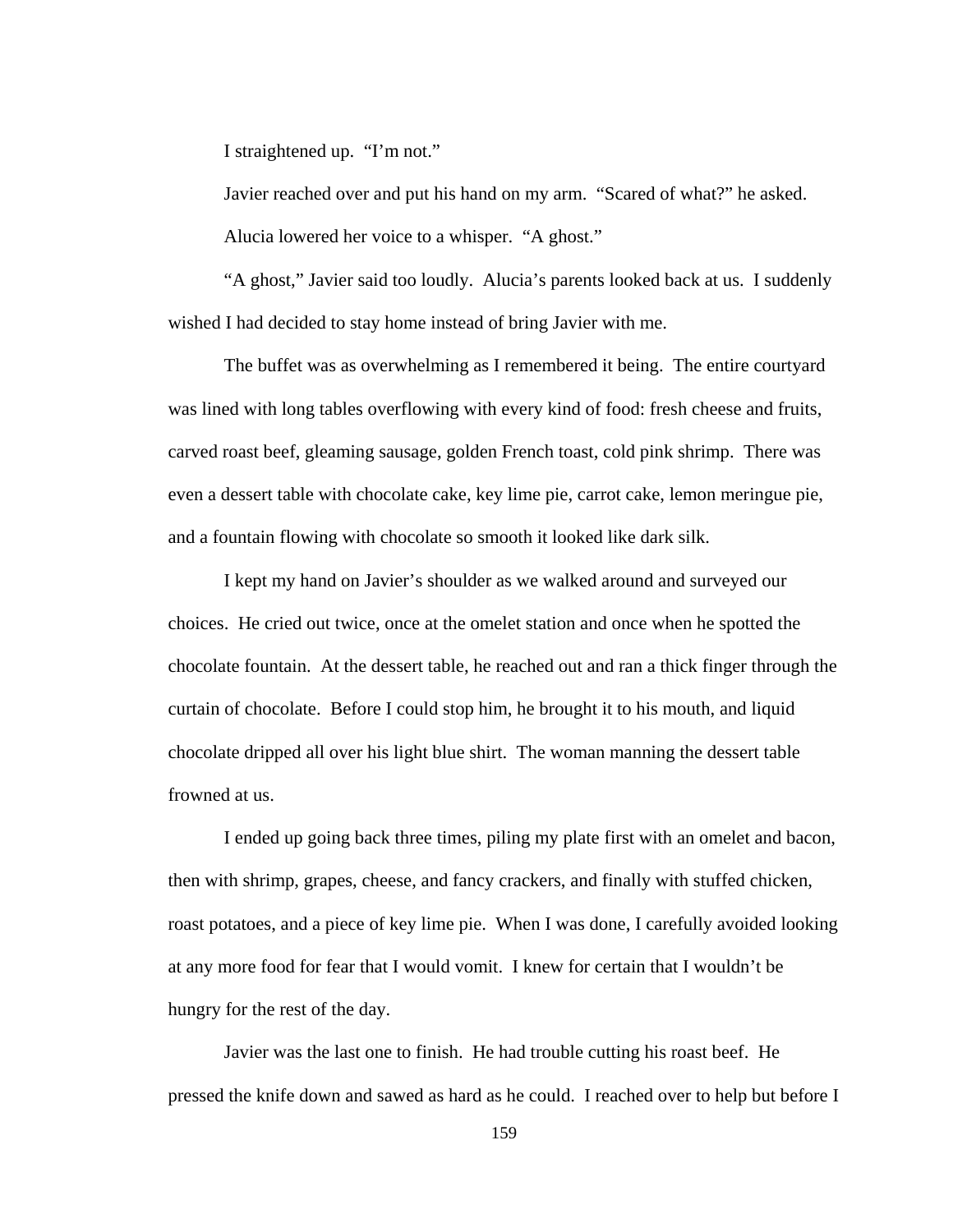I straightened up. "I'm not."

Javier reached over and put his hand on my arm. "Scared of what?" he asked.

Alucia lowered her voice to a whisper. "A ghost."

"A ghost," Javier said too loudly. Alucia's parents looked back at us. I suddenly wished I had decided to stay home instead of bring Javier with me.

The buffet was as overwhelming as I remembered it being. The entire courtyard was lined with long tables overflowing with every kind of food: fresh cheese and fruits, carved roast beef, gleaming sausage, golden French toast, cold pink shrimp. There was even a dessert table with chocolate cake, key lime pie, carrot cake, lemon meringue pie, and a fountain flowing with chocolate so smooth it looked like dark silk.

I kept my hand on Javier's shoulder as we walked around and surveyed our choices. He cried out twice, once at the omelet station and once when he spotted the chocolate fountain. At the dessert table, he reached out and ran a thick finger through the curtain of chocolate. Before I could stop him, he brought it to his mouth, and liquid chocolate dripped all over his light blue shirt. The woman manning the dessert table frowned at us.

I ended up going back three times, piling my plate first with an omelet and bacon, then with shrimp, grapes, cheese, and fancy crackers, and finally with stuffed chicken, roast potatoes, and a piece of key lime pie. When I was done, I carefully avoided looking at any more food for fear that I would vomit. I knew for certain that I wouldn't be hungry for the rest of the day.

Javier was the last one to finish. He had trouble cutting his roast beef. He pressed the knife down and sawed as hard as he could. I reached over to help but before I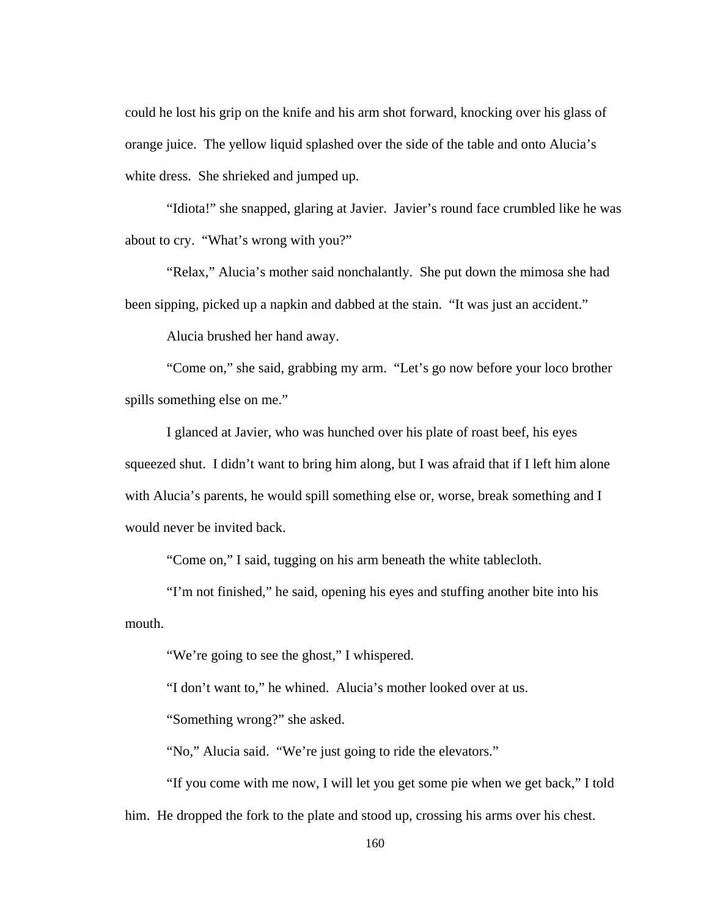could he lost his grip on the knife and his arm shot forward, knocking over his glass of orange juice. The yellow liquid splashed over the side of the table and onto Alucia's white dress. She shrieked and jumped up.

"Idiota!" she snapped, glaring at Javier. Javier's round face crumbled like he was about to cry. "What's wrong with you?"

"Relax," Alucia's mother said nonchalantly. She put down the mimosa she had been sipping, picked up a napkin and dabbed at the stain. "It was just an accident."

Alucia brushed her hand away.

"Come on," she said, grabbing my arm. "Let's go now before your loco brother spills something else on me."

I glanced at Javier, who was hunched over his plate of roast beef, his eyes squeezed shut. I didn't want to bring him along, but I was afraid that if I left him alone with Alucia's parents, he would spill something else or, worse, break something and I would never be invited back.

"Come on," I said, tugging on his arm beneath the white tablecloth.

"I'm not finished," he said, opening his eyes and stuffing another bite into his mouth.

"We're going to see the ghost," I whispered.

"I don't want to," he whined. Alucia's mother looked over at us.

"Something wrong?" she asked.

"No," Alucia said. "We're just going to ride the elevators."

"If you come with me now, I will let you get some pie when we get back," I told him. He dropped the fork to the plate and stood up, crossing his arms over his chest.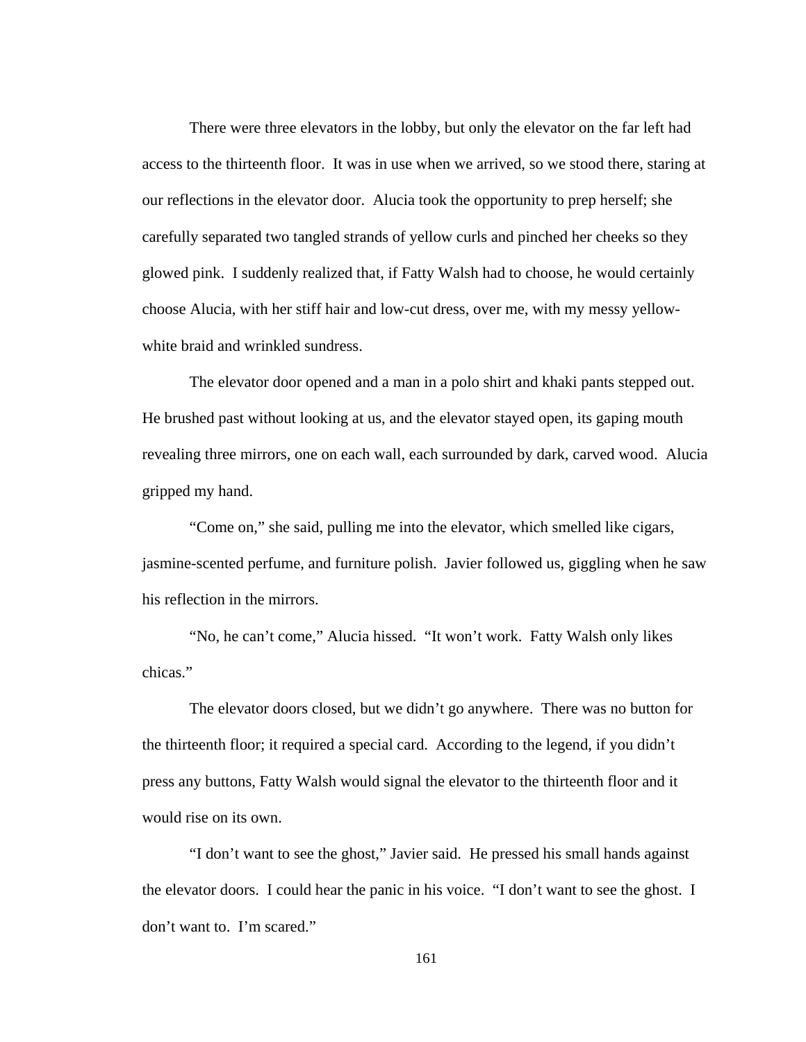There were three elevators in the lobby, but only the elevator on the far left had access to the thirteenth floor. It was in use when we arrived, so we stood there, staring at our reflections in the elevator door. Alucia took the opportunity to prep herself; she carefully separated two tangled strands of yellow curls and pinched her cheeks so they glowed pink. I suddenly realized that, if Fatty Walsh had to choose, he would certainly choose Alucia, with her stiff hair and low-cut dress, over me, with my messy yellow-white braid and wrinkled sundress.

The elevator door opened and a man in a polo shirt and khaki pants stepped out. He brushed past without looking at us, and the elevator stayed open, its gaping mouth revealing three mirrors, one on each wall, each surrounded by dark, carved wood. Alucia gripped my hand.

"Come on," she said, pulling me into the elevator, which smelled like cigars, jasmine-scented perfume, and furniture polish. Javier followed us, giggling when he saw his reflection in the mirrors.

"No, he can't come," Alucia hissed. "It won't work. Fatty Walsh only likes chicas."

The elevator doors closed, but we didn't go anywhere. There was no button for the thirteenth floor; it required a special card. According to the legend, if you didn't press any buttons, Fatty Walsh would signal the elevator to the thirteenth floor and it would rise on its own.

"I don't want to see the ghost," Javier said. He pressed his small hands against the elevator doors. I could hear the panic in his voice. "I don't want to see the ghost. I don't want to. I'm scared."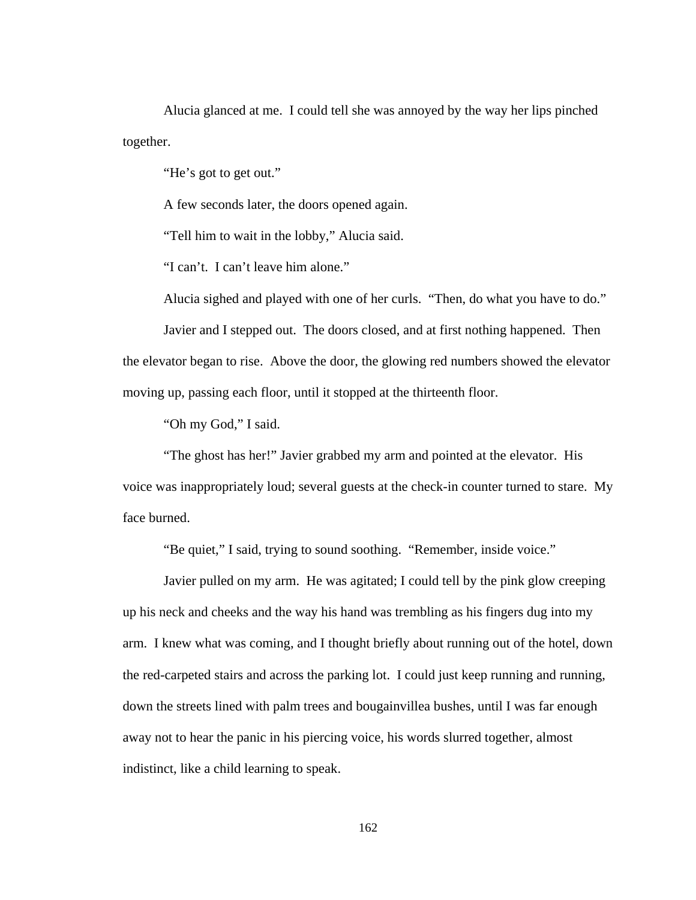Alucia glanced at me. I could tell she was annoyed by the way her lips pinched together.

"He's got to get out."

A few seconds later, the doors opened again.

"Tell him to wait in the lobby," Alucia said.

"I can't. I can't leave him alone."

Alucia sighed and played with one of her curls. "Then, do what you have to do."

Javier and I stepped out. The doors closed, and at first nothing happened. Then the elevator began to rise. Above the door, the glowing red numbers showed the elevator moving up, passing each floor, until it stopped at the thirteenth floor.

"Oh my God," I said.

"The ghost has her!" Javier grabbed my arm and pointed at the elevator. His voice was inappropriately loud; several guests at the check-in counter turned to stare. My face burned.

"Be quiet," I said, trying to sound soothing. "Remember, inside voice."

Javier pulled on my arm. He was agitated; I could tell by the pink glow creeping up his neck and cheeks and the way his hand was trembling as his fingers dug into my arm. I knew what was coming, and I thought briefly about running out of the hotel, down the red-carpeted stairs and across the parking lot. I could just keep running and running, down the streets lined with palm trees and bougainvillea bushes, until I was far enough away not to hear the panic in his piercing voice, his words slurred together, almost indistinct, like a child learning to speak.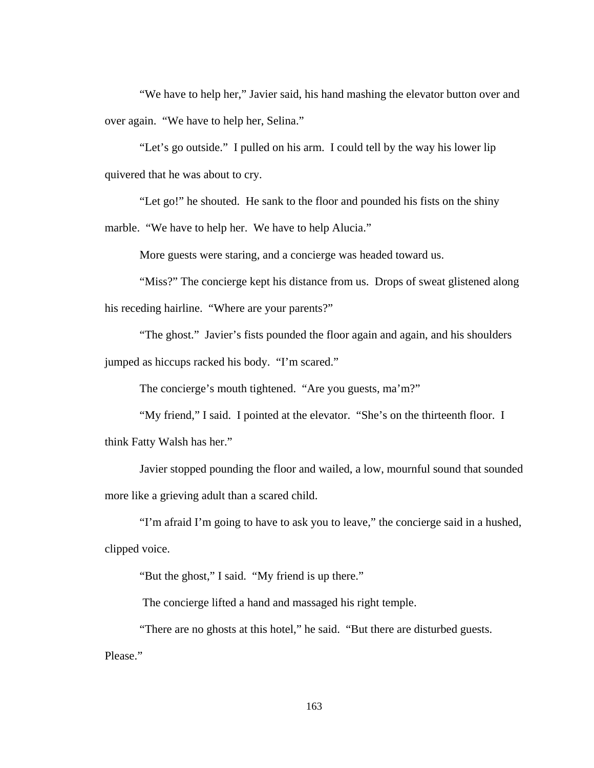"We have to help her," Javier said, his hand mashing the elevator button over and over again. "We have to help her, Selina."

"Let's go outside." I pulled on his arm. I could tell by the way his lower lip quivered that he was about to cry.

"Let go!" he shouted. He sank to the floor and pounded his fists on the shiny marble. "We have to help her. We have to help Alucia."

More guests were staring, and a concierge was headed toward us.

"Miss?" The concierge kept his distance from us. Drops of sweat glistened along his receding hairline. "Where are your parents?"

"The ghost." Javier's fists pounded the floor again and again, and his shoulders jumped as hiccups racked his body. "I'm scared."

The concierge's mouth tightened. "Are you guests, ma'm?"

"My friend," I said. I pointed at the elevator. "She's on the thirteenth floor. I think Fatty Walsh has her."

Javier stopped pounding the floor and wailed, a low, mournful sound that sounded more like a grieving adult than a scared child.

"I'm afraid I'm going to have to ask you to leave," the concierge said in a hushed, clipped voice.

"But the ghost," I said. "My friend is up there."

The concierge lifted a hand and massaged his right temple.

"There are no ghosts at this hotel," he said. "But there are disturbed guests. Please."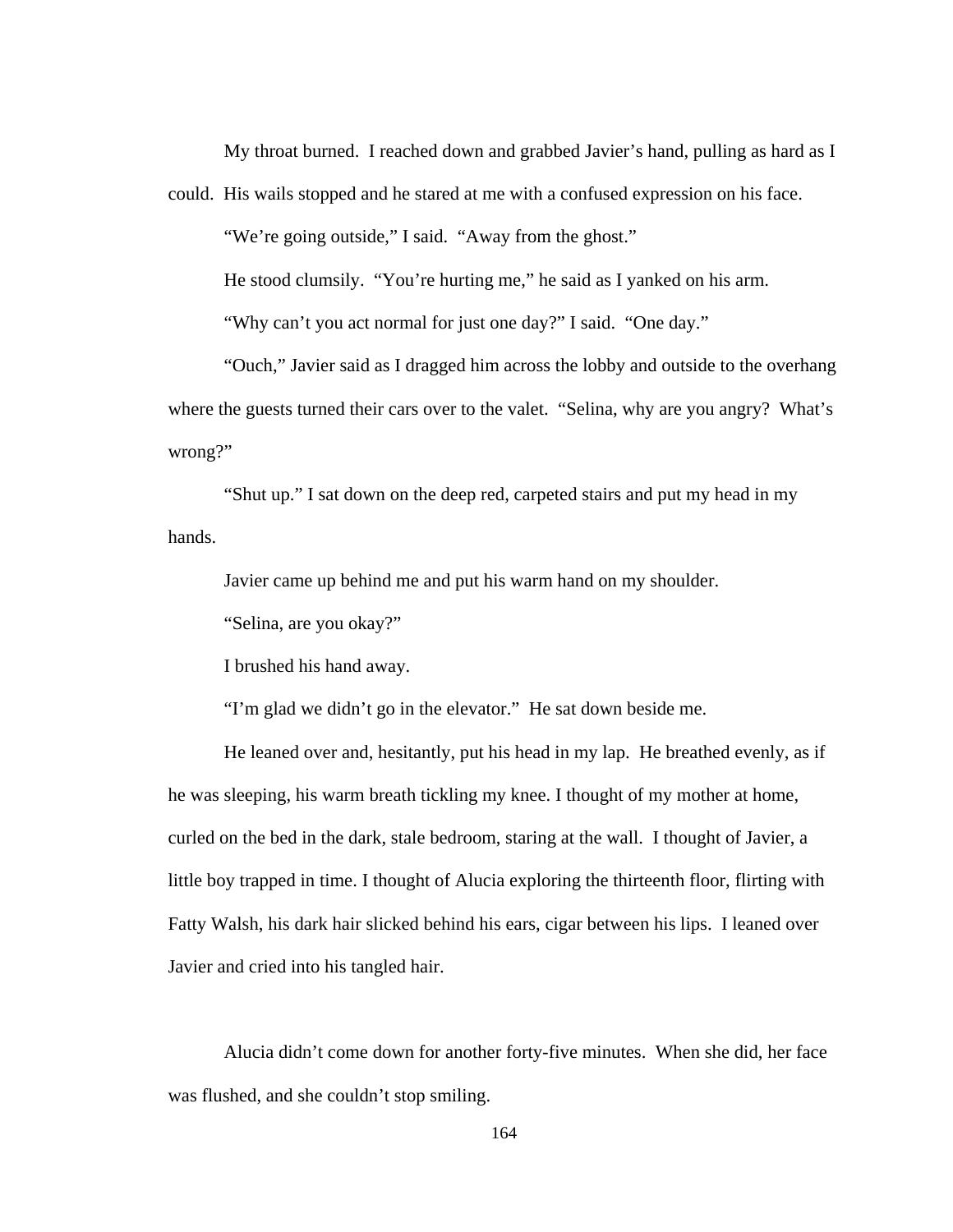My throat burned. I reached down and grabbed Javier's hand, pulling as hard as I could. His wails stopped and he stared at me with a confused expression on his face.

"We're going outside," I said. "Away from the ghost."

He stood clumsily. "You're hurting me," he said as I yanked on his arm.

"Why can't you act normal for just one day?" I said. "One day."

"Ouch," Javier said as I dragged him across the lobby and outside to the overhang where the guests turned their cars over to the valet. "Selina, why are you angry? What's wrong?"

"Shut up." I sat down on the deep red, carpeted stairs and put my head in my hands.

Javier came up behind me and put his warm hand on my shoulder.

"Selina, are you okay?"

I brushed his hand away.

"I'm glad we didn't go in the elevator." He sat down beside me.

He leaned over and, hesitantly, put his head in my lap. He breathed evenly, as if he was sleeping, his warm breath tickling my knee. I thought of my mother at home, curled on the bed in the dark, stale bedroom, staring at the wall. I thought of Javier, a little boy trapped in time. I thought of Alucia exploring the thirteenth floor, flirting with Fatty Walsh, his dark hair slicked behind his ears, cigar between his lips. I leaned over Javier and cried into his tangled hair.

Alucia didn't come down for another forty-five minutes. When she did, her face was flushed, and she couldn't stop smiling.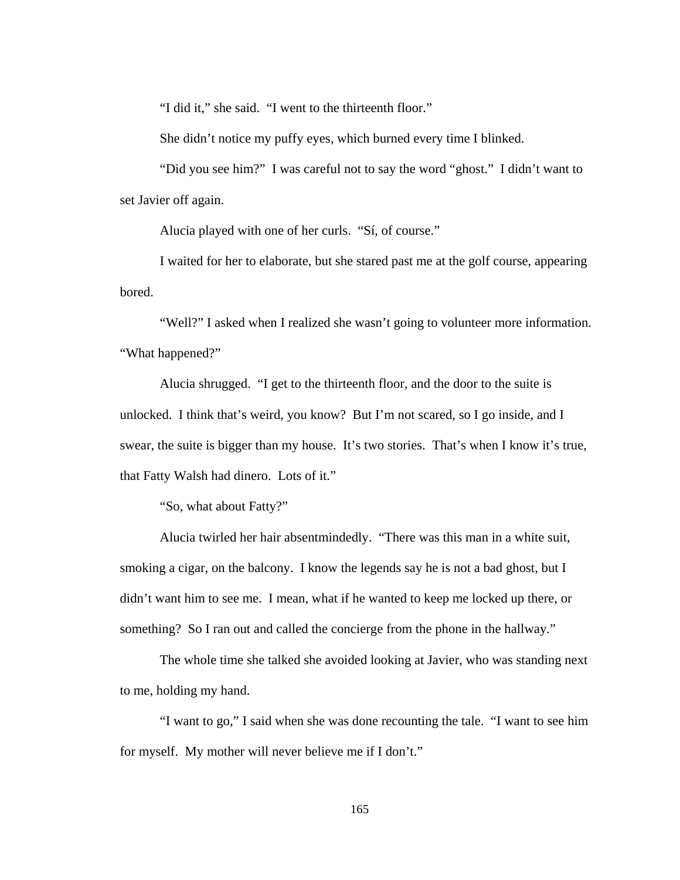"I did it," she said. "I went to the thirteenth floor."

She didn't notice my puffy eyes, which burned every time I blinked.

"Did you see him?" I was careful not to say the word "ghost." I didn't want to set Javier off again.

Alucia played with one of her curls. "Sí, of course."

I waited for her to elaborate, but she stared past me at the golf course, appearing bored.

"Well?" I asked when I realized she wasn't going to volunteer more information. "What happened?"

Alucia shrugged. "I get to the thirteenth floor, and the door to the suite is unlocked. I think that's weird, you know? But I'm not scared, so I go inside, and I swear, the suite is bigger than my house. It's two stories. That's when I know it's true, that Fatty Walsh had dinero. Lots of it."

"So, what about Fatty?"

Alucia twirled her hair absentmindedly. "There was this man in a white suit, smoking a cigar, on the balcony. I know the legends say he is not a bad ghost, but I didn't want him to see me. I mean, what if he wanted to keep me locked up there, or something? So I ran out and called the concierge from the phone in the hallway."

The whole time she talked she avoided looking at Javier, who was standing next to me, holding my hand.

"I want to go," I said when she was done recounting the tale. "I want to see him for myself. My mother will never believe me if I don't."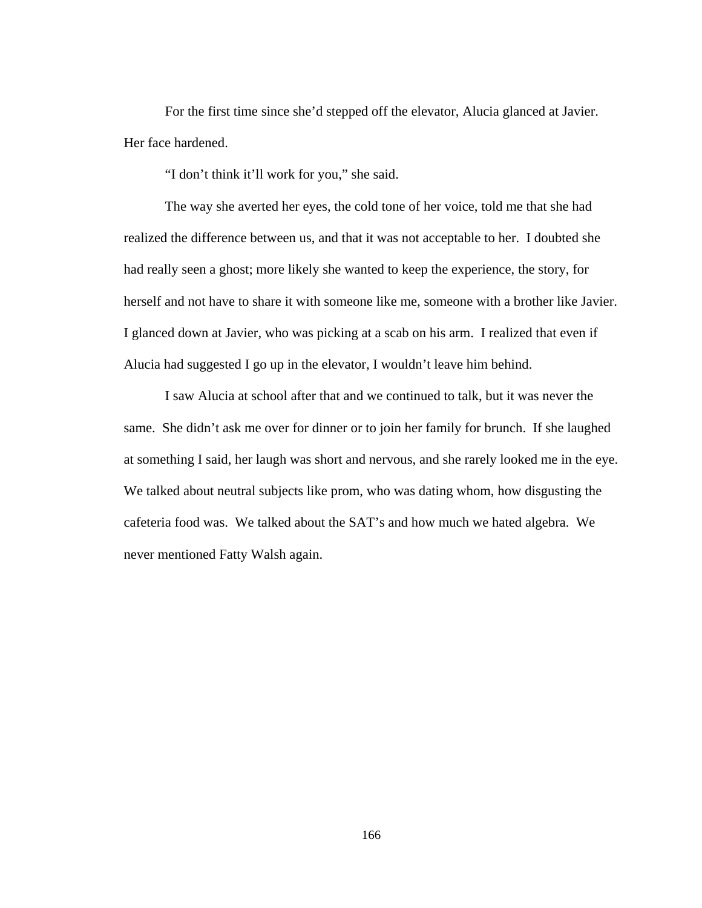For the first time since she'd stepped off the elevator, Alucia glanced at Javier. Her face hardened.

"I don't think it'll work for you," she said.

The way she averted her eyes, the cold tone of her voice, told me that she had realized the difference between us, and that it was not acceptable to her. I doubted she had really seen a ghost; more likely she wanted to keep the experience, the story, for herself and not have to share it with someone like me, someone with a brother like Javier. I glanced down at Javier, who was picking at a scab on his arm. I realized that even if Alucia had suggested I go up in the elevator, I wouldn't leave him behind.

I saw Alucia at school after that and we continued to talk, but it was never the same. She didn't ask me over for dinner or to join her family for brunch. If she laughed at something I said, her laugh was short and nervous, and she rarely looked me in the eye. We talked about neutral subjects like prom, who was dating whom, how disgusting the cafeteria food was. We talked about the SAT's and how much we hated algebra. We never mentioned Fatty Walsh again.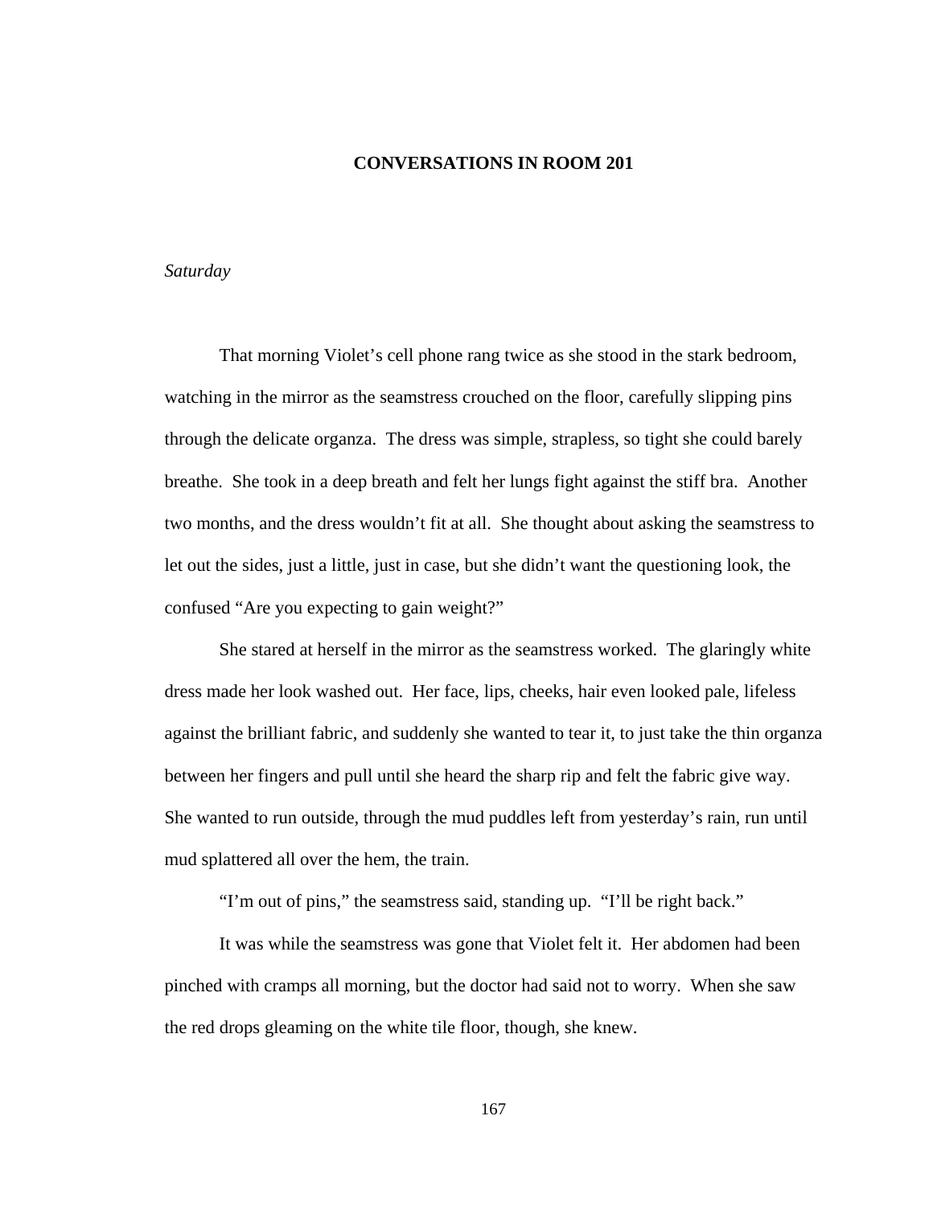# CONVERSATIONS IN ROOM 201

*Saturday*

That morning Violet's cell phone rang twice as she stood in the stark bedroom, watching in the mirror as the seamstress crouched on the floor, carefully slipping pins through the delicate organza. The dress was simple, strapless, so tight she could barely breathe. She took in a deep breath and felt her lungs fight against the stiff bra. Another two months, and the dress wouldn't fit at all. She thought about asking the seamstress to let out the sides, just a little, just in case, but she didn't want the questioning look, the confused "Are you expecting to gain weight?"

She stared at herself in the mirror as the seamstress worked. The glaringly white dress made her look washed out. Her face, lips, cheeks, hair even looked pale, lifeless against the brilliant fabric, and suddenly she wanted to tear it, to just take the thin organza between her fingers and pull until she heard the sharp rip and felt the fabric give way. She wanted to run outside, through the mud puddles left from yesterday's rain, run until mud splattered all over the hem, the train.

"I'm out of pins," the seamstress said, standing up. "I'll be right back."

It was while the seamstress was gone that Violet felt it. Her abdomen had been pinched with cramps all morning, but the doctor had said not to worry. When she saw the red drops gleaming on the white tile floor, though, she knew.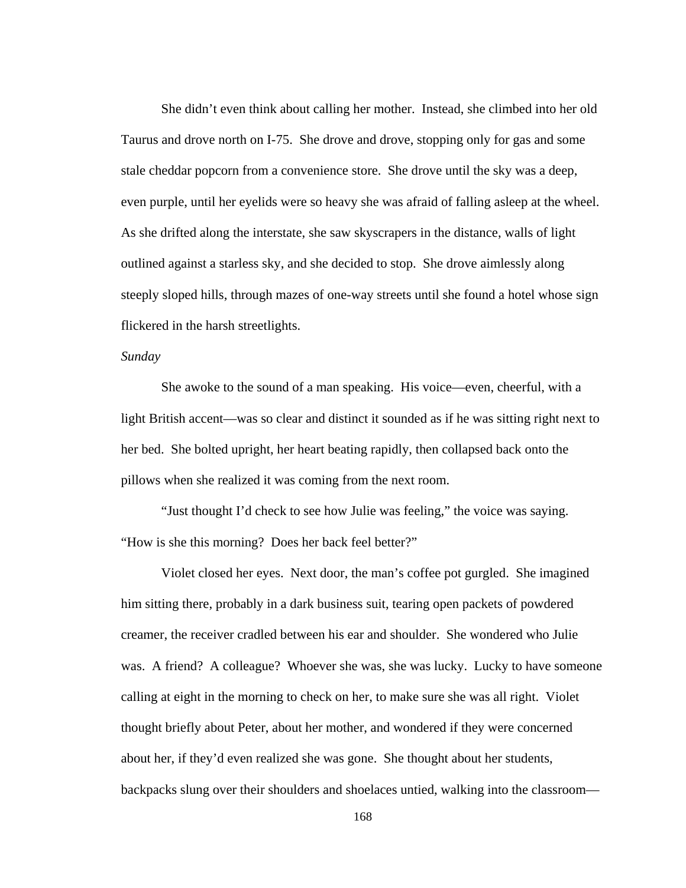She didn't even think about calling her mother. Instead, she climbed into her old Taurus and drove north on I-75. She drove and drove, stopping only for gas and some stale cheddar popcorn from a convenience store. She drove until the sky was a deep, even purple, until her eyelids were so heavy she was afraid of falling asleep at the wheel. As she drifted along the interstate, she saw skyscrapers in the distance, walls of light outlined against a starless sky, and she decided to stop. She drove aimlessly along steeply sloped hills, through mazes of one-way streets until she found a hotel whose sign flickered in the harsh streetlights.

*Sunday*

She awoke to the sound of a man speaking. His voice—even, cheerful, with a light British accent—was so clear and distinct it sounded as if he was sitting right next to her bed. She bolted upright, her heart beating rapidly, then collapsed back onto the pillows when she realized it was coming from the next room.

"Just thought I'd check to see how Julie was feeling," the voice was saying. "How is she this morning? Does her back feel better?"

Violet closed her eyes. Next door, the man's coffee pot gurgled. She imagined him sitting there, probably in a dark business suit, tearing open packets of powdered creamer, the receiver cradled between his ear and shoulder. She wondered who Julie was. A friend? A colleague? Whoever she was, she was lucky. Lucky to have someone calling at eight in the morning to check on her, to make sure she was all right. Violet thought briefly about Peter, about her mother, and wondered if they were concerned about her, if they'd even realized she was gone. She thought about her students, backpacks slung over their shoulders and shoelaces untied, walking into the classroom—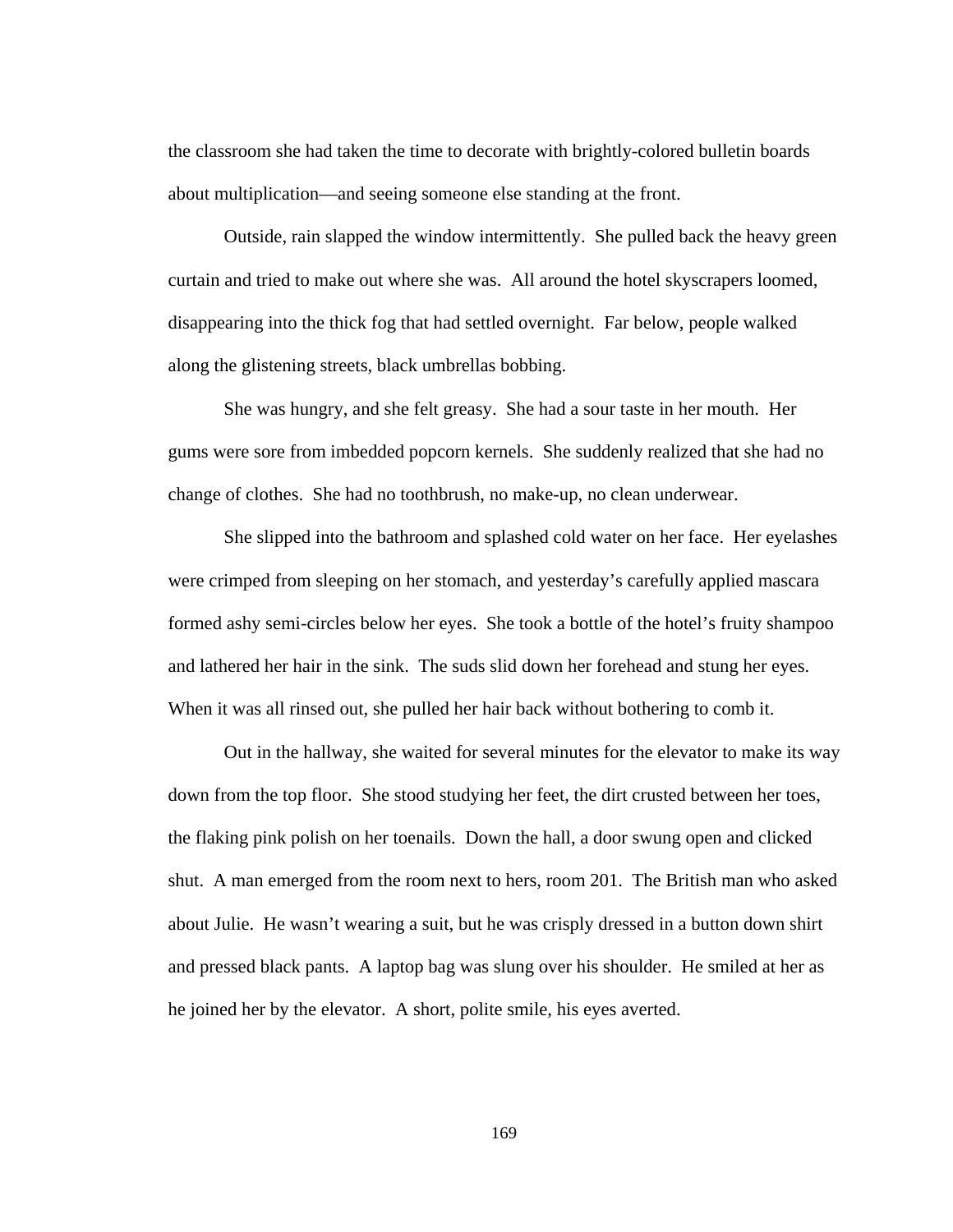the classroom she had taken the time to decorate with brightly-colored bulletin boards about multiplication—and seeing someone else standing at the front.

Outside, rain slapped the window intermittently. She pulled back the heavy green curtain and tried to make out where she was. All around the hotel skyscrapers loomed, disappearing into the thick fog that had settled overnight. Far below, people walked along the glistening streets, black umbrellas bobbing.

She was hungry, and she felt greasy. She had a sour taste in her mouth. Her gums were sore from imbedded popcorn kernels. She suddenly realized that she had no change of clothes. She had no toothbrush, no make-up, no clean underwear.

She slipped into the bathroom and splashed cold water on her face. Her eyelashes were crimped from sleeping on her stomach, and yesterday's carefully applied mascara formed ashy semi-circles below her eyes. She took a bottle of the hotel's fruity shampoo and lathered her hair in the sink. The suds slid down her forehead and stung her eyes. When it was all rinsed out, she pulled her hair back without bothering to comb it.

Out in the hallway, she waited for several minutes for the elevator to make its way down from the top floor. She stood studying her feet, the dirt crusted between her toes, the flaking pink polish on her toenails. Down the hall, a door swung open and clicked shut. A man emerged from the room next to hers, room 201. The British man who asked about Julie. He wasn't wearing a suit, but he was crisply dressed in a button down shirt and pressed black pants. A laptop bag was slung over his shoulder. He smiled at her as he joined her by the elevator. A short, polite smile, his eyes averted.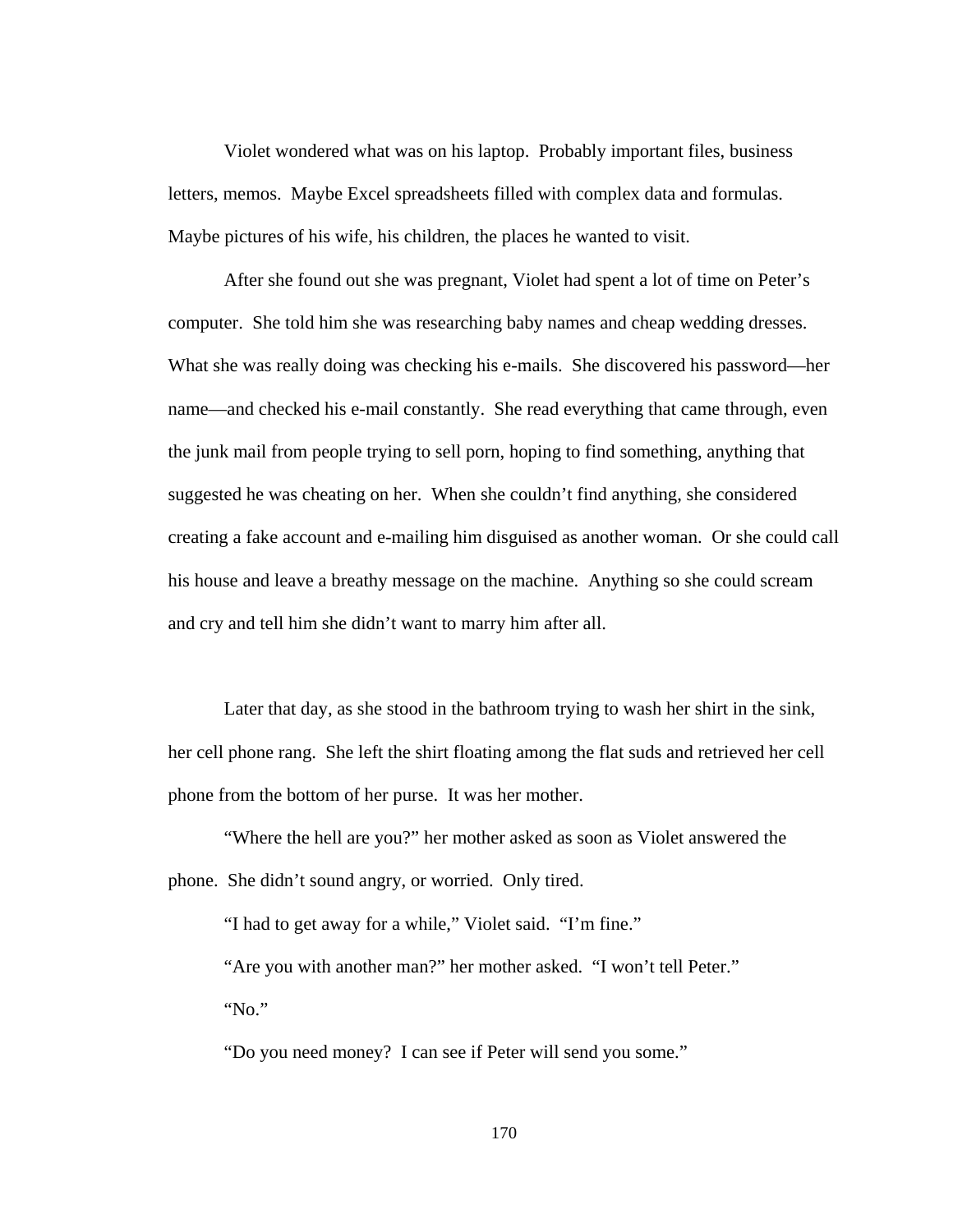Violet wondered what was on his laptop. Probably important files, business letters, memos. Maybe Excel spreadsheets filled with complex data and formulas. Maybe pictures of his wife, his children, the places he wanted to visit.

After she found out she was pregnant, Violet had spent a lot of time on Peter's computer. She told him she was researching baby names and cheap wedding dresses. What she was really doing was checking his e-mails. She discovered his password—her name—and checked his e-mail constantly. She read everything that came through, even the junk mail from people trying to sell porn, hoping to find something, anything that suggested he was cheating on her. When she couldn't find anything, she considered creating a fake account and e-mailing him disguised as another woman. Or she could call his house and leave a breathy message on the machine. Anything so she could scream and cry and tell him she didn't want to marry him after all.

Later that day, as she stood in the bathroom trying to wash her shirt in the sink, her cell phone rang. She left the shirt floating among the flat suds and retrieved her cell phone from the bottom of her purse. It was her mother.

"Where the hell are you?" her mother asked as soon as Violet answered the phone. She didn't sound angry, or worried. Only tired.

"I had to get away for a while," Violet said. "I'm fine."

"Are you with another man?" her mother asked. "I won't tell Peter."

"No."

"Do you need money? I can see if Peter will send you some."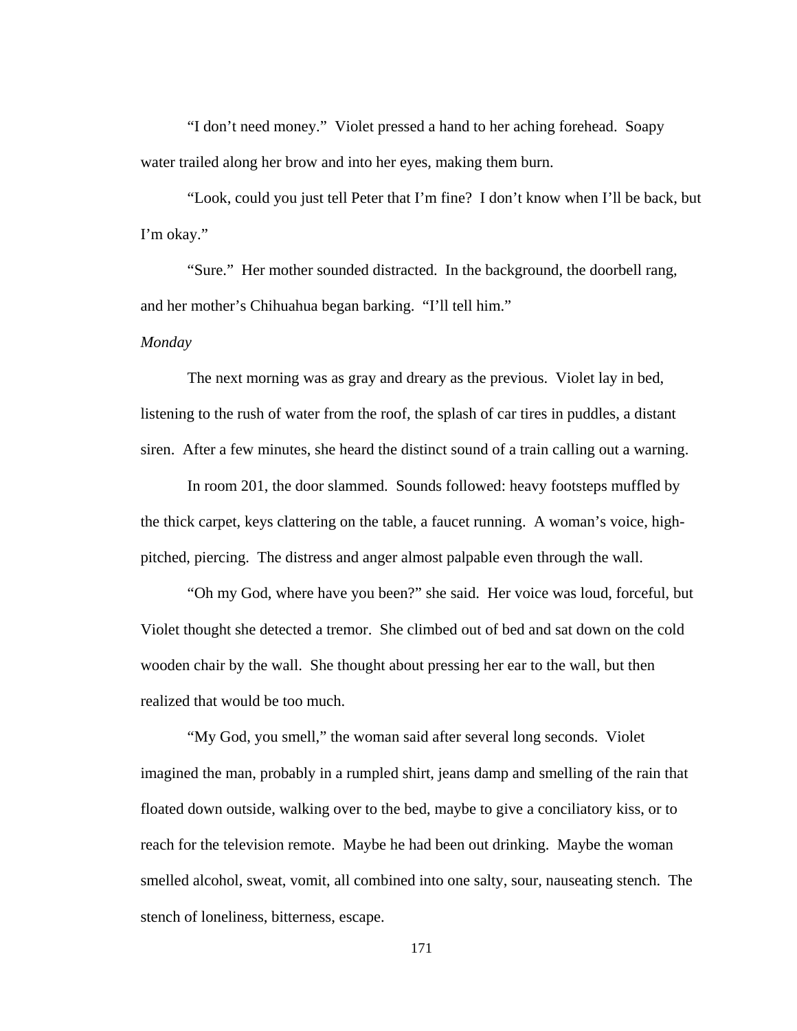"I don't need money." Violet pressed a hand to her aching forehead. Soapy water trailed along her brow and into her eyes, making them burn.

"Look, could you just tell Peter that I'm fine? I don't know when I'll be back, but I'm okay."

"Sure." Her mother sounded distracted. In the background, the doorbell rang, and her mother's Chihuahua began barking. "I'll tell him."

*Monday*

The next morning was as gray and dreary as the previous. Violet lay in bed, listening to the rush of water from the roof, the splash of car tires in puddles, a distant siren. After a few minutes, she heard the distinct sound of a train calling out a warning.

In room 201, the door slammed. Sounds followed: heavy footsteps muffled by the thick carpet, keys clattering on the table, a faucet running. A woman's voice, high-pitched, piercing. The distress and anger almost palpable even through the wall.

"Oh my God, where have you been?" she said. Her voice was loud, forceful, but Violet thought she detected a tremor. She climbed out of bed and sat down on the cold wooden chair by the wall. She thought about pressing her ear to the wall, but then realized that would be too much.

"My God, you smell," the woman said after several long seconds. Violet imagined the man, probably in a rumpled shirt, jeans damp and smelling of the rain that floated down outside, walking over to the bed, maybe to give a conciliatory kiss, or to reach for the television remote. Maybe he had been out drinking. Maybe the woman smelled alcohol, sweat, vomit, all combined into one salty, sour, nauseating stench. The stench of loneliness, bitterness, escape.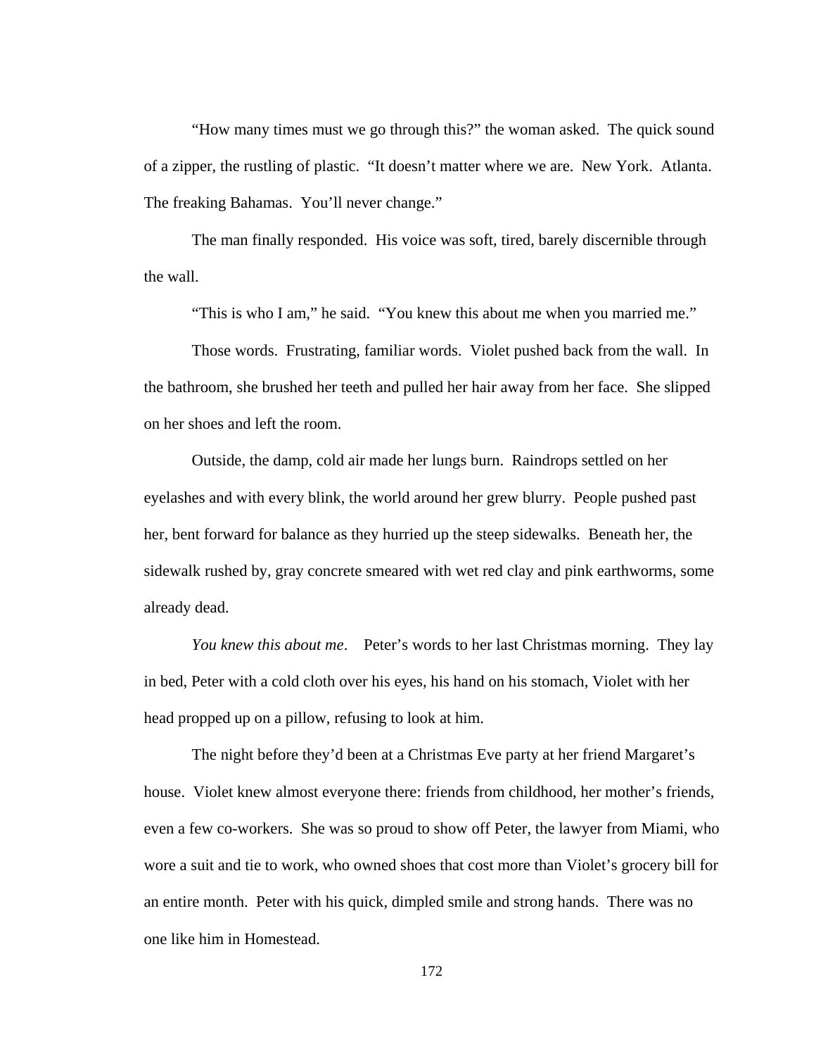"How many times must we go through this?" the woman asked. The quick sound of a zipper, the rustling of plastic. "It doesn't matter where we are. New York. Atlanta. The freaking Bahamas. You'll never change."

The man finally responded. His voice was soft, tired, barely discernible through the wall.

"This is who I am," he said. "You knew this about me when you married me."

Those words. Frustrating, familiar words. Violet pushed back from the wall. In the bathroom, she brushed her teeth and pulled her hair away from her face. She slipped on her shoes and left the room.

Outside, the damp, cold air made her lungs burn. Raindrops settled on her eyelashes and with every blink, the world around her grew blurry. People pushed past her, bent forward for balance as they hurried up the steep sidewalks. Beneath her, the sidewalk rushed by, gray concrete smeared with wet red clay and pink earthworms, some already dead.

*You knew this about me*. Peter's words to her last Christmas morning. They lay in bed, Peter with a cold cloth over his eyes, his hand on his stomach, Violet with her head propped up on a pillow, refusing to look at him.

The night before they'd been at a Christmas Eve party at her friend Margaret's house. Violet knew almost everyone there: friends from childhood, her mother's friends, even a few co-workers. She was so proud to show off Peter, the lawyer from Miami, who wore a suit and tie to work, who owned shoes that cost more than Violet's grocery bill for an entire month. Peter with his quick, dimpled smile and strong hands. There was no one like him in Homestead.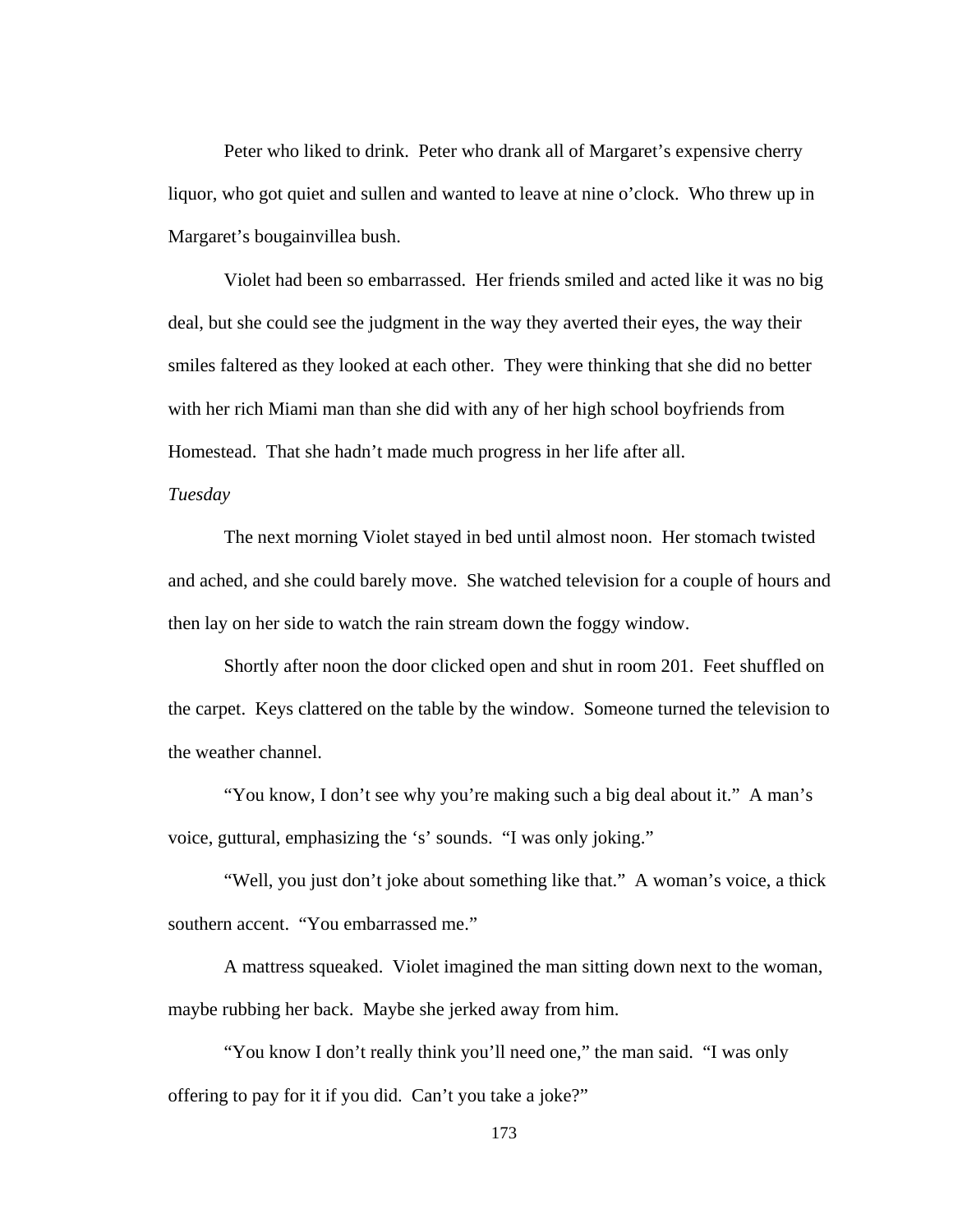Peter who liked to drink. Peter who drank all of Margaret's expensive cherry liquor, who got quiet and sullen and wanted to leave at nine o'clock. Who threw up in Margaret's bougainvillea bush.

Violet had been so embarrassed. Her friends smiled and acted like it was no big deal, but she could see the judgment in the way they averted their eyes, the way their smiles faltered as they looked at each other. They were thinking that she did no better with her rich Miami man than she did with any of her high school boyfriends from Homestead. That she hadn't made much progress in her life after all.

*Tuesday*

The next morning Violet stayed in bed until almost noon. Her stomach twisted and ached, and she could barely move. She watched television for a couple of hours and then lay on her side to watch the rain stream down the foggy window.

Shortly after noon the door clicked open and shut in room 201. Feet shuffled on the carpet. Keys clattered on the table by the window. Someone turned the television to the weather channel.

"You know, I don't see why you're making such a big deal about it." A man's voice, guttural, emphasizing the 's' sounds. "I was only joking."

"Well, you just don't joke about something like that." A woman's voice, a thick southern accent. "You embarrassed me."

A mattress squeaked. Violet imagined the man sitting down next to the woman, maybe rubbing her back. Maybe she jerked away from him.

"You know I don't really think you'll need one," the man said. "I was only offering to pay for it if you did. Can't you take a joke?"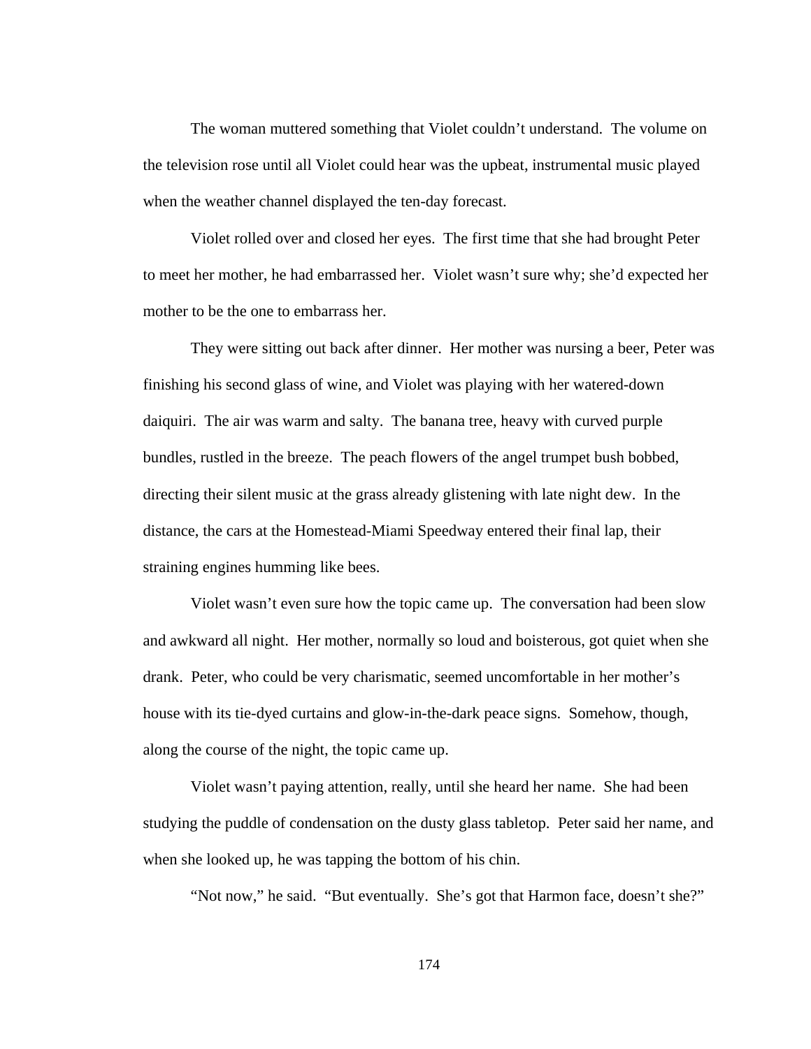The woman muttered something that Violet couldn't understand. The volume on the television rose until all Violet could hear was the upbeat, instrumental music played when the weather channel displayed the ten-day forecast.

Violet rolled over and closed her eyes. The first time that she had brought Peter to meet her mother, he had embarrassed her. Violet wasn't sure why; she'd expected her mother to be the one to embarrass her.

They were sitting out back after dinner. Her mother was nursing a beer, Peter was finishing his second glass of wine, and Violet was playing with her watered-down daiquiri. The air was warm and salty. The banana tree, heavy with curved purple bundles, rustled in the breeze. The peach flowers of the angel trumpet bush bobbed, directing their silent music at the grass already glistening with late night dew. In the distance, the cars at the Homestead-Miami Speedway entered their final lap, their straining engines humming like bees.

Violet wasn't even sure how the topic came up. The conversation had been slow and awkward all night. Her mother, normally so loud and boisterous, got quiet when she drank. Peter, who could be very charismatic, seemed uncomfortable in her mother's house with its tie-dyed curtains and glow-in-the-dark peace signs. Somehow, though, along the course of the night, the topic came up.

Violet wasn't paying attention, really, until she heard her name. She had been studying the puddle of condensation on the dusty glass tabletop. Peter said her name, and when she looked up, he was tapping the bottom of his chin.

"Not now," he said. "But eventually. She's got that Harmon face, doesn't she?"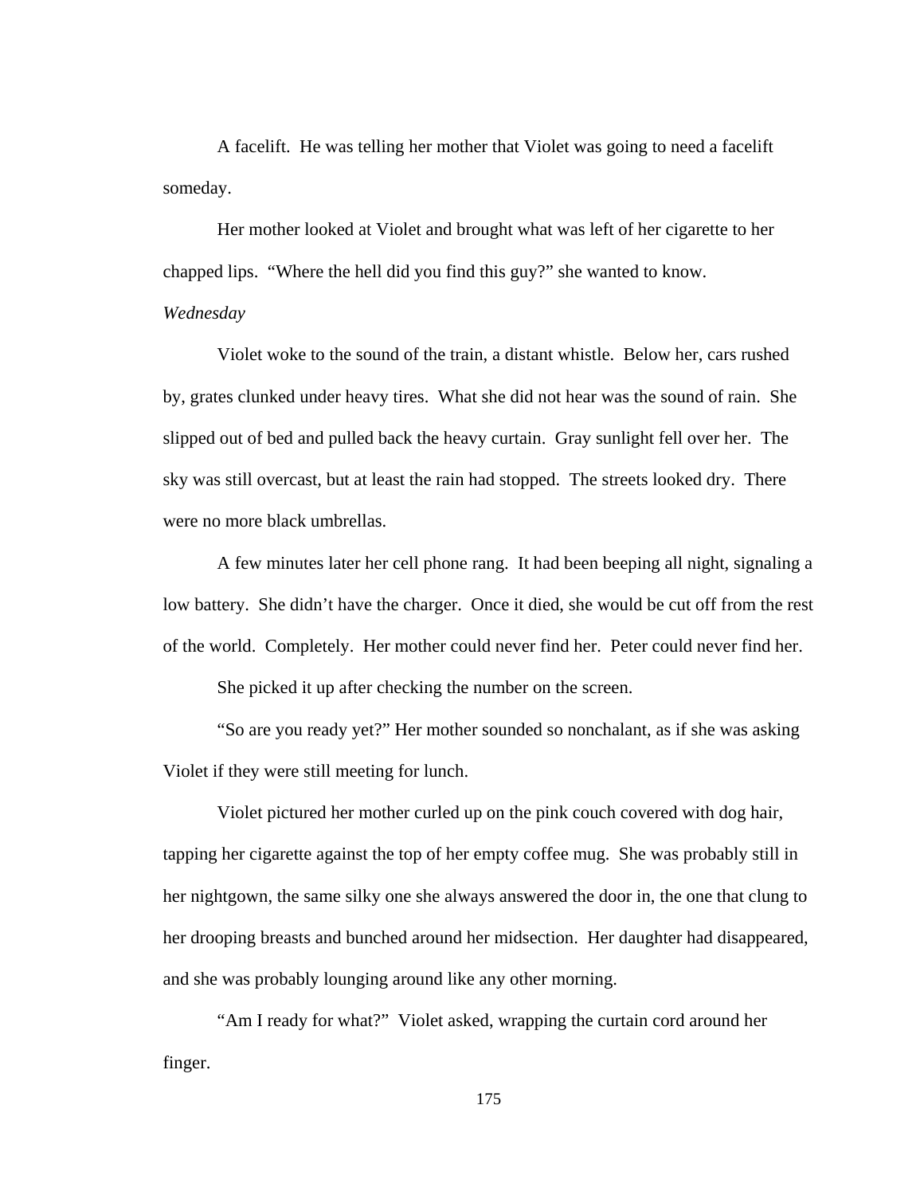A facelift.  He was telling her mother that Violet was going to need a facelift someday.

Her mother looked at Violet and brought what was left of her cigarette to her chapped lips.  "Where the hell did you find this guy?" she wanted to know.

*Wednesday*

Violet woke to the sound of the train, a distant whistle.  Below her, cars rushed by, grates clunked under heavy tires.  What she did not hear was the sound of rain.  She slipped out of bed and pulled back the heavy curtain.  Gray sunlight fell over her.  The sky was still overcast, but at least the rain had stopped.  The streets looked dry.  There were no more black umbrellas.

A few minutes later her cell phone rang.  It had been beeping all night, signaling a low battery.  She didn't have the charger.  Once it died, she would be cut off from the rest of the world.  Completely.  Her mother could never find her.  Peter could never find her.

She picked it up after checking the number on the screen.

"So are you ready yet?" Her mother sounded so nonchalant, as if she was asking Violet if they were still meeting for lunch.

Violet pictured her mother curled up on the pink couch covered with dog hair, tapping her cigarette against the top of her empty coffee mug.  She was probably still in her nightgown, the same silky one she always answered the door in, the one that clung to her drooping breasts and bunched around her midsection.  Her daughter had disappeared, and she was probably lounging around like any other morning.

"Am I ready for what?"  Violet asked, wrapping the curtain cord around her finger.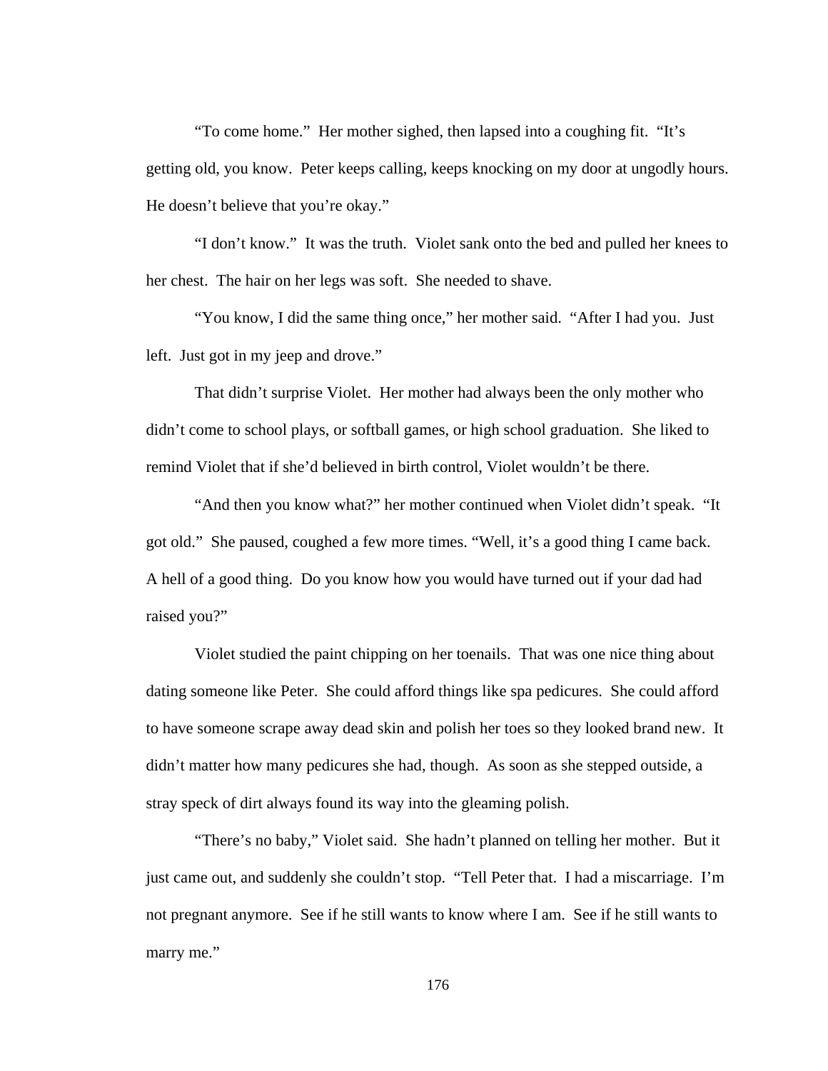"To come home." Her mother sighed, then lapsed into a coughing fit. "It's getting old, you know. Peter keeps calling, keeps knocking on my door at ungodly hours. He doesn't believe that you're okay."

"I don't know." It was the truth. Violet sank onto the bed and pulled her knees to her chest. The hair on her legs was soft. She needed to shave.

"You know, I did the same thing once," her mother said. "After I had you. Just left. Just got in my jeep and drove."

That didn't surprise Violet. Her mother had always been the only mother who didn't come to school plays, or softball games, or high school graduation. She liked to remind Violet that if she'd believed in birth control, Violet wouldn't be there.

"And then you know what?" her mother continued when Violet didn't speak. "It got old." She paused, coughed a few more times. "Well, it's a good thing I came back. A hell of a good thing. Do you know how you would have turned out if your dad had raised you?"

Violet studied the paint chipping on her toenails. That was one nice thing about dating someone like Peter. She could afford things like spa pedicures. She could afford to have someone scrape away dead skin and polish her toes so they looked brand new. It didn't matter how many pedicures she had, though. As soon as she stepped outside, a stray speck of dirt always found its way into the gleaming polish.

"There's no baby," Violet said. She hadn't planned on telling her mother. But it just came out, and suddenly she couldn't stop. "Tell Peter that. I had a miscarriage. I'm not pregnant anymore. See if he still wants to know where I am. See if he still wants to marry me."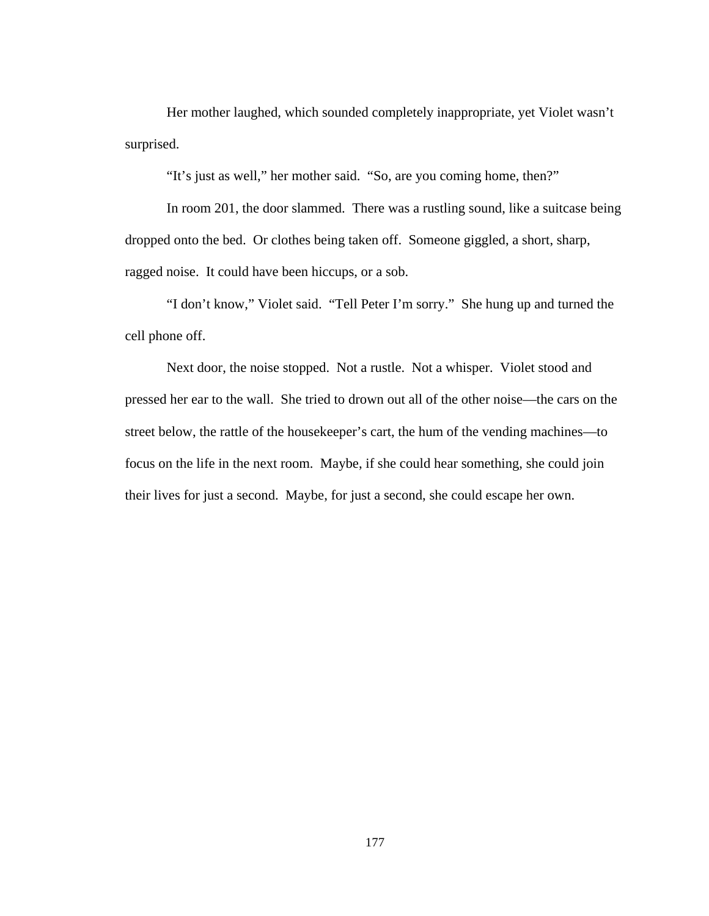Her mother laughed, which sounded completely inappropriate, yet Violet wasn't surprised.

"It's just as well," her mother said. "So, are you coming home, then?"

In room 201, the door slammed. There was a rustling sound, like a suitcase being dropped onto the bed. Or clothes being taken off. Someone giggled, a short, sharp, ragged noise. It could have been hiccups, or a sob.

"I don't know," Violet said. "Tell Peter I'm sorry." She hung up and turned the cell phone off.

Next door, the noise stopped. Not a rustle. Not a whisper. Violet stood and pressed her ear to the wall. She tried to drown out all of the other noise—the cars on the street below, the rattle of the housekeeper's cart, the hum of the vending machines—to focus on the life in the next room. Maybe, if she could hear something, she could join their lives for just a second. Maybe, for just a second, she could escape her own.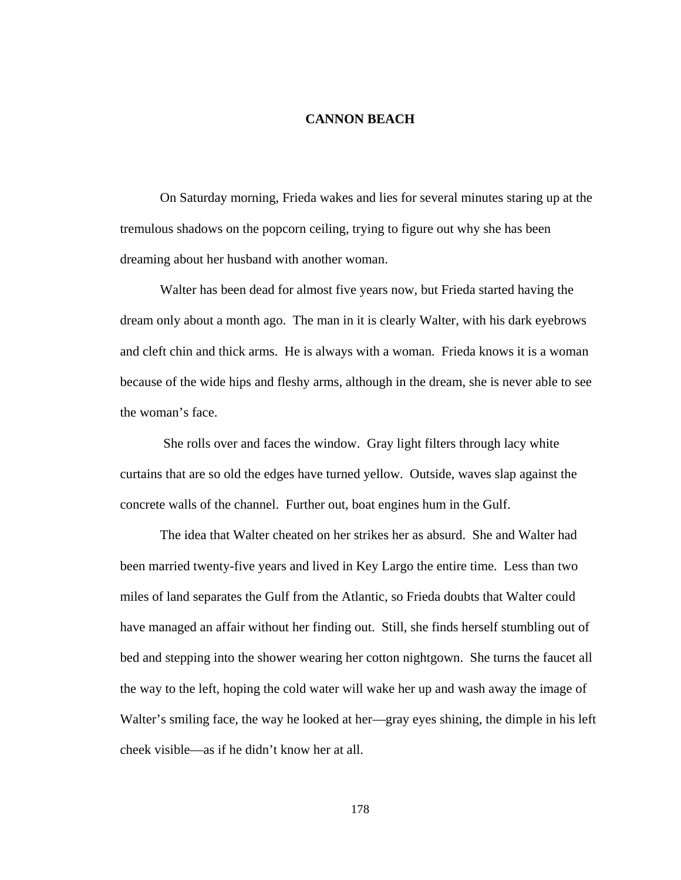# CANNON BEACH

On Saturday morning, Frieda wakes and lies for several minutes staring up at the tremulous shadows on the popcorn ceiling, trying to figure out why she has been dreaming about her husband with another woman.

Walter has been dead for almost five years now, but Frieda started having the dream only about a month ago. The man in it is clearly Walter, with his dark eyebrows and cleft chin and thick arms. He is always with a woman. Frieda knows it is a woman because of the wide hips and fleshy arms, although in the dream, she is never able to see the woman's face.

She rolls over and faces the window. Gray light filters through lacy white curtains that are so old the edges have turned yellow. Outside, waves slap against the concrete walls of the channel. Further out, boat engines hum in the Gulf.

The idea that Walter cheated on her strikes her as absurd. She and Walter had been married twenty-five years and lived in Key Largo the entire time. Less than two miles of land separates the Gulf from the Atlantic, so Frieda doubts that Walter could have managed an affair without her finding out. Still, she finds herself stumbling out of bed and stepping into the shower wearing her cotton nightgown. She turns the faucet all the way to the left, hoping the cold water will wake her up and wash away the image of Walter's smiling face, the way he looked at her—gray eyes shining, the dimple in his left cheek visible—as if he didn't know her at all.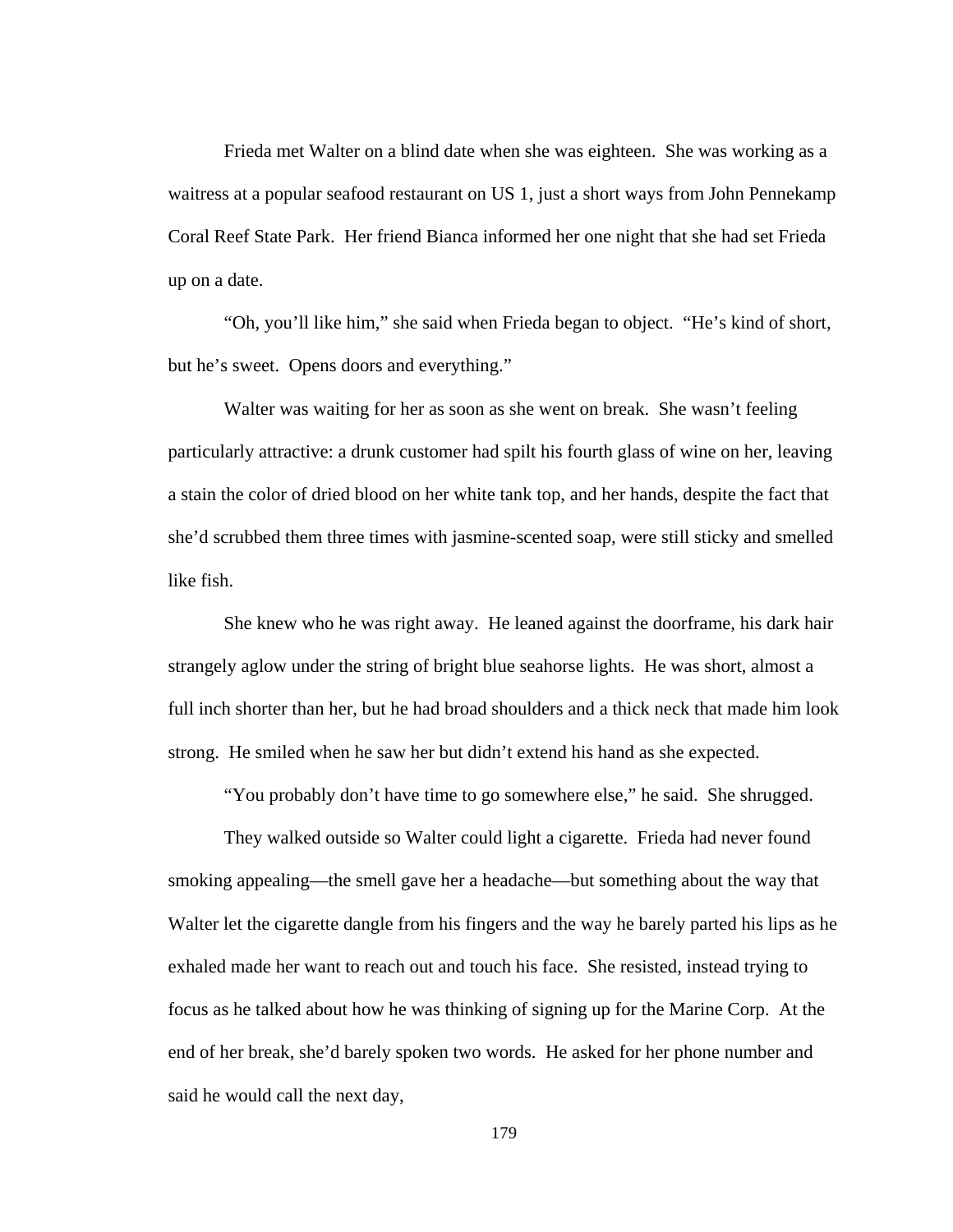Frieda met Walter on a blind date when she was eighteen. She was working as a waitress at a popular seafood restaurant on US 1, just a short ways from John Pennekamp Coral Reef State Park. Her friend Bianca informed her one night that she had set Frieda up on a date.

"Oh, you'll like him," she said when Frieda began to object. "He's kind of short, but he's sweet. Opens doors and everything."

Walter was waiting for her as soon as she went on break. She wasn't feeling particularly attractive: a drunk customer had spilt his fourth glass of wine on her, leaving a stain the color of dried blood on her white tank top, and her hands, despite the fact that she'd scrubbed them three times with jasmine-scented soap, were still sticky and smelled like fish.

She knew who he was right away. He leaned against the doorframe, his dark hair strangely aglow under the string of bright blue seahorse lights. He was short, almost a full inch shorter than her, but he had broad shoulders and a thick neck that made him look strong. He smiled when he saw her but didn't extend his hand as she expected.

"You probably don't have time to go somewhere else," he said. She shrugged.

They walked outside so Walter could light a cigarette. Frieda had never found smoking appealing—the smell gave her a headache—but something about the way that Walter let the cigarette dangle from his fingers and the way he barely parted his lips as he exhaled made her want to reach out and touch his face. She resisted, instead trying to focus as he talked about how he was thinking of signing up for the Marine Corp. At the end of her break, she'd barely spoken two words. He asked for her phone number and said he would call the next day,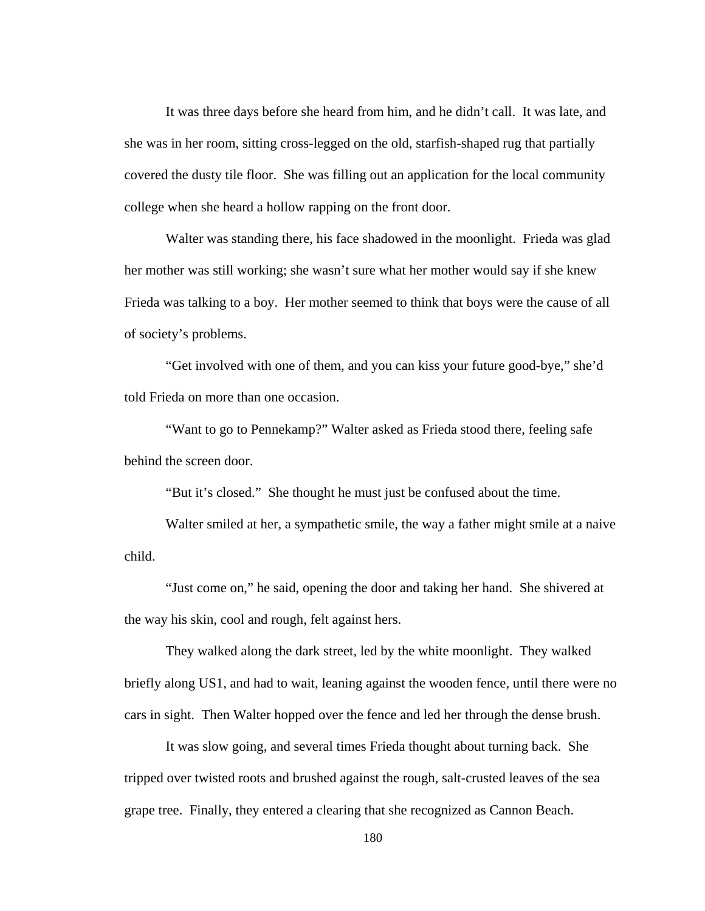It was three days before she heard from him, and he didn't call. It was late, and she was in her room, sitting cross-legged on the old, starfish-shaped rug that partially covered the dusty tile floor. She was filling out an application for the local community college when she heard a hollow rapping on the front door.

Walter was standing there, his face shadowed in the moonlight. Frieda was glad her mother was still working; she wasn't sure what her mother would say if she knew Frieda was talking to a boy. Her mother seemed to think that boys were the cause of all of society's problems.

"Get involved with one of them, and you can kiss your future good-bye," she'd told Frieda on more than one occasion.

"Want to go to Pennekamp?" Walter asked as Frieda stood there, feeling safe behind the screen door.

"But it's closed." She thought he must just be confused about the time.

Walter smiled at her, a sympathetic smile, the way a father might smile at a naive child.

"Just come on," he said, opening the door and taking her hand. She shivered at the way his skin, cool and rough, felt against hers.

They walked along the dark street, led by the white moonlight. They walked briefly along US1, and had to wait, leaning against the wooden fence, until there were no cars in sight. Then Walter hopped over the fence and led her through the dense brush.

It was slow going, and several times Frieda thought about turning back. She tripped over twisted roots and brushed against the rough, salt-crusted leaves of the sea grape tree. Finally, they entered a clearing that she recognized as Cannon Beach.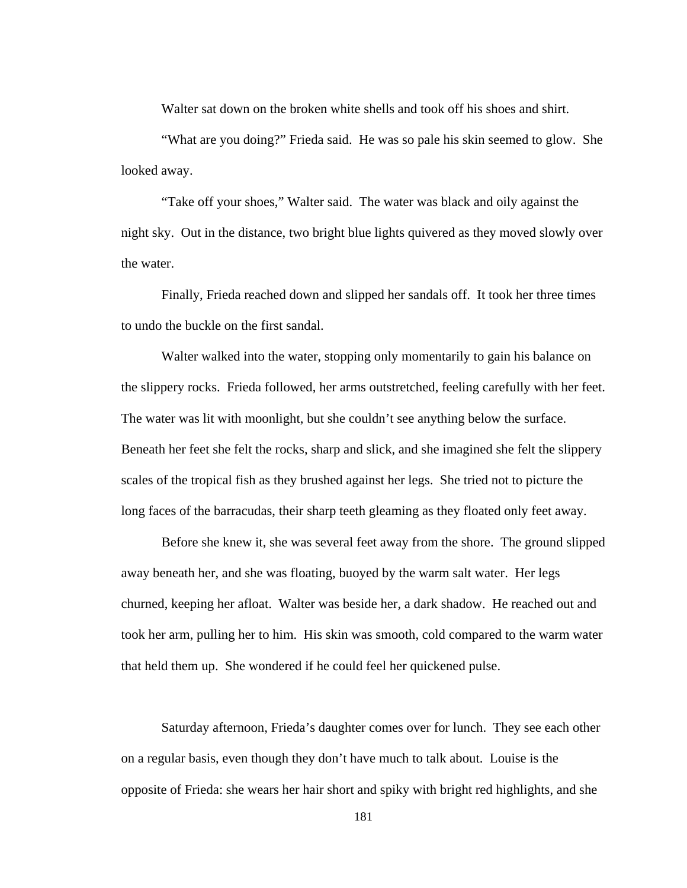Walter sat down on the broken white shells and took off his shoes and shirt.

"What are you doing?" Frieda said. He was so pale his skin seemed to glow. She looked away.

"Take off your shoes," Walter said. The water was black and oily against the night sky. Out in the distance, two bright blue lights quivered as they moved slowly over the water.

Finally, Frieda reached down and slipped her sandals off. It took her three times to undo the buckle on the first sandal.

Walter walked into the water, stopping only momentarily to gain his balance on the slippery rocks. Frieda followed, her arms outstretched, feeling carefully with her feet. The water was lit with moonlight, but she couldn't see anything below the surface. Beneath her feet she felt the rocks, sharp and slick, and she imagined she felt the slippery scales of the tropical fish as they brushed against her legs. She tried not to picture the long faces of the barracudas, their sharp teeth gleaming as they floated only feet away.

Before she knew it, she was several feet away from the shore. The ground slipped away beneath her, and she was floating, buoyed by the warm salt water. Her legs churned, keeping her afloat. Walter was beside her, a dark shadow. He reached out and took her arm, pulling her to him. His skin was smooth, cold compared to the warm water that held them up. She wondered if he could feel her quickened pulse.

Saturday afternoon, Frieda's daughter comes over for lunch. They see each other on a regular basis, even though they don't have much to talk about. Louise is the opposite of Frieda: she wears her hair short and spiky with bright red highlights, and she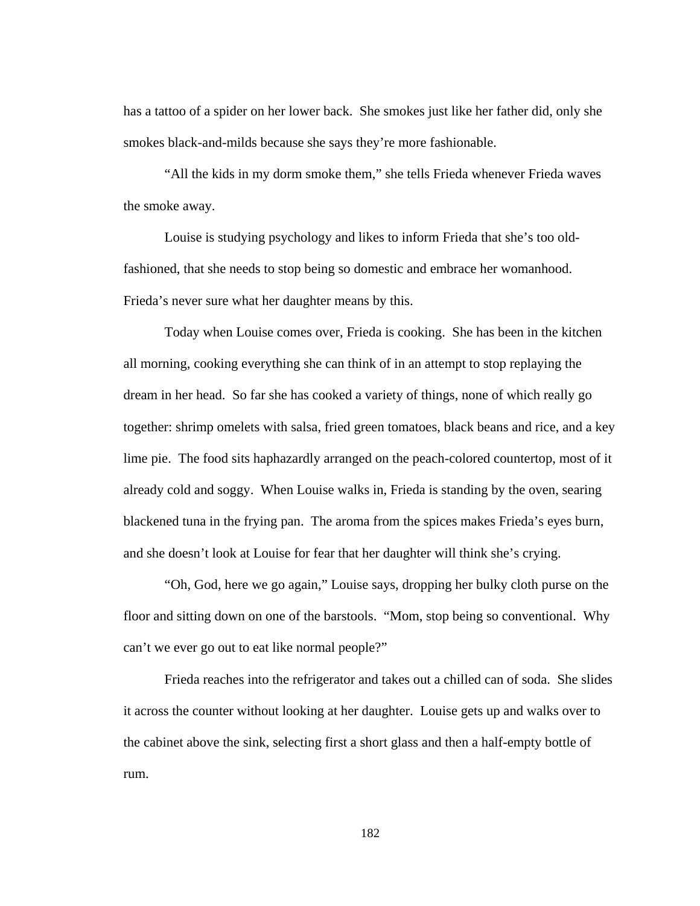has a tattoo of a spider on her lower back.  She smokes just like her father did, only she smokes black-and-milds because she says they're more fashionable.

"All the kids in my dorm smoke them," she tells Frieda whenever Frieda waves the smoke away.

Louise is studying psychology and likes to inform Frieda that she's too old-fashioned, that she needs to stop being so domestic and embrace her womanhood. Frieda's never sure what her daughter means by this.

Today when Louise comes over, Frieda is cooking.  She has been in the kitchen all morning, cooking everything she can think of in an attempt to stop replaying the dream in her head.  So far she has cooked a variety of things, none of which really go together: shrimp omelets with salsa, fried green tomatoes, black beans and rice, and a key lime pie.  The food sits haphazardly arranged on the peach-colored countertop, most of it already cold and soggy.  When Louise walks in, Frieda is standing by the oven, searing blackened tuna in the frying pan.  The aroma from the spices makes Frieda's eyes burn, and she doesn't look at Louise for fear that her daughter will think she's crying.

"Oh, God, here we go again," Louise says, dropping her bulky cloth purse on the floor and sitting down on one of the barstools.  "Mom, stop being so conventional.  Why can't we ever go out to eat like normal people?"

Frieda reaches into the refrigerator and takes out a chilled can of soda.  She slides it across the counter without looking at her daughter.  Louise gets up and walks over to the cabinet above the sink, selecting first a short glass and then a half-empty bottle of rum.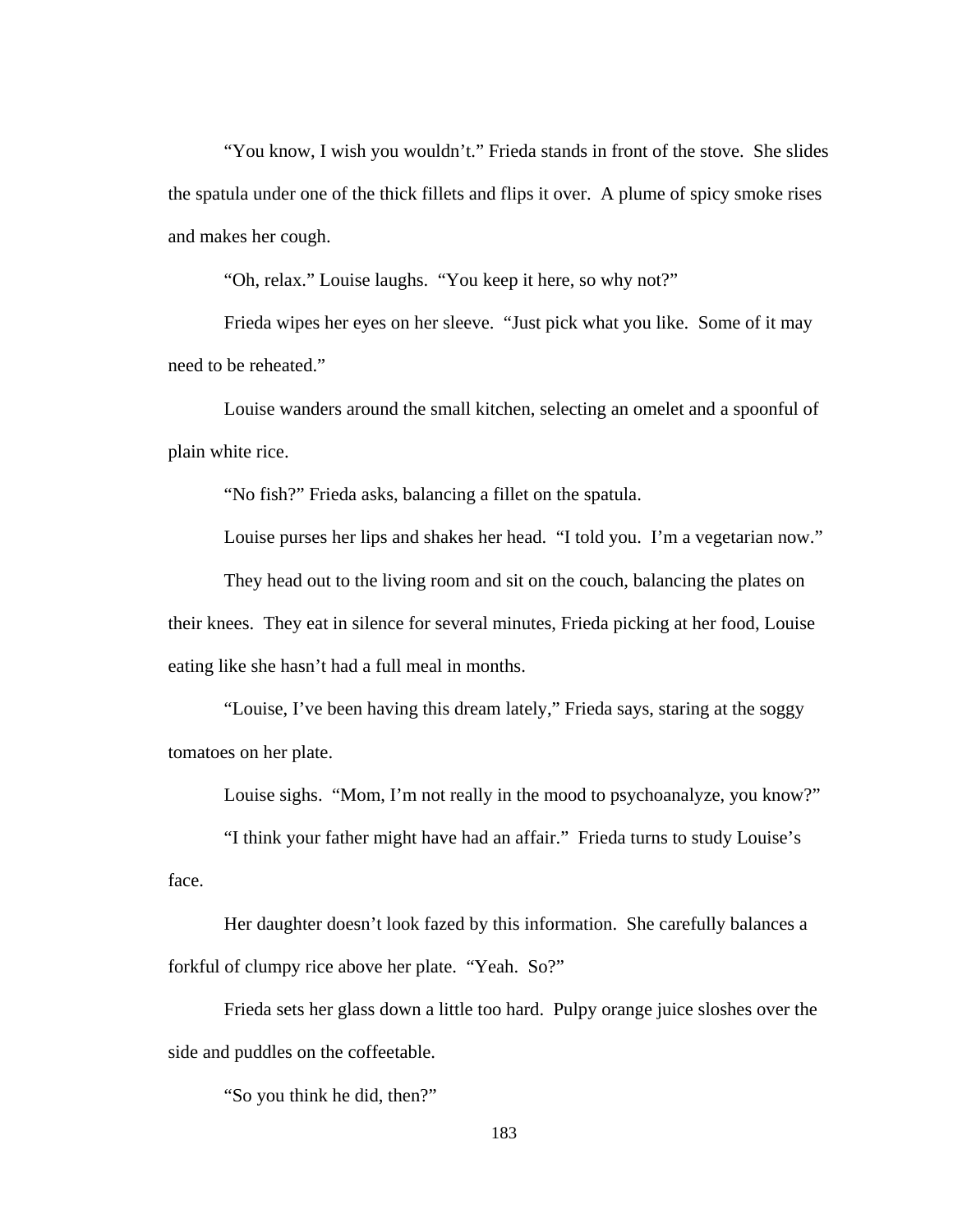"You know, I wish you wouldn't." Frieda stands in front of the stove. She slides the spatula under one of the thick fillets and flips it over. A plume of spicy smoke rises and makes her cough.

"Oh, relax." Louise laughs. "You keep it here, so why not?"

Frieda wipes her eyes on her sleeve. "Just pick what you like. Some of it may need to be reheated."

Louise wanders around the small kitchen, selecting an omelet and a spoonful of plain white rice.

"No fish?" Frieda asks, balancing a fillet on the spatula.

Louise purses her lips and shakes her head. "I told you. I'm a vegetarian now."

They head out to the living room and sit on the couch, balancing the plates on their knees. They eat in silence for several minutes, Frieda picking at her food, Louise eating like she hasn't had a full meal in months.

"Louise, I've been having this dream lately," Frieda says, staring at the soggy tomatoes on her plate.

Louise sighs. "Mom, I'm not really in the mood to psychoanalyze, you know?"

"I think your father might have had an affair." Frieda turns to study Louise's face.

Her daughter doesn't look fazed by this information. She carefully balances a forkful of clumpy rice above her plate. "Yeah. So?"

Frieda sets her glass down a little too hard. Pulpy orange juice sloshes over the side and puddles on the coffeetable.

"So you think he did, then?"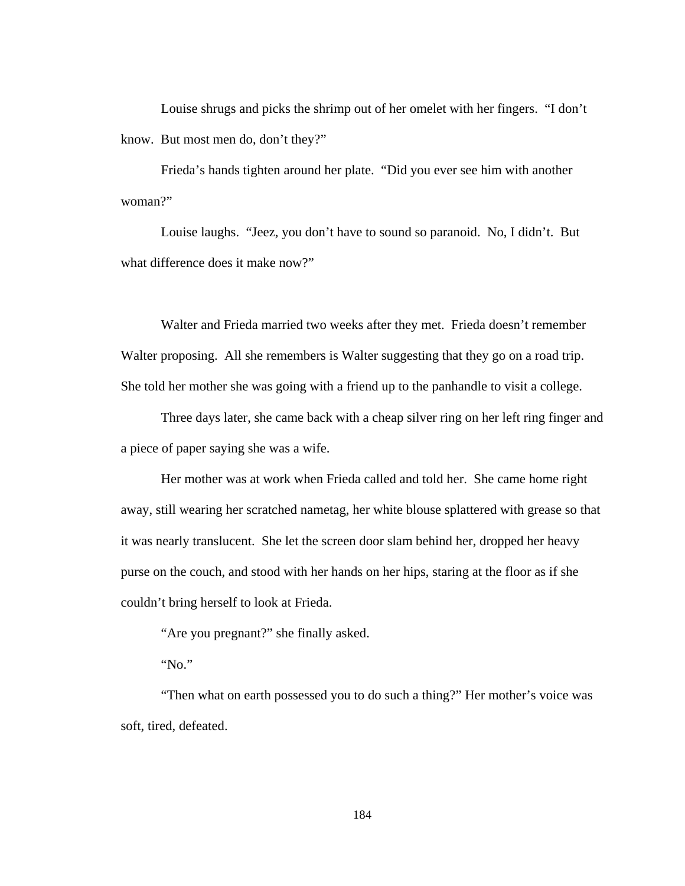Louise shrugs and picks the shrimp out of her omelet with her fingers. "I don't know. But most men do, don't they?"

Frieda's hands tighten around her plate. "Did you ever see him with another woman?"

Louise laughs. "Jeez, you don't have to sound so paranoid. No, I didn't. But what difference does it make now?"

Walter and Frieda married two weeks after they met. Frieda doesn't remember Walter proposing. All she remembers is Walter suggesting that they go on a road trip. She told her mother she was going with a friend up to the panhandle to visit a college.

Three days later, she came back with a cheap silver ring on her left ring finger and a piece of paper saying she was a wife.

Her mother was at work when Frieda called and told her. She came home right away, still wearing her scratched nametag, her white blouse splattered with grease so that it was nearly translucent. She let the screen door slam behind her, dropped her heavy purse on the couch, and stood with her hands on her hips, staring at the floor as if she couldn't bring herself to look at Frieda.

"Are you pregnant?" she finally asked.

"No."

"Then what on earth possessed you to do such a thing?" Her mother's voice was soft, tired, defeated.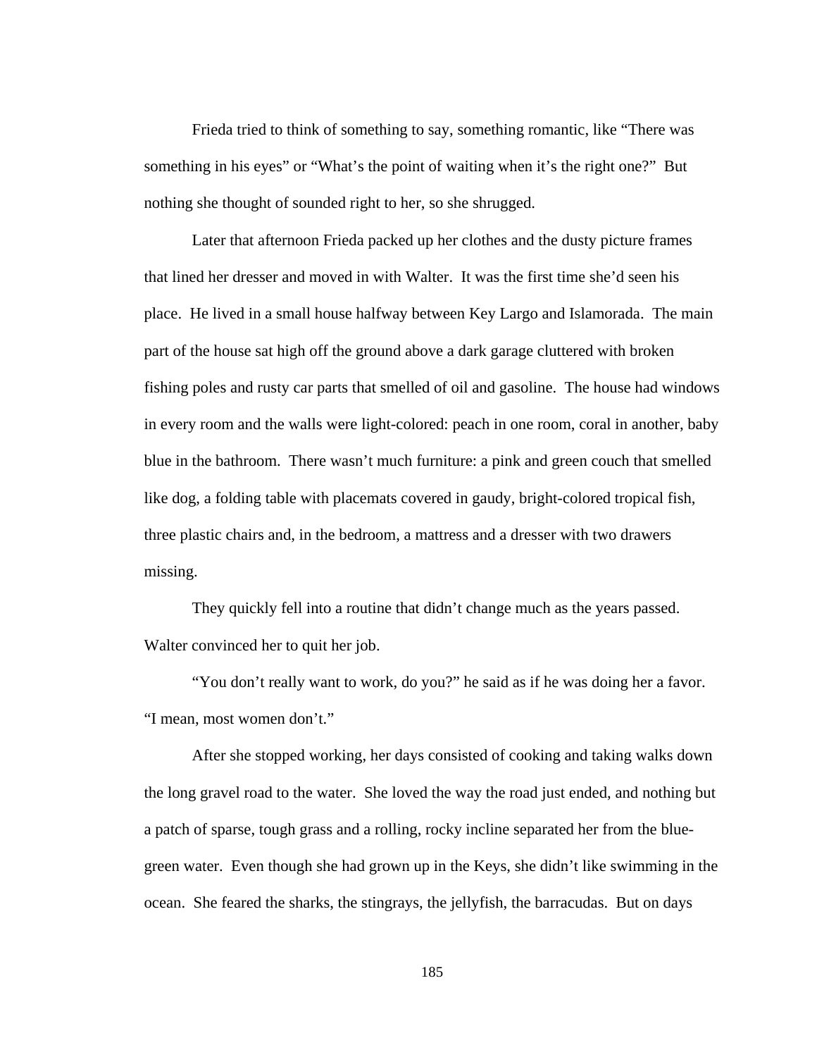Frieda tried to think of something to say, something romantic, like “There was something in his eyes” or “What’s the point of waiting when it’s the right one?” But nothing she thought of sounded right to her, so she shrugged.

Later that afternoon Frieda packed up her clothes and the dusty picture frames that lined her dresser and moved in with Walter. It was the first time she’d seen his place. He lived in a small house halfway between Key Largo and Islamorada. The main part of the house sat high off the ground above a dark garage cluttered with broken fishing poles and rusty car parts that smelled of oil and gasoline. The house had windows in every room and the walls were light-colored: peach in one room, coral in another, baby blue in the bathroom. There wasn’t much furniture: a pink and green couch that smelled like dog, a folding table with placemats covered in gaudy, bright-colored tropical fish, three plastic chairs and, in the bedroom, a mattress and a dresser with two drawers missing.

They quickly fell into a routine that didn’t change much as the years passed. Walter convinced her to quit her job.

“You don’t really want to work, do you?” he said as if he was doing her a favor. “I mean, most women don’t.”

After she stopped working, her days consisted of cooking and taking walks down the long gravel road to the water. She loved the way the road just ended, and nothing but a patch of sparse, tough grass and a rolling, rocky incline separated her from the blue-green water. Even though she had grown up in the Keys, she didn’t like swimming in the ocean. She feared the sharks, the stingrays, the jellyfish, the barracudas. But on days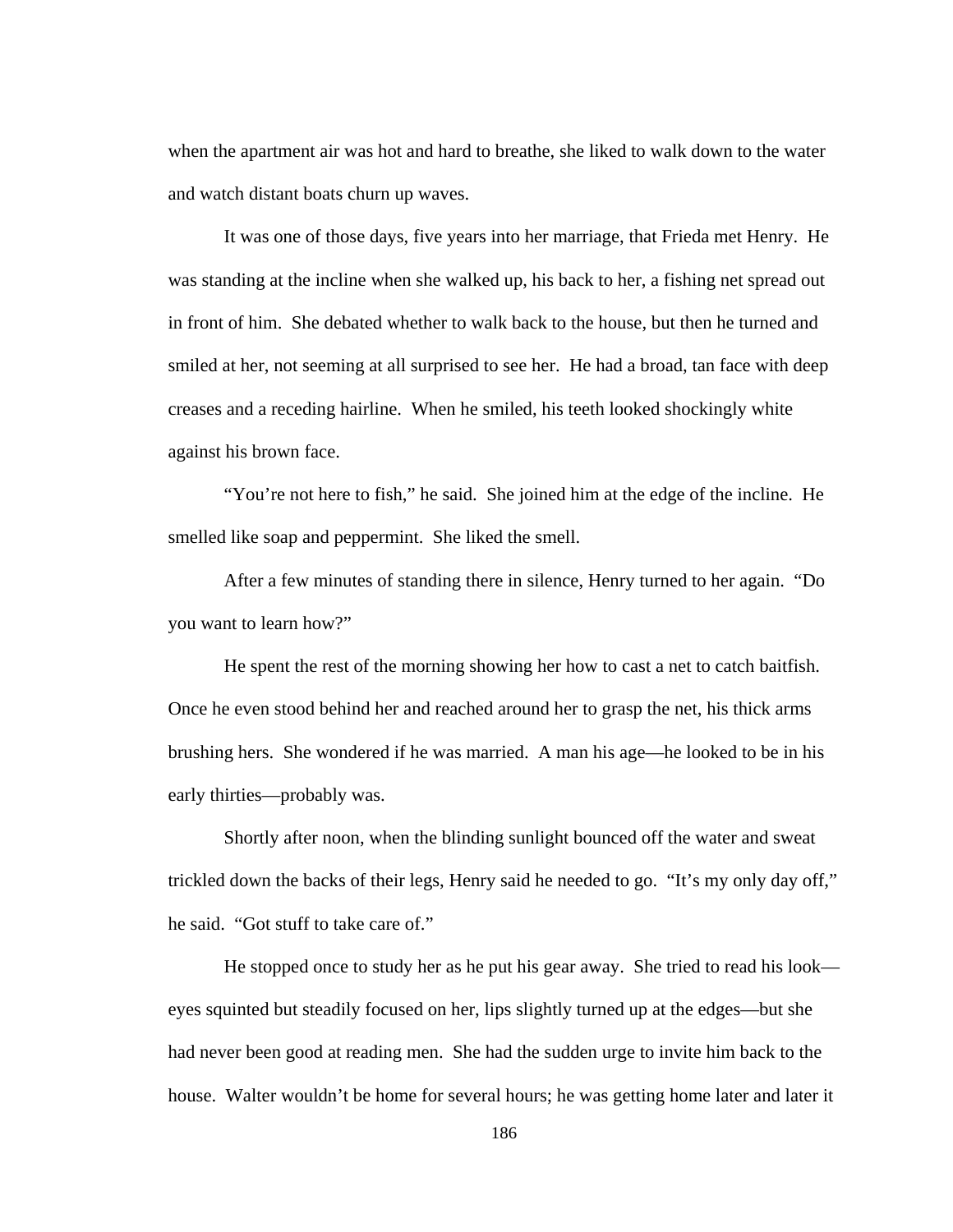when the apartment air was hot and hard to breathe, she liked to walk down to the water and watch distant boats churn up waves.

It was one of those days, five years into her marriage, that Frieda met Henry. He was standing at the incline when she walked up, his back to her, a fishing net spread out in front of him. She debated whether to walk back to the house, but then he turned and smiled at her, not seeming at all surprised to see her. He had a broad, tan face with deep creases and a receding hairline. When he smiled, his teeth looked shockingly white against his brown face.

"You're not here to fish," he said. She joined him at the edge of the incline. He smelled like soap and peppermint. She liked the smell.

After a few minutes of standing there in silence, Henry turned to her again. "Do you want to learn how?"

He spent the rest of the morning showing her how to cast a net to catch baitfish. Once he even stood behind her and reached around her to grasp the net, his thick arms brushing hers. She wondered if he was married. A man his age—he looked to be in his early thirties—probably was.

Shortly after noon, when the blinding sunlight bounced off the water and sweat trickled down the backs of their legs, Henry said he needed to go. "It's my only day off," he said. "Got stuff to take care of."

He stopped once to study her as he put his gear away. She tried to read his look—eyes squinted but steadily focused on her, lips slightly turned up at the edges—but she had never been good at reading men. She had the sudden urge to invite him back to the house. Walter wouldn't be home for several hours; he was getting home later and later it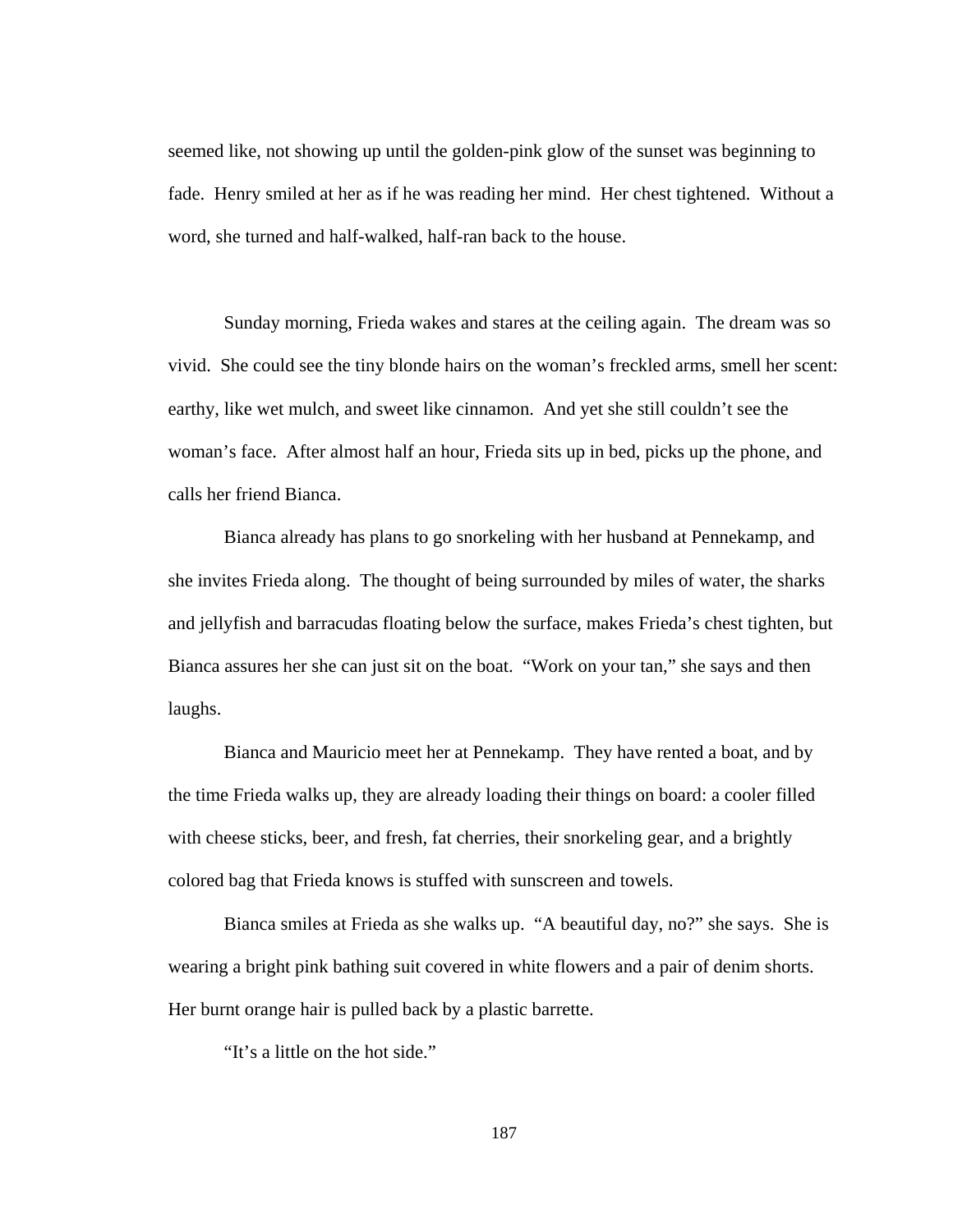seemed like, not showing up until the golden-pink glow of the sunset was beginning to fade. Henry smiled at her as if he was reading her mind. Her chest tightened. Without a word, she turned and half-walked, half-ran back to the house.

Sunday morning, Frieda wakes and stares at the ceiling again. The dream was so vivid. She could see the tiny blonde hairs on the woman's freckled arms, smell her scent: earthy, like wet mulch, and sweet like cinnamon. And yet she still couldn't see the woman's face. After almost half an hour, Frieda sits up in bed, picks up the phone, and calls her friend Bianca.

Bianca already has plans to go snorkeling with her husband at Pennekamp, and she invites Frieda along. The thought of being surrounded by miles of water, the sharks and jellyfish and barracudas floating below the surface, makes Frieda's chest tighten, but Bianca assures her she can just sit on the boat. "Work on your tan," she says and then laughs.

Bianca and Mauricio meet her at Pennekamp. They have rented a boat, and by the time Frieda walks up, they are already loading their things on board: a cooler filled with cheese sticks, beer, and fresh, fat cherries, their snorkeling gear, and a brightly colored bag that Frieda knows is stuffed with sunscreen and towels.

Bianca smiles at Frieda as she walks up. "A beautiful day, no?" she says. She is wearing a bright pink bathing suit covered in white flowers and a pair of denim shorts. Her burnt orange hair is pulled back by a plastic barrette.

"It's a little on the hot side."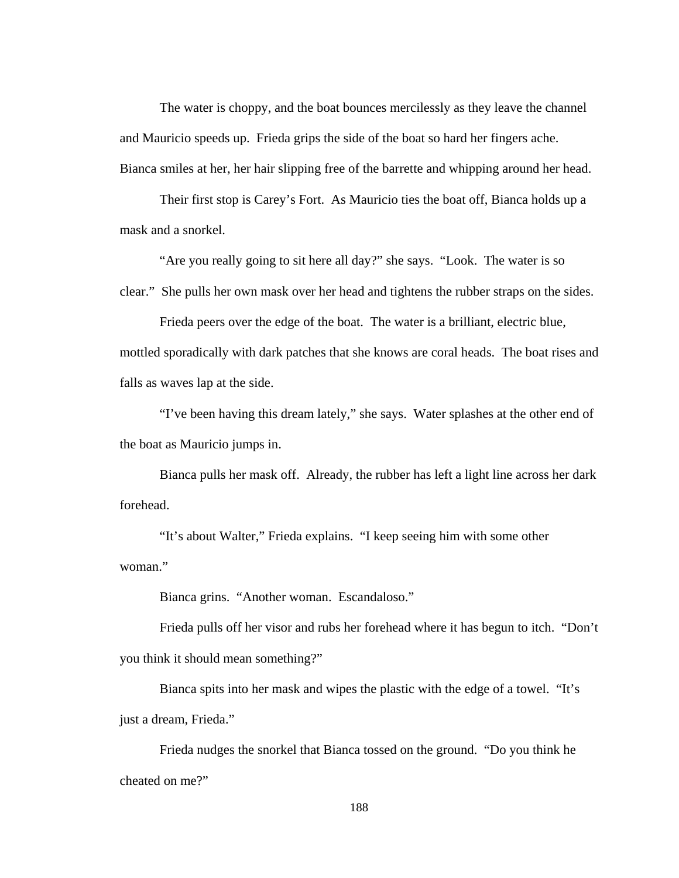The water is choppy, and the boat bounces mercilessly as they leave the channel and Mauricio speeds up. Frieda grips the side of the boat so hard her fingers ache. Bianca smiles at her, her hair slipping free of the barrette and whipping around her head.

Their first stop is Carey's Fort. As Mauricio ties the boat off, Bianca holds up a mask and a snorkel.

"Are you really going to sit here all day?" she says. "Look. The water is so clear." She pulls her own mask over her head and tightens the rubber straps on the sides.

Frieda peers over the edge of the boat. The water is a brilliant, electric blue, mottled sporadically with dark patches that she knows are coral heads. The boat rises and falls as waves lap at the side.

"I've been having this dream lately," she says. Water splashes at the other end of the boat as Mauricio jumps in.

Bianca pulls her mask off. Already, the rubber has left a light line across her dark forehead.

"It's about Walter," Frieda explains. "I keep seeing him with some other woman."

Bianca grins. "Another woman. Escandaloso."

Frieda pulls off her visor and rubs her forehead where it has begun to itch. "Don't you think it should mean something?"

Bianca spits into her mask and wipes the plastic with the edge of a towel. "It's just a dream, Frieda."

Frieda nudges the snorkel that Bianca tossed on the ground. "Do you think he cheated on me?"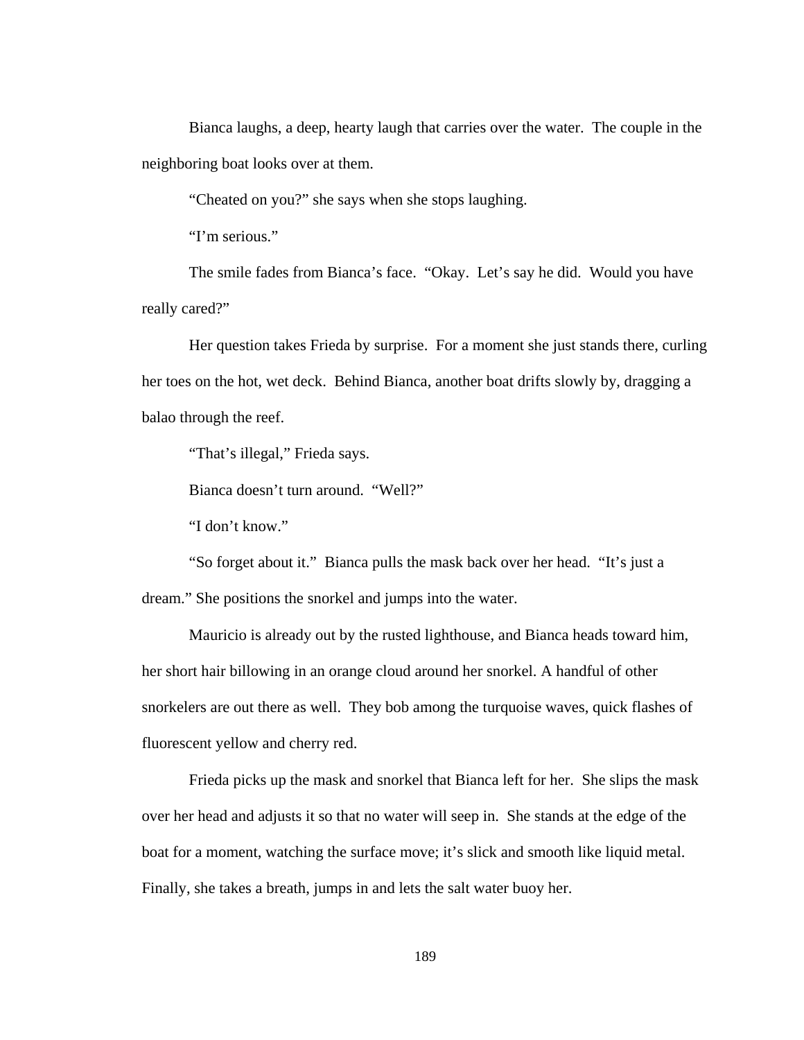Bianca laughs, a deep, hearty laugh that carries over the water. The couple in the neighboring boat looks over at them.

"Cheated on you?" she says when she stops laughing.

"I'm serious."

The smile fades from Bianca's face. "Okay. Let's say he did. Would you have really cared?"

Her question takes Frieda by surprise. For a moment she just stands there, curling her toes on the hot, wet deck. Behind Bianca, another boat drifts slowly by, dragging a balao through the reef.

"That's illegal," Frieda says.

Bianca doesn't turn around. "Well?"

"I don't know."

"So forget about it." Bianca pulls the mask back over her head. "It's just a dream." She positions the snorkel and jumps into the water.

Mauricio is already out by the rusted lighthouse, and Bianca heads toward him, her short hair billowing in an orange cloud around her snorkel. A handful of other snorkelers are out there as well. They bob among the turquoise waves, quick flashes of fluorescent yellow and cherry red.

Frieda picks up the mask and snorkel that Bianca left for her. She slips the mask over her head and adjusts it so that no water will seep in. She stands at the edge of the boat for a moment, watching the surface move; it's slick and smooth like liquid metal. Finally, she takes a breath, jumps in and lets the salt water buoy her.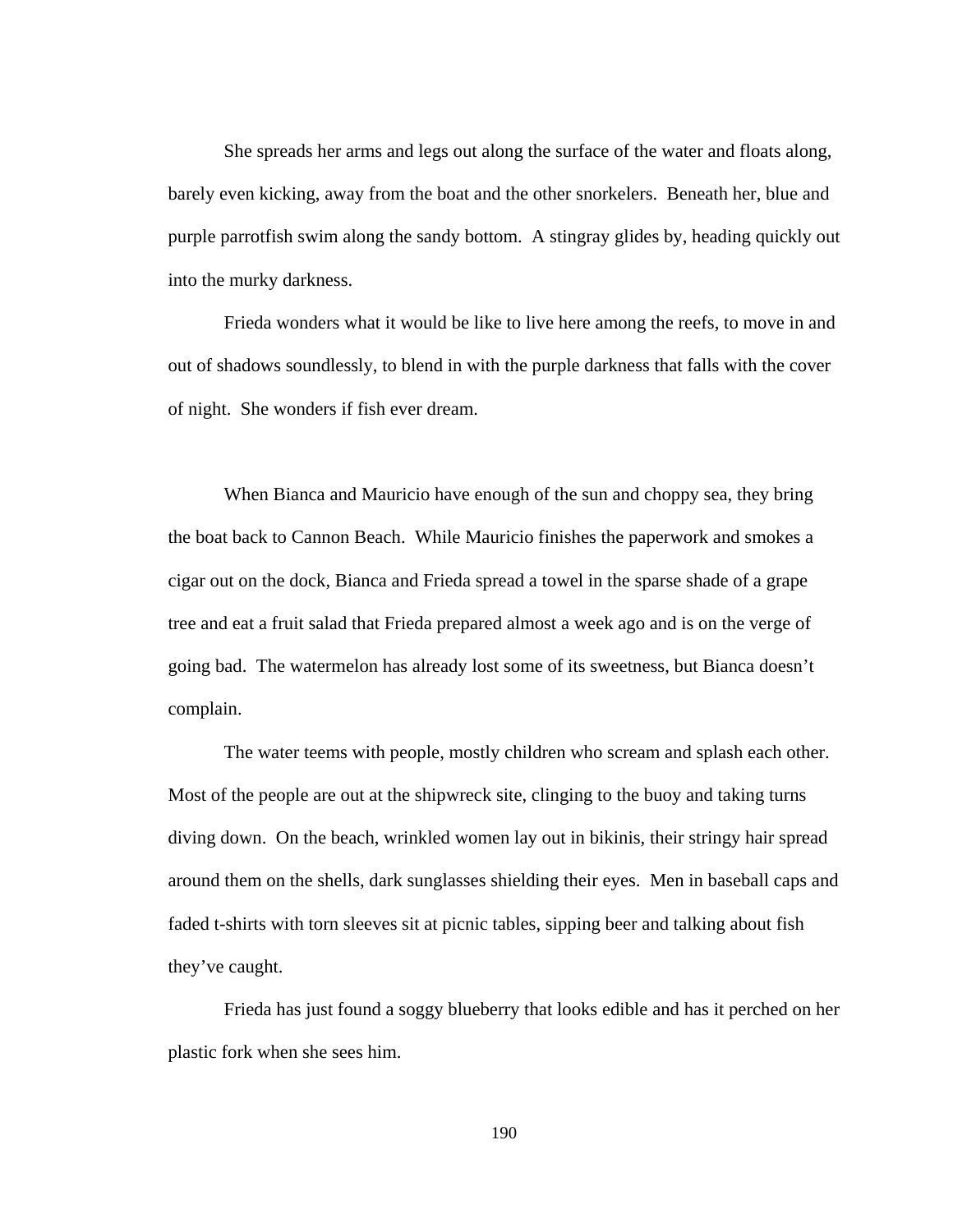She spreads her arms and legs out along the surface of the water and floats along, barely even kicking, away from the boat and the other snorkelers. Beneath her, blue and purple parrotfish swim along the sandy bottom. A stingray glides by, heading quickly out into the murky darkness.

Frieda wonders what it would be like to live here among the reefs, to move in and out of shadows soundlessly, to blend in with the purple darkness that falls with the cover of night. She wonders if fish ever dream.

When Bianca and Mauricio have enough of the sun and choppy sea, they bring the boat back to Cannon Beach. While Mauricio finishes the paperwork and smokes a cigar out on the dock, Bianca and Frieda spread a towel in the sparse shade of a grape tree and eat a fruit salad that Frieda prepared almost a week ago and is on the verge of going bad. The watermelon has already lost some of its sweetness, but Bianca doesn't complain.

The water teems with people, mostly children who scream and splash each other. Most of the people are out at the shipwreck site, clinging to the buoy and taking turns diving down. On the beach, wrinkled women lay out in bikinis, their stringy hair spread around them on the shells, dark sunglasses shielding their eyes. Men in baseball caps and faded t-shirts with torn sleeves sit at picnic tables, sipping beer and talking about fish they've caught.

Frieda has just found a soggy blueberry that looks edible and has it perched on her plastic fork when she sees him.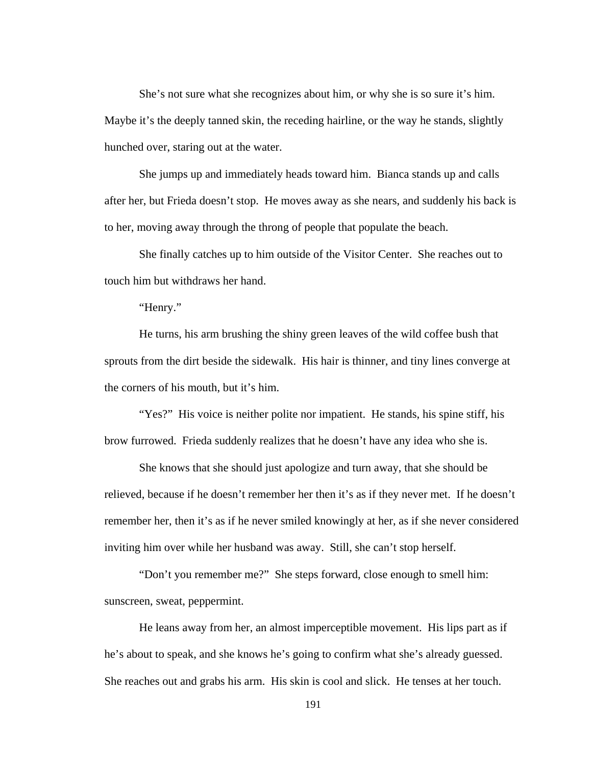She's not sure what she recognizes about him, or why she is so sure it's him. Maybe it's the deeply tanned skin, the receding hairline, or the way he stands, slightly hunched over, staring out at the water.

She jumps up and immediately heads toward him. Bianca stands up and calls after her, but Frieda doesn't stop. He moves away as she nears, and suddenly his back is to her, moving away through the throng of people that populate the beach.

She finally catches up to him outside of the Visitor Center. She reaches out to touch him but withdraws her hand.

"Henry."

He turns, his arm brushing the shiny green leaves of the wild coffee bush that sprouts from the dirt beside the sidewalk. His hair is thinner, and tiny lines converge at the corners of his mouth, but it's him.

"Yes?" His voice is neither polite nor impatient. He stands, his spine stiff, his brow furrowed. Frieda suddenly realizes that he doesn't have any idea who she is.

She knows that she should just apologize and turn away, that she should be relieved, because if he doesn't remember her then it's as if they never met. If he doesn't remember her, then it's as if he never smiled knowingly at her, as if she never considered inviting him over while her husband was away. Still, she can't stop herself.

"Don't you remember me?" She steps forward, close enough to smell him: sunscreen, sweat, peppermint.

He leans away from her, an almost imperceptible movement. His lips part as if he's about to speak, and she knows he's going to confirm what she's already guessed. She reaches out and grabs his arm. His skin is cool and slick. He tenses at her touch.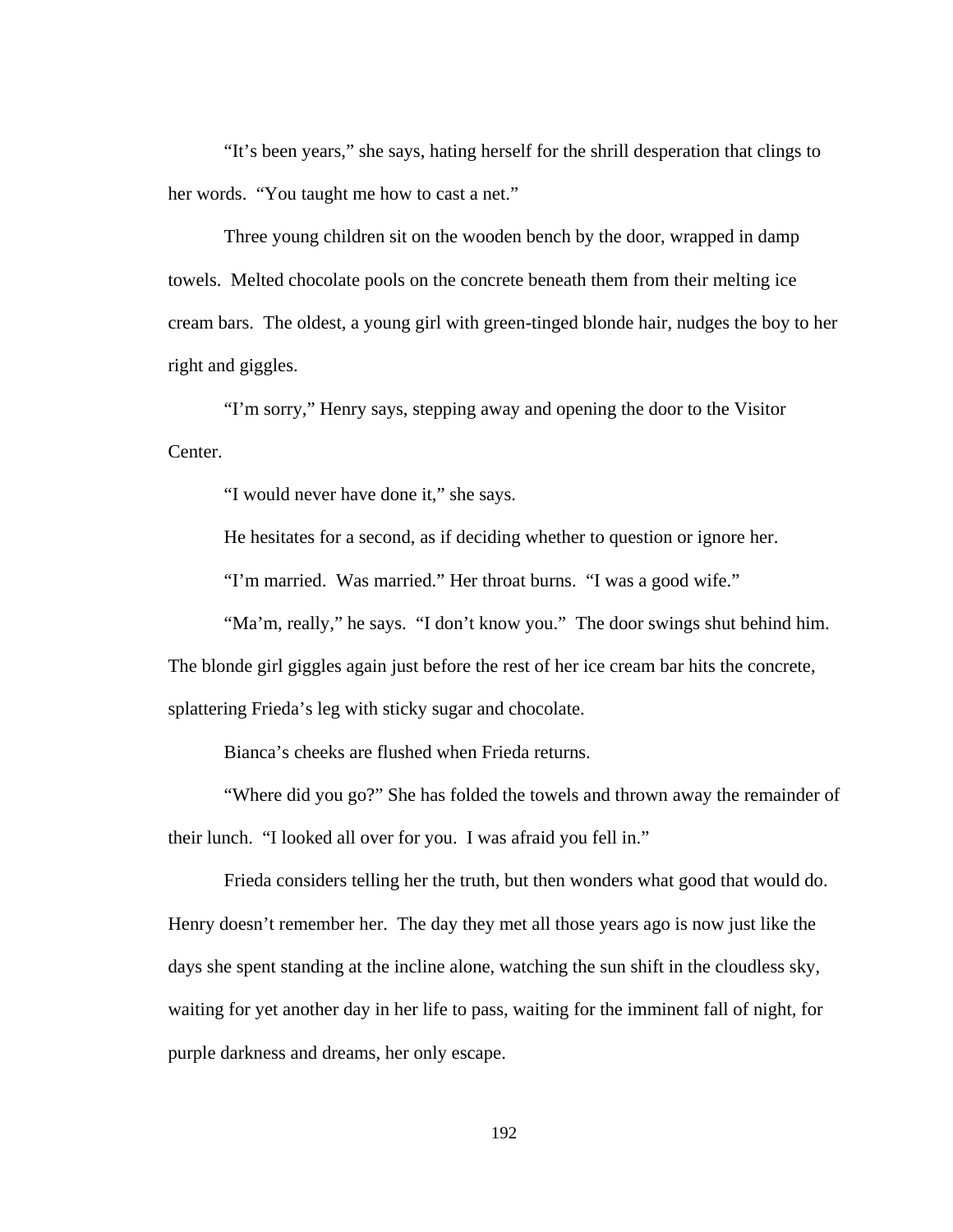"It's been years," she says, hating herself for the shrill desperation that clings to her words. "You taught me how to cast a net."

Three young children sit on the wooden bench by the door, wrapped in damp towels. Melted chocolate pools on the concrete beneath them from their melting ice cream bars. The oldest, a young girl with green-tinged blonde hair, nudges the boy to her right and giggles.

"I'm sorry," Henry says, stepping away and opening the door to the Visitor Center.

"I would never have done it," she says.

He hesitates for a second, as if deciding whether to question or ignore her.

"I'm married. Was married." Her throat burns. "I was a good wife."

"Ma'm, really," he says. "I don't know you." The door swings shut behind him. The blonde girl giggles again just before the rest of her ice cream bar hits the concrete, splattering Frieda's leg with sticky sugar and chocolate.

Bianca's cheeks are flushed when Frieda returns.

"Where did you go?" She has folded the towels and thrown away the remainder of their lunch. "I looked all over for you. I was afraid you fell in."

Frieda considers telling her the truth, but then wonders what good that would do. Henry doesn't remember her. The day they met all those years ago is now just like the days she spent standing at the incline alone, watching the sun shift in the cloudless sky, waiting for yet another day in her life to pass, waiting for the imminent fall of night, for purple darkness and dreams, her only escape.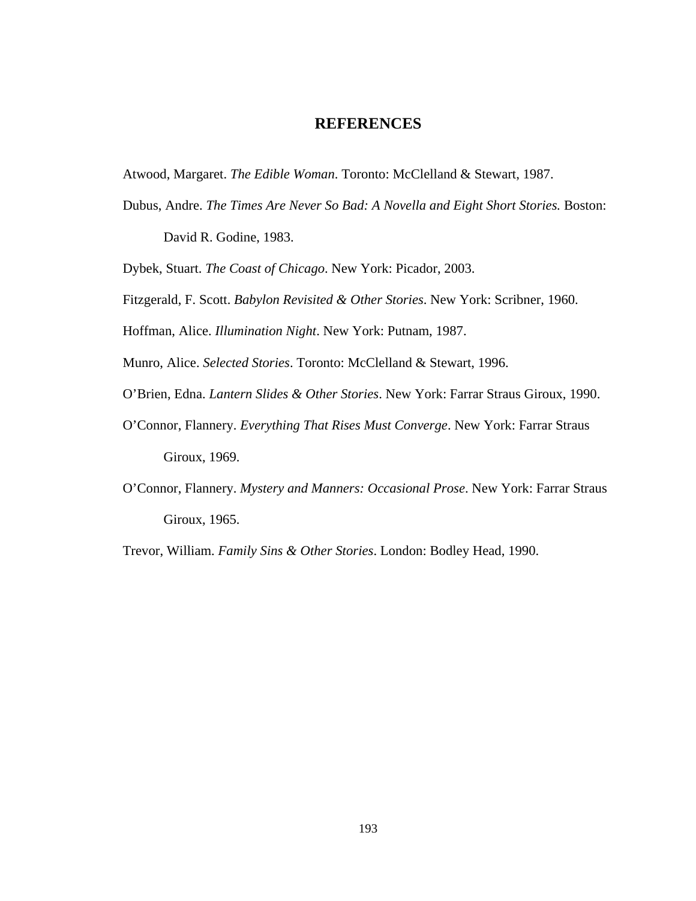# REFERENCES

Atwood, Margaret. *The Edible Woman*. Toronto: McClelland & Stewart, 1987.

Dubus, Andre. *The Times Are Never So Bad: A Novella and Eight Short Stories.* Boston: David R. Godine, 1983.

Dybek, Stuart. *The Coast of Chicago*. New York: Picador, 2003.

Fitzgerald, F. Scott. *Babylon Revisited & Other Stories*. New York: Scribner, 1960.

Hoffman, Alice. *Illumination Night*. New York: Putnam, 1987.

Munro, Alice. *Selected Stories*. Toronto: McClelland & Stewart, 1996.

O'Brien, Edna. *Lantern Slides & Other Stories*. New York: Farrar Straus Giroux, 1990.

O'Connor, Flannery. *Everything That Rises Must Converge*. New York: Farrar Straus Giroux, 1969.

O'Connor, Flannery. *Mystery and Manners: Occasional Prose*. New York: Farrar Straus Giroux, 1965.

Trevor, William. *Family Sins & Other Stories*. London: Bodley Head, 1990.